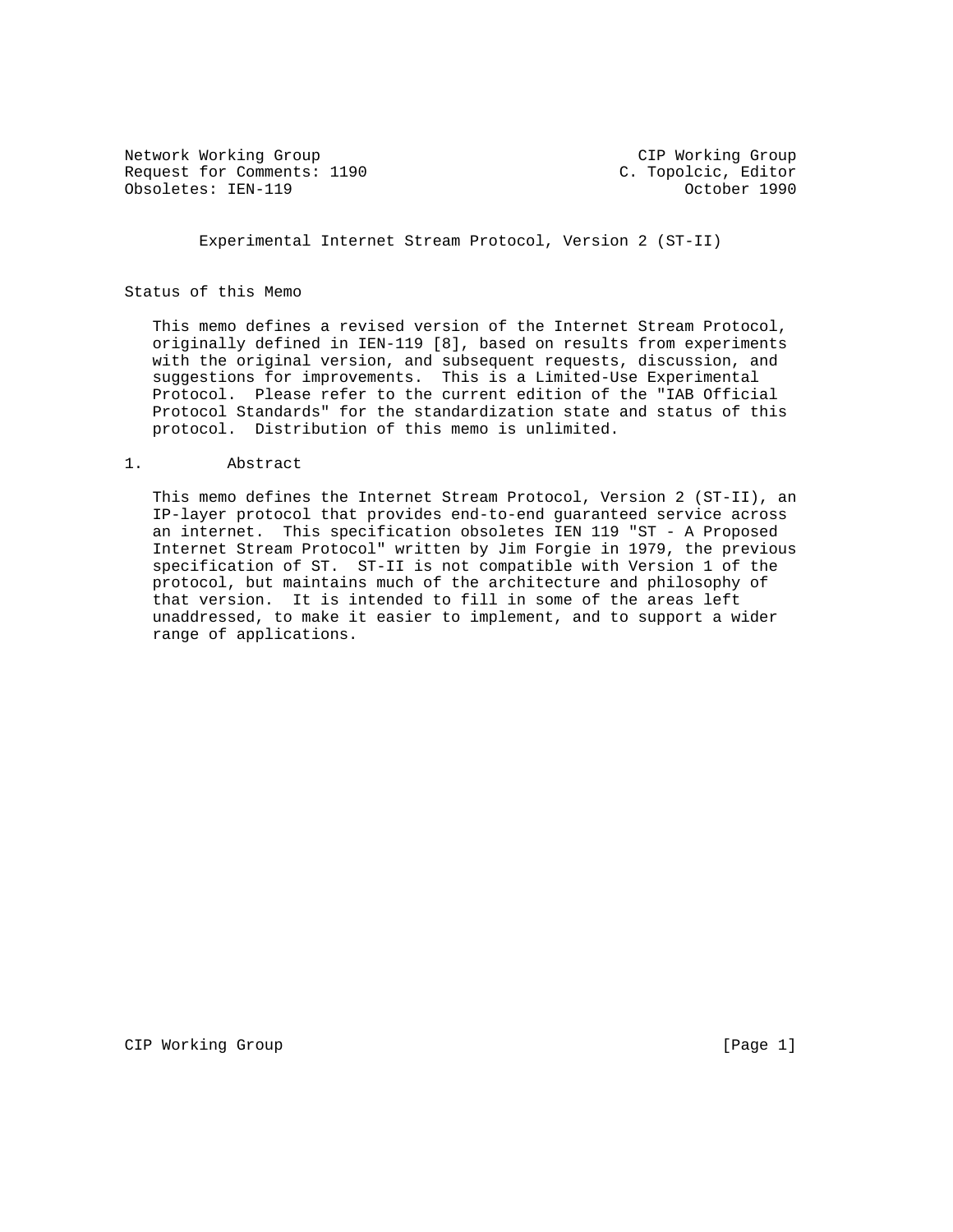Network Working Group                                          CIP Working Group
Request for Comments: 1190                                  C. Topolcic, Editor
Obsoletes: IEN-119                                                October 1990

# Experimental Internet Stream Protocol, Version 2 (ST-II)

## Status of this Memo

This memo defines a revised version of the Internet Stream Protocol, originally defined in IEN-119 [8], based on results from experiments with the original version, and subsequent requests, discussion, and suggestions for improvements. This is a Limited-Use Experimental Protocol. Please refer to the current edition of the "IAB Official Protocol Standards" for the standardization state and status of this protocol. Distribution of this memo is unlimited.

## 1. Abstract

This memo defines the Internet Stream Protocol, Version 2 (ST-II), an IP-layer protocol that provides end-to-end guaranteed service across an internet. This specification obsoletes IEN 119 "ST - A Proposed Internet Stream Protocol" written by Jim Forgie in 1979, the previous specification of ST. ST-II is not compatible with Version 1 of the protocol, but maintains much of the architecture and philosophy of that version. It is intended to fill in some of the areas left unaddressed, to make it easier to implement, and to support a wider range of applications.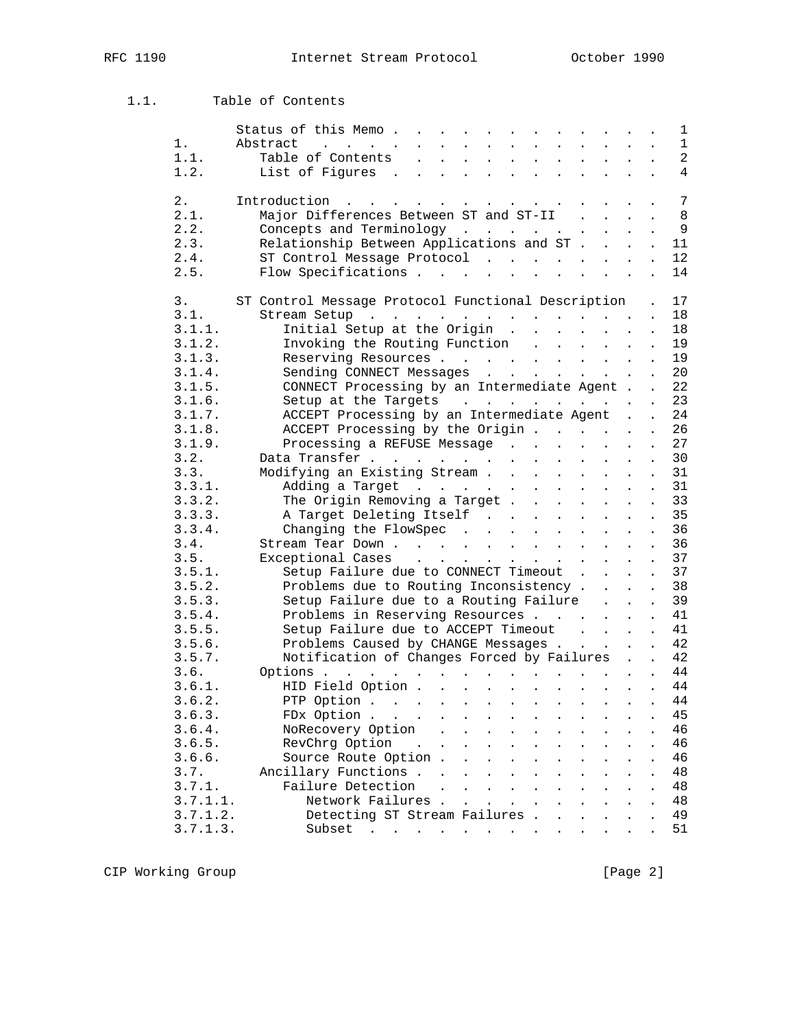## 1.1. Table of Contents

| | | |
|---|---|---|
| | Status of this Memo | 1 |
| 1. | Abstract | 1 |
| 1.1. | Table of Contents | 2 |
| 1.2. | List of Figures | 4 |
| 2. | Introduction | 7 |
| 2.1. | Major Differences Between ST and ST-II | 8 |
| 2.2. | Concepts and Terminology | 9 |
| 2.3. | Relationship Between Applications and ST | 11 |
| 2.4. | ST Control Message Protocol | 12 |
| 2.5. | Flow Specifications | 14 |
| 3. | ST Control Message Protocol Functional Description | 17 |
| 3.1. | Stream Setup | 18 |
| 3.1.1. | Initial Setup at the Origin | 18 |
| 3.1.2. | Invoking the Routing Function | 19 |
| 3.1.3. | Reserving Resources | 19 |
| 3.1.4. | Sending CONNECT Messages | 20 |
| 3.1.5. | CONNECT Processing by an Intermediate Agent | 22 |
| 3.1.6. | Setup at the Targets | 23 |
| 3.1.7. | ACCEPT Processing by an Intermediate Agent | 24 |
| 3.1.8. | ACCEPT Processing by the Origin | 26 |
| 3.1.9. | Processing a REFUSE Message | 27 |
| 3.2. | Data Transfer | 30 |
| 3.3. | Modifying an Existing Stream | 31 |
| 3.3.1. | Adding a Target | 31 |
| 3.3.2. | The Origin Removing a Target | 33 |
| 3.3.3. | A Target Deleting Itself | 35 |
| 3.3.4. | Changing the FlowSpec | 36 |
| 3.4. | Stream Tear Down | 36 |
| 3.5. | Exceptional Cases | 37 |
| 3.5.1. | Setup Failure due to CONNECT Timeout | 37 |
| 3.5.2. | Problems due to Routing Inconsistency | 38 |
| 3.5.3. | Setup Failure due to a Routing Failure | 39 |
| 3.5.4. | Problems in Reserving Resources | 41 |
| 3.5.5. | Setup Failure due to ACCEPT Timeout | 41 |
| 3.5.6. | Problems Caused by CHANGE Messages | 42 |
| 3.5.7. | Notification of Changes Forced by Failures | 42 |
| 3.6. | Options | 44 |
| 3.6.1. | HID Field Option | 44 |
| 3.6.2. | PTP Option | 44 |
| 3.6.3. | FDx Option | 45 |
| 3.6.4. | NoRecovery Option | 46 |
| 3.6.5. | RevChrg Option | 46 |
| 3.6.6. | Source Route Option | 46 |
| 3.7. | Ancillary Functions | 48 |
| 3.7.1. | Failure Detection | 48 |
| 3.7.1.1. | Network Failures | 48 |
| 3.7.1.2. | Detecting ST Stream Failures | 49 |
| 3.7.1.3. | Subset | 51 |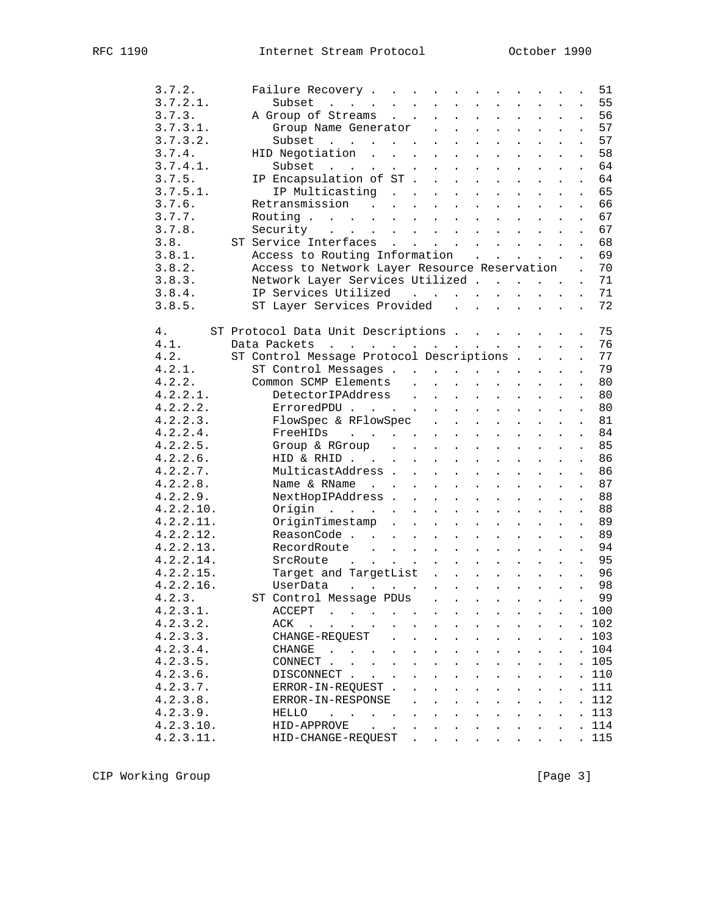```
      3.7.2.       Failure Recovery . . . . . . . . . . . . . . 51
      3.7.2.1.        Subset  . . . . . . . . . . . . . . . . . 55
      3.7.3.       A Group of Streams  . . . . . . . . . . . . . 56
      3.7.3.1.        Group Name Generator  . . . . . . . . . . 57
      3.7.3.2.        Subset  . . . . . . . . . . . . . . . . . 57
      3.7.4.       HID Negotiation . . . . . . . . . . . . . . . 58
      3.7.4.1.        Subset  . . . . . . . . . . . . . . . . . 64
      3.7.5.       IP Encapsulation of ST . . . . . . . . . . . 64
      3.7.5.1.        IP Multicasting  . . . . . . . . . . . . . 65
      3.7.6.       Retransmission  . . . . . . . . . . . . . . . 66
      3.7.7.       Routing . . . . . . . . . . . . . . . . . . . 67
      3.7.8.       Security  . . . . . . . . . . . . . . . . . . 67
      3.8.      ST Service Interfaces . . . . . . . . . . . . . . 68
      3.8.1.       Access to Routing Information  . . . . . . . 69
      3.8.2.       Access to Network Layer Resource Reservation . 70
      3.8.3.       Network Layer Services Utilized . . . . . . . 71
      3.8.4.       IP Services Utilized  . . . . . . . . . . . . 71
      3.8.5.       ST Layer Services Provided  . . . . . . . . . 72

      4.     ST Protocol Data Unit Descriptions . . . . . . . . 75
      4.1.      Data Packets  . . . . . . . . . . . . . . . . . . 76
      4.2.      ST Control Message Protocol Descriptions . . . . 77
      4.2.1.       ST Control Messages . . . . . . . . . . . . . 79
      4.2.2.       Common SCMP Elements  . . . . . . . . . . . . 80
      4.2.2.1.        DetectorIPAddress  . . . . . . . . . . . . 80
      4.2.2.2.        ErroredPDU . . . . . . . . . . . . . . . . 80
      4.2.2.3.        FlowSpec & RFlowSpec  . . . . . . . . . . 81
      4.2.2.4.        FreeHIDs  . . . . . . . . . . . . . . . . 84
      4.2.2.5.        Group & RGroup  . . . . . . . . . . . . . 85
      4.2.2.6.        HID & RHID . . . . . . . . . . . . . . . . 86
      4.2.2.7.        MulticastAddress . . . . . . . . . . . . . 86
      4.2.2.8.        Name & RName  . . . . . . . . . . . . . . 87
      4.2.2.9.        NextHopIPAddress . . . . . . . . . . . . . 88
      4.2.2.10.       Origin  . . . . . . . . . . . . . . . . . 88
      4.2.2.11.       OriginTimestamp  . . . . . . . . . . . . . 89
      4.2.2.12.       ReasonCode . . . . . . . . . . . . . . . . 89
      4.2.2.13.       RecordRoute  . . . . . . . . . . . . . . . 94
      4.2.2.14.       SrcRoute  . . . . . . . . . . . . . . . . 95
      4.2.2.15.       Target and TargetList  . . . . . . . . . . 96
      4.2.2.16.       UserData  . . . . . . . . . . . . . . . . 98
      4.2.3.       ST Control Message PDUs  . . . . . . . . . . . 99
      4.2.3.1.        ACCEPT  . . . . . . . . . . . . . . . . . 100
      4.2.3.2.        ACK  . . . . . . . . . . . . . . . . . . . 102
      4.2.3.3.        CHANGE-REQUEST  . . . . . . . . . . . . . 103
      4.2.3.4.        CHANGE  . . . . . . . . . . . . . . . . . 104
      4.2.3.5.        CONNECT . . . . . . . . . . . . . . . . . 105
      4.2.3.6.        DISCONNECT . . . . . . . . . . . . . . . . 110
      4.2.3.7.        ERROR-IN-REQUEST . . . . . . . . . . . . . 111
      4.2.3.8.        ERROR-IN-RESPONSE  . . . . . . . . . . . . 112
      4.2.3.9.        HELLO  . . . . . . . . . . . . . . . . . . 113
      4.2.3.10.       HID-APPROVE  . . . . . . . . . . . . . . . 114
      4.2.3.11.       HID-CHANGE-REQUEST  . . . . . . . . . . . . 115
```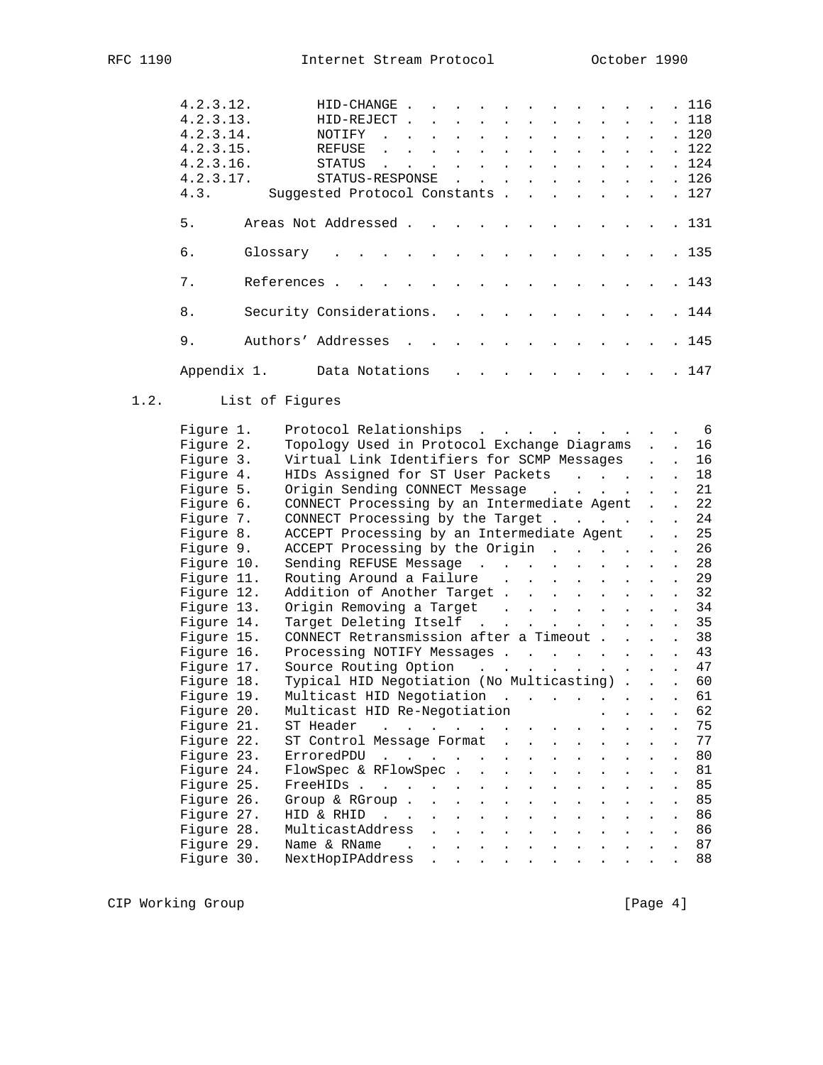| | | |
|---|---|---|
| 4.2.3.12. | HID-CHANGE | 116 |
| 4.2.3.13. | HID-REJECT | 118 |
| 4.2.3.14. | NOTIFY | 120 |
| 4.2.3.15. | REFUSE | 122 |
| 4.2.3.16. | STATUS | 124 |
| 4.2.3.17. | STATUS-RESPONSE | 126 |
| 4.3. | Suggested Protocol Constants | 127 |
| 5. | Areas Not Addressed | 131 |
| 6. | Glossary | 135 |
| 7. | References | 143 |
| 8. | Security Considerations. | 144 |
| 9. | Authors' Addresses | 145 |
| Appendix 1. | Data Notations | 147 |

## 1.2. List of Figures

| | | |
|---|---|---|
| Figure 1. | Protocol Relationships | 6 |
| Figure 2. | Topology Used in Protocol Exchange Diagrams | 16 |
| Figure 3. | Virtual Link Identifiers for SCMP Messages | 16 |
| Figure 4. | HIDs Assigned for ST User Packets | 18 |
| Figure 5. | Origin Sending CONNECT Message | 21 |
| Figure 6. | CONNECT Processing by an Intermediate Agent | 22 |
| Figure 7. | CONNECT Processing by the Target | 24 |
| Figure 8. | ACCEPT Processing by an Intermediate Agent | 25 |
| Figure 9. | ACCEPT Processing by the Origin | 26 |
| Figure 10. | Sending REFUSE Message | 28 |
| Figure 11. | Routing Around a Failure | 29 |
| Figure 12. | Addition of Another Target | 32 |
| Figure 13. | Origin Removing a Target | 34 |
| Figure 14. | Target Deleting Itself | 35 |
| Figure 15. | CONNECT Retransmission after a Timeout | 38 |
| Figure 16. | Processing NOTIFY Messages | 43 |
| Figure 17. | Source Routing Option | 47 |
| Figure 18. | Typical HID Negotiation (No Multicasting) | 60 |
| Figure 19. | Multicast HID Negotiation | 61 |
| Figure 20. | Multicast HID Re-Negotiation | 62 |
| Figure 21. | ST Header | 75 |
| Figure 22. | ST Control Message Format | 77 |
| Figure 23. | ErroredPDU | 80 |
| Figure 24. | FlowSpec & RFlowSpec | 81 |
| Figure 25. | FreeHIDs | 85 |
| Figure 26. | Group & RGroup | 85 |
| Figure 27. | HID & RHID | 86 |
| Figure 28. | MulticastAddress | 86 |
| Figure 29. | Name & RName | 87 |
| Figure 30. | NextHopIPAddress | 88 |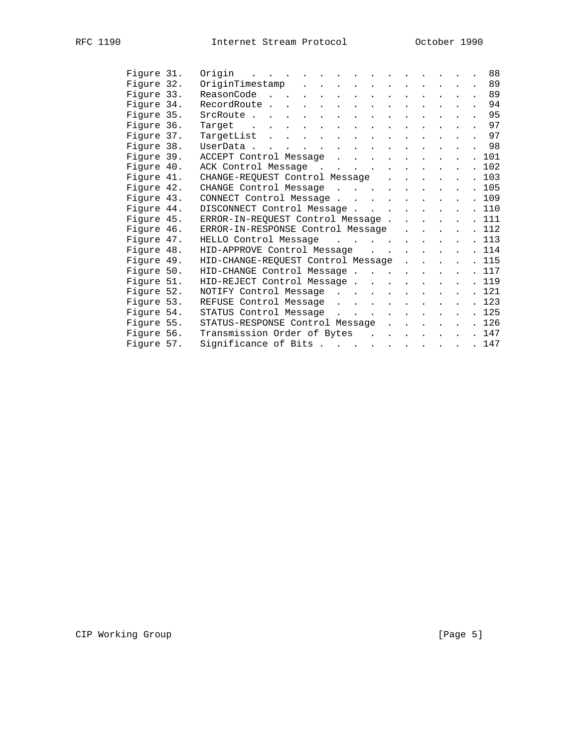| | | |
|---|---|---|
| Figure 31. | Origin | 88 |
| Figure 32. | OriginTimestamp | 89 |
| Figure 33. | ReasonCode | 89 |
| Figure 34. | RecordRoute | 94 |
| Figure 35. | SrcRoute | 95 |
| Figure 36. | Target | 97 |
| Figure 37. | TargetList | 97 |
| Figure 38. | UserData | 98 |
| Figure 39. | ACCEPT Control Message | 101 |
| Figure 40. | ACK Control Message | 102 |
| Figure 41. | CHANGE-REQUEST Control Message | 103 |
| Figure 42. | CHANGE Control Message | 105 |
| Figure 43. | CONNECT Control Message | 109 |
| Figure 44. | DISCONNECT Control Message | 110 |
| Figure 45. | ERROR-IN-REQUEST Control Message | 111 |
| Figure 46. | ERROR-IN-RESPONSE Control Message | 112 |
| Figure 47. | HELLO Control Message | 113 |
| Figure 48. | HID-APPROVE Control Message | 114 |
| Figure 49. | HID-CHANGE-REQUEST Control Message | 115 |
| Figure 50. | HID-CHANGE Control Message | 117 |
| Figure 51. | HID-REJECT Control Message | 119 |
| Figure 52. | NOTIFY Control Message | 121 |
| Figure 53. | REFUSE Control Message | 123 |
| Figure 54. | STATUS Control Message | 125 |
| Figure 55. | STATUS-RESPONSE Control Message | 126 |
| Figure 56. | Transmission Order of Bytes | 147 |
| Figure 57. | Significance of Bits | 147 |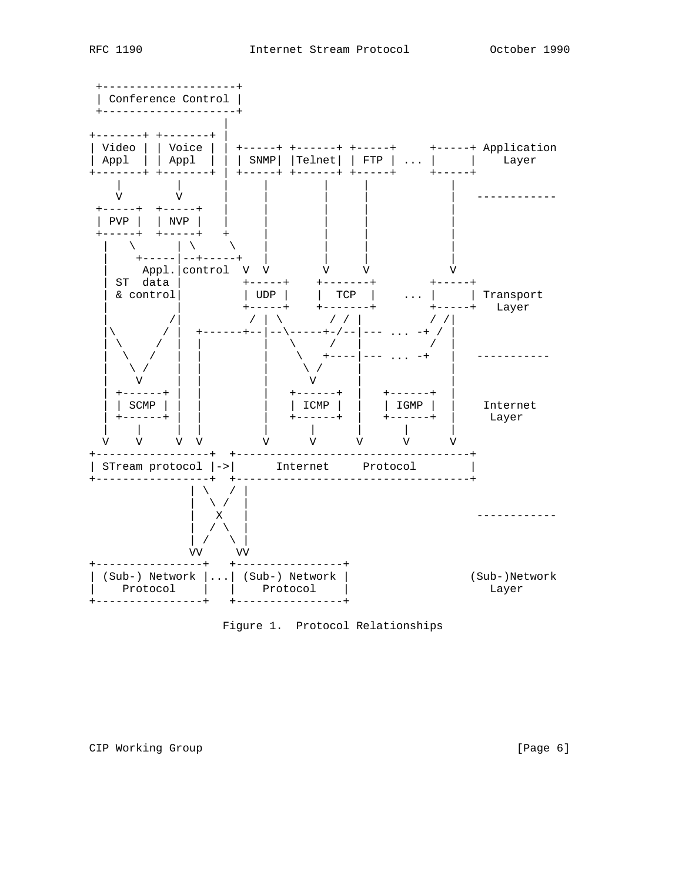```
 +--------------------+
 | Conference Control |
 +--------------------+
                    |
+-------+ +-------+ |
| Video | | Voice | | +-----+ +------+ +-----+     +-----+ Application
| Appl  | | Appl  | | | SNMP| |Telnet| | FTP | ... |     |    Layer
+-------+ +-------+ | +-----+ +------+ +-----+     +-----+
    |         |     |     |        |      |           |
    V         V     |     |        |      |           |   ------------
 +-----+  +-----+   |     |        |      |           |
 | PVP |  | NVP |   |     |        |      |           |
 +-----+  +-----+   +     |        |      |           |
  |   \       | \     \   |        |      |           |
  |    +-----|--+-----+   |        |      |           |
  |     Appl.|control  V  V        V      V           V
  | ST  data |         +-----+    +-------+        +-----+
  | & control|         | UDP |    |  TCP  |    ... |     | Transport
  |          |         +-----+    +-------+        +-----+   Layer
  |         /|          / | \       / / |          / /|
  |\       / |  +------+--|--\-----+-/--|--- ... -+ / |
  | \     /  |  |         |   \     /   |          /  |
  |  \   /   |  |         |    \   +----|--- ... -+   |   -----------
  |   \ /    |  |         |     \ /     |             |
  |    V     |  |         |      V      |             |
  | +------+ |  |         |  +------+   |   +------+  |
  | | SCMP | |  |         |  | ICMP |   |   | IGMP |  |    Internet
  | +------+ |  |         |  +------+   |   +------+  |     Layer
  |    |     |  |         |      |      |       |     |
  V    V     V  V         V      V      V       V     V
+-----------------+  +-----------------------------------+
| STream protocol |->|      Internet     Protocol        |
+-----------------+  +-----------------------------------+
               | \   / |
               |  \ /  |
               |   X   |                                  ------------
               |  / \  |
               | /   \ |
               VV     VV
+----------------+   +----------------+
| (Sub-) Network |...| (Sub-) Network |                (Sub-)Network
|    Protocol    |   |    Protocol    |                   Layer
+----------------+   +----------------+

                  Figure 1.  Protocol Relationships
```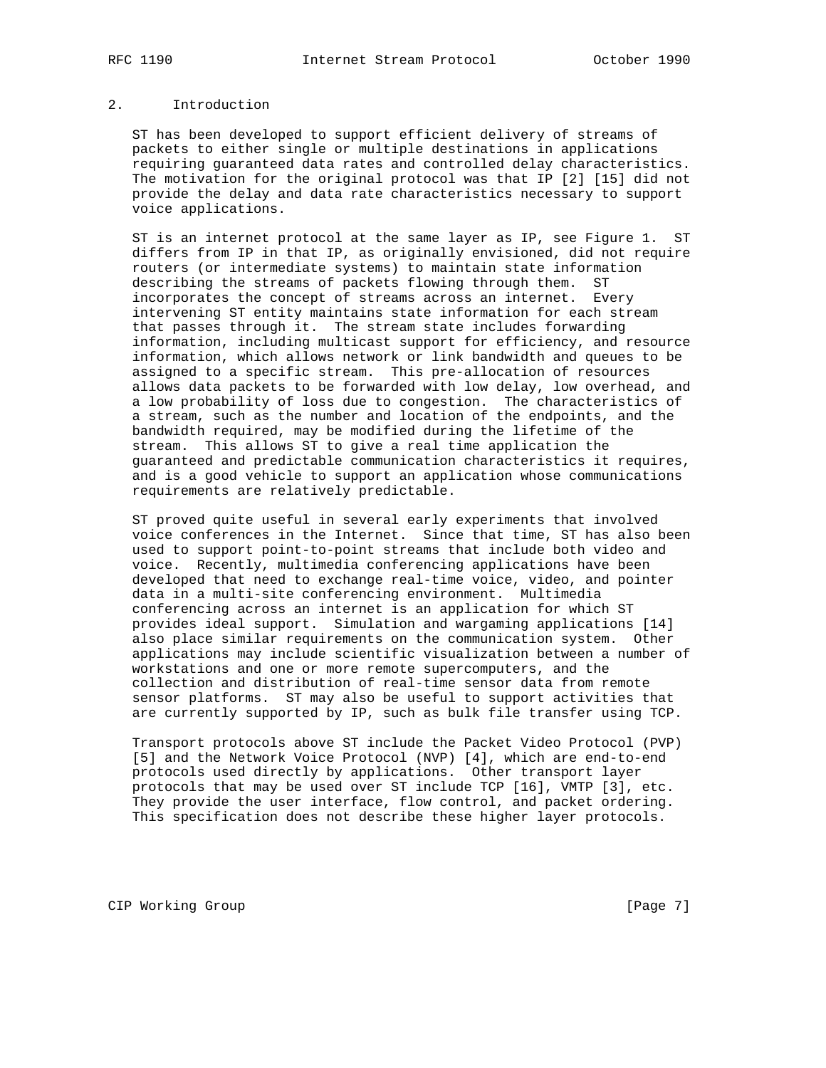## 2. Introduction

ST has been developed to support efficient delivery of streams of packets to either single or multiple destinations in applications requiring guaranteed data rates and controlled delay characteristics. The motivation for the original protocol was that IP [2] [15] did not provide the delay and data rate characteristics necessary to support voice applications.

ST is an internet protocol at the same layer as IP, see Figure 1. ST differs from IP in that IP, as originally envisioned, did not require routers (or intermediate systems) to maintain state information describing the streams of packets flowing through them. ST incorporates the concept of streams across an internet. Every intervening ST entity maintains state information for each stream that passes through it. The stream state includes forwarding information, including multicast support for efficiency, and resource information, which allows network or link bandwidth and queues to be assigned to a specific stream. This pre-allocation of resources allows data packets to be forwarded with low delay, low overhead, and a low probability of loss due to congestion. The characteristics of a stream, such as the number and location of the endpoints, and the bandwidth required, may be modified during the lifetime of the stream. This allows ST to give a real time application the guaranteed and predictable communication characteristics it requires, and is a good vehicle to support an application whose communications requirements are relatively predictable.

ST proved quite useful in several early experiments that involved voice conferences in the Internet. Since that time, ST has also been used to support point-to-point streams that include both video and voice. Recently, multimedia conferencing applications have been developed that need to exchange real-time voice, video, and pointer data in a multi-site conferencing environment. Multimedia conferencing across an internet is an application for which ST provides ideal support. Simulation and wargaming applications [14] also place similar requirements on the communication system. Other applications may include scientific visualization between a number of workstations and one or more remote supercomputers, and the collection and distribution of real-time sensor data from remote sensor platforms. ST may also be useful to support activities that are currently supported by IP, such as bulk file transfer using TCP.

Transport protocols above ST include the Packet Video Protocol (PVP) [5] and the Network Voice Protocol (NVP) [4], which are end-to-end protocols used directly by applications. Other transport layer protocols that may be used over ST include TCP [16], VMTP [3], etc. They provide the user interface, flow control, and packet ordering. This specification does not describe these higher layer protocols.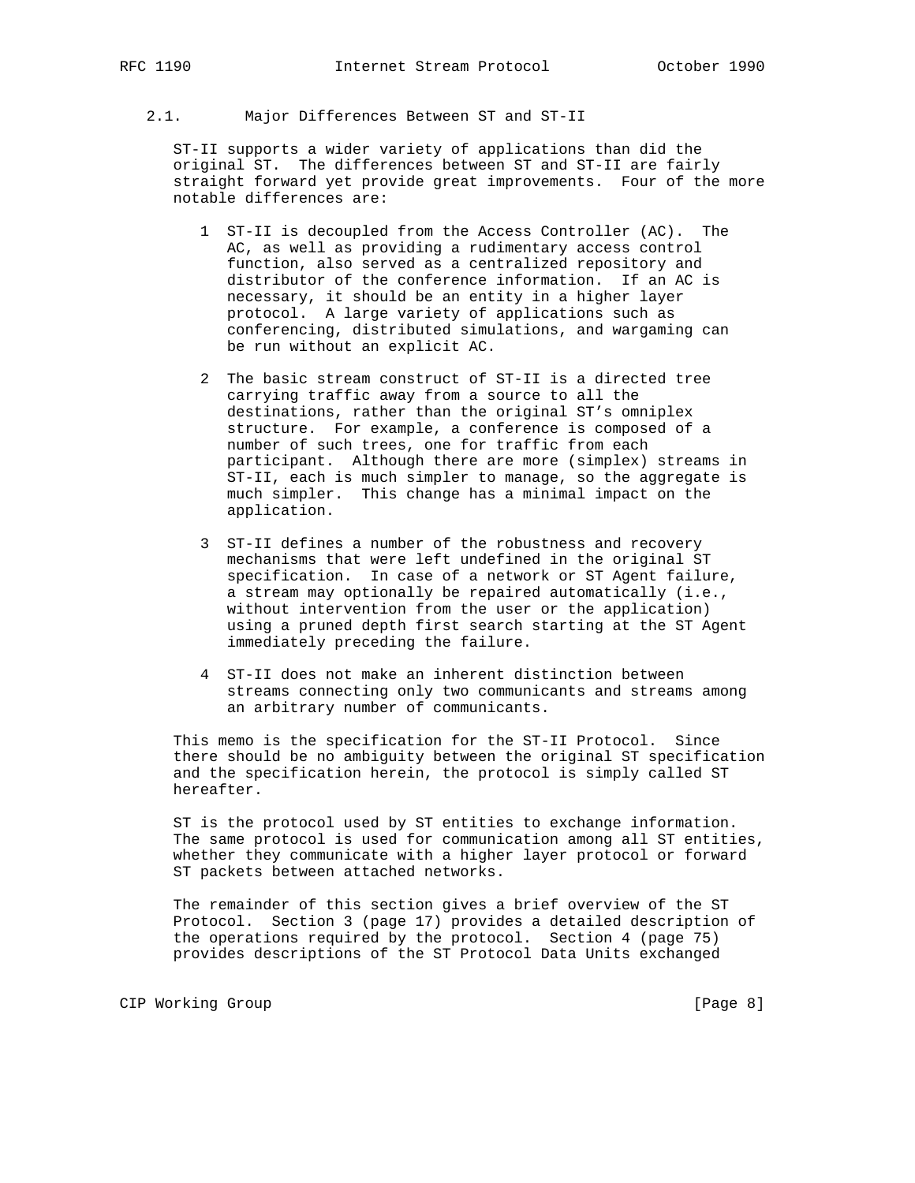## 2.1. Major Differences Between ST and ST-II

ST-II supports a wider variety of applications than did the original ST. The differences between ST and ST-II are fairly straight forward yet provide great improvements. Four of the more notable differences are:

1. ST-II is decoupled from the Access Controller (AC). The AC, as well as providing a rudimentary access control function, also served as a centralized repository and distributor of the conference information. If an AC is necessary, it should be an entity in a higher layer protocol. A large variety of applications such as conferencing, distributed simulations, and wargaming can be run without an explicit AC.

2. The basic stream construct of ST-II is a directed tree carrying traffic away from a source to all the destinations, rather than the original ST's omniplex structure. For example, a conference is composed of a number of such trees, one for traffic from each participant. Although there are more (simplex) streams in ST-II, each is much simpler to manage, so the aggregate is much simpler. This change has a minimal impact on the application.

3. ST-II defines a number of the robustness and recovery mechanisms that were left undefined in the original ST specification. In case of a network or ST Agent failure, a stream may optionally be repaired automatically (i.e., without intervention from the user or the application) using a pruned depth first search starting at the ST Agent immediately preceding the failure.

4. ST-II does not make an inherent distinction between streams connecting only two communicants and streams among an arbitrary number of communicants.

This memo is the specification for the ST-II Protocol. Since there should be no ambiguity between the original ST specification and the specification herein, the protocol is simply called ST hereafter.

ST is the protocol used by ST entities to exchange information. The same protocol is used for communication among all ST entities, whether they communicate with a higher layer protocol or forward ST packets between attached networks.

The remainder of this section gives a brief overview of the ST Protocol. Section 3 (page 17) provides a detailed description of the operations required by the protocol. Section 4 (page 75) provides descriptions of the ST Protocol Data Units exchanged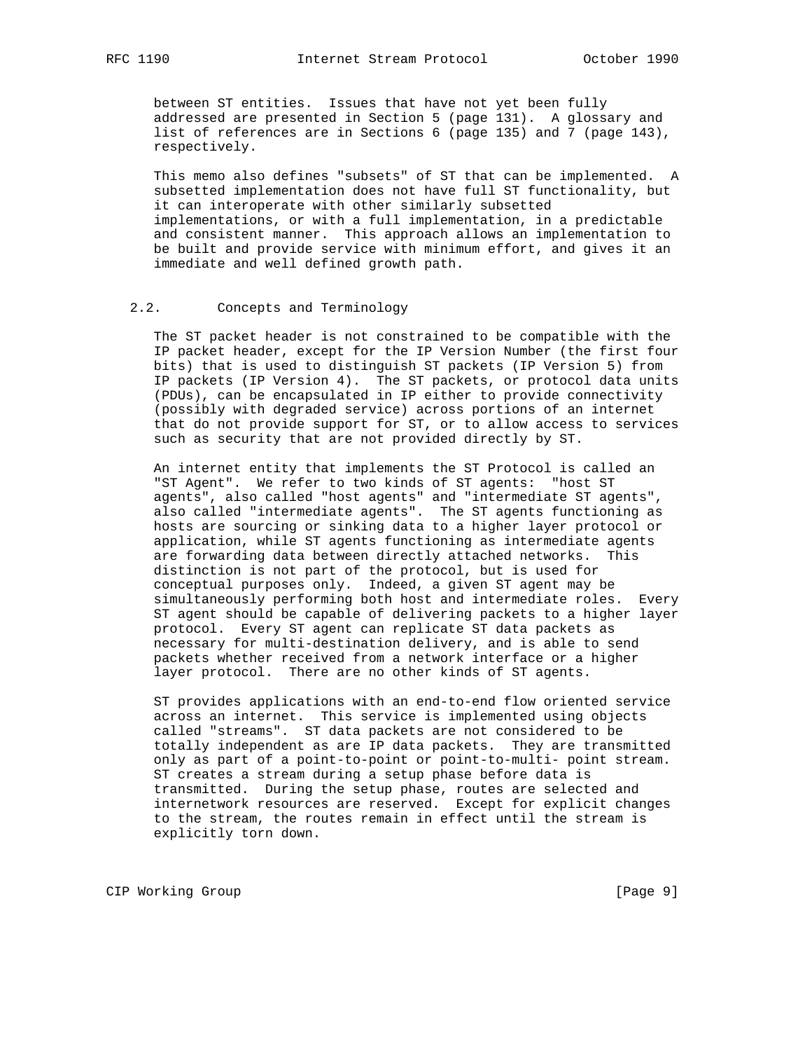between ST entities. Issues that have not yet been fully addressed are presented in Section 5 (page 131). A glossary and list of references are in Sections 6 (page 135) and 7 (page 143), respectively.

This memo also defines "subsets" of ST that can be implemented. A subsetted implementation does not have full ST functionality, but it can interoperate with other similarly subsetted implementations, or with a full implementation, in a predictable and consistent manner. This approach allows an implementation to be built and provide service with minimum effort, and gives it an immediate and well defined growth path.

## 2.2. Concepts and Terminology

The ST packet header is not constrained to be compatible with the IP packet header, except for the IP Version Number (the first four bits) that is used to distinguish ST packets (IP Version 5) from IP packets (IP Version 4). The ST packets, or protocol data units (PDUs), can be encapsulated in IP either to provide connectivity (possibly with degraded service) across portions of an internet that do not provide support for ST, or to allow access to services such as security that are not provided directly by ST.

An internet entity that implements the ST Protocol is called an "ST Agent". We refer to two kinds of ST agents: "host ST agents", also called "host agents" and "intermediate ST agents", also called "intermediate agents". The ST agents functioning as hosts are sourcing or sinking data to a higher layer protocol or application, while ST agents functioning as intermediate agents are forwarding data between directly attached networks. This distinction is not part of the protocol, but is used for conceptual purposes only. Indeed, a given ST agent may be simultaneously performing both host and intermediate roles. Every ST agent should be capable of delivering packets to a higher layer protocol. Every ST agent can replicate ST data packets as necessary for multi-destination delivery, and is able to send packets whether received from a network interface or a higher layer protocol. There are no other kinds of ST agents.

ST provides applications with an end-to-end flow oriented service across an internet. This service is implemented using objects called "streams". ST data packets are not considered to be totally independent as are IP data packets. They are transmitted only as part of a point-to-point or point-to-multi- point stream. ST creates a stream during a setup phase before data is transmitted. During the setup phase, routes are selected and internetwork resources are reserved. Except for explicit changes to the stream, the routes remain in effect until the stream is explicitly torn down.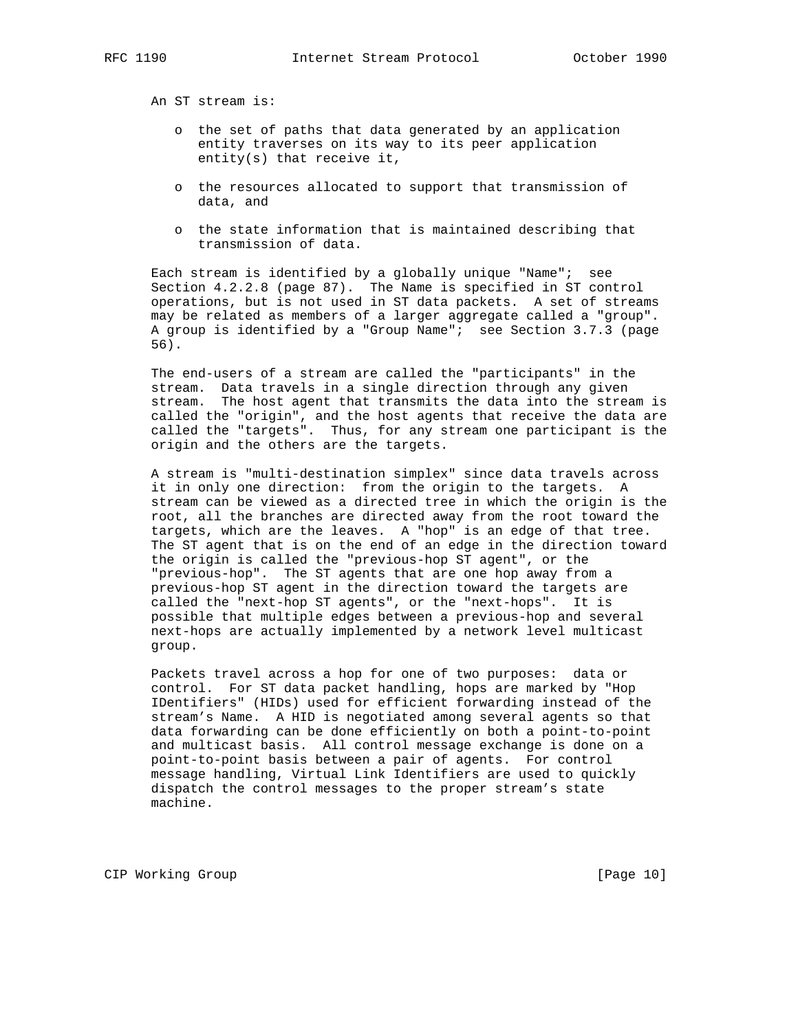An ST stream is:

- the set of paths that data generated by an application entity traverses on its way to its peer application entity(s) that receive it,
- the resources allocated to support that transmission of data, and
- the state information that is maintained describing that transmission of data.

Each stream is identified by a globally unique "Name"; see Section 4.2.2.8 (page 87). The Name is specified in ST control operations, but is not used in ST data packets. A set of streams may be related as members of a larger aggregate called a "group". A group is identified by a "Group Name"; see Section 3.7.3 (page 56).

The end-users of a stream are called the "participants" in the stream. Data travels in a single direction through any given stream. The host agent that transmits the data into the stream is called the "origin", and the host agents that receive the data are called the "targets". Thus, for any stream one participant is the origin and the others are the targets.

A stream is "multi-destination simplex" since data travels across it in only one direction: from the origin to the targets. A stream can be viewed as a directed tree in which the origin is the root, all the branches are directed away from the root toward the targets, which are the leaves. A "hop" is an edge of that tree. The ST agent that is on the end of an edge in the direction toward the origin is called the "previous-hop ST agent", or the "previous-hop". The ST agents that are one hop away from a previous-hop ST agent in the direction toward the targets are called the "next-hop ST agents", or the "next-hops". It is possible that multiple edges between a previous-hop and several next-hops are actually implemented by a network level multicast group.

Packets travel across a hop for one of two purposes: data or control. For ST data packet handling, hops are marked by "Hop IDentifiers" (HIDs) used for efficient forwarding instead of the stream's Name. A HID is negotiated among several agents so that data forwarding can be done efficiently on both a point-to-point and multicast basis. All control message exchange is done on a point-to-point basis between a pair of agents. For control message handling, Virtual Link Identifiers are used to quickly dispatch the control messages to the proper stream's state machine.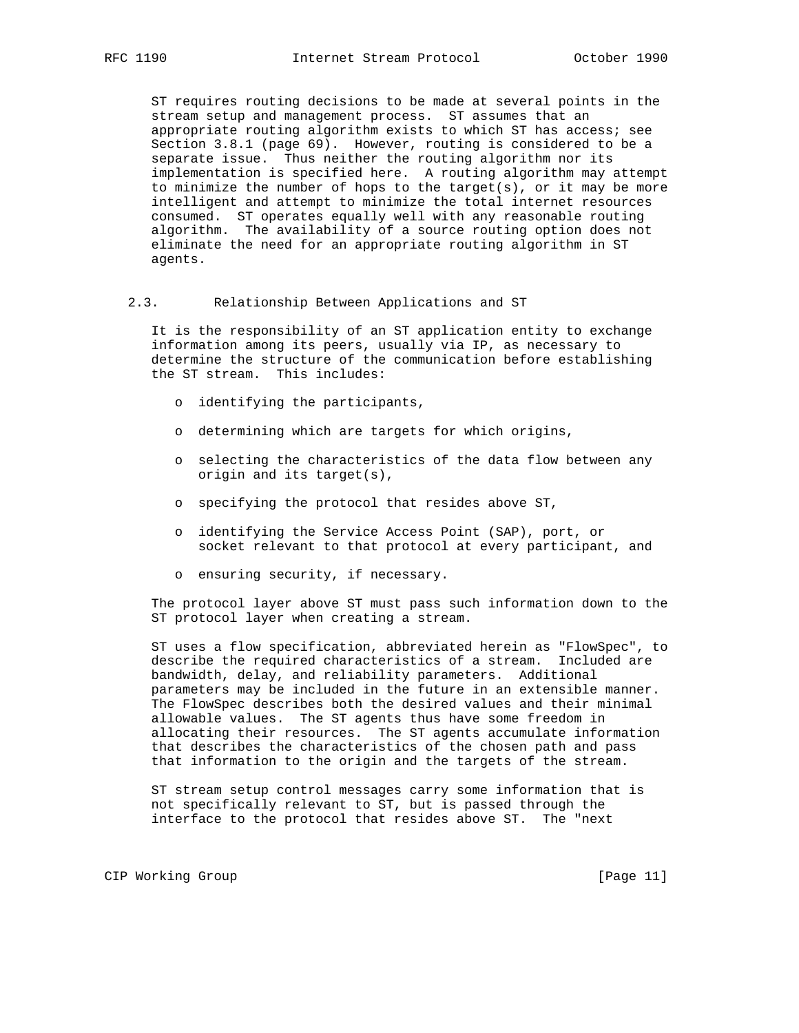ST requires routing decisions to be made at several points in the stream setup and management process. ST assumes that an appropriate routing algorithm exists to which ST has access; see Section 3.8.1 (page 69). However, routing is considered to be a separate issue. Thus neither the routing algorithm nor its implementation is specified here. A routing algorithm may attempt to minimize the number of hops to the target(s), or it may be more intelligent and attempt to minimize the total internet resources consumed. ST operates equally well with any reasonable routing algorithm. The availability of a source routing option does not eliminate the need for an appropriate routing algorithm in ST agents.

## 2.3. Relationship Between Applications and ST

It is the responsibility of an ST application entity to exchange information among its peers, usually via IP, as necessary to determine the structure of the communication before establishing the ST stream. This includes:

- identifying the participants,
- determining which are targets for which origins,
- selecting the characteristics of the data flow between any origin and its target(s),
- specifying the protocol that resides above ST,
- identifying the Service Access Point (SAP), port, or socket relevant to that protocol at every participant, and
- ensuring security, if necessary.

The protocol layer above ST must pass such information down to the ST protocol layer when creating a stream.

ST uses a flow specification, abbreviated herein as "FlowSpec", to describe the required characteristics of a stream. Included are bandwidth, delay, and reliability parameters. Additional parameters may be included in the future in an extensible manner. The FlowSpec describes both the desired values and their minimal allowable values. The ST agents thus have some freedom in allocating their resources. The ST agents accumulate information that describes the characteristics of the chosen path and pass that information to the origin and the targets of the stream.

ST stream setup control messages carry some information that is not specifically relevant to ST, but is passed through the interface to the protocol that resides above ST. The "next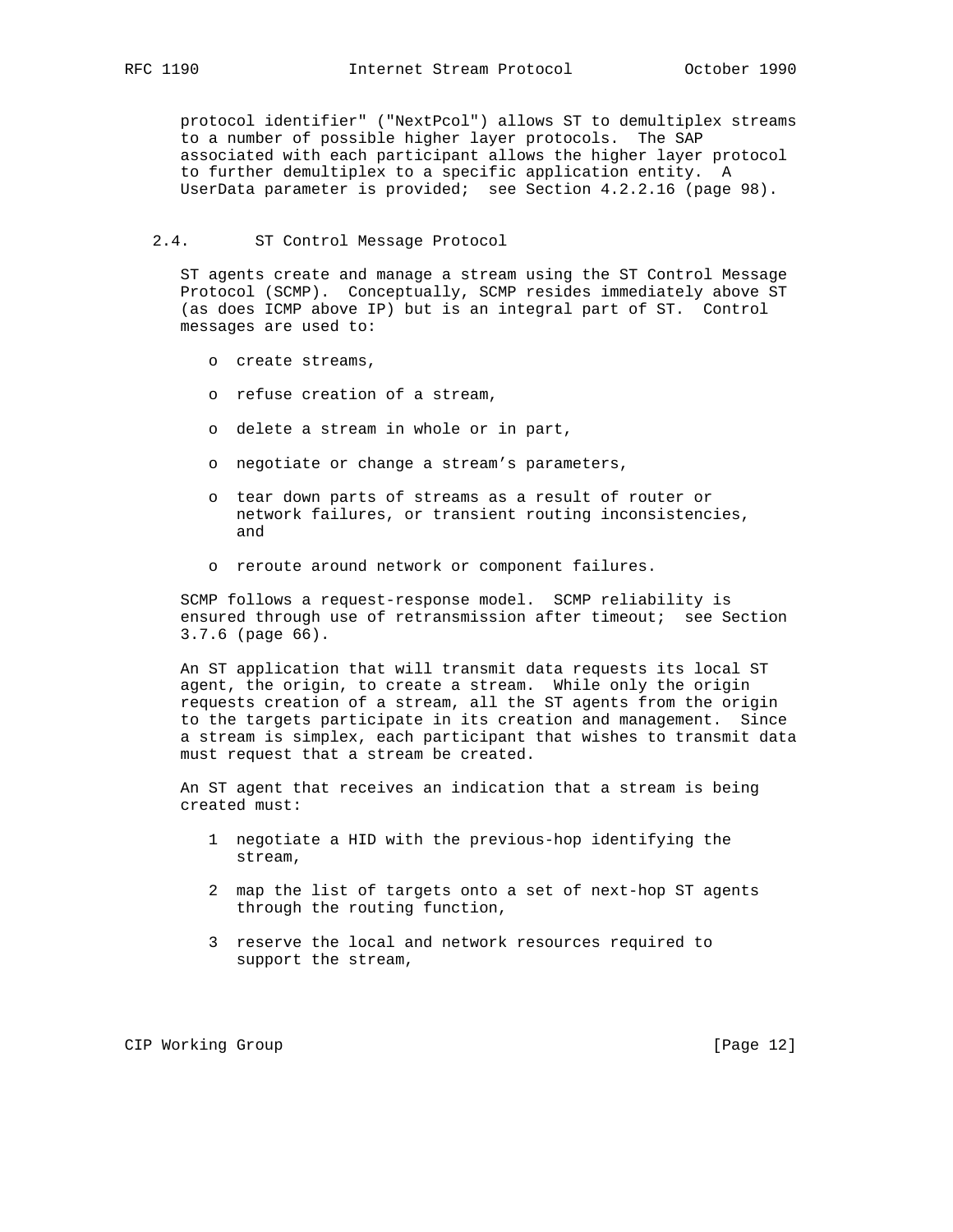protocol identifier" ("NextPcol") allows ST to demultiplex streams to a number of possible higher layer protocols. The SAP associated with each participant allows the higher layer protocol to further demultiplex to a specific application entity. A UserData parameter is provided; see Section 4.2.2.16 (page 98).

## 2.4. ST Control Message Protocol

ST agents create and manage a stream using the ST Control Message Protocol (SCMP). Conceptually, SCMP resides immediately above ST (as does ICMP above IP) but is an integral part of ST. Control messages are used to:

- create streams,
- refuse creation of a stream,
- delete a stream in whole or in part,
- negotiate or change a stream's parameters,
- tear down parts of streams as a result of router or network failures, or transient routing inconsistencies, and
- reroute around network or component failures.

SCMP follows a request-response model. SCMP reliability is ensured through use of retransmission after timeout; see Section 3.7.6 (page 66).

An ST application that will transmit data requests its local ST agent, the origin, to create a stream. While only the origin requests creation of a stream, all the ST agents from the origin to the targets participate in its creation and management. Since a stream is simplex, each participant that wishes to transmit data must request that a stream be created.

An ST agent that receives an indication that a stream is being created must:

1. negotiate a HID with the previous-hop identifying the stream,
2. map the list of targets onto a set of next-hop ST agents through the routing function,
3. reserve the local and network resources required to support the stream,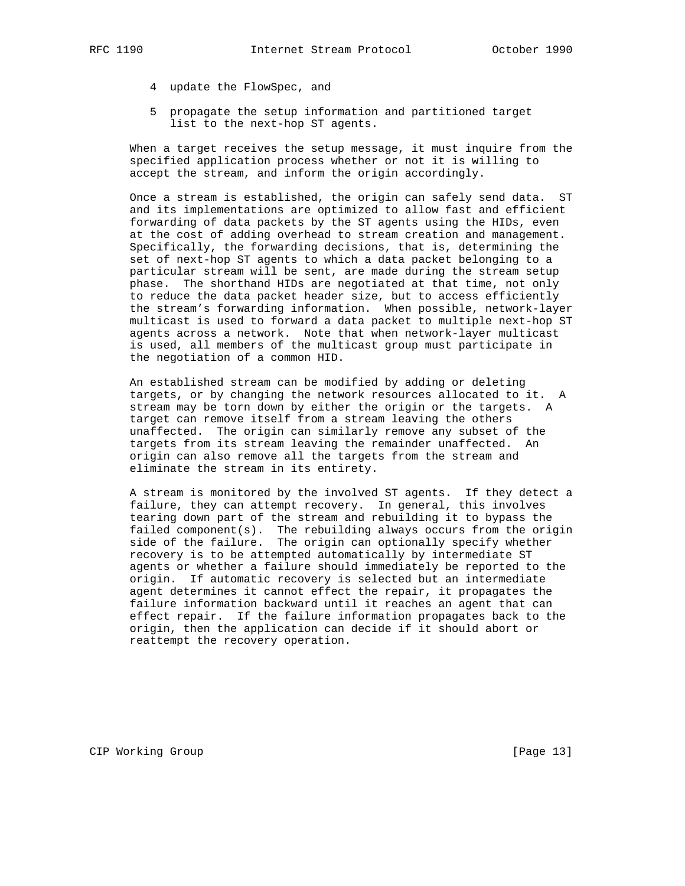4 update the FlowSpec, and

5 propagate the setup information and partitioned target list to the next-hop ST agents.

When a target receives the setup message, it must inquire from the specified application process whether or not it is willing to accept the stream, and inform the origin accordingly.

Once a stream is established, the origin can safely send data. ST and its implementations are optimized to allow fast and efficient forwarding of data packets by the ST agents using the HIDs, even at the cost of adding overhead to stream creation and management. Specifically, the forwarding decisions, that is, determining the set of next-hop ST agents to which a data packet belonging to a particular stream will be sent, are made during the stream setup phase. The shorthand HIDs are negotiated at that time, not only to reduce the data packet header size, but to access efficiently the stream's forwarding information. When possible, network-layer multicast is used to forward a data packet to multiple next-hop ST agents across a network. Note that when network-layer multicast is used, all members of the multicast group must participate in the negotiation of a common HID.

An established stream can be modified by adding or deleting targets, or by changing the network resources allocated to it. A stream may be torn down by either the origin or the targets. A target can remove itself from a stream leaving the others unaffected. The origin can similarly remove any subset of the targets from its stream leaving the remainder unaffected. An origin can also remove all the targets from the stream and eliminate the stream in its entirety.

A stream is monitored by the involved ST agents. If they detect a failure, they can attempt recovery. In general, this involves tearing down part of the stream and rebuilding it to bypass the failed component(s). The rebuilding always occurs from the origin side of the failure. The origin can optionally specify whether recovery is to be attempted automatically by intermediate ST agents or whether a failure should immediately be reported to the origin. If automatic recovery is selected but an intermediate agent determines it cannot effect the repair, it propagates the failure information backward until it reaches an agent that can effect repair. If the failure information propagates back to the origin, then the application can decide if it should abort or reattempt the recovery operation.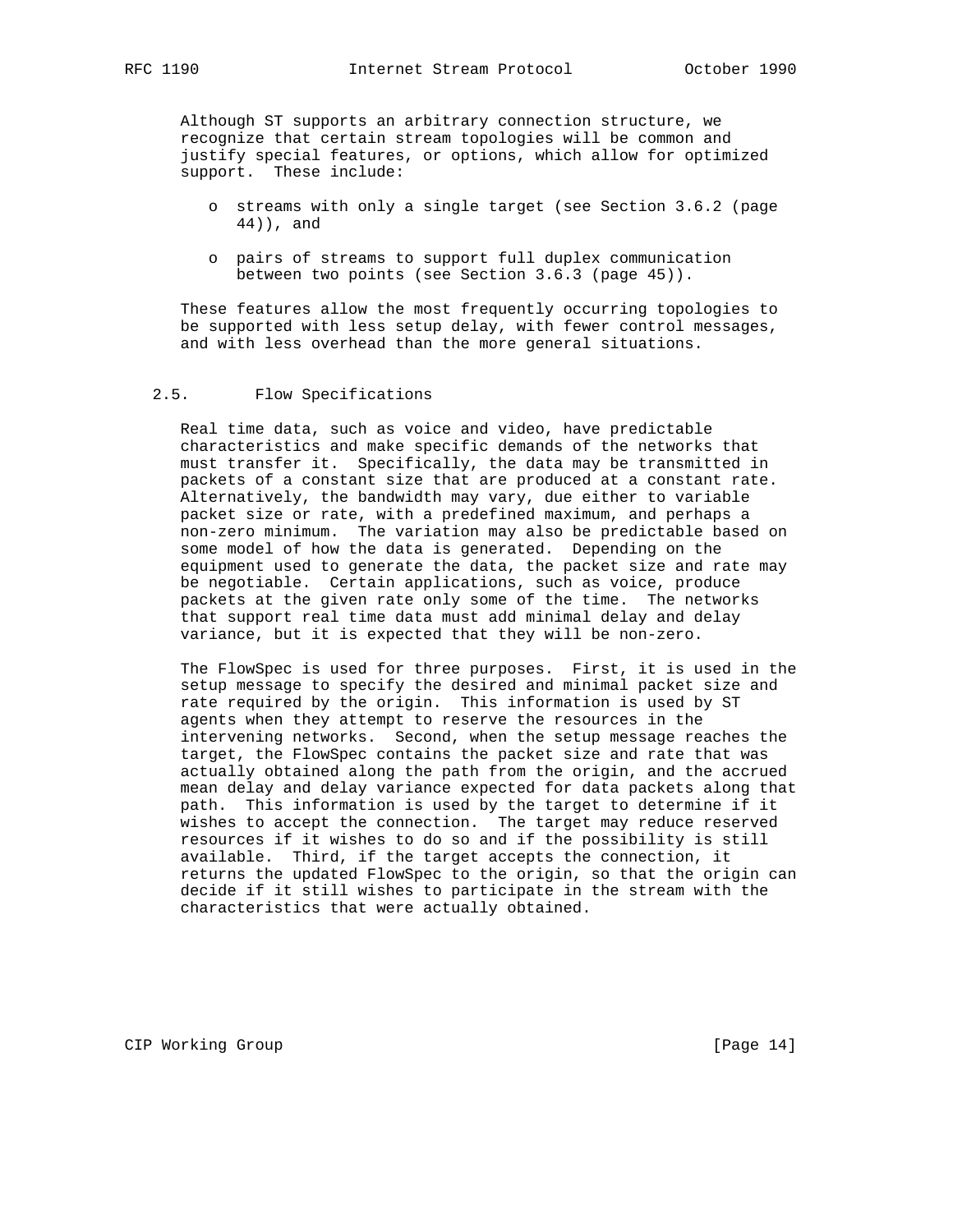Although ST supports an arbitrary connection structure, we recognize that certain stream topologies will be common and justify special features, or options, which allow for optimized support. These include:

- streams with only a single target (see Section 3.6.2 (page 44)), and
- pairs of streams to support full duplex communication between two points (see Section 3.6.3 (page 45)).

These features allow the most frequently occurring topologies to be supported with less setup delay, with fewer control messages, and with less overhead than the more general situations.

## 2.5. Flow Specifications

Real time data, such as voice and video, have predictable characteristics and make specific demands of the networks that must transfer it. Specifically, the data may be transmitted in packets of a constant size that are produced at a constant rate. Alternatively, the bandwidth may vary, due either to variable packet size or rate, with a predefined maximum, and perhaps a non-zero minimum. The variation may also be predictable based on some model of how the data is generated. Depending on the equipment used to generate the data, the packet size and rate may be negotiable. Certain applications, such as voice, produce packets at the given rate only some of the time. The networks that support real time data must add minimal delay and delay variance, but it is expected that they will be non-zero.

The FlowSpec is used for three purposes. First, it is used in the setup message to specify the desired and minimal packet size and rate required by the origin. This information is used by ST agents when they attempt to reserve the resources in the intervening networks. Second, when the setup message reaches the target, the FlowSpec contains the packet size and rate that was actually obtained along the path from the origin, and the accrued mean delay and delay variance expected for data packets along that path. This information is used by the target to determine if it wishes to accept the connection. The target may reduce reserved resources if it wishes to do so and if the possibility is still available. Third, if the target accepts the connection, it returns the updated FlowSpec to the origin, so that the origin can decide if it still wishes to participate in the stream with the characteristics that were actually obtained.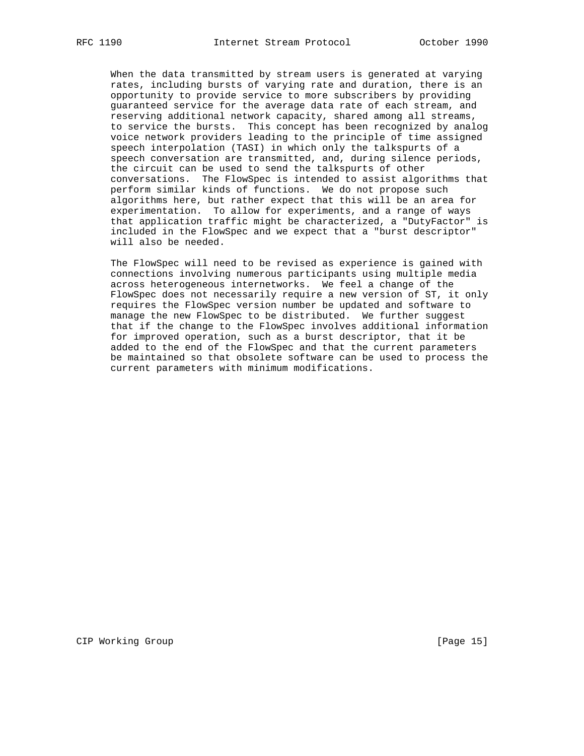When the data transmitted by stream users is generated at varying rates, including bursts of varying rate and duration, there is an opportunity to provide service to more subscribers by providing guaranteed service for the average data rate of each stream, and reserving additional network capacity, shared among all streams, to service the bursts. This concept has been recognized by analog voice network providers leading to the principle of time assigned speech interpolation (TASI) in which only the talkspurts of a speech conversation are transmitted, and, during silence periods, the circuit can be used to send the talkspurts of other conversations. The FlowSpec is intended to assist algorithms that perform similar kinds of functions. We do not propose such algorithms here, but rather expect that this will be an area for experimentation. To allow for experiments, and a range of ways that application traffic might be characterized, a "DutyFactor" is included in the FlowSpec and we expect that a "burst descriptor" will also be needed.

The FlowSpec will need to be revised as experience is gained with connections involving numerous participants using multiple media across heterogeneous internetworks. We feel a change of the FlowSpec does not necessarily require a new version of ST, it only requires the FlowSpec version number be updated and software to manage the new FlowSpec to be distributed. We further suggest that if the change to the FlowSpec involves additional information for improved operation, such as a burst descriptor, that it be added to the end of the FlowSpec and that the current parameters be maintained so that obsolete software can be used to process the current parameters with minimum modifications.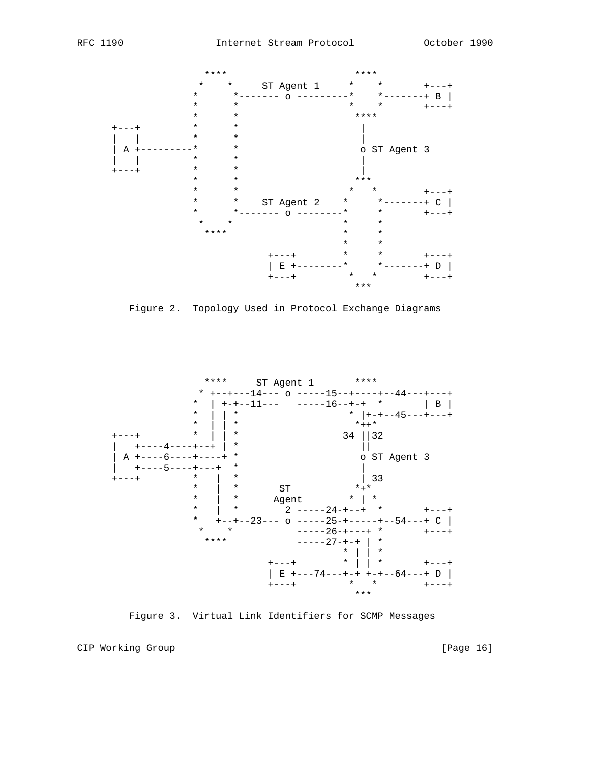```
                  ****                    ****
                 *    *     ST Agent 1     *    *       +---+
                *      *------- o ---------*    *-------+ B |
                *      *                   *    *       +---+
                *      *                    ****
     +---+      *      *                     |
     |   |      *      *                     |
     | A +---------*      *                     o ST Agent 3
     |   |      *      *                     |
     +---+      *      *                     |
                *      *                    ***
                *      *                   *   *        +---+
                *      *    ST Agent 2    *     *-------+ C |
                *      *------- o --------*     *       +---+
                 *    *                   *     *
                  ****                    *     *
                                          *     *
                          +---+           *     *       +---+
                          | E +---------*     *-------+ D |
                          +---+            *   *        +---+
                                            ***
```

Figure 2. Topology Used in Protocol Exchange Diagrams

```
                  ****     ST Agent 1       ****
                 * +--+---14--- o -----15--+----+--44---+---+
                *  | +-+--11---   -----16--+-+  *       | B |
                *  | | *                   * |+-+--45---+---+
                *  | | *                    *++*
     +---+      *  | | *                 34 ||32
     |   +----4----+--+ | *                    ||
     | A +----6----+----+ *                     o ST Agent 3
     |   +----5----+---+  *                     |
     +---+      *   |  *                        | 33
                *   |  *       ST              *+*
                *   |  *      Agent          * | *
                *   |  *        2 -----24-+--+  *       +---+
                *   +--+--23--- o -----25-+-----+--54---+ C |
                 *    *           -----26-+---+ *       +---+
                  ****            -----27-+-+ | *
                                          * | | *
                          +---+           * | | *       +---+
                          | E +---74---+-+ +-+--64---+ D |
                          +---+            *   *        +---+
                                            ***
```

Figure 3. Virtual Link Identifiers for SCMP Messages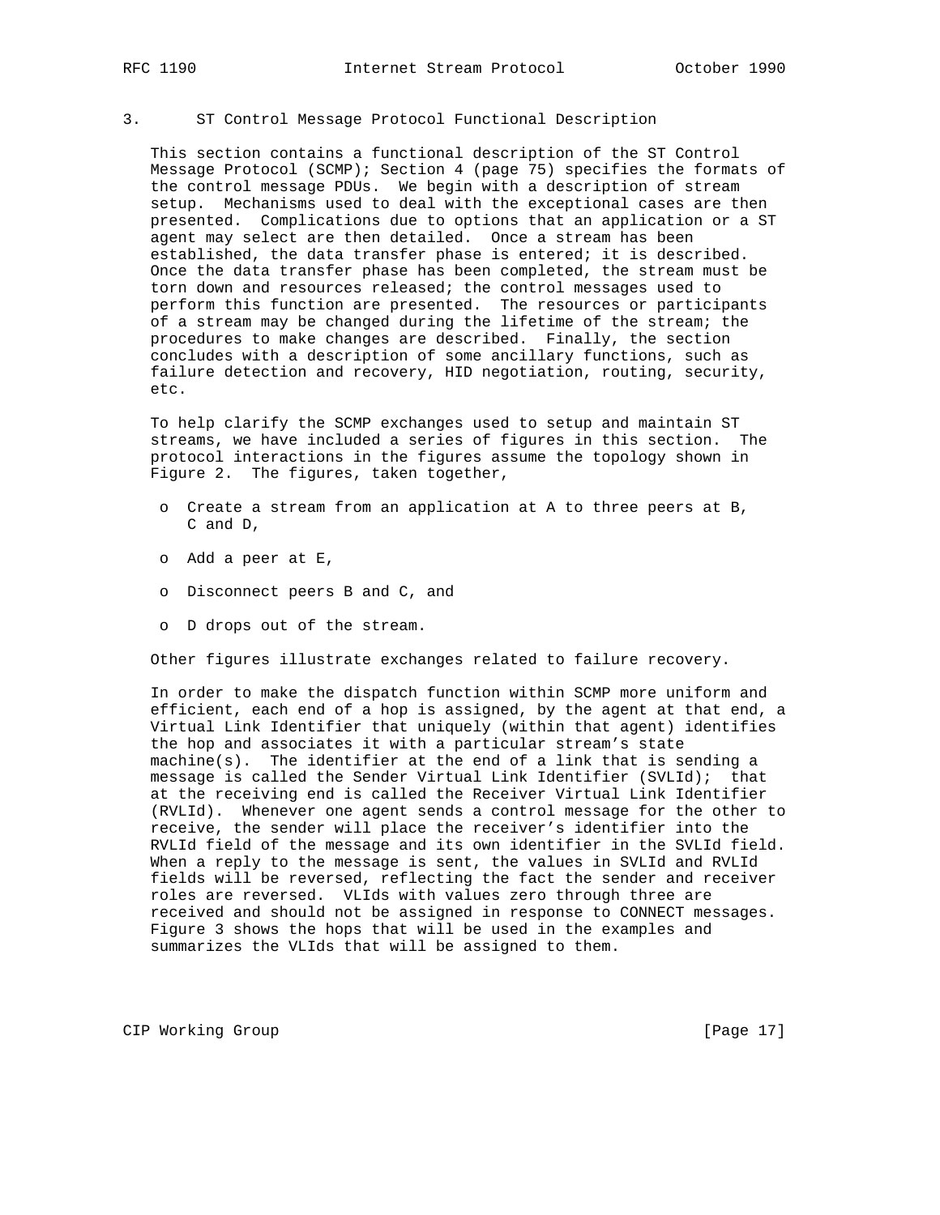# 3. ST Control Message Protocol Functional Description

This section contains a functional description of the ST Control Message Protocol (SCMP); Section 4 (page 75) specifies the formats of the control message PDUs. We begin with a description of stream setup. Mechanisms used to deal with the exceptional cases are then presented. Complications due to options that an application or a ST agent may select are then detailed. Once a stream has been established, the data transfer phase is entered; it is described. Once the data transfer phase has been completed, the stream must be torn down and resources released; the control messages used to perform this function are presented. The resources or participants of a stream may be changed during the lifetime of the stream; the procedures to make changes are described. Finally, the section concludes with a description of some ancillary functions, such as failure detection and recovery, HID negotiation, routing, security, etc.

To help clarify the SCMP exchanges used to setup and maintain ST streams, we have included a series of figures in this section. The protocol interactions in the figures assume the topology shown in Figure 2. The figures, taken together,

- Create a stream from an application at A to three peers at B, C and D,
- Add a peer at E,
- Disconnect peers B and C, and
- D drops out of the stream.

Other figures illustrate exchanges related to failure recovery.

In order to make the dispatch function within SCMP more uniform and efficient, each end of a hop is assigned, by the agent at that end, a Virtual Link Identifier that uniquely (within that agent) identifies the hop and associates it with a particular stream's state machine(s). The identifier at the end of a link that is sending a message is called the Sender Virtual Link Identifier (SVLId); that at the receiving end is called the Receiver Virtual Link Identifier (RVLId). Whenever one agent sends a control message for the other to receive, the sender will place the receiver's identifier into the RVLId field of the message and its own identifier in the SVLId field. When a reply to the message is sent, the values in SVLId and RVLId fields will be reversed, reflecting the fact the sender and receiver roles are reversed. VLIds with values zero through three are received and should not be assigned in response to CONNECT messages. Figure 3 shows the hops that will be used in the examples and summarizes the VLIds that will be assigned to them.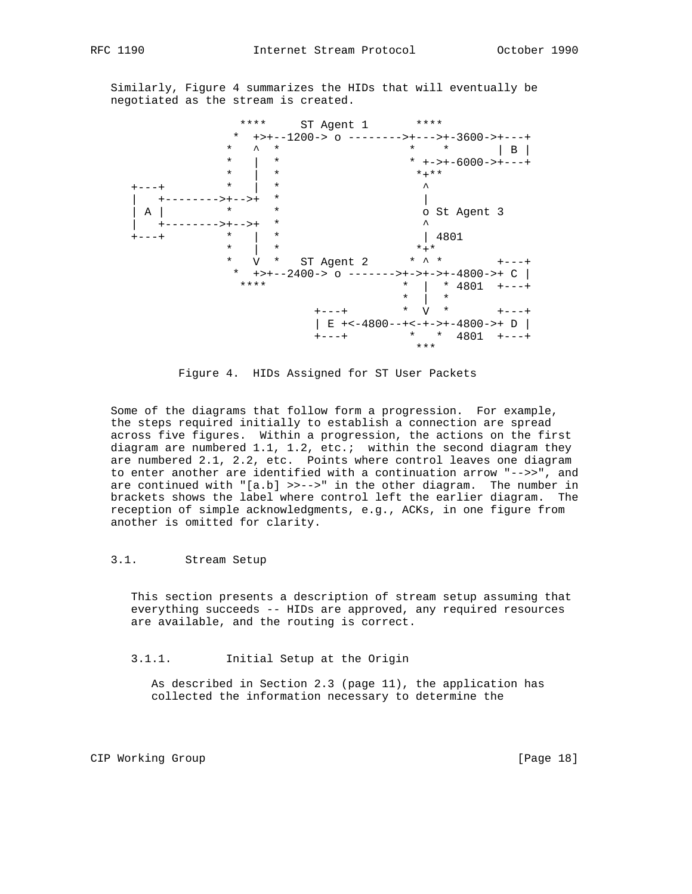Similarly, Figure 4 summarizes the HIDs that will eventually be negotiated as the stream is created.

```
                 ****     ST Agent 1       ****
                *  +>+--1200-> o -------->+--->+-3600->+---+
               *   ^  *                  *    *       | B |
               *   |  *                  * +->+-6000->+---+
               *   |  *                   *+**
   +---+       *   |  *                    ^
   |   +-------->+-->+  *                  |
   | A |       *      *                    o St Agent 3
   |   +-------->+-->+  *                  ^
   +---+       *   |  *                    | 4801
               *   |  *                   *+*
               *   V  *   ST Agent 2      * ^ *       +---+
                *  +>+--2400-> o ------->+->+->+-4800->+ C |
                 ****                    *  |  * 4801  +---+
                                         *  |  *
                          +---+          *  V  *       +---+
                          | E +<-4800--+<-+->+-4800->+ D |
                          +---+          *   *  4801  +---+
                                          ***
```

Figure 4. HIDs Assigned for ST User Packets

Some of the diagrams that follow form a progression. For example, the steps required initially to establish a connection are spread across five figures. Within a progression, the actions on the first diagram are numbered 1.1, 1.2, etc.; within the second diagram they are numbered 2.1, 2.2, etc. Points where control leaves one diagram to enter another are identified with a continuation arrow "-->>", and are continued with "[a.b] >>-->" in the other diagram. The number in brackets shows the label where control left the earlier diagram. The reception of simple acknowledgments, e.g., ACKs, in one figure from another is omitted for clarity.

## 3.1. Stream Setup

This section presents a description of stream setup assuming that everything succeeds -- HIDs are approved, any required resources are available, and the routing is correct.

### 3.1.1. Initial Setup at the Origin

As described in Section 2.3 (page 11), the application has collected the information necessary to determine the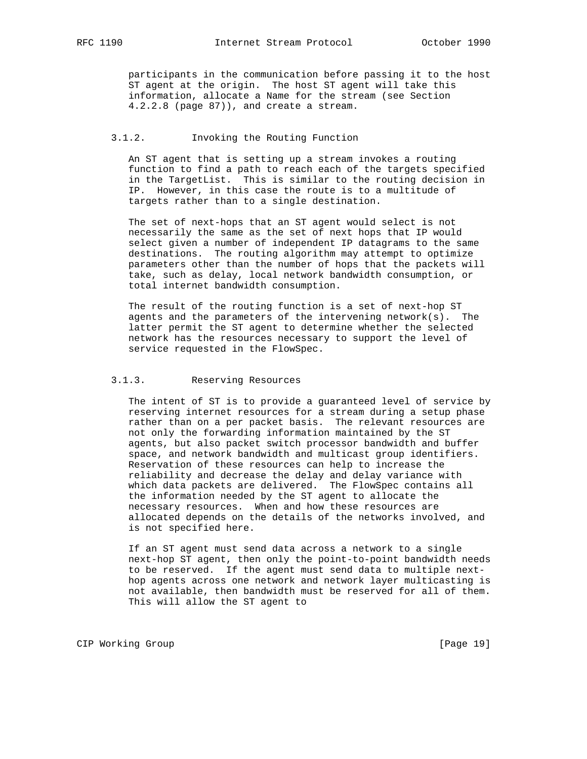participants in the communication before passing it to the host ST agent at the origin. The host ST agent will take this information, allocate a Name for the stream (see Section 4.2.2.8 (page 87)), and create a stream.

### 3.1.2. Invoking the Routing Function

An ST agent that is setting up a stream invokes a routing function to find a path to reach each of the targets specified in the TargetList. This is similar to the routing decision in IP. However, in this case the route is to a multitude of targets rather than to a single destination.

The set of next-hops that an ST agent would select is not necessarily the same as the set of next hops that IP would select given a number of independent IP datagrams to the same destinations. The routing algorithm may attempt to optimize parameters other than the number of hops that the packets will take, such as delay, local network bandwidth consumption, or total internet bandwidth consumption.

The result of the routing function is a set of next-hop ST agents and the parameters of the intervening network(s). The latter permit the ST agent to determine whether the selected network has the resources necessary to support the level of service requested in the FlowSpec.

### 3.1.3. Reserving Resources

The intent of ST is to provide a guaranteed level of service by reserving internet resources for a stream during a setup phase rather than on a per packet basis. The relevant resources are not only the forwarding information maintained by the ST agents, but also packet switch processor bandwidth and buffer space, and network bandwidth and multicast group identifiers. Reservation of these resources can help to increase the reliability and decrease the delay and delay variance with which data packets are delivered. The FlowSpec contains all the information needed by the ST agent to allocate the necessary resources. When and how these resources are allocated depends on the details of the networks involved, and is not specified here.

If an ST agent must send data across a network to a single next-hop ST agent, then only the point-to-point bandwidth needs to be reserved. If the agent must send data to multiple next-hop agents across one network and network layer multicasting is not available, then bandwidth must be reserved for all of them. This will allow the ST agent to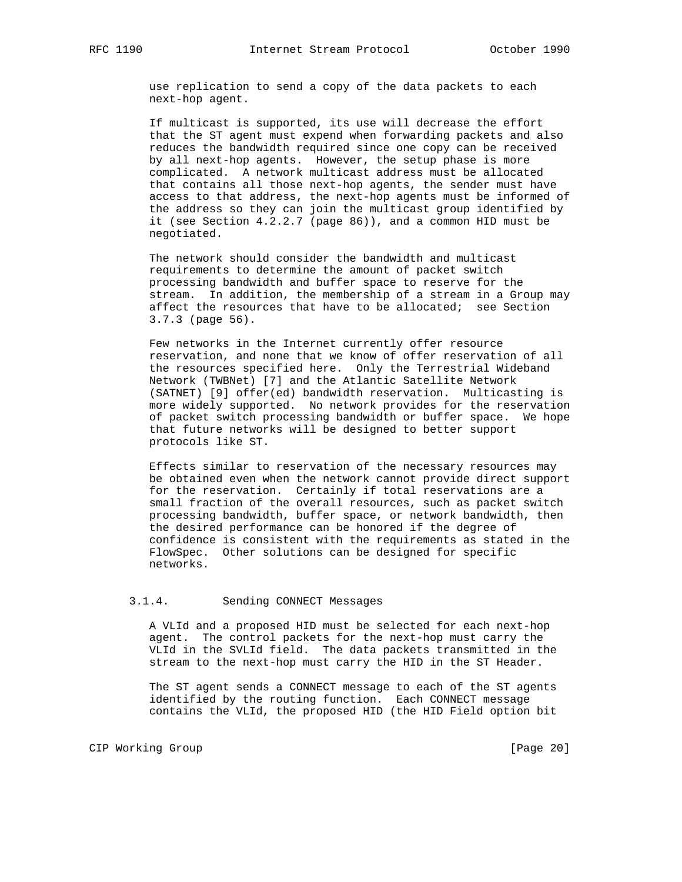use replication to send a copy of the data packets to each next-hop agent.

If multicast is supported, its use will decrease the effort that the ST agent must expend when forwarding packets and also reduces the bandwidth required since one copy can be received by all next-hop agents. However, the setup phase is more complicated. A network multicast address must be allocated that contains all those next-hop agents, the sender must have access to that address, the next-hop agents must be informed of the address so they can join the multicast group identified by it (see Section 4.2.2.7 (page 86)), and a common HID must be negotiated.

The network should consider the bandwidth and multicast requirements to determine the amount of packet switch processing bandwidth and buffer space to reserve for the stream. In addition, the membership of a stream in a Group may affect the resources that have to be allocated; see Section 3.7.3 (page 56).

Few networks in the Internet currently offer resource reservation, and none that we know of offer reservation of all the resources specified here. Only the Terrestrial Wideband Network (TWBNet) [7] and the Atlantic Satellite Network (SATNET) [9] offer(ed) bandwidth reservation. Multicasting is more widely supported. No network provides for the reservation of packet switch processing bandwidth or buffer space. We hope that future networks will be designed to better support protocols like ST.

Effects similar to reservation of the necessary resources may be obtained even when the network cannot provide direct support for the reservation. Certainly if total reservations are a small fraction of the overall resources, such as packet switch processing bandwidth, buffer space, or network bandwidth, then the desired performance can be honored if the degree of confidence is consistent with the requirements as stated in the FlowSpec. Other solutions can be designed for specific networks.

### 3.1.4. Sending CONNECT Messages

A VLId and a proposed HID must be selected for each next-hop agent. The control packets for the next-hop must carry the VLId in the SVLId field. The data packets transmitted in the stream to the next-hop must carry the HID in the ST Header.

The ST agent sends a CONNECT message to each of the ST agents identified by the routing function. Each CONNECT message contains the VLId, the proposed HID (the HID Field option bit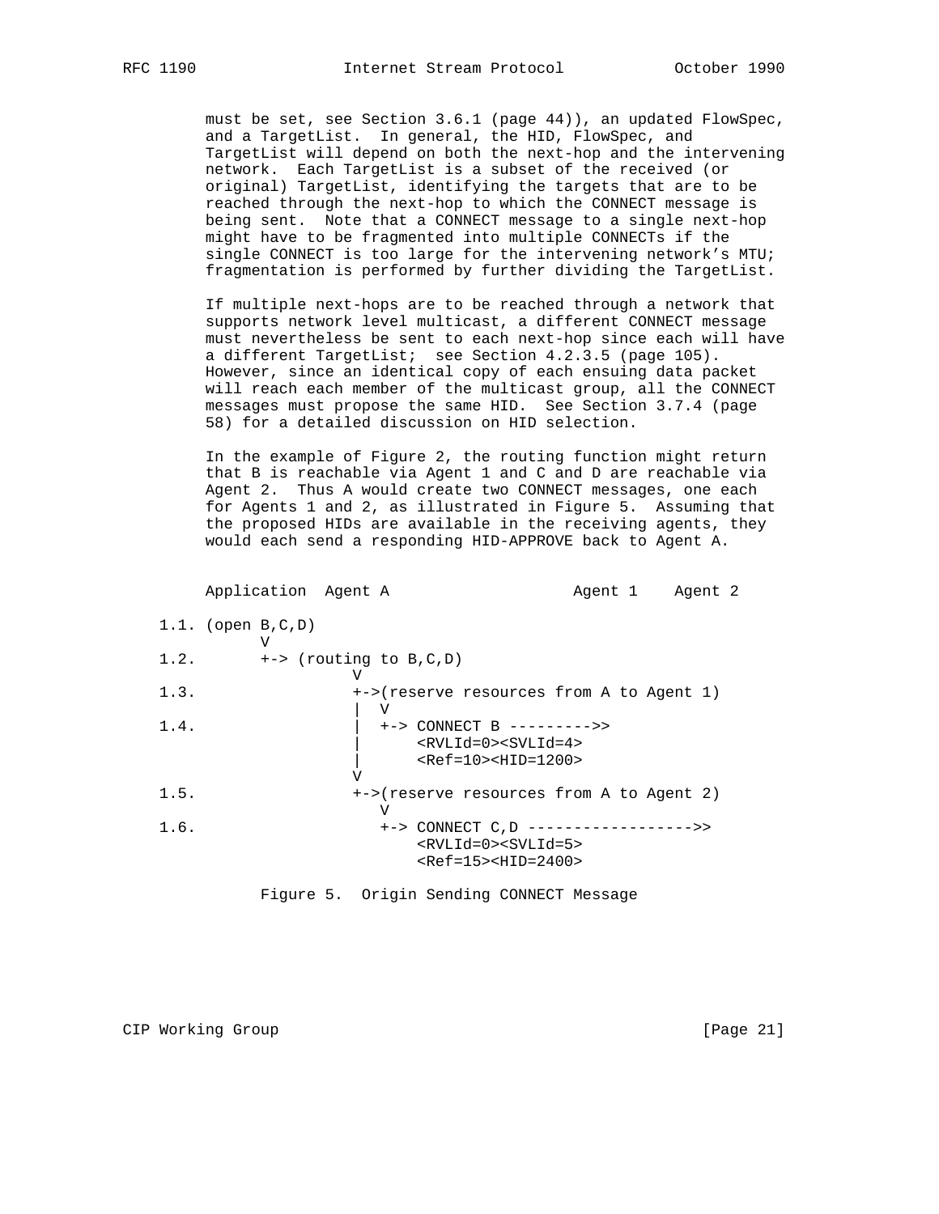must be set, see Section 3.6.1 (page 44)), an updated FlowSpec, and a TargetList. In general, the HID, FlowSpec, and TargetList will depend on both the next-hop and the intervening network. Each TargetList is a subset of the received (or original) TargetList, identifying the targets that are to be reached through the next-hop to which the CONNECT message is being sent. Note that a CONNECT message to a single next-hop might have to be fragmented into multiple CONNECTs if the single CONNECT is too large for the intervening network's MTU; fragmentation is performed by further dividing the TargetList.

If multiple next-hops are to be reached through a network that supports network level multicast, a different CONNECT message must nevertheless be sent to each next-hop since each will have a different TargetList; see Section 4.2.3.5 (page 105). However, since an identical copy of each ensuing data packet will reach each member of the multicast group, all the CONNECT messages must propose the same HID. See Section 3.7.4 (page 58) for a detailed discussion on HID selection.

In the example of Figure 2, the routing function might return that B is reachable via Agent 1 and C and D are reachable via Agent 2. Thus A would create two CONNECT messages, one each for Agents 1 and 2, as illustrated in Figure 5. Assuming that the proposed HIDs are available in the receiving agents, they would each send a responding HID-APPROVE back to Agent A.

```
        Application  Agent A                   Agent 1    Agent 2

    1.1. (open B,C,D)
               V
    1.2.       +-> (routing to B,C,D)
                           V
    1.3.                   +->(reserve resources from A to Agent 1)
                           |  V
    1.4.                   |  +-> CONNECT B --------->>
                           |      <RVLId=0><SVLId=4>
                           |      <Ref=10><HID=1200>
                           V
    1.5.                   +->(reserve resources from A to Agent 2)
                              V
    1.6.                      +-> CONNECT C,D ------------------>>
                                  <RVLId=0><SVLId=5>
                                  <Ref=15><HID=2400>
```

Figure 5. Origin Sending CONNECT Message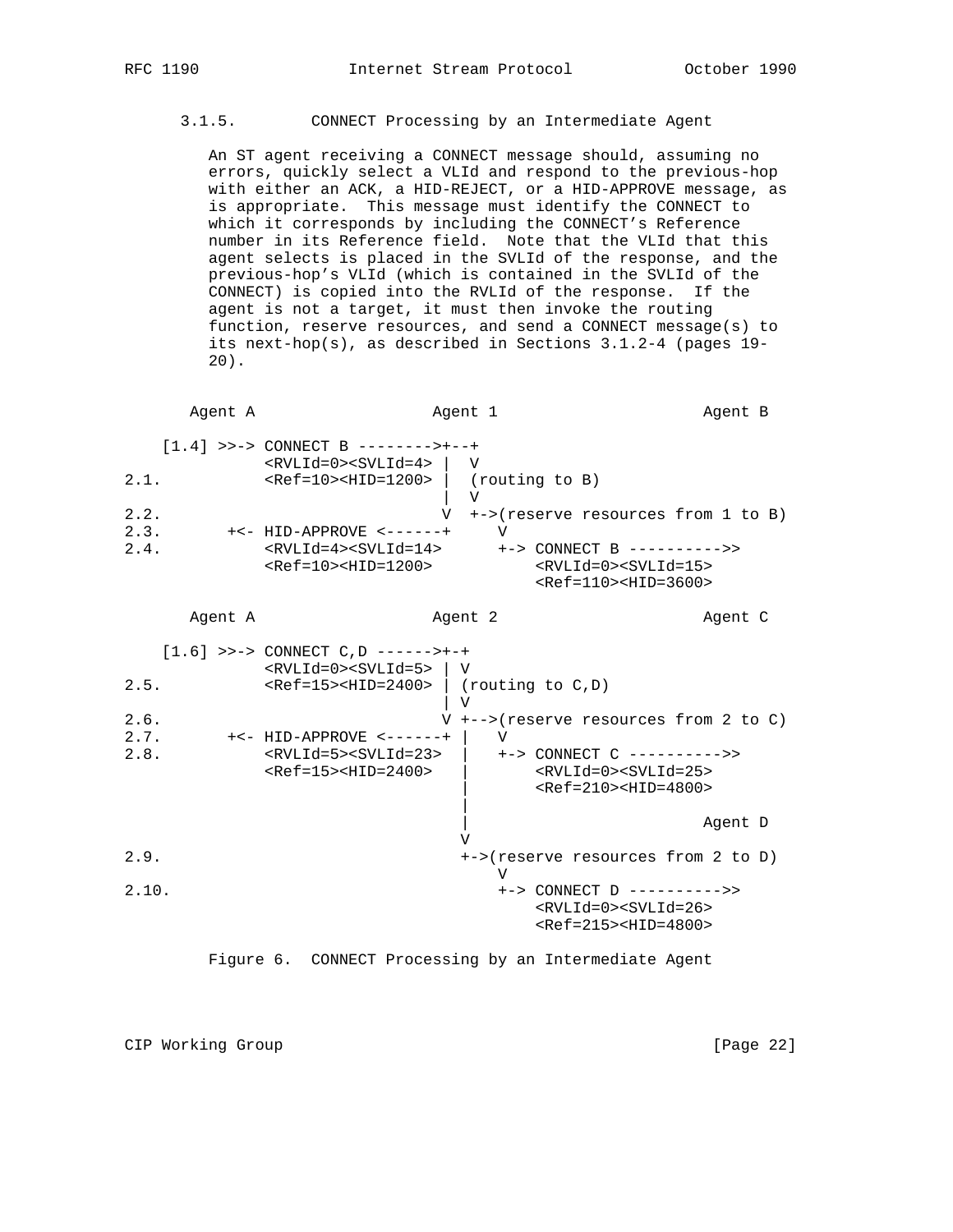### 3.1.5. CONNECT Processing by an Intermediate Agent

An ST agent receiving a CONNECT message should, assuming no errors, quickly select a VLId and respond to the previous-hop with either an ACK, a HID-REJECT, or a HID-APPROVE message, as is appropriate. This message must identify the CONNECT to which it corresponds by including the CONNECT's Reference number in its Reference field. Note that the VLId that this agent selects is placed in the SVLId of the response, and the previous-hop's VLId (which is contained in the SVLId of the CONNECT) is copied into the RVLId of the response. If the agent is not a target, it must then invoke the routing function, reserve resources, and send a CONNECT message(s) to its next-hop(s), as described in Sections 3.1.2-4 (pages 19-20).

```
       Agent A                  Agent 1                     Agent B

    [1.4] >>-> CONNECT B -------->+--+
               <RVLId=0><SVLId=4> |  V
2.1.           <Ref=10><HID=1200> |  (routing to B)
                                  |  V
2.2.                              V  +->(reserve resources from 1 to B)
2.3.       +<- HID-APPROVE <------+     V
2.4.           <RVLId=4><SVLId=14>      +-> CONNECT B ---------->>
               <Ref=10><HID=1200>           <RVLId=0><SVLId=15>
                                            <Ref=110><HID=3600>

       Agent A                  Agent 2                     Agent C

    [1.6] >>-> CONNECT C,D ------>+-+
               <RVLId=0><SVLId=5> | V
2.5.           <Ref=15><HID=2400> | (routing to C,D)
                                  | V
2.6.                              V +-->(reserve resources from 2 to C)
2.7.       +<- HID-APPROVE <------+ |   V
2.8.           <RVLId=5><SVLId=23>  |   +-> CONNECT C ---------->>
               <Ref=15><HID=2400>   |       <RVLId=0><SVLId=25>
                                    |       <Ref=210><HID=4800>
                                    |
                                    |                       Agent D
                                    V
2.9.                                +->(reserve resources from 2 to D)
                                        V
2.10.                                   +-> CONNECT D ---------->>
                                            <RVLId=0><SVLId=26>
                                            <Ref=215><HID=4800>
```

Figure 6. CONNECT Processing by an Intermediate Agent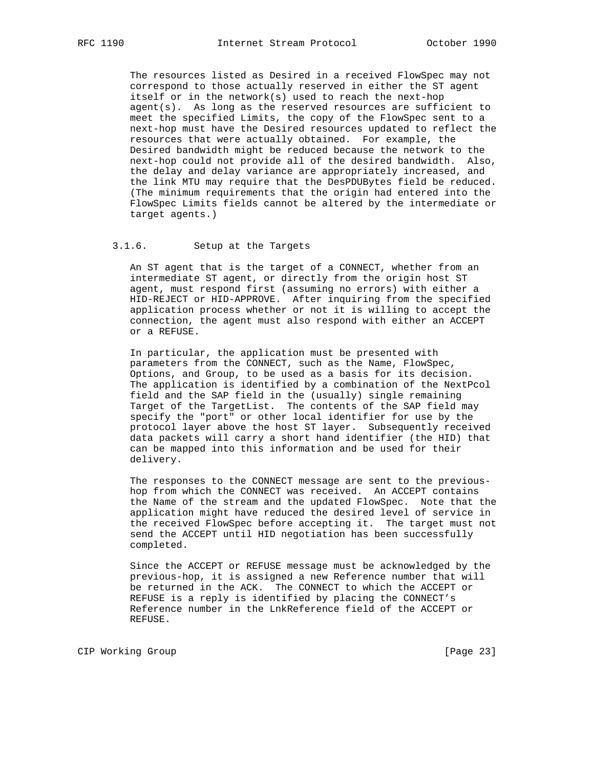The resources listed as Desired in a received FlowSpec may not correspond to those actually reserved in either the ST agent itself or in the network(s) used to reach the next-hop agent(s). As long as the reserved resources are sufficient to meet the specified Limits, the copy of the FlowSpec sent to a next-hop must have the Desired resources updated to reflect the resources that were actually obtained. For example, the Desired bandwidth might be reduced because the network to the next-hop could not provide all of the desired bandwidth. Also, the delay and delay variance are appropriately increased, and the link MTU may require that the DesPDUBytes field be reduced. (The minimum requirements that the origin had entered into the FlowSpec Limits fields cannot be altered by the intermediate or target agents.)

### 3.1.6. Setup at the Targets

An ST agent that is the target of a CONNECT, whether from an intermediate ST agent, or directly from the origin host ST agent, must respond first (assuming no errors) with either a HID-REJECT or HID-APPROVE. After inquiring from the specified application process whether or not it is willing to accept the connection, the agent must also respond with either an ACCEPT or a REFUSE.

In particular, the application must be presented with parameters from the CONNECT, such as the Name, FlowSpec, Options, and Group, to be used as a basis for its decision. The application is identified by a combination of the NextPcol field and the SAP field in the (usually) single remaining Target of the TargetList. The contents of the SAP field may specify the "port" or other local identifier for use by the protocol layer above the host ST layer. Subsequently received data packets will carry a short hand identifier (the HID) that can be mapped into this information and be used for their delivery.

The responses to the CONNECT message are sent to the previous-hop from which the CONNECT was received. An ACCEPT contains the Name of the stream and the updated FlowSpec. Note that the application might have reduced the desired level of service in the received FlowSpec before accepting it. The target must not send the ACCEPT until HID negotiation has been successfully completed.

Since the ACCEPT or REFUSE message must be acknowledged by the previous-hop, it is assigned a new Reference number that will be returned in the ACK. The CONNECT to which the ACCEPT or REFUSE is a reply is identified by placing the CONNECT's Reference number in the LnkReference field of the ACCEPT or REFUSE.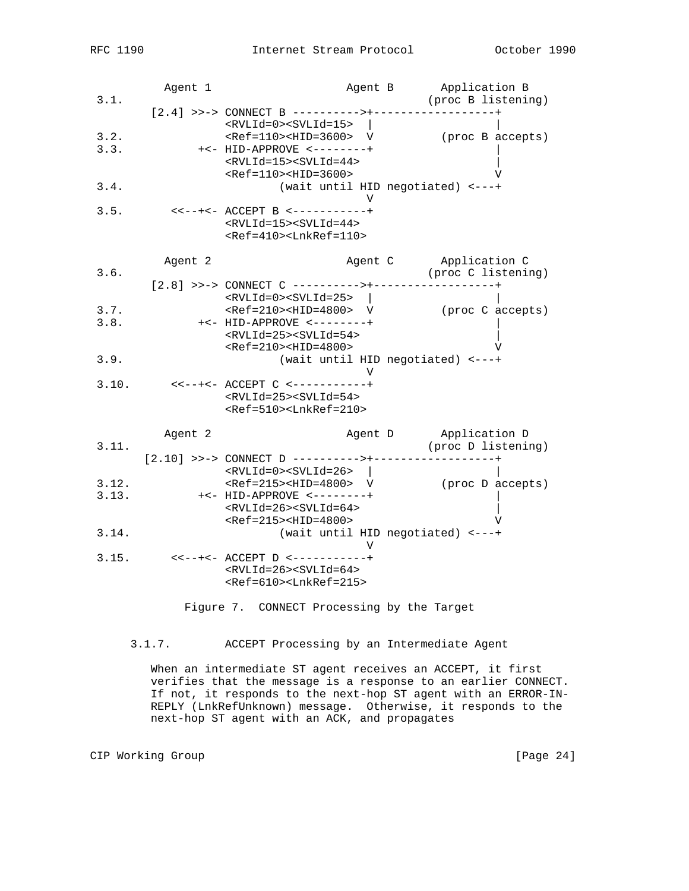```
          Agent 1                    Agent B       Application B
 3.1.                                            (proc B listening)
        [2.4] >>-> CONNECT B ---------->+------------------+
                   <RVLId=0><SVLId=15>  |                  |
 3.2.              <Ref=110><HID=3600>  V          (proc B accepts)
 3.3.           +<- HID-APPROVE <--------+                 |
                   <RVLId=15><SVLId=44>                    |
                   <Ref=110><HID=3600>                     V
 3.4.                      (wait until HID negotiated) <---+
                                        V
 3.5.       <<--+<- ACCEPT B <-----------+
                   <RVLId=15><SVLId=44>
                   <Ref=410><LnkRef=110>

          Agent 2                    Agent C       Application C
 3.6.                                            (proc C listening)
        [2.8] >>-> CONNECT C ---------->+------------------+
                   <RVLId=0><SVLId=25>  |                  |
 3.7.              <Ref=210><HID=4800>  V          (proc C accepts)
 3.8.           +<- HID-APPROVE <--------+                 |
                   <RVLId=25><SVLId=54>                    |
                   <Ref=210><HID=4800>                     V
 3.9.                      (wait until HID negotiated) <---+
                                        V
 3.10.      <<--+<- ACCEPT C <-----------+
                   <RVLId=25><SVLId=54>
                   <Ref=510><LnkRef=210>

          Agent 2                    Agent D       Application D
 3.11.                                           (proc D listening)
       [2.10] >>-> CONNECT D ---------->+------------------+
                   <RVLId=0><SVLId=26>  |                  |
 3.12.             <Ref=215><HID=4800>  V          (proc D accepts)
 3.13.          +<- HID-APPROVE <--------+                 |
                   <RVLId=26><SVLId=64>                    |
                   <Ref=215><HID=4800>                     V
 3.14.                     (wait until HID negotiated) <---+
                                        V
 3.15.      <<--+<- ACCEPT D <-----------+
                   <RVLId=26><SVLId=64>
                   <Ref=610><LnkRef=215>
```

Figure 7. CONNECT Processing by the Target

### 3.1.7. ACCEPT Processing by an Intermediate Agent

When an intermediate ST agent receives an ACCEPT, it first verifies that the message is a response to an earlier CONNECT. If not, it responds to the next-hop ST agent with an ERROR-IN-REPLY (LnkRefUnknown) message. Otherwise, it responds to the next-hop ST agent with an ACK, and propagates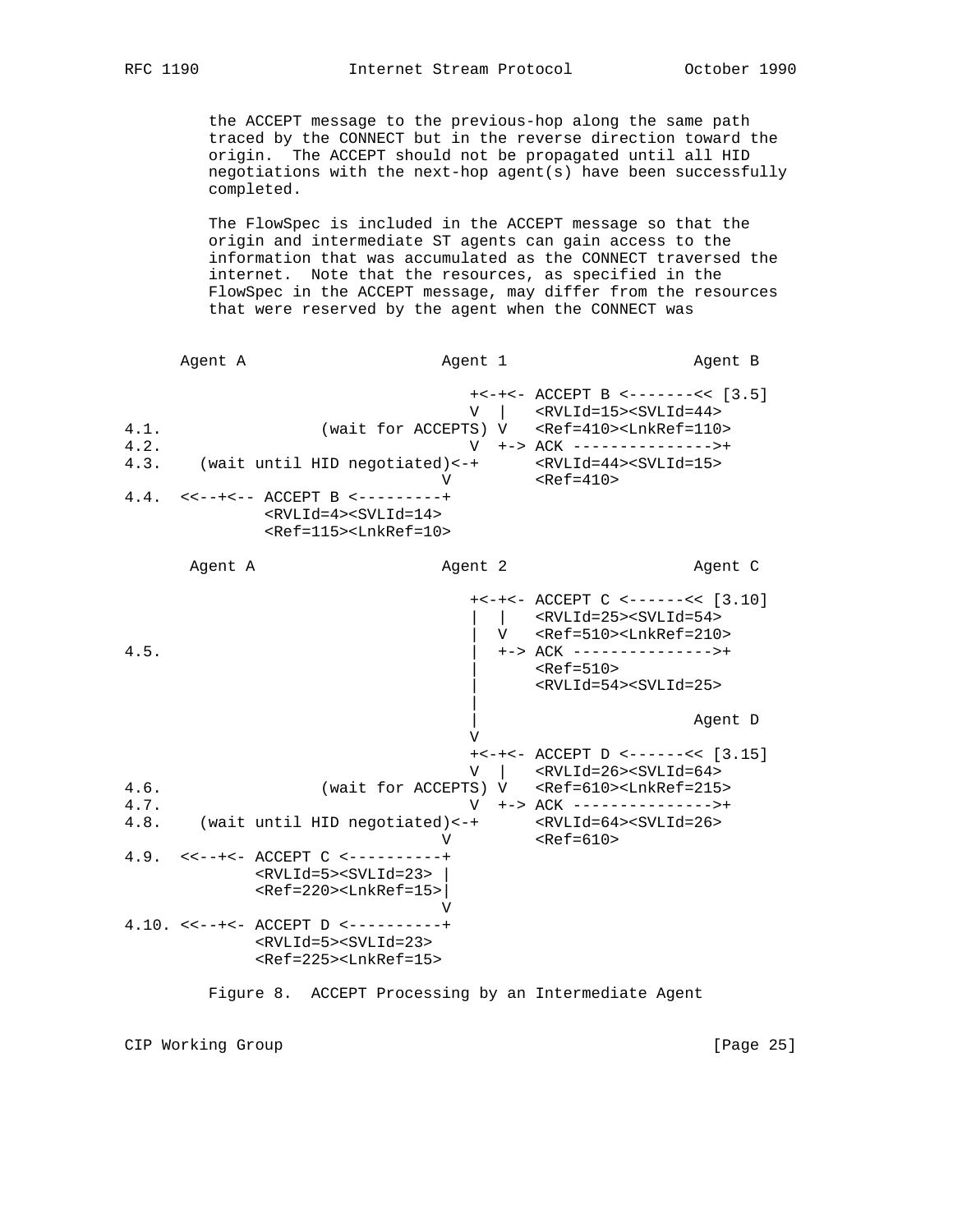the ACCEPT message to the previous-hop along the same path traced by the CONNECT but in the reverse direction toward the origin. The ACCEPT should not be propagated until all HID negotiations with the next-hop agent(s) have been successfully completed.

The FlowSpec is included in the ACCEPT message so that the origin and intermediate ST agents can gain access to the information that was accumulated as the CONNECT traversed the internet. Note that the resources, as specified in the FlowSpec in the ACCEPT message, may differ from the resources that were reserved by the agent when the CONNECT was

```
      Agent A                     Agent 1                  Agent B

                                     +<-+<- ACCEPT B <-------<< [3.5]
                                     V  |   <RVLId=15><SVLId=44>
4.1.                (wait for ACCEPTS) V   <Ref=410><LnkRef=110>
4.2.                                 V  +-> ACK --------------->+
4.3.    (wait until HID negotiated)<-+      <RVLId=44><SVLId=15>
                                  V         <Ref=410>
4.4.  <<--+<-- ACCEPT B <---------+
               <RVLId=4><SVLId=14>
               <Ref=115><LnkRef=10>

       Agent A                    Agent 2                  Agent C

                                     +<-+<- ACCEPT C <------<< [3.10]
                                     |  |   <RVLId=25><SVLId=54>
                                     |  V   <Ref=510><LnkRef=210>
4.5.                                 |  +-> ACK --------------->+
                                     |      <Ref=510>
                                     |      <RVLId=54><SVLId=25>
                                     |
                                     |                     Agent D
                                     V
                                     +<-+<- ACCEPT D <------<< [3.15]
                                     V  |   <RVLId=26><SVLId=64>
4.6.                (wait for ACCEPTS) V   <Ref=610><LnkRef=215>
4.7.                                 V  +-> ACK --------------->+
4.8.    (wait until HID negotiated)<-+      <RVLId=64><SVLId=26>
                                  V         <Ref=610>
4.9.  <<--+<- ACCEPT C <----------+
              <RVLId=5><SVLId=23> |
              <Ref=220><LnkRef=15>|
                                  V
4.10. <<--+<- ACCEPT D <----------+
              <RVLId=5><SVLId=23>
              <Ref=225><LnkRef=15>
```

Figure 8. ACCEPT Processing by an Intermediate Agent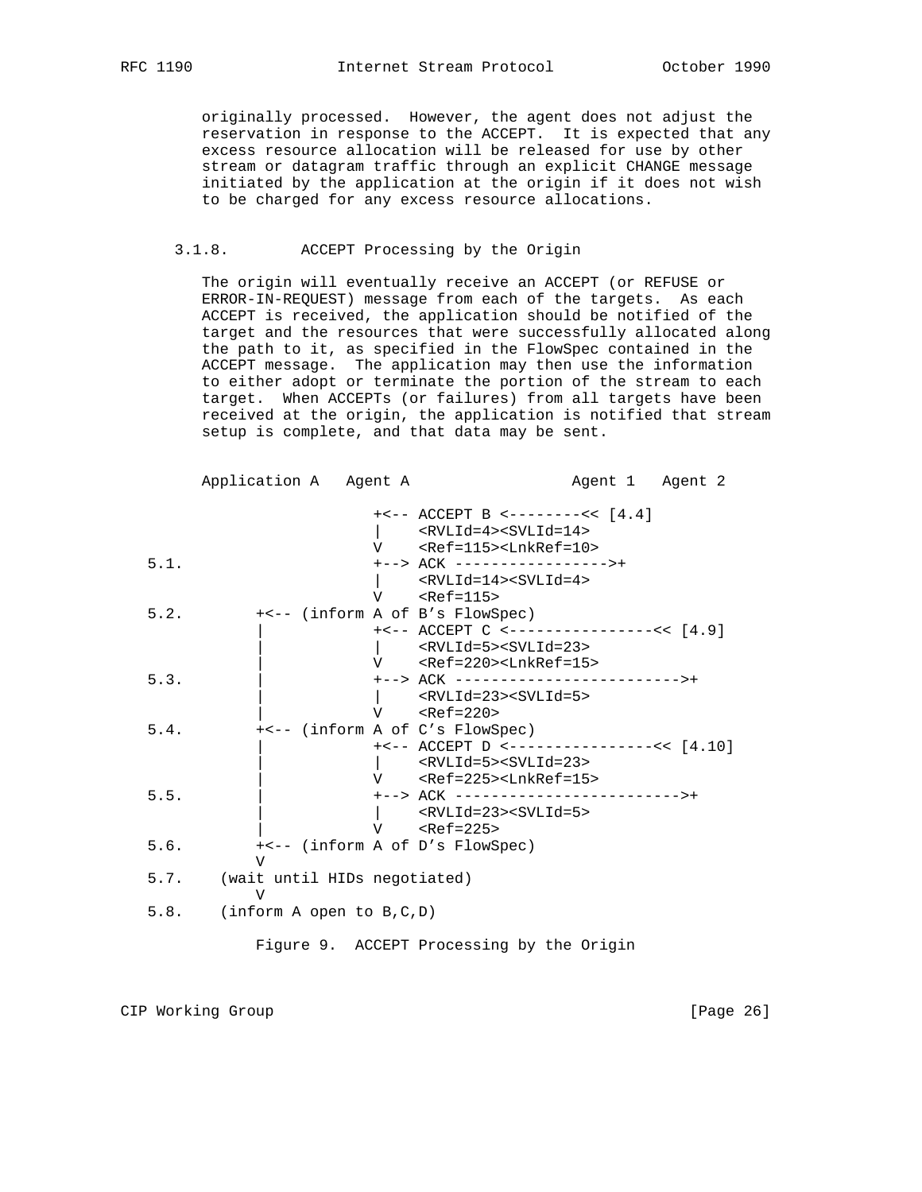originally processed. However, the agent does not adjust the reservation in response to the ACCEPT. It is expected that any excess resource allocation will be released for use by other stream or datagram traffic through an explicit CHANGE message initiated by the application at the origin if it does not wish to be charged for any excess resource allocations.

### 3.1.8. ACCEPT Processing by the Origin

The origin will eventually receive an ACCEPT (or REFUSE or ERROR-IN-REQUEST) message from each of the targets. As each ACCEPT is received, the application should be notified of the target and the resources that were successfully allocated along the path to it, as specified in the FlowSpec contained in the ACCEPT message. The application may then use the information to either adopt or terminate the portion of the stream to each target. When ACCEPTs (or failures) from all targets have been received at the origin, the application is notified that stream setup is complete, and that data may be sent.

```
       Application A   Agent A                 Agent 1   Agent 2

                       +<-- ACCEPT B <--------<< [4.4]
                       |    <RVLId=4><SVLId=14>
                       V    <Ref=115><LnkRef=10>
  5.1.                 +--> ACK ----------------->+
                       |    <RVLId=14><SVLId=4>
                       V    <Ref=115>
  5.2.        +<-- (inform A of B's FlowSpec)
              |        +<-- ACCEPT C <----------------<< [4.9]
              |        |    <RVLId=5><SVLId=23>
              |        V    <Ref=220><LnkRef=15>
  5.3.        |        +--> ACK ------------------------->+
              |        |    <RVLId=23><SVLId=5>
              |        V    <Ref=220>
  5.4.        +<-- (inform A of C's FlowSpec)
              |        +<-- ACCEPT D <----------------<< [4.10]
              |        |    <RVLId=5><SVLId=23>
              |        V    <Ref=225><LnkRef=15>
  5.5.        |        +--> ACK ------------------------->+
              |        |    <RVLId=23><SVLId=5>
              |        V    <Ref=225>
  5.6.        +<-- (inform A of D's FlowSpec)
              V
  5.7.    (wait until HIDs negotiated)
              V
  5.8.    (inform A open to B,C,D)
```

Figure 9. ACCEPT Processing by the Origin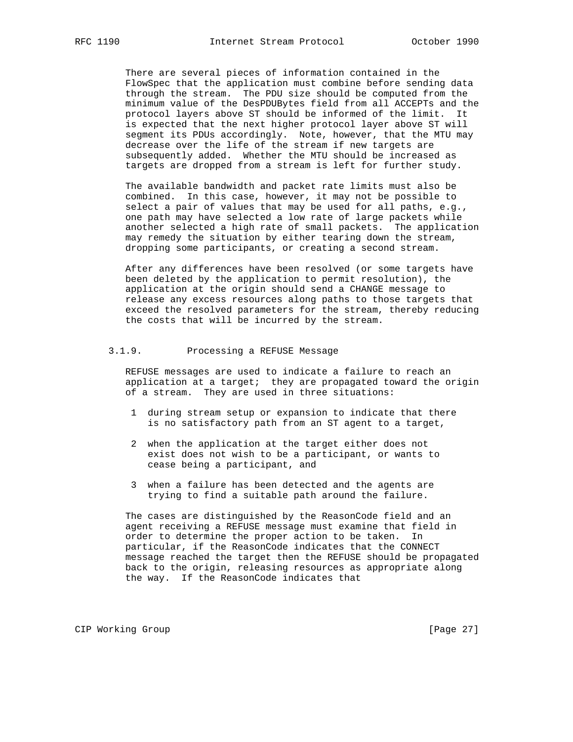There are several pieces of information contained in the FlowSpec that the application must combine before sending data through the stream. The PDU size should be computed from the minimum value of the DesPDUBytes field from all ACCEPTs and the protocol layers above ST should be informed of the limit. It is expected that the next higher protocol layer above ST will segment its PDUs accordingly. Note, however, that the MTU may decrease over the life of the stream if new targets are subsequently added. Whether the MTU should be increased as targets are dropped from a stream is left for further study.

The available bandwidth and packet rate limits must also be combined. In this case, however, it may not be possible to select a pair of values that may be used for all paths, e.g., one path may have selected a low rate of large packets while another selected a high rate of small packets. The application may remedy the situation by either tearing down the stream, dropping some participants, or creating a second stream.

After any differences have been resolved (or some targets have been deleted by the application to permit resolution), the application at the origin should send a CHANGE message to release any excess resources along paths to those targets that exceed the resolved parameters for the stream, thereby reducing the costs that will be incurred by the stream.

### 3.1.9. Processing a REFUSE Message

REFUSE messages are used to indicate a failure to reach an application at a target; they are propagated toward the origin of a stream. They are used in three situations:

1. during stream setup or expansion to indicate that there is no satisfactory path from an ST agent to a target,

2. when the application at the target either does not exist does not wish to be a participant, or wants to cease being a participant, and

3. when a failure has been detected and the agents are trying to find a suitable path around the failure.

The cases are distinguished by the ReasonCode field and an agent receiving a REFUSE message must examine that field in order to determine the proper action to be taken. In particular, if the ReasonCode indicates that the CONNECT message reached the target then the REFUSE should be propagated back to the origin, releasing resources as appropriate along the way. If the ReasonCode indicates that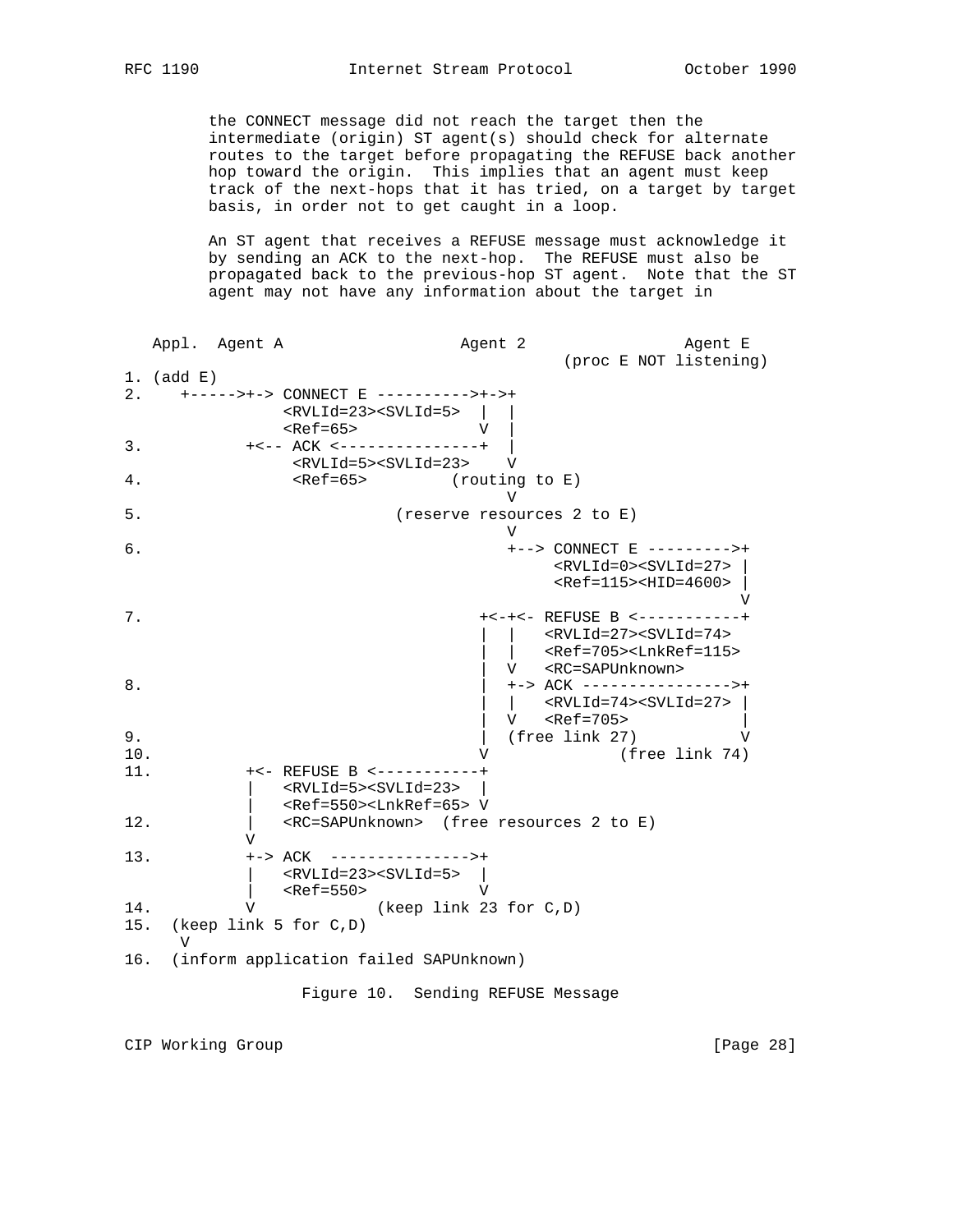the CONNECT message did not reach the target then the intermediate (origin) ST agent(s) should check for alternate routes to the target before propagating the REFUSE back another hop toward the origin. This implies that an agent must keep track of the next-hops that it has tried, on a target by target basis, in order not to get caught in a loop.

An ST agent that receives a REFUSE message must acknowledge it by sending an ACK to the next-hop. The REFUSE must also be propagated back to the previous-hop ST agent. Note that the ST agent may not have any information about the target in

```
   Appl.  Agent A                  Agent 2                 Agent E
                                                 (proc E NOT listening)
1. (add E)
2.    +----->+-> CONNECT E ---------->+->+
               <RVLId=23><SVLId=5>  |  |
               <Ref=65>             V  |
3.          +<-- ACK <---------------+  |
                <RVLId=5><SVLId=23>    V
4.              <Ref=65>         (routing to E)
                                       V
5.                          (reserve resources 2 to E)
                                       V
6.                                     +--> CONNECT E --------->+
                                            <RVLId=0><SVLId=27> |
                                            <Ref=115><HID=4600> |
                                                                V
7.                                  +<-+<- REFUSE B <-----------+
                                    |  |   <RVLId=27><SVLId=74>
                                    |  |   <Ref=705><LnkRef=115>
                                    |  V   <RC=SAPUnknown>
8.                                  |  +-> ACK ---------------->+
                                    |  |   <RVLId=74><SVLId=27> |
                                    |  V   <Ref=705>            |
9.                                  |  (free link 27)           V
10.                                 V              (free link 74)
11.         +<- REFUSE B <-----------+
            |   <RVLId=5><SVLId=23>  |
            |   <Ref=550><LnkRef=65> V
12.         |   <RC=SAPUnknown>  (free resources 2 to E)
            V
13.         +-> ACK  --------------->+
            |   <RVLId=23><SVLId=5>  |
            |   <Ref=550>            V
14.         V              (keep link 23 for C,D)
15.  (keep link 5 for C,D)
      V
16.  (inform application failed SAPUnknown)
```

Figure 10. Sending REFUSE Message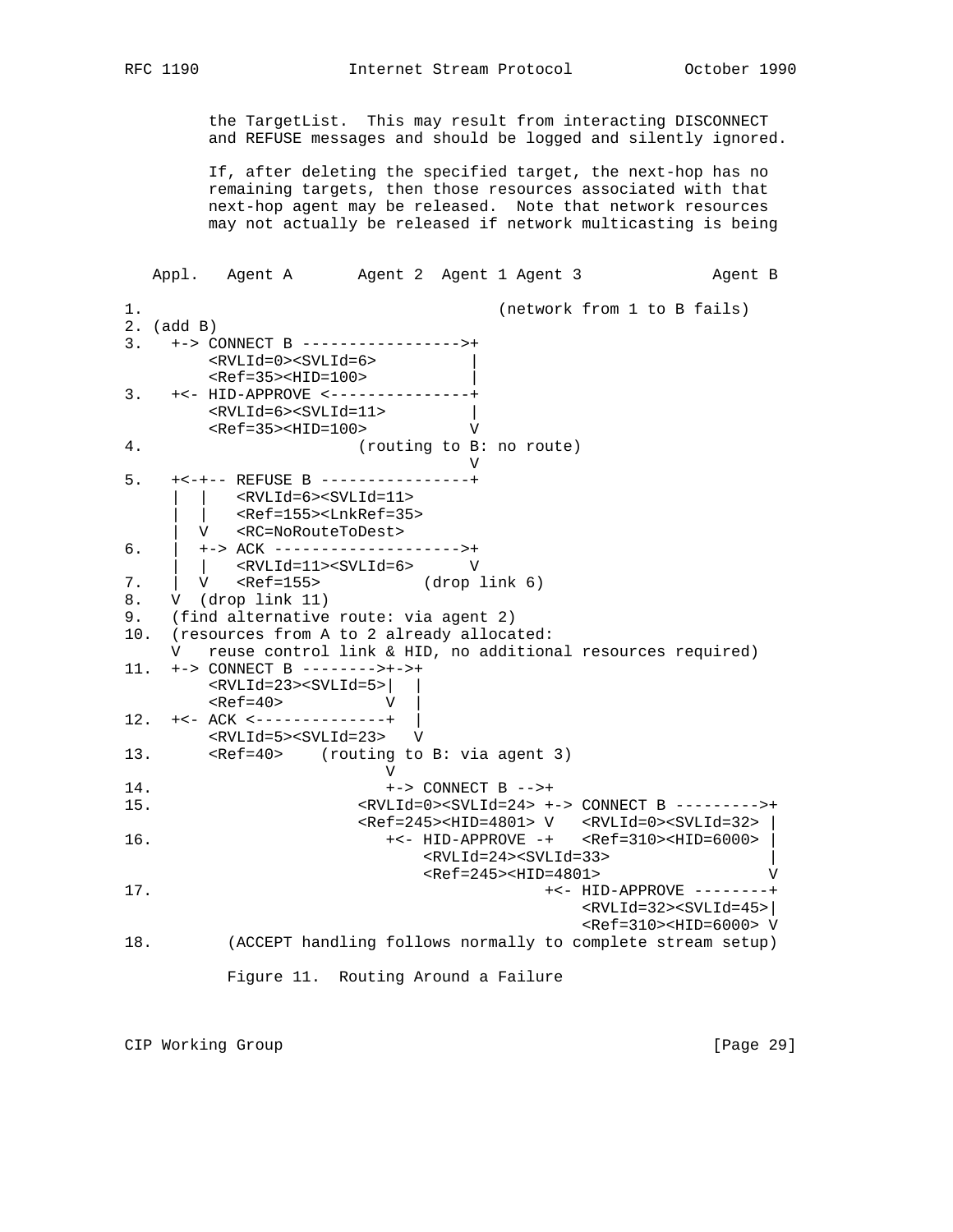the TargetList.  This may result from interacting DISCONNECT
and REFUSE messages and should be logged and silently ignored.

If, after deleting the specified target, the next-hop has no
remaining targets, then those resources associated with that
next-hop agent may be released.  Note that network resources
may not actually be released if network multicasting is being

```
   Appl.   Agent A       Agent 2  Agent 1 Agent 3             Agent B

1.                                      (network from 1 to B fails)
2. (add B)
3.   +-> CONNECT B ----------------->+
         <RVLId=0><SVLId=6>          |
         <Ref=35><HID=100>           |
3.   +<- HID-APPROVE <---------------+
         <RVLId=6><SVLId=11>         |
         <Ref=35><HID=100>           V
4.                      (routing to B: no route)
                                     V
5.   +<-+-- REFUSE B ----------------+
     |  |   <RVLId=6><SVLId=11>
     |  |   <Ref=155><LnkRef=35>
     |  V   <RC=NoRouteToDest>
6.   |  +-> ACK -------------------->+
     |  |   <RVLId=11><SVLId=6>      V
7.   |  V   <Ref=155>           (drop link 6)
8.   V  (drop link 11)
9.   (find alternative route: via agent 2)
10.  (resources from A to 2 already allocated:
     V   reuse control link & HID, no additional resources required)
11.  +-> CONNECT B -------->+->+
         <RVLId=23><SVLId=5>|  |
         <Ref=40>           V  |
12.  +<- ACK <--------------+  |
         <RVLId=5><SVLId=23>   V
13.      <Ref=40>    (routing to B: via agent 3)
                            V
14.                         +-> CONNECT B -->+
15.                     <RVLId=0><SVLId=24> +-> CONNECT B --------->+
                        <Ref=245><HID=4801> V   <RVLId=0><SVLId=32> |
16.                        +<- HID-APPROVE -+   <Ref=310><HID=6000> |
                               <RVLId=24><SVLId=33>                 |
                               <Ref=245><HID=4801>                  V
17.                                         +<- HID-APPROVE --------+
                                                <RVLId=32><SVLId=45>|
                                                <Ref=310><HID=6000> V
18.        (ACCEPT handling follows normally to complete stream setup)
```

Figure 11.  Routing Around a Failure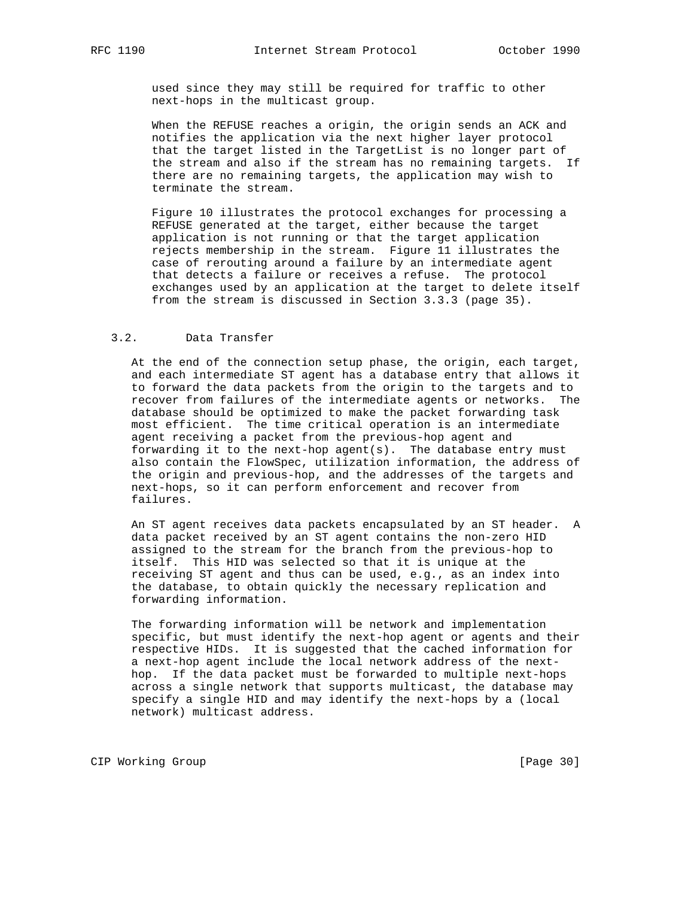used since they may still be required for traffic to other next-hops in the multicast group.

When the REFUSE reaches a origin, the origin sends an ACK and notifies the application via the next higher layer protocol that the target listed in the TargetList is no longer part of the stream and also if the stream has no remaining targets. If there are no remaining targets, the application may wish to terminate the stream.

Figure 10 illustrates the protocol exchanges for processing a REFUSE generated at the target, either because the target application is not running or that the target application rejects membership in the stream. Figure 11 illustrates the case of rerouting around a failure by an intermediate agent that detects a failure or receives a refuse. The protocol exchanges used by an application at the target to delete itself from the stream is discussed in Section 3.3.3 (page 35).

## 3.2. Data Transfer

At the end of the connection setup phase, the origin, each target, and each intermediate ST agent has a database entry that allows it to forward the data packets from the origin to the targets and to recover from failures of the intermediate agents or networks. The database should be optimized to make the packet forwarding task most efficient. The time critical operation is an intermediate agent receiving a packet from the previous-hop agent and forwarding it to the next-hop agent(s). The database entry must also contain the FlowSpec, utilization information, the address of the origin and previous-hop, and the addresses of the targets and next-hops, so it can perform enforcement and recover from failures.

An ST agent receives data packets encapsulated by an ST header. A data packet received by an ST agent contains the non-zero HID assigned to the stream for the branch from the previous-hop to itself. This HID was selected so that it is unique at the receiving ST agent and thus can be used, e.g., as an index into the database, to obtain quickly the necessary replication and forwarding information.

The forwarding information will be network and implementation specific, but must identify the next-hop agent or agents and their respective HIDs. It is suggested that the cached information for a next-hop agent include the local network address of the next-hop. If the data packet must be forwarded to multiple next-hops across a single network that supports multicast, the database may specify a single HID and may identify the next-hops by a (local network) multicast address.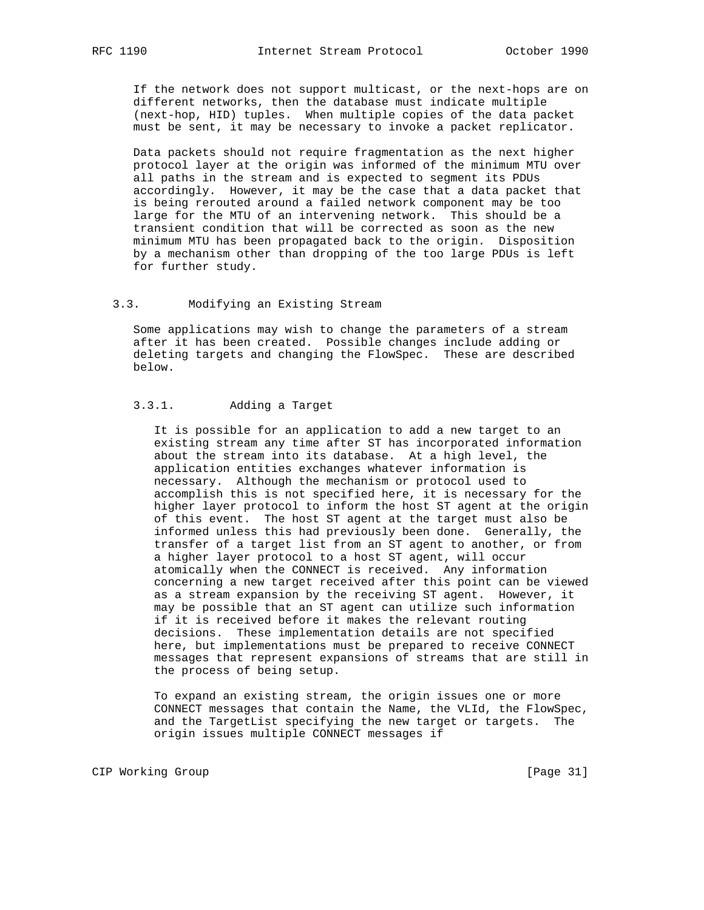If the network does not support multicast, or the next-hops are on different networks, then the database must indicate multiple (next-hop, HID) tuples. When multiple copies of the data packet must be sent, it may be necessary to invoke a packet replicator.

Data packets should not require fragmentation as the next higher protocol layer at the origin was informed of the minimum MTU over all paths in the stream and is expected to segment its PDUs accordingly. However, it may be the case that a data packet that is being rerouted around a failed network component may be too large for the MTU of an intervening network. This should be a transient condition that will be corrected as soon as the new minimum MTU has been propagated back to the origin. Disposition by a mechanism other than dropping of the too large PDUs is left for further study.

## 3.3. Modifying an Existing Stream

Some applications may wish to change the parameters of a stream after it has been created. Possible changes include adding or deleting targets and changing the FlowSpec. These are described below.

### 3.3.1. Adding a Target

It is possible for an application to add a new target to an existing stream any time after ST has incorporated information about the stream into its database. At a high level, the application entities exchanges whatever information is necessary. Although the mechanism or protocol used to accomplish this is not specified here, it is necessary for the higher layer protocol to inform the host ST agent at the origin of this event. The host ST agent at the target must also be informed unless this had previously been done. Generally, the transfer of a target list from an ST agent to another, or from a higher layer protocol to a host ST agent, will occur atomically when the CONNECT is received. Any information concerning a new target received after this point can be viewed as a stream expansion by the receiving ST agent. However, it may be possible that an ST agent can utilize such information if it is received before it makes the relevant routing decisions. These implementation details are not specified here, but implementations must be prepared to receive CONNECT messages that represent expansions of streams that are still in the process of being setup.

To expand an existing stream, the origin issues one or more CONNECT messages that contain the Name, the VLId, the FlowSpec, and the TargetList specifying the new target or targets. The origin issues multiple CONNECT messages if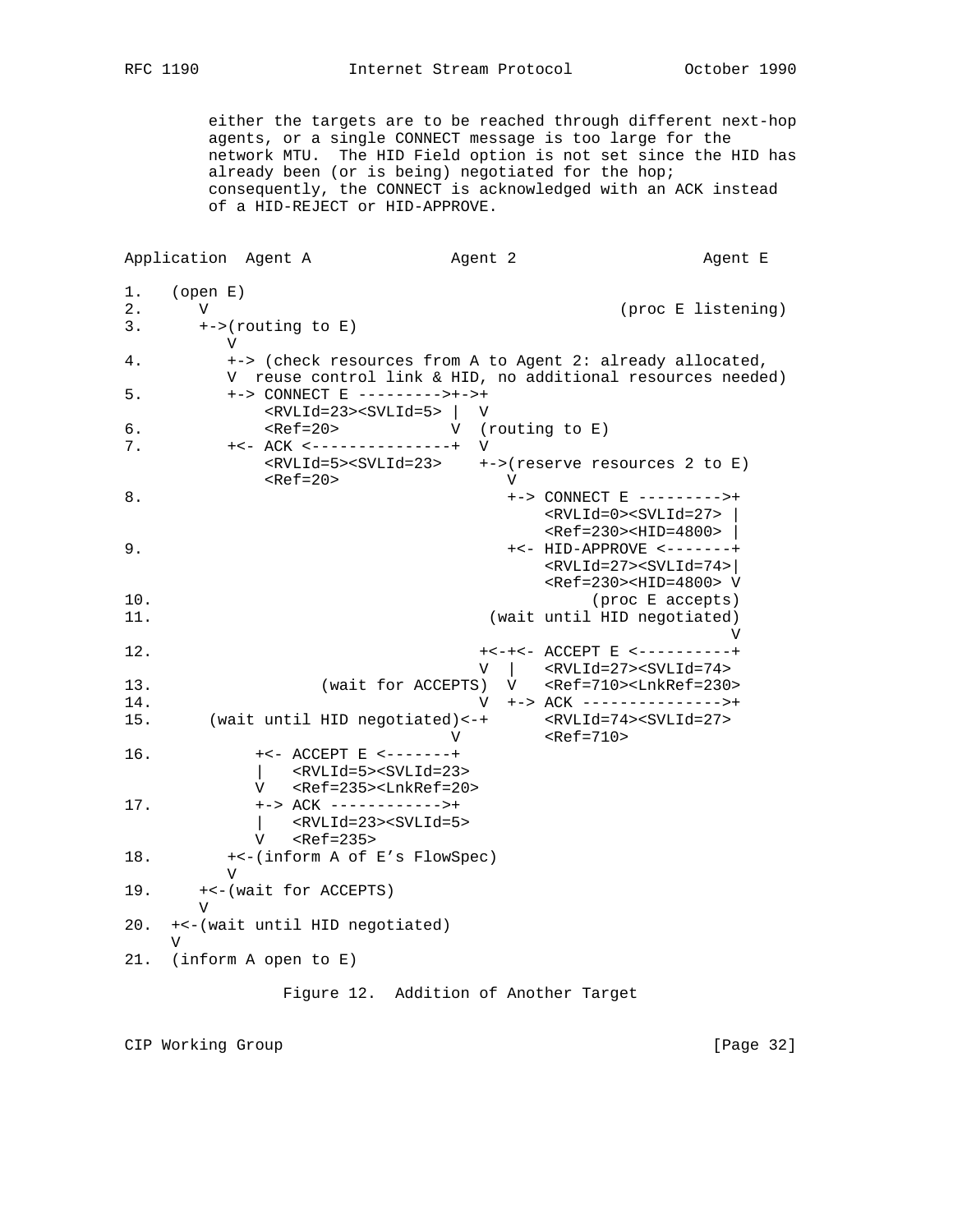either the targets are to be reached through different next-hop agents, or a single CONNECT message is too large for the network MTU. The HID Field option is not set since the HID has already been (or is being) negotiated for the hop; consequently, the CONNECT is acknowledged with an ACK instead of a HID-REJECT or HID-APPROVE.

```
Application  Agent A              Agent 2                  Agent E

1.   (open E)
2.      V                                             (proc E listening)
3.      +->(routing to E)
           V
4.         +-> (check resources from A to Agent 2: already allocated,
           V  reuse control link & HID, no additional resources needed)
5.         +-> CONNECT E --------->+->+
               <RVLId=23><SVLId=5> |  V
6.             <Ref=20>            V  (routing to E)
7.         +<- ACK <---------------+  V
               <RVLId=5><SVLId=23>    +->(reserve resources 2 to E)
               <Ref=20>                  V
8.                                       +-> CONNECT E --------->+
                                             <RVLId=0><SVLId=27> |
                                             <Ref=230><HID=4800> |
9.                                       +<- HID-APPROVE <-------+
                                             <RVLId=27><SVLId=74>|
                                             <Ref=230><HID=4800> V
10.                                               (proc E accepts)
11.                                   (wait until HID negotiated)
                                                                 V
12.                                   +<-+<- ACCEPT E <----------+
                                      V  |   <RVLId=27><SVLId=74>
13.                 (wait for ACCEPTS)  V   <Ref=710><LnkRef=230>
14.                                   V  +-> ACK --------------->+
15.       (wait until HID negotiated)<-+      <RVLId=74><SVLId=27>
                                      V         <Ref=710>
16.          +<- ACCEPT E <-------+
             |   <RVLId=5><SVLId=23>
             V   <Ref=235><LnkRef=20>
17.          +-> ACK ------------>+
             |   <RVLId=23><SVLId=5>
             V   <Ref=235>
18.        +<-(inform A of E's FlowSpec)
           V
19.     +<-(wait for ACCEPTS)
        V
20.  +<-(wait until HID negotiated)
     V
21.  (inform A open to E)
```

Figure 12. Addition of Another Target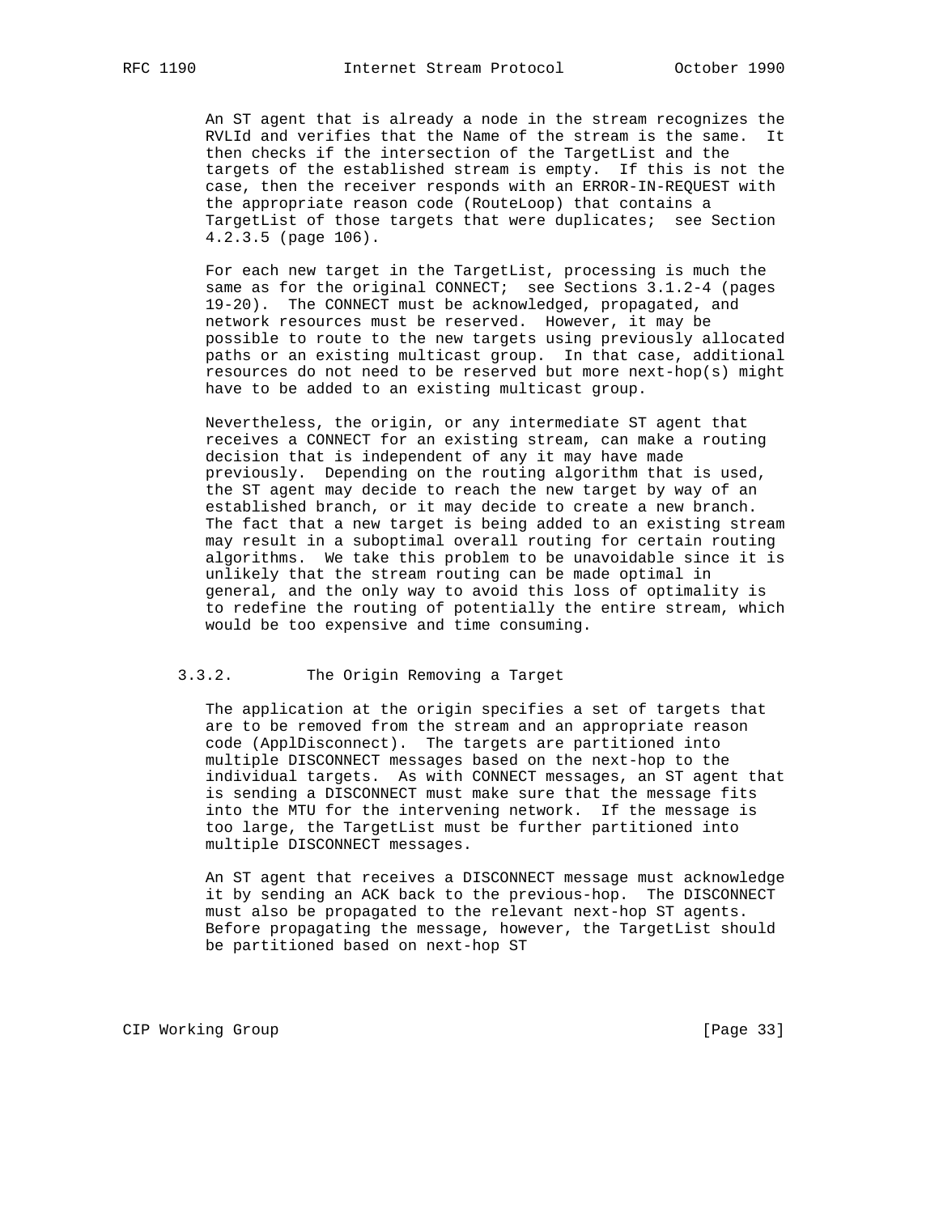An ST agent that is already a node in the stream recognizes the RVLId and verifies that the Name of the stream is the same. It then checks if the intersection of the TargetList and the targets of the established stream is empty. If this is not the case, then the receiver responds with an ERROR-IN-REQUEST with the appropriate reason code (RouteLoop) that contains a TargetList of those targets that were duplicates; see Section 4.2.3.5 (page 106).

For each new target in the TargetList, processing is much the same as for the original CONNECT; see Sections 3.1.2-4 (pages 19-20). The CONNECT must be acknowledged, propagated, and network resources must be reserved. However, it may be possible to route to the new targets using previously allocated paths or an existing multicast group. In that case, additional resources do not need to be reserved but more next-hop(s) might have to be added to an existing multicast group.

Nevertheless, the origin, or any intermediate ST agent that receives a CONNECT for an existing stream, can make a routing decision that is independent of any it may have made previously. Depending on the routing algorithm that is used, the ST agent may decide to reach the new target by way of an established branch, or it may decide to create a new branch. The fact that a new target is being added to an existing stream may result in a suboptimal overall routing for certain routing algorithms. We take this problem to be unavoidable since it is unlikely that the stream routing can be made optimal in general, and the only way to avoid this loss of optimality is to redefine the routing of potentially the entire stream, which would be too expensive and time consuming.

### 3.3.2. The Origin Removing a Target

The application at the origin specifies a set of targets that are to be removed from the stream and an appropriate reason code (ApplDisconnect). The targets are partitioned into multiple DISCONNECT messages based on the next-hop to the individual targets. As with CONNECT messages, an ST agent that is sending a DISCONNECT must make sure that the message fits into the MTU for the intervening network. If the message is too large, the TargetList must be further partitioned into multiple DISCONNECT messages.

An ST agent that receives a DISCONNECT message must acknowledge it by sending an ACK back to the previous-hop. The DISCONNECT must also be propagated to the relevant next-hop ST agents. Before propagating the message, however, the TargetList should be partitioned based on next-hop ST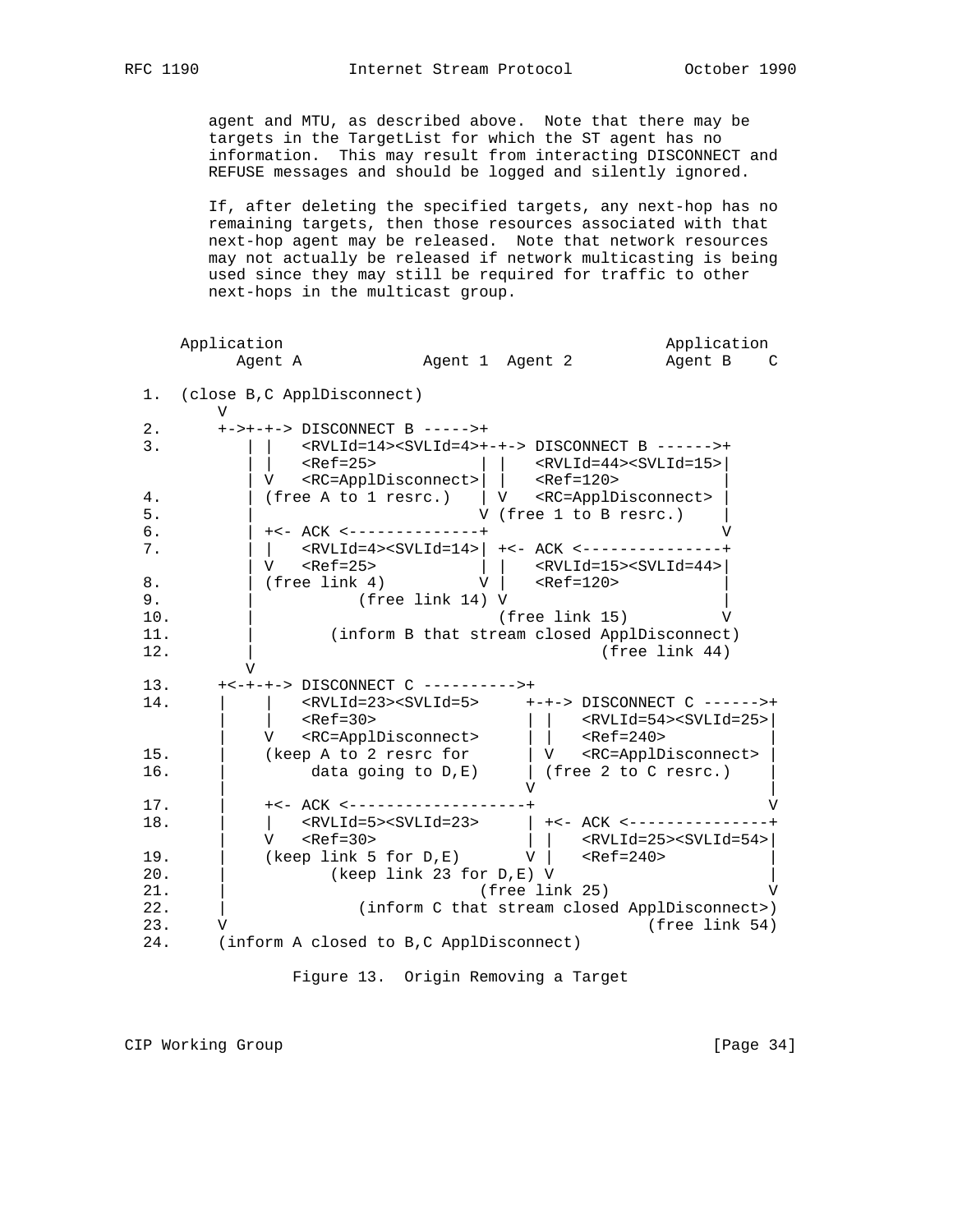agent and MTU, as described above. Note that there may be targets in the TargetList for which the ST agent has no information. This may result from interacting DISCONNECT and REFUSE messages and should be logged and silently ignored.

If, after deleting the specified targets, any next-hop has no remaining targets, then those resources associated with that next-hop agent may be released. Note that network resources may not actually be released if network multicasting is being used since they may still be required for traffic to other next-hops in the multicast group.

```
     Application                                       Application
           Agent A            Agent 1  Agent 2          Agent B    C

  1.  (close B,C ApplDisconnect)
          V
  2.      +->+-+-> DISCONNECT B ----->+
  3.         | |   <RVLId=14><SVLId=4>+-+-> DISCONNECT B ------>+
             | |   <Ref=25>           | |   <RVLId=44><SVLId=15>|
             | V   <RC=ApplDisconnect>| |   <Ref=120>           |
  4.         | (free A to 1 resrc.)   | V   <RC=ApplDisconnect> |
  5.         |                        V (free 1 to B resrc.)    |
  6.         | +<- ACK <--------------+                         V
  7.         | |   <RVLId=4><SVLId=14>| +<- ACK <---------------+
             | V   <Ref=25>           | |   <RVLId=15><SVLId=44>|
  8.         | (free link 4)          V |   <Ref=120>           |
  9.         |           (free link 14) V                       |
 10.         |                          (free link 15)          V
 11.         |        (inform B that stream closed ApplDisconnect)
 12.         |                                     (free link 44)
             V
 13.      +<-+-+-> DISCONNECT C ---------->+
 14.      |    |   <RVLId=23><SVLId=5>     +-+-> DISCONNECT C ------>+
          |    |   <Ref=30>                | |   <RVLId=54><SVLId=25>|
          |    V   <RC=ApplDisconnect>     | |   <Ref=240>           |
 15.      |    (keep A to 2 resrc for      | V   <RC=ApplDisconnect> |
 16.      |         data going to D,E)     | (free 2 to C resrc.)    |
          |                                V                         |
 17.      |    +<- ACK <-------------------+                         V
 18.      |    |   <RVLId=5><SVLId=23>     | +<- ACK <---------------+
          |    V   <Ref=30>                | |   <RVLId=25><SVLId=54>|
 19.      |    (keep link 5 for D,E)       V |   <Ref=240>           |
 20.      |           (keep link 23 for D,E) V                       |
 21.      |                          (free link 25)                  V
 22.      |              (inform C that stream closed ApplDisconnect>)
 23.      V                                          (free link 54)
 24.      (inform A closed to B,C ApplDisconnect)
```

Figure 13. Origin Removing a Target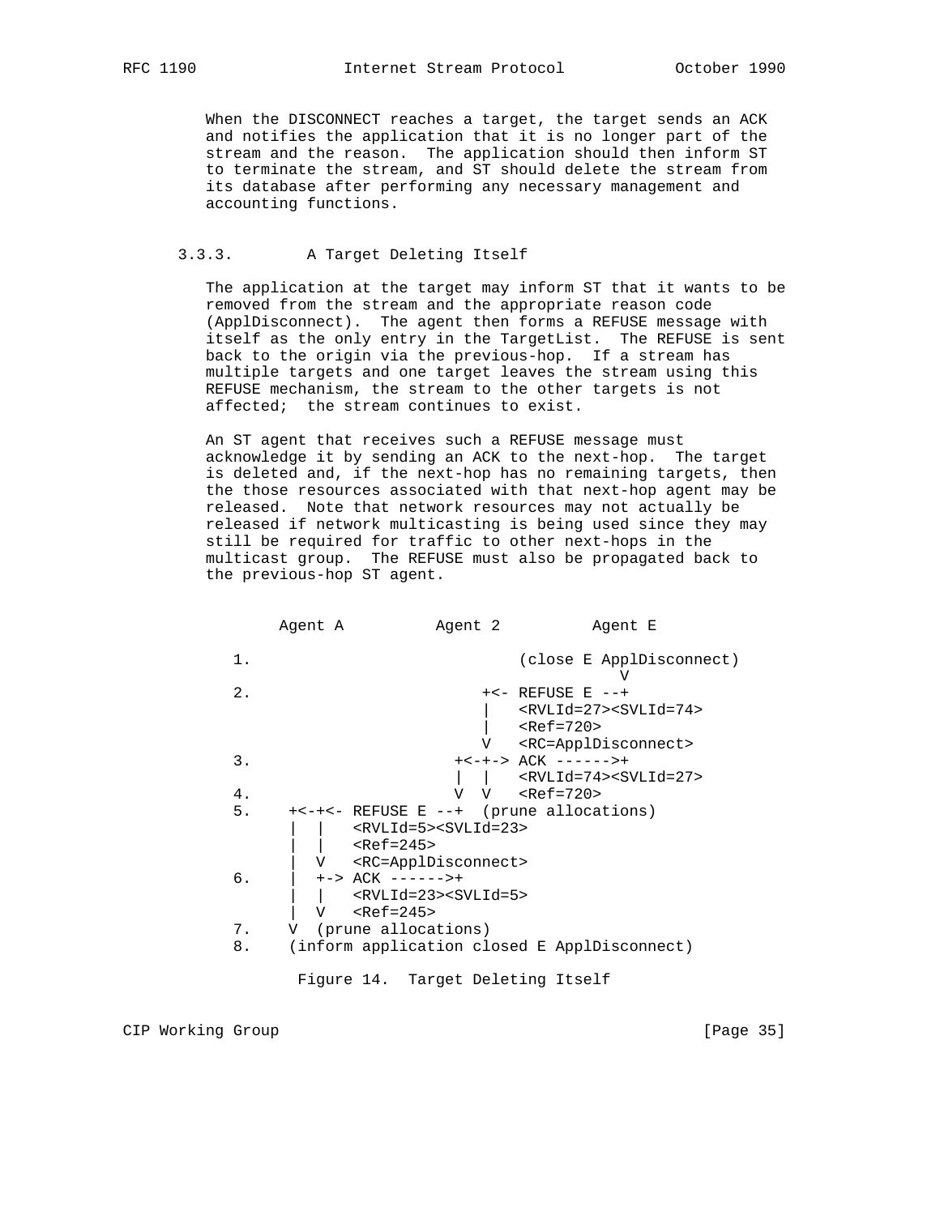When the DISCONNECT reaches a target, the target sends an ACK and notifies the application that it is no longer part of the stream and the reason. The application should then inform ST to terminate the stream, and ST should delete the stream from its database after performing any necessary management and accounting functions.

### 3.3.3. A Target Deleting Itself

The application at the target may inform ST that it wants to be removed from the stream and the appropriate reason code (ApplDisconnect). The agent then forms a REFUSE message with itself as the only entry in the TargetList. The REFUSE is sent back to the origin via the previous-hop. If a stream has multiple targets and one target leaves the stream using this REFUSE mechanism, the stream to the other targets is not affected; the stream continues to exist.

An ST agent that receives such a REFUSE message must acknowledge it by sending an ACK to the next-hop. The target is deleted and, if the next-hop has no remaining targets, then the those resources associated with that next-hop agent may be released. Note that network resources may not actually be released if network multicasting is being used since they may still be required for traffic to other next-hops in the multicast group. The REFUSE must also be propagated back to the previous-hop ST agent.

```
        Agent A          Agent 2          Agent E

   1.                            (close E ApplDisconnect)
                                                V
   2.                       +<- REFUSE E --+
                            |   <RVLId=27><SVLId=74>
                            |   <Ref=720>
                            V   <RC=ApplDisconnect>
   3.                    +<-+-> ACK ------>+
                         |  |   <RVLId=74><SVLId=27>
   4.                    V  V   <Ref=720>
   5.     +<-+<- REFUSE E --+  (prune allocations)
          |  |   <RVLId=5><SVLId=23>
          |  |   <Ref=245>
          |  V   <RC=ApplDisconnect>
   6.     |  +-> ACK ------>+
          |  |   <RVLId=23><SVLId=5>
          |  V   <Ref=245>
   7.     V  (prune allocations)
   8.     (inform application closed E ApplDisconnect)
```

Figure 14. Target Deleting Itself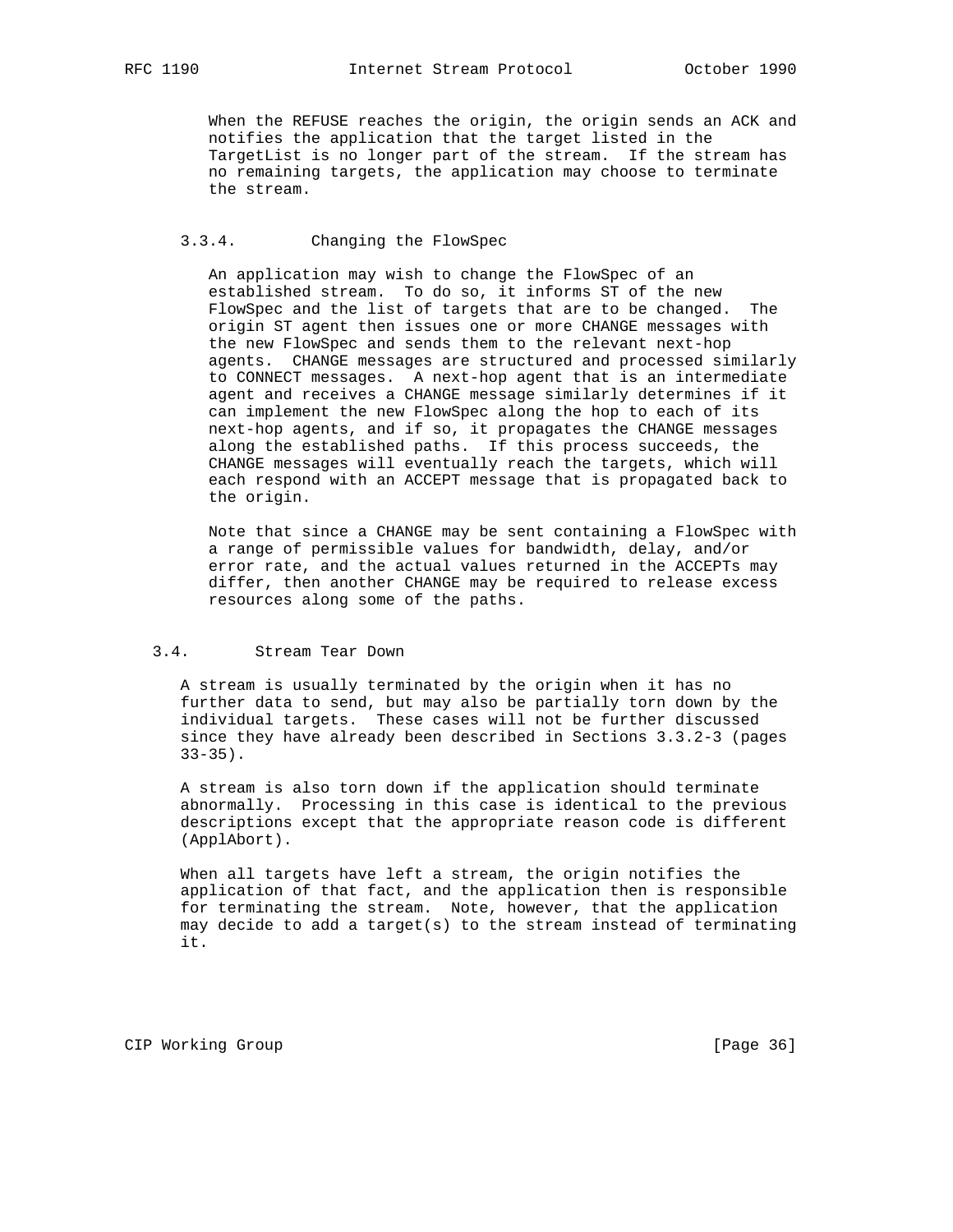When the REFUSE reaches the origin, the origin sends an ACK and notifies the application that the target listed in the TargetList is no longer part of the stream. If the stream has no remaining targets, the application may choose to terminate the stream.

### 3.3.4. Changing the FlowSpec

An application may wish to change the FlowSpec of an established stream. To do so, it informs ST of the new FlowSpec and the list of targets that are to be changed. The origin ST agent then issues one or more CHANGE messages with the new FlowSpec and sends them to the relevant next-hop agents. CHANGE messages are structured and processed similarly to CONNECT messages. A next-hop agent that is an intermediate agent and receives a CHANGE message similarly determines if it can implement the new FlowSpec along the hop to each of its next-hop agents, and if so, it propagates the CHANGE messages along the established paths. If this process succeeds, the CHANGE messages will eventually reach the targets, which will each respond with an ACCEPT message that is propagated back to the origin.

Note that since a CHANGE may be sent containing a FlowSpec with a range of permissible values for bandwidth, delay, and/or error rate, and the actual values returned in the ACCEPTs may differ, then another CHANGE may be required to release excess resources along some of the paths.

## 3.4. Stream Tear Down

A stream is usually terminated by the origin when it has no further data to send, but may also be partially torn down by the individual targets. These cases will not be further discussed since they have already been described in Sections 3.3.2-3 (pages 33-35).

A stream is also torn down if the application should terminate abnormally. Processing in this case is identical to the previous descriptions except that the appropriate reason code is different (ApplAbort).

When all targets have left a stream, the origin notifies the application of that fact, and the application then is responsible for terminating the stream. Note, however, that the application may decide to add a target(s) to the stream instead of terminating it.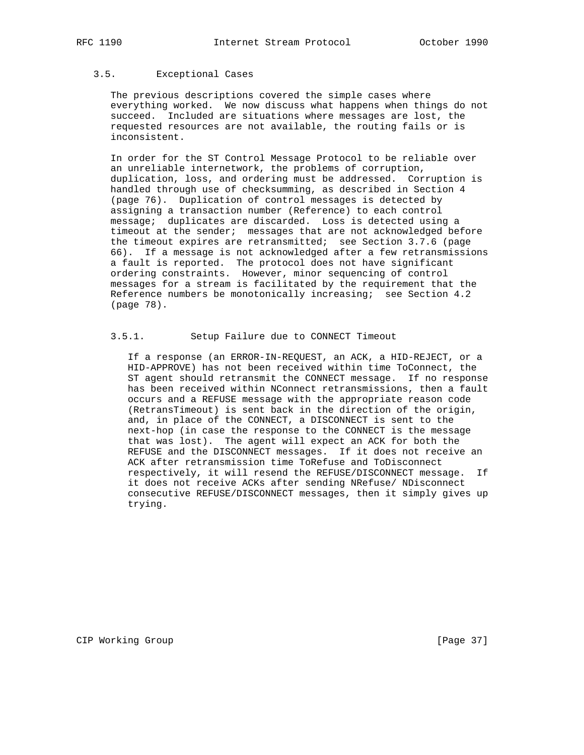## 3.5. Exceptional Cases

The previous descriptions covered the simple cases where everything worked. We now discuss what happens when things do not succeed. Included are situations where messages are lost, the requested resources are not available, the routing fails or is inconsistent.

In order for the ST Control Message Protocol to be reliable over an unreliable internetwork, the problems of corruption, duplication, loss, and ordering must be addressed. Corruption is handled through use of checksumming, as described in Section 4 (page 76). Duplication of control messages is detected by assigning a transaction number (Reference) to each control message; duplicates are discarded. Loss is detected using a timeout at the sender; messages that are not acknowledged before the timeout expires are retransmitted; see Section 3.7.6 (page 66). If a message is not acknowledged after a few retransmissions a fault is reported. The protocol does not have significant ordering constraints. However, minor sequencing of control messages for a stream is facilitated by the requirement that the Reference numbers be monotonically increasing; see Section 4.2 (page 78).

### 3.5.1. Setup Failure due to CONNECT Timeout

If a response (an ERROR-IN-REQUEST, an ACK, a HID-REJECT, or a HID-APPROVE) has not been received within time ToConnect, the ST agent should retransmit the CONNECT message. If no response has been received within NConnect retransmissions, then a fault occurs and a REFUSE message with the appropriate reason code (RetransTimeout) is sent back in the direction of the origin, and, in place of the CONNECT, a DISCONNECT is sent to the next-hop (in case the response to the CONNECT is the message that was lost). The agent will expect an ACK for both the REFUSE and the DISCONNECT messages. If it does not receive an ACK after retransmission time ToRefuse and ToDisconnect respectively, it will resend the REFUSE/DISCONNECT message. If it does not receive ACKs after sending NRefuse/ NDisconnect consecutive REFUSE/DISCONNECT messages, then it simply gives up trying.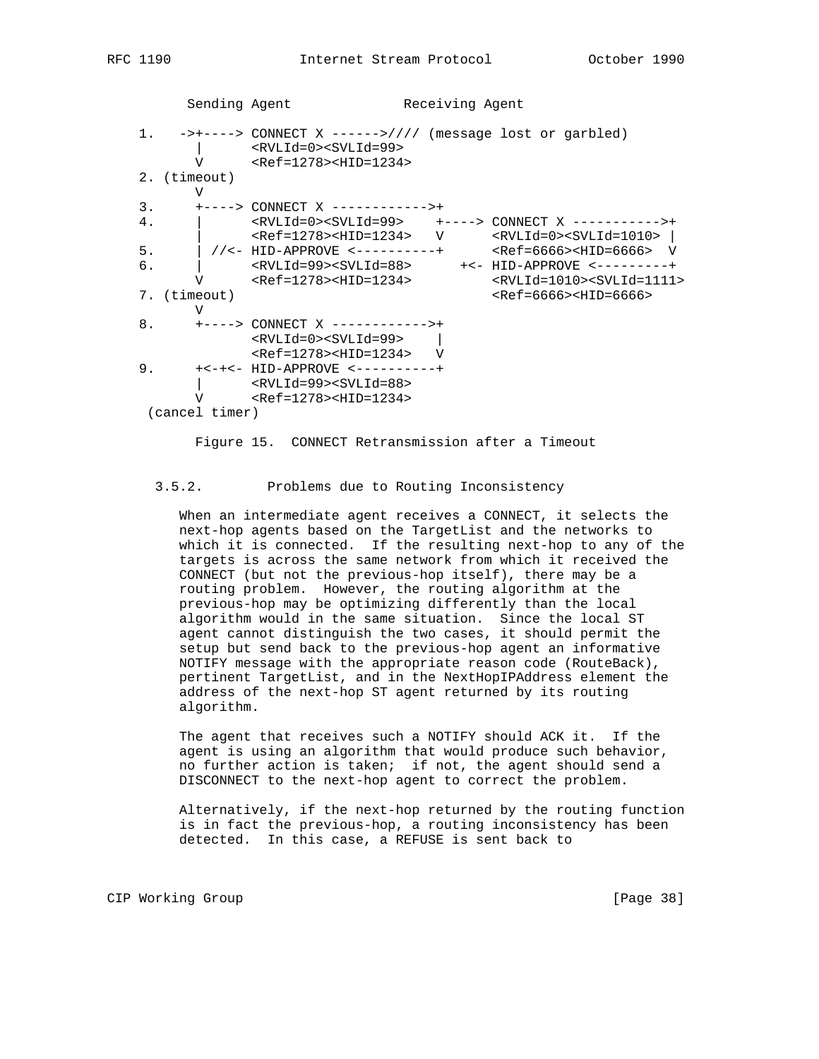```
         Sending Agent              Receiving Agent

   1.   ->+----> CONNECT X ------>//// (message lost or garbled)
          |      <RVLId=0><SVLId=99>
          V      <Ref=1278><HID=1234>
   2. (timeout)
          V
   3.     +----> CONNECT X ------------>+
   4.     |      <RVLId=0><SVLId=99>    +----> CONNECT X ----------->+
          |      <Ref=1278><HID=1234>   V      <RVLId=0><SVLId=1010> |
   5.     | //<- HID-APPROVE <----------+      <Ref=6666><HID=6666>  V
   6.     |      <RVLId=99><SVLId=88>      +<- HID-APPROVE <---------+
          V      <Ref=1278><HID=1234>          <RVLId=1010><SVLId=1111>
   7. (timeout)                                <Ref=6666><HID=6666>
          V
   8.     +----> CONNECT X ------------>+
                 <RVLId=0><SVLId=99>    |
                 <Ref=1278><HID=1234>   V
   9.     +<-+<- HID-APPROVE <----------+
          |      <RVLId=99><SVLId=88>
          V      <Ref=1278><HID=1234>
    (cancel timer)
```

Figure 15. CONNECT Retransmission after a Timeout

### 3.5.2. Problems due to Routing Inconsistency

When an intermediate agent receives a CONNECT, it selects the next-hop agents based on the TargetList and the networks to which it is connected. If the resulting next-hop to any of the targets is across the same network from which it received the CONNECT (but not the previous-hop itself), there may be a routing problem. However, the routing algorithm at the previous-hop may be optimizing differently than the local algorithm would in the same situation. Since the local ST agent cannot distinguish the two cases, it should permit the setup but send back to the previous-hop agent an informative NOTIFY message with the appropriate reason code (RouteBack), pertinent TargetList, and in the NextHopIPAddress element the address of the next-hop ST agent returned by its routing algorithm.

The agent that receives such a NOTIFY should ACK it. If the agent is using an algorithm that would produce such behavior, no further action is taken; if not, the agent should send a DISCONNECT to the next-hop agent to correct the problem.

Alternatively, if the next-hop returned by the routing function is in fact the previous-hop, a routing inconsistency has been detected. In this case, a REFUSE is sent back to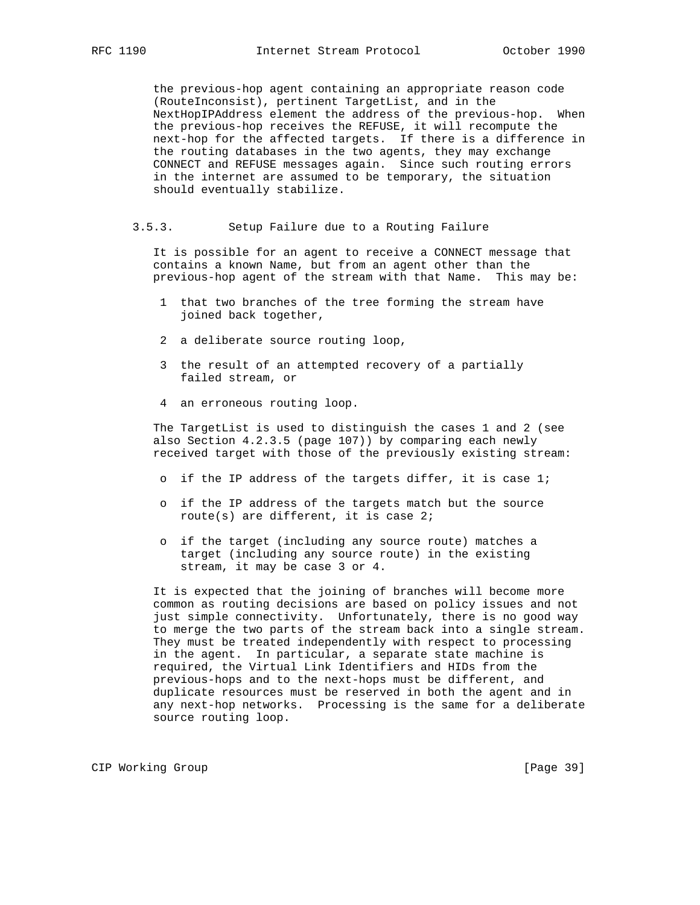the previous-hop agent containing an appropriate reason code (RouteInconsist), pertinent TargetList, and in the NextHopIPAddress element the address of the previous-hop. When the previous-hop receives the REFUSE, it will recompute the next-hop for the affected targets. If there is a difference in the routing databases in the two agents, they may exchange CONNECT and REFUSE messages again. Since such routing errors in the internet are assumed to be temporary, the situation should eventually stabilize.

### 3.5.3. Setup Failure due to a Routing Failure

It is possible for an agent to receive a CONNECT message that contains a known Name, but from an agent other than the previous-hop agent of the stream with that Name. This may be:

1. that two branches of the tree forming the stream have joined back together,
2. a deliberate source routing loop,
3. the result of an attempted recovery of a partially failed stream, or
4. an erroneous routing loop.

The TargetList is used to distinguish the cases 1 and 2 (see also Section 4.2.3.5 (page 107)) by comparing each newly received target with those of the previously existing stream:

- if the IP address of the targets differ, it is case 1;
- if the IP address of the targets match but the source route(s) are different, it is case 2;
- if the target (including any source route) matches a target (including any source route) in the existing stream, it may be case 3 or 4.

It is expected that the joining of branches will become more common as routing decisions are based on policy issues and not just simple connectivity. Unfortunately, there is no good way to merge the two parts of the stream back into a single stream. They must be treated independently with respect to processing in the agent. In particular, a separate state machine is required, the Virtual Link Identifiers and HIDs from the previous-hops and to the next-hops must be different, and duplicate resources must be reserved in both the agent and in any next-hop networks. Processing is the same for a deliberate source routing loop.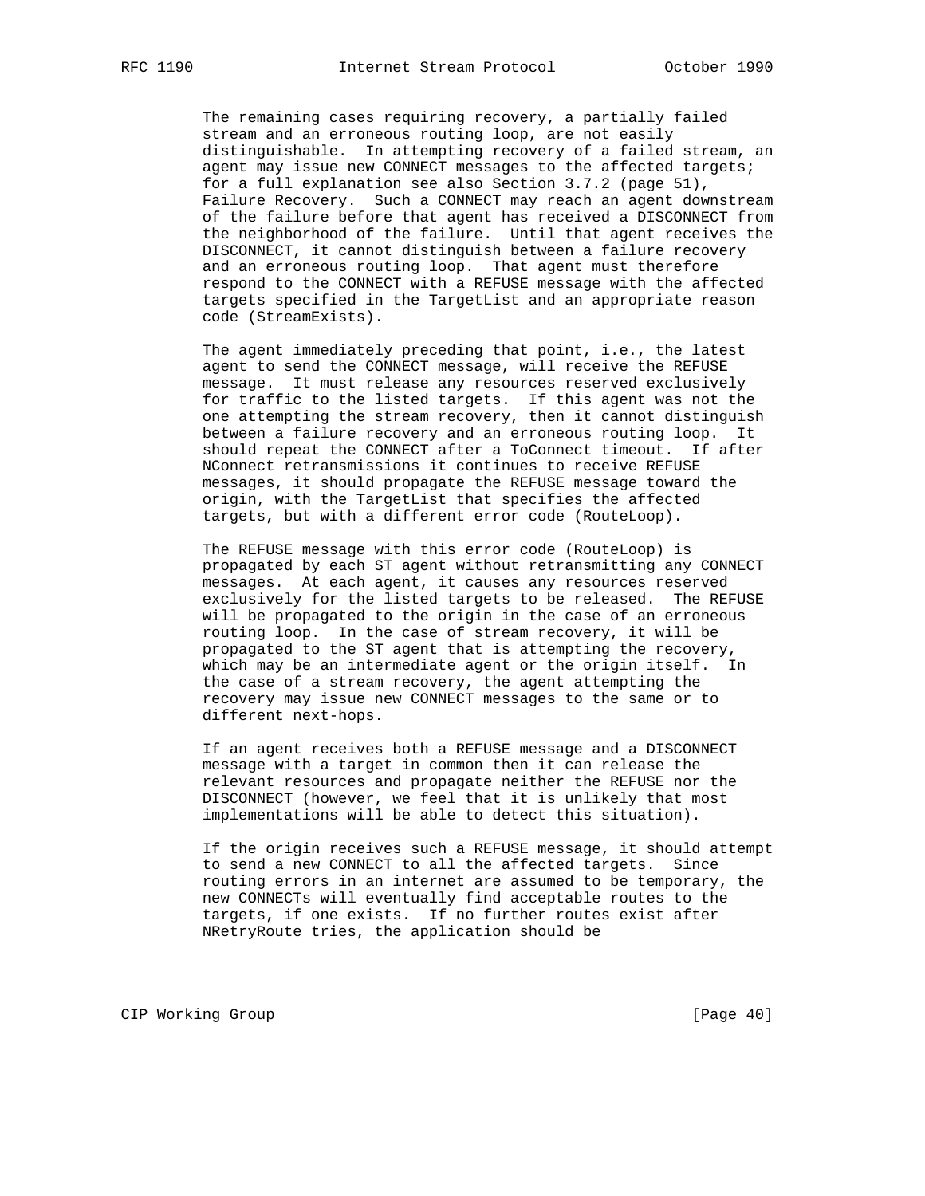The remaining cases requiring recovery, a partially failed stream and an erroneous routing loop, are not easily distinguishable. In attempting recovery of a failed stream, an agent may issue new CONNECT messages to the affected targets; for a full explanation see also Section 3.7.2 (page 51), Failure Recovery. Such a CONNECT may reach an agent downstream of the failure before that agent has received a DISCONNECT from the neighborhood of the failure. Until that agent receives the DISCONNECT, it cannot distinguish between a failure recovery and an erroneous routing loop. That agent must therefore respond to the CONNECT with a REFUSE message with the affected targets specified in the TargetList and an appropriate reason code (StreamExists).

The agent immediately preceding that point, i.e., the latest agent to send the CONNECT message, will receive the REFUSE message. It must release any resources reserved exclusively for traffic to the listed targets. If this agent was not the one attempting the stream recovery, then it cannot distinguish between a failure recovery and an erroneous routing loop. It should repeat the CONNECT after a ToConnect timeout. If after NConnect retransmissions it continues to receive REFUSE messages, it should propagate the REFUSE message toward the origin, with the TargetList that specifies the affected targets, but with a different error code (RouteLoop).

The REFUSE message with this error code (RouteLoop) is propagated by each ST agent without retransmitting any CONNECT messages. At each agent, it causes any resources reserved exclusively for the listed targets to be released. The REFUSE will be propagated to the origin in the case of an erroneous routing loop. In the case of stream recovery, it will be propagated to the ST agent that is attempting the recovery, which may be an intermediate agent or the origin itself. In the case of a stream recovery, the agent attempting the recovery may issue new CONNECT messages to the same or to different next-hops.

If an agent receives both a REFUSE message and a DISCONNECT message with a target in common then it can release the relevant resources and propagate neither the REFUSE nor the DISCONNECT (however, we feel that it is unlikely that most implementations will be able to detect this situation).

If the origin receives such a REFUSE message, it should attempt to send a new CONNECT to all the affected targets. Since routing errors in an internet are assumed to be temporary, the new CONNECTs will eventually find acceptable routes to the targets, if one exists. If no further routes exist after NRetryRoute tries, the application should be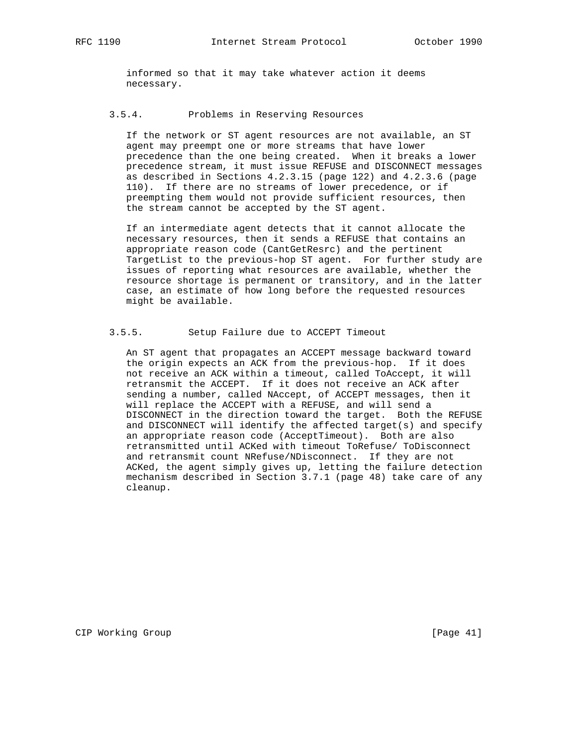informed so that it may take whatever action it deems necessary.

### 3.5.4. Problems in Reserving Resources

If the network or ST agent resources are not available, an ST agent may preempt one or more streams that have lower precedence than the one being created. When it breaks a lower precedence stream, it must issue REFUSE and DISCONNECT messages as described in Sections 4.2.3.15 (page 122) and 4.2.3.6 (page 110). If there are no streams of lower precedence, or if preempting them would not provide sufficient resources, then the stream cannot be accepted by the ST agent.

If an intermediate agent detects that it cannot allocate the necessary resources, then it sends a REFUSE that contains an appropriate reason code (CantGetResrc) and the pertinent TargetList to the previous-hop ST agent. For further study are issues of reporting what resources are available, whether the resource shortage is permanent or transitory, and in the latter case, an estimate of how long before the requested resources might be available.

### 3.5.5. Setup Failure due to ACCEPT Timeout

An ST agent that propagates an ACCEPT message backward toward the origin expects an ACK from the previous-hop. If it does not receive an ACK within a timeout, called ToAccept, it will retransmit the ACCEPT. If it does not receive an ACK after sending a number, called NAccept, of ACCEPT messages, then it will replace the ACCEPT with a REFUSE, and will send a DISCONNECT in the direction toward the target. Both the REFUSE and DISCONNECT will identify the affected target(s) and specify an appropriate reason code (AcceptTimeout). Both are also retransmitted until ACKed with timeout ToRefuse/ ToDisconnect and retransmit count NRefuse/NDisconnect. If they are not ACKed, the agent simply gives up, letting the failure detection mechanism described in Section 3.7.1 (page 48) take care of any cleanup.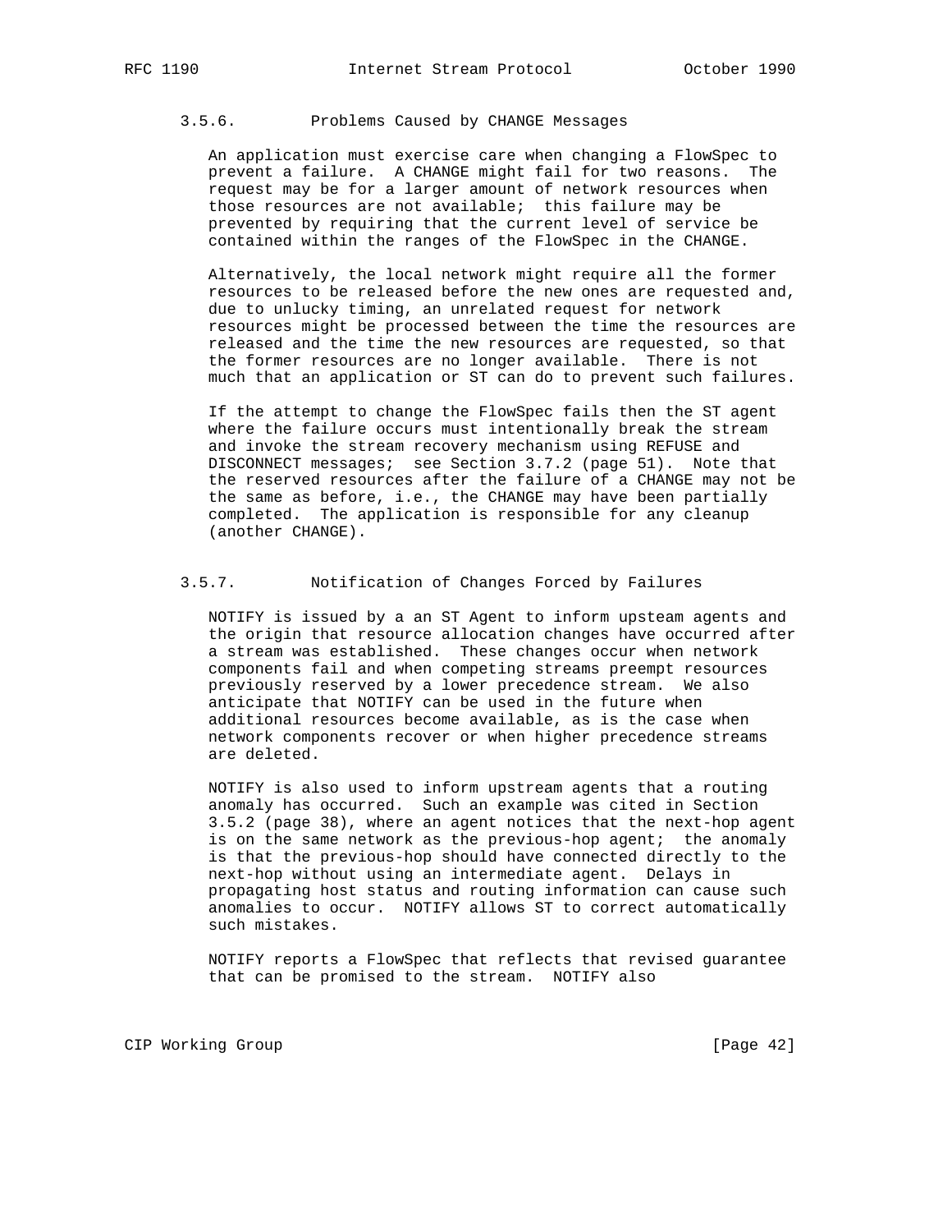### 3.5.6. Problems Caused by CHANGE Messages

An application must exercise care when changing a FlowSpec to prevent a failure. A CHANGE might fail for two reasons. The request may be for a larger amount of network resources when those resources are not available; this failure may be prevented by requiring that the current level of service be contained within the ranges of the FlowSpec in the CHANGE.

Alternatively, the local network might require all the former resources to be released before the new ones are requested and, due to unlucky timing, an unrelated request for network resources might be processed between the time the resources are released and the time the new resources are requested, so that the former resources are no longer available. There is not much that an application or ST can do to prevent such failures.

If the attempt to change the FlowSpec fails then the ST agent where the failure occurs must intentionally break the stream and invoke the stream recovery mechanism using REFUSE and DISCONNECT messages; see Section 3.7.2 (page 51). Note that the reserved resources after the failure of a CHANGE may not be the same as before, i.e., the CHANGE may have been partially completed. The application is responsible for any cleanup (another CHANGE).

### 3.5.7. Notification of Changes Forced by Failures

NOTIFY is issued by a an ST Agent to inform upsteam agents and the origin that resource allocation changes have occurred after a stream was established. These changes occur when network components fail and when competing streams preempt resources previously reserved by a lower precedence stream. We also anticipate that NOTIFY can be used in the future when additional resources become available, as is the case when network components recover or when higher precedence streams are deleted.

NOTIFY is also used to inform upstream agents that a routing anomaly has occurred. Such an example was cited in Section 3.5.2 (page 38), where an agent notices that the next-hop agent is on the same network as the previous-hop agent; the anomaly is that the previous-hop should have connected directly to the next-hop without using an intermediate agent. Delays in propagating host status and routing information can cause such anomalies to occur. NOTIFY allows ST to correct automatically such mistakes.

NOTIFY reports a FlowSpec that reflects that revised guarantee that can be promised to the stream. NOTIFY also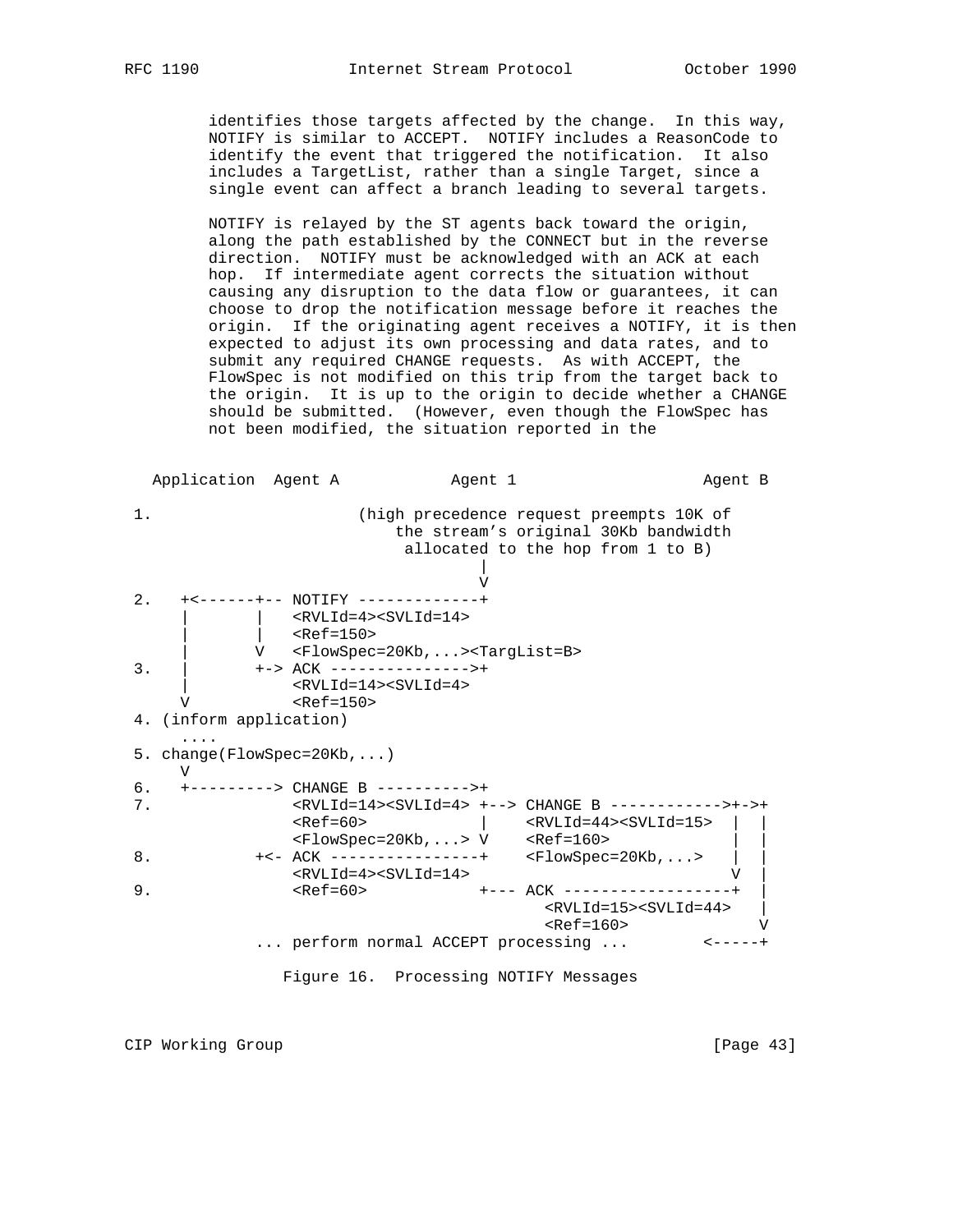identifies those targets affected by the change. In this way, NOTIFY is similar to ACCEPT. NOTIFY includes a ReasonCode to identify the event that triggered the notification. It also includes a TargetList, rather than a single Target, since a single event can affect a branch leading to several targets.

NOTIFY is relayed by the ST agents back toward the origin, along the path established by the CONNECT but in the reverse direction. NOTIFY must be acknowledged with an ACK at each hop. If intermediate agent corrects the situation without causing any disruption to the data flow or guarantees, it can choose to drop the notification message before it reaches the origin. If the originating agent receives a NOTIFY, it is then expected to adjust its own processing and data rates, and to submit any required CHANGE requests. As with ACCEPT, the FlowSpec is not modified on this trip from the target back to the origin. It is up to the origin to decide whether a CHANGE should be submitted. (However, even though the FlowSpec has not been modified, the situation reported in the

```
  Application  Agent A           Agent 1                  Agent B

1.                     (high precedence request preempts 10K of
                           the stream's original 30Kb bandwidth
                            allocated to the hop from 1 to B)
                                         |
                                         V
2.   +<------+-- NOTIFY -------------+
     |       |   <RVLId=4><SVLId=14>
     |       |   <Ref=150>
     |       V   <FlowSpec=20Kb,...><TargList=B>
3.   |       +-> ACK --------------->+
     |           <RVLId=14><SVLId=4>
     V           <Ref=150>
4. (inform application)
    ....
5. change(FlowSpec=20Kb,...)
    V
6.   +---------> CHANGE B ---------->+
7.               <RVLId=14><SVLId=4> +--> CHANGE B ------------>+->+
                 <Ref=60>            |    <RVLId=44><SVLId=15>  |  |
                 <FlowSpec=20Kb,...> V    <Ref=160>             |  |
8.           +<- ACK ----------------+    <FlowSpec=20Kb,...>   |  |
                 <RVLId=4><SVLId=14>                           V  |
9.               <Ref=60>            +--- ACK ------------------+  |
                                            <RVLId=15><SVLId=44>   |
                                            <Ref=160>              V
             ... perform normal ACCEPT processing ...       <-----+
```

Figure 16. Processing NOTIFY Messages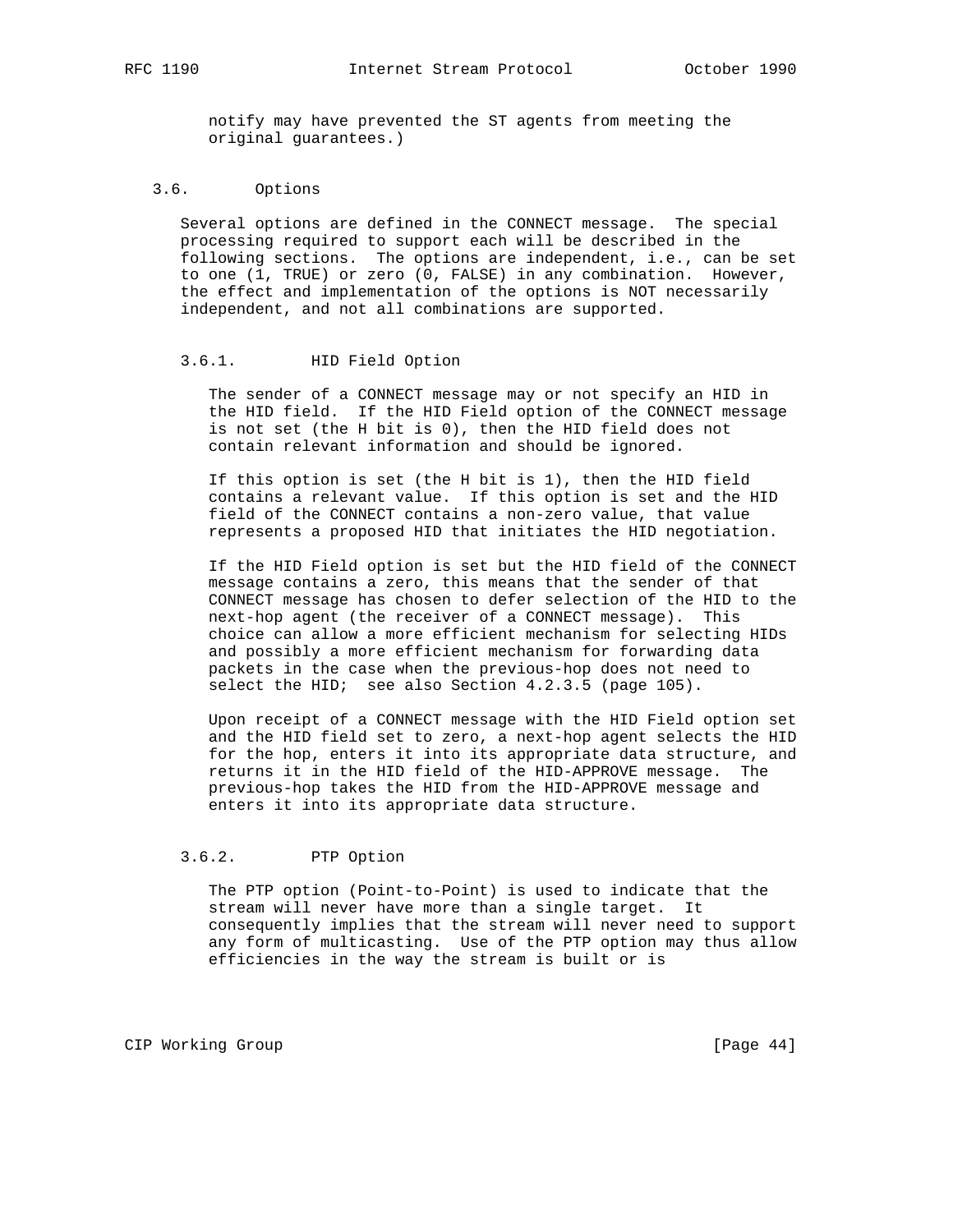notify may have prevented the ST agents from meeting the original guarantees.)

## 3.6. Options

Several options are defined in the CONNECT message. The special processing required to support each will be described in the following sections. The options are independent, i.e., can be set to one (1, TRUE) or zero (0, FALSE) in any combination. However, the effect and implementation of the options is NOT necessarily independent, and not all combinations are supported.

### 3.6.1. HID Field Option

The sender of a CONNECT message may or not specify an HID in the HID field. If the HID Field option of the CONNECT message is not set (the H bit is 0), then the HID field does not contain relevant information and should be ignored.

If this option is set (the H bit is 1), then the HID field contains a relevant value. If this option is set and the HID field of the CONNECT contains a non-zero value, that value represents a proposed HID that initiates the HID negotiation.

If the HID Field option is set but the HID field of the CONNECT message contains a zero, this means that the sender of that CONNECT message has chosen to defer selection of the HID to the next-hop agent (the receiver of a CONNECT message). This choice can allow a more efficient mechanism for selecting HIDs and possibly a more efficient mechanism for forwarding data packets in the case when the previous-hop does not need to select the HID; see also Section 4.2.3.5 (page 105).

Upon receipt of a CONNECT message with the HID Field option set and the HID field set to zero, a next-hop agent selects the HID for the hop, enters it into its appropriate data structure, and returns it in the HID field of the HID-APPROVE message. The previous-hop takes the HID from the HID-APPROVE message and enters it into its appropriate data structure.

### 3.6.2. PTP Option

The PTP option (Point-to-Point) is used to indicate that the stream will never have more than a single target. It consequently implies that the stream will never need to support any form of multicasting. Use of the PTP option may thus allow efficiencies in the way the stream is built or is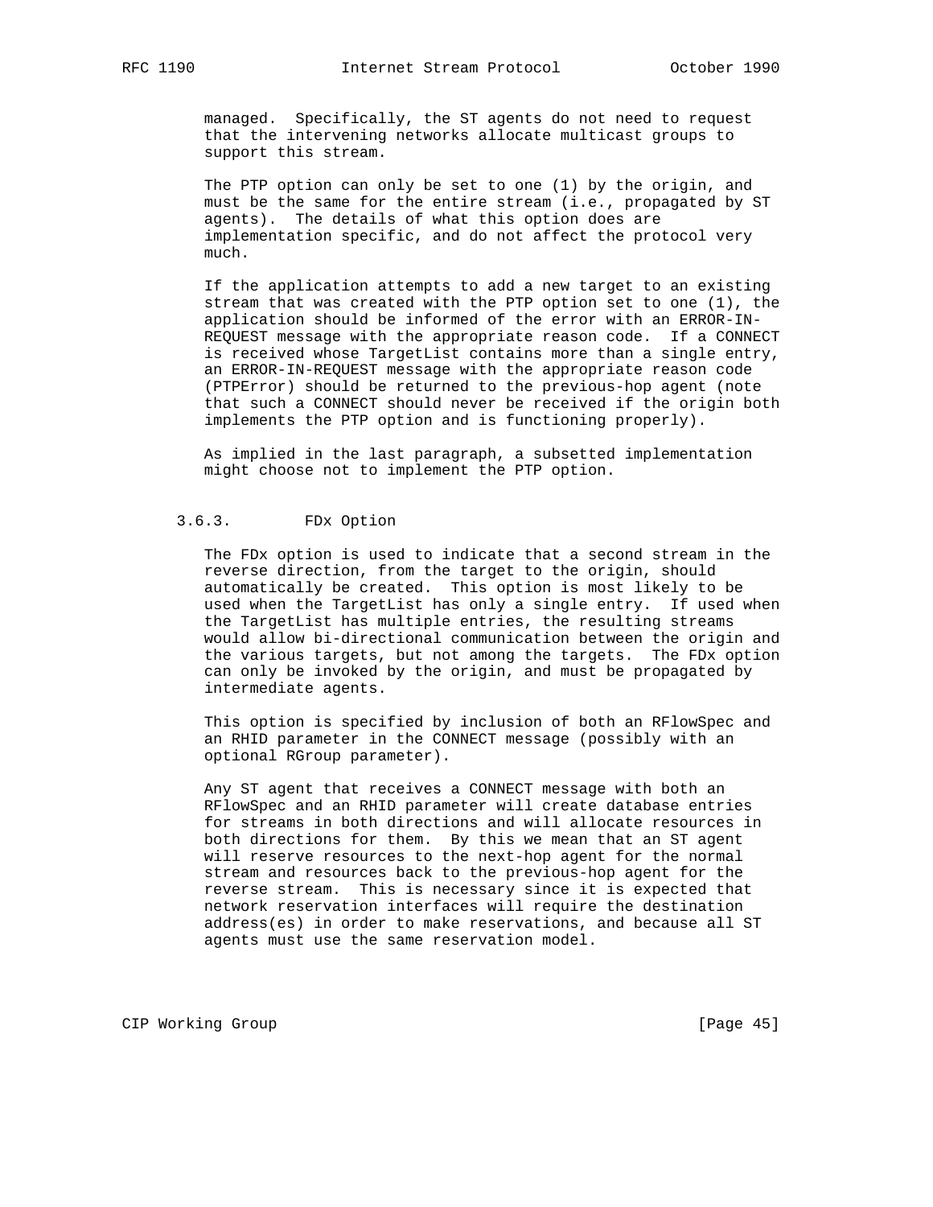managed. Specifically, the ST agents do not need to request that the intervening networks allocate multicast groups to support this stream.

The PTP option can only be set to one (1) by the origin, and must be the same for the entire stream (i.e., propagated by ST agents). The details of what this option does are implementation specific, and do not affect the protocol very much.

If the application attempts to add a new target to an existing stream that was created with the PTP option set to one (1), the application should be informed of the error with an ERROR-IN-REQUEST message with the appropriate reason code. If a CONNECT is received whose TargetList contains more than a single entry, an ERROR-IN-REQUEST message with the appropriate reason code (PTPError) should be returned to the previous-hop agent (note that such a CONNECT should never be received if the origin both implements the PTP option and is functioning properly).

As implied in the last paragraph, a subsetted implementation might choose not to implement the PTP option.

### 3.6.3. FDx Option

The FDx option is used to indicate that a second stream in the reverse direction, from the target to the origin, should automatically be created. This option is most likely to be used when the TargetList has only a single entry. If used when the TargetList has multiple entries, the resulting streams would allow bi-directional communication between the origin and the various targets, but not among the targets. The FDx option can only be invoked by the origin, and must be propagated by intermediate agents.

This option is specified by inclusion of both an RFlowSpec and an RHID parameter in the CONNECT message (possibly with an optional RGroup parameter).

Any ST agent that receives a CONNECT message with both an RFlowSpec and an RHID parameter will create database entries for streams in both directions and will allocate resources in both directions for them. By this we mean that an ST agent will reserve resources to the next-hop agent for the normal stream and resources back to the previous-hop agent for the reverse stream. This is necessary since it is expected that network reservation interfaces will require the destination address(es) in order to make reservations, and because all ST agents must use the same reservation model.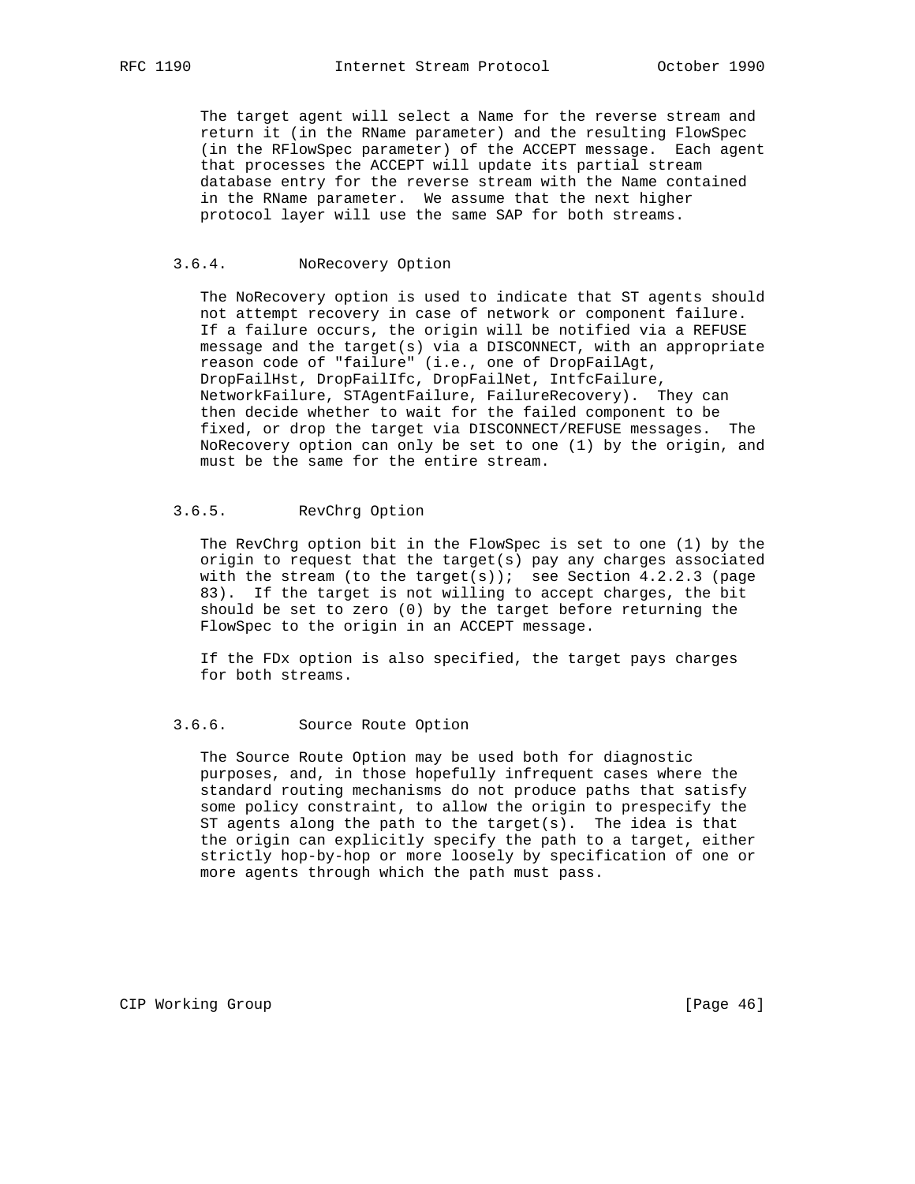The target agent will select a Name for the reverse stream and return it (in the RName parameter) and the resulting FlowSpec (in the RFlowSpec parameter) of the ACCEPT message. Each agent that processes the ACCEPT will update its partial stream database entry for the reverse stream with the Name contained in the RName parameter. We assume that the next higher protocol layer will use the same SAP for both streams.

### 3.6.4. NoRecovery Option

The NoRecovery option is used to indicate that ST agents should not attempt recovery in case of network or component failure. If a failure occurs, the origin will be notified via a REFUSE message and the target(s) via a DISCONNECT, with an appropriate reason code of "failure" (i.e., one of DropFailAgt, DropFailHst, DropFailIfc, DropFailNet, IntfcFailure, NetworkFailure, STAgentFailure, FailureRecovery). They can then decide whether to wait for the failed component to be fixed, or drop the target via DISCONNECT/REFUSE messages. The NoRecovery option can only be set to one (1) by the origin, and must be the same for the entire stream.

### 3.6.5. RevChrg Option

The RevChrg option bit in the FlowSpec is set to one (1) by the origin to request that the target(s) pay any charges associated with the stream (to the target(s)); see Section 4.2.2.3 (page 83). If the target is not willing to accept charges, the bit should be set to zero (0) by the target before returning the FlowSpec to the origin in an ACCEPT message.

If the FDx option is also specified, the target pays charges for both streams.

### 3.6.6. Source Route Option

The Source Route Option may be used both for diagnostic purposes, and, in those hopefully infrequent cases where the standard routing mechanisms do not produce paths that satisfy some policy constraint, to allow the origin to prespecify the ST agents along the path to the target(s). The idea is that the origin can explicitly specify the path to a target, either strictly hop-by-hop or more loosely by specification of one or more agents through which the path must pass.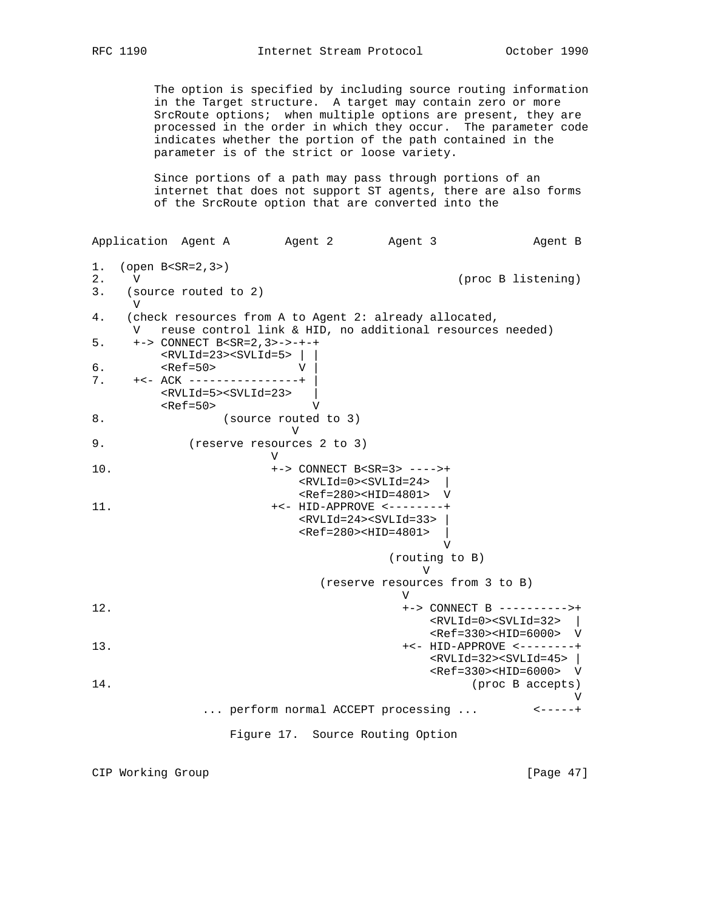The option is specified by including source routing information in the Target structure. A target may contain zero or more SrcRoute options; when multiple options are present, they are processed in the order in which they occur. The parameter code indicates whether the portion of the path contained in the parameter is of the strict or loose variety.

Since portions of a path may pass through portions of an internet that does not support ST agents, there are also forms of the SrcRoute option that are converted into the

```
Application  Agent A        Agent 2        Agent 3             Agent B

1.  (open B<SR=2,3>)
2.    V                                          (proc B listening)
3.   (source routed to 2)
      V
4.   (check resources from A to Agent 2: already allocated,
      V   reuse control link & HID, no additional resources needed)
5.    +-> CONNECT B<SR=2,3>->-+-+
          <RVLId=23><SVLId=5> | |
6.        <Ref=50>            V |
7.    +<- ACK ----------------+ |
          <RVLId=5><SVLId=23>   |
          <Ref=50>              V
8.                 (source routed to 3)
                              V
9.            (reserve resources 2 to 3)
                           V
10.                        +-> CONNECT B<SR=3> ---->+
                               <RVLId=0><SVLId=24>  |
                               <Ref=280><HID=4801>  V
11.                        +<- HID-APPROVE <--------+
                               <RVLId=24><SVLId=33> |
                               <Ref=280><HID=4801>  |
                                                    V
                                          (routing to B)
                                               V
                                 (reserve resources from 3 to B)
                                             V
12.                                          +-> CONNECT B ---------->+
                                                 <RVLId=0><SVLId=32>  |
                                                 <Ref=330><HID=6000>  V
13.                                          +<- HID-APPROVE <--------+
                                                 <RVLId=32><SVLId=45> |
                                                 <Ref=330><HID=6000>  V
14.                                                    (proc B accepts)
                                                                      V
                ... perform normal ACCEPT processing ...        <-----+
```

Figure 17. Source Routing Option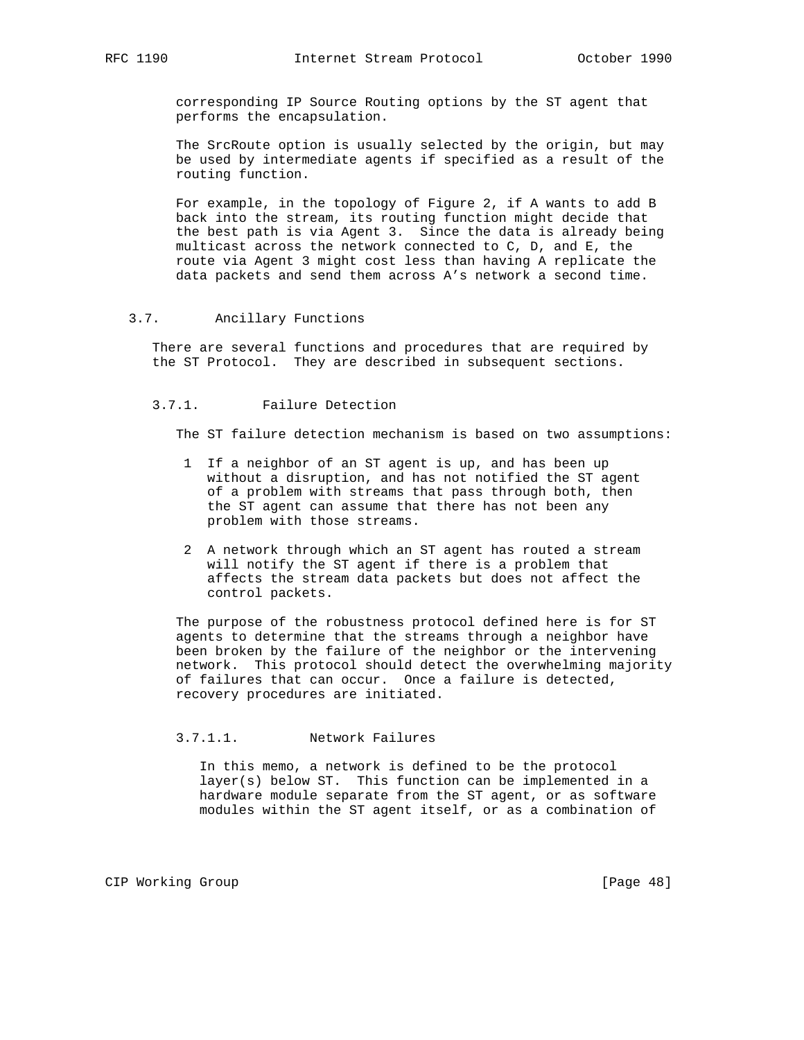corresponding IP Source Routing options by the ST agent that performs the encapsulation.

The SrcRoute option is usually selected by the origin, but may be used by intermediate agents if specified as a result of the routing function.

For example, in the topology of Figure 2, if A wants to add B back into the stream, its routing function might decide that the best path is via Agent 3. Since the data is already being multicast across the network connected to C, D, and E, the route via Agent 3 might cost less than having A replicate the data packets and send them across A's network a second time.

### 3.7. Ancillary Functions

There are several functions and procedures that are required by the ST Protocol. They are described in subsequent sections.

#### 3.7.1. Failure Detection

The ST failure detection mechanism is based on two assumptions:

1. If a neighbor of an ST agent is up, and has been up without a disruption, and has not notified the ST agent of a problem with streams that pass through both, then the ST agent can assume that there has not been any problem with those streams.

2. A network through which an ST agent has routed a stream will notify the ST agent if there is a problem that affects the stream data packets but does not affect the control packets.

The purpose of the robustness protocol defined here is for ST agents to determine that the streams through a neighbor have been broken by the failure of the neighbor or the intervening network. This protocol should detect the overwhelming majority of failures that can occur. Once a failure is detected, recovery procedures are initiated.

##### 3.7.1.1. Network Failures

In this memo, a network is defined to be the protocol layer(s) below ST. This function can be implemented in a hardware module separate from the ST agent, or as software modules within the ST agent itself, or as a combination of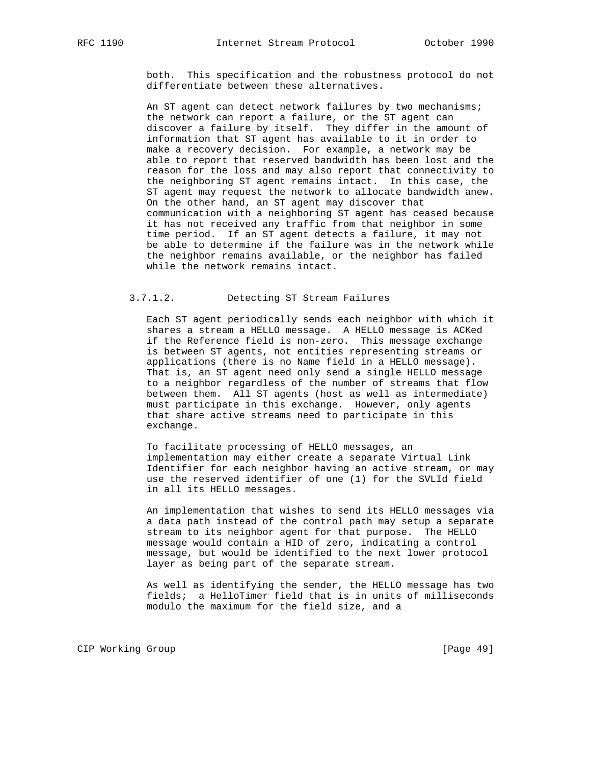both. This specification and the robustness protocol do not differentiate between these alternatives.

An ST agent can detect network failures by two mechanisms; the network can report a failure, or the ST agent can discover a failure by itself. They differ in the amount of information that ST agent has available to it in order to make a recovery decision. For example, a network may be able to report that reserved bandwidth has been lost and the reason for the loss and may also report that connectivity to the neighboring ST agent remains intact. In this case, the ST agent may request the network to allocate bandwidth anew. On the other hand, an ST agent may discover that communication with a neighboring ST agent has ceased because it has not received any traffic from that neighbor in some time period. If an ST agent detects a failure, it may not be able to determine if the failure was in the network while the neighbor remains available, or the neighbor has failed while the network remains intact.

#### 3.7.1.2. Detecting ST Stream Failures

Each ST agent periodically sends each neighbor with which it shares a stream a HELLO message. A HELLO message is ACKed if the Reference field is non-zero. This message exchange is between ST agents, not entities representing streams or applications (there is no Name field in a HELLO message). That is, an ST agent need only send a single HELLO message to a neighbor regardless of the number of streams that flow between them. All ST agents (host as well as intermediate) must participate in this exchange. However, only agents that share active streams need to participate in this exchange.

To facilitate processing of HELLO messages, an implementation may either create a separate Virtual Link Identifier for each neighbor having an active stream, or may use the reserved identifier of one (1) for the SVLId field in all its HELLO messages.

An implementation that wishes to send its HELLO messages via a data path instead of the control path may setup a separate stream to its neighbor agent for that purpose. The HELLO message would contain a HID of zero, indicating a control message, but would be identified to the next lower protocol layer as being part of the separate stream.

As well as identifying the sender, the HELLO message has two fields; a HelloTimer field that is in units of milliseconds modulo the maximum for the field size, and a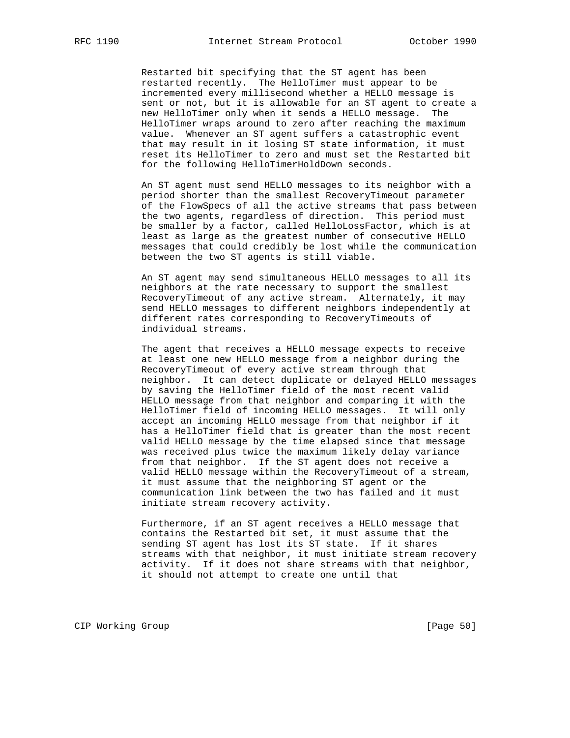Restarted bit specifying that the ST agent has been restarted recently. The HelloTimer must appear to be incremented every millisecond whether a HELLO message is sent or not, but it is allowable for an ST agent to create a new HelloTimer only when it sends a HELLO message. The HelloTimer wraps around to zero after reaching the maximum value. Whenever an ST agent suffers a catastrophic event that may result in it losing ST state information, it must reset its HelloTimer to zero and must set the Restarted bit for the following HelloTimerHoldDown seconds.

An ST agent must send HELLO messages to its neighbor with a period shorter than the smallest RecoveryTimeout parameter of the FlowSpecs of all the active streams that pass between the two agents, regardless of direction. This period must be smaller by a factor, called HelloLossFactor, which is at least as large as the greatest number of consecutive HELLO messages that could credibly be lost while the communication between the two ST agents is still viable.

An ST agent may send simultaneous HELLO messages to all its neighbors at the rate necessary to support the smallest RecoveryTimeout of any active stream. Alternately, it may send HELLO messages to different neighbors independently at different rates corresponding to RecoveryTimeouts of individual streams.

The agent that receives a HELLO message expects to receive at least one new HELLO message from a neighbor during the RecoveryTimeout of every active stream through that neighbor. It can detect duplicate or delayed HELLO messages by saving the HelloTimer field of the most recent valid HELLO message from that neighbor and comparing it with the HelloTimer field of incoming HELLO messages. It will only accept an incoming HELLO message from that neighbor if it has a HelloTimer field that is greater than the most recent valid HELLO message by the time elapsed since that message was received plus twice the maximum likely delay variance from that neighbor. If the ST agent does not receive a valid HELLO message within the RecoveryTimeout of a stream, it must assume that the neighboring ST agent or the communication link between the two has failed and it must initiate stream recovery activity.

Furthermore, if an ST agent receives a HELLO message that contains the Restarted bit set, it must assume that the sending ST agent has lost its ST state. If it shares streams with that neighbor, it must initiate stream recovery activity. If it does not share streams with that neighbor, it should not attempt to create one until that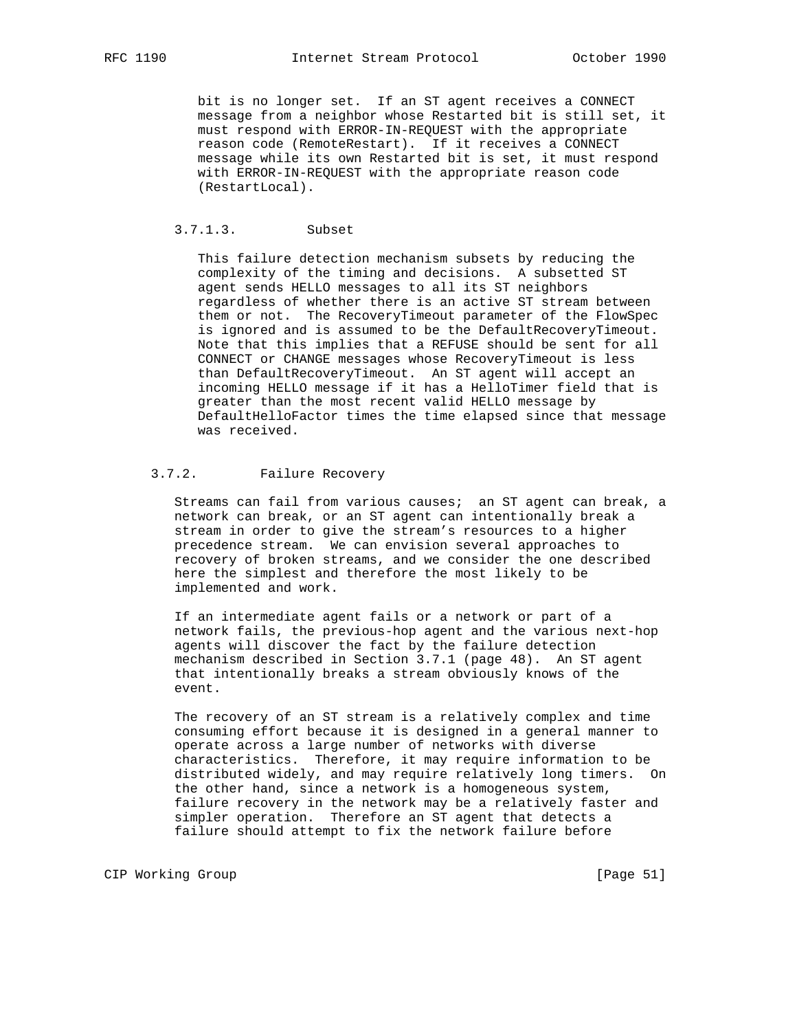bit is no longer set. If an ST agent receives a CONNECT message from a neighbor whose Restarted bit is still set, it must respond with ERROR-IN-REQUEST with the appropriate reason code (RemoteRestart). If it receives a CONNECT message while its own Restarted bit is set, it must respond with ERROR-IN-REQUEST with the appropriate reason code (RestartLocal).

#### 3.7.1.3. Subset

This failure detection mechanism subsets by reducing the complexity of the timing and decisions. A subsetted ST agent sends HELLO messages to all its ST neighbors regardless of whether there is an active ST stream between them or not. The RecoveryTimeout parameter of the FlowSpec is ignored and is assumed to be the DefaultRecoveryTimeout. Note that this implies that a REFUSE should be sent for all CONNECT or CHANGE messages whose RecoveryTimeout is less than DefaultRecoveryTimeout. An ST agent will accept an incoming HELLO message if it has a HelloTimer field that is greater than the most recent valid HELLO message by DefaultHelloFactor times the time elapsed since that message was received.

### 3.7.2. Failure Recovery

Streams can fail from various causes; an ST agent can break, a network can break, or an ST agent can intentionally break a stream in order to give the stream's resources to a higher precedence stream. We can envision several approaches to recovery of broken streams, and we consider the one described here the simplest and therefore the most likely to be implemented and work.

If an intermediate agent fails or a network or part of a network fails, the previous-hop agent and the various next-hop agents will discover the fact by the failure detection mechanism described in Section 3.7.1 (page 48). An ST agent that intentionally breaks a stream obviously knows of the event.

The recovery of an ST stream is a relatively complex and time consuming effort because it is designed in a general manner to operate across a large number of networks with diverse characteristics. Therefore, it may require information to be distributed widely, and may require relatively long timers. On the other hand, since a network is a homogeneous system, failure recovery in the network may be a relatively faster and simpler operation. Therefore an ST agent that detects a failure should attempt to fix the network failure before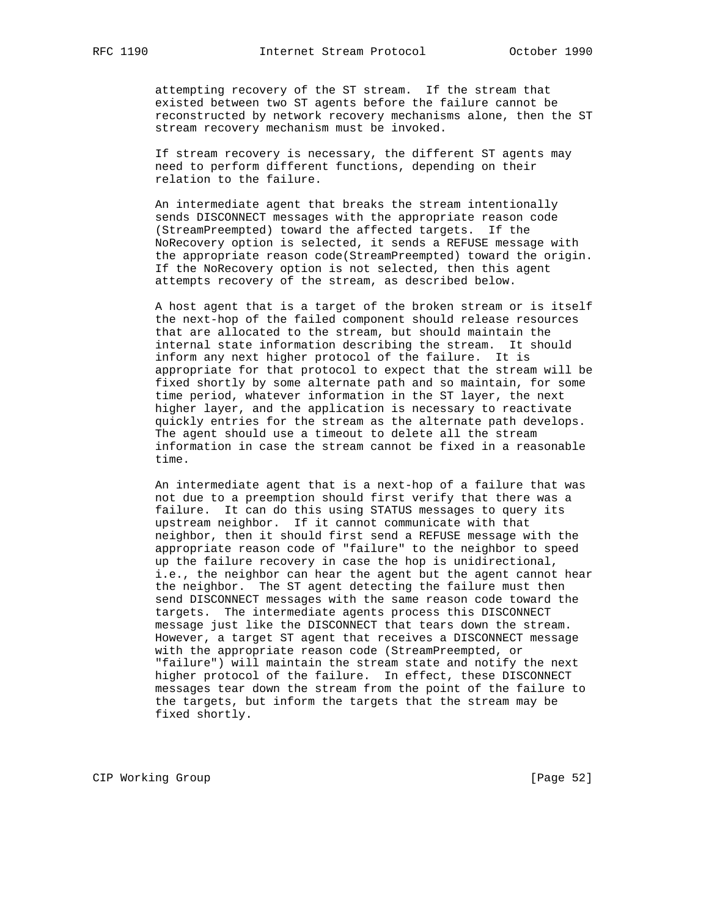attempting recovery of the ST stream. If the stream that existed between two ST agents before the failure cannot be reconstructed by network recovery mechanisms alone, then the ST stream recovery mechanism must be invoked.

If stream recovery is necessary, the different ST agents may need to perform different functions, depending on their relation to the failure.

An intermediate agent that breaks the stream intentionally sends DISCONNECT messages with the appropriate reason code (StreamPreempted) toward the affected targets. If the NoRecovery option is selected, it sends a REFUSE message with the appropriate reason code(StreamPreempted) toward the origin. If the NoRecovery option is not selected, then this agent attempts recovery of the stream, as described below.

A host agent that is a target of the broken stream or is itself the next-hop of the failed component should release resources that are allocated to the stream, but should maintain the internal state information describing the stream. It should inform any next higher protocol of the failure. It is appropriate for that protocol to expect that the stream will be fixed shortly by some alternate path and so maintain, for some time period, whatever information in the ST layer, the next higher layer, and the application is necessary to reactivate quickly entries for the stream as the alternate path develops. The agent should use a timeout to delete all the stream information in case the stream cannot be fixed in a reasonable time.

An intermediate agent that is a next-hop of a failure that was not due to a preemption should first verify that there was a failure. It can do this using STATUS messages to query its upstream neighbor. If it cannot communicate with that neighbor, then it should first send a REFUSE message with the appropriate reason code of "failure" to the neighbor to speed up the failure recovery in case the hop is unidirectional, i.e., the neighbor can hear the agent but the agent cannot hear the neighbor. The ST agent detecting the failure must then send DISCONNECT messages with the same reason code toward the targets. The intermediate agents process this DISCONNECT message just like the DISCONNECT that tears down the stream. However, a target ST agent that receives a DISCONNECT message with the appropriate reason code (StreamPreempted, or "failure") will maintain the stream state and notify the next higher protocol of the failure. In effect, these DISCONNECT messages tear down the stream from the point of the failure to the targets, but inform the targets that the stream may be fixed shortly.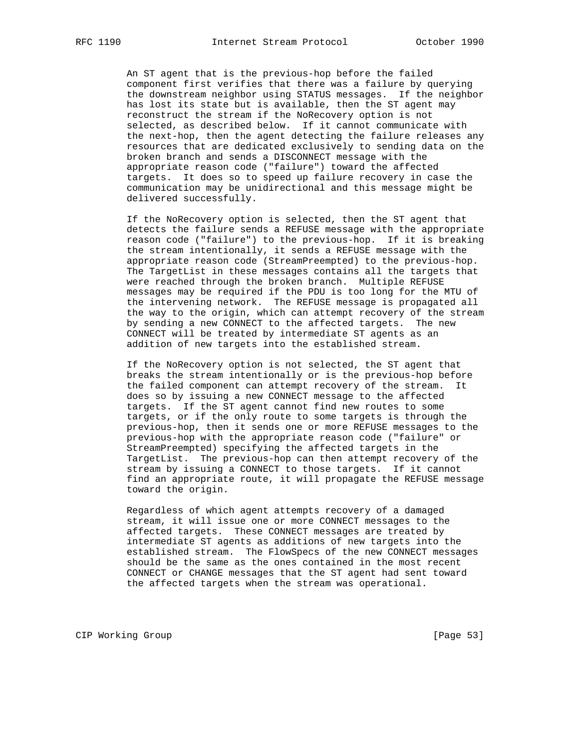An ST agent that is the previous-hop before the failed component first verifies that there was a failure by querying the downstream neighbor using STATUS messages. If the neighbor has lost its state but is available, then the ST agent may reconstruct the stream if the NoRecovery option is not selected, as described below. If it cannot communicate with the next-hop, then the agent detecting the failure releases any resources that are dedicated exclusively to sending data on the broken branch and sends a DISCONNECT message with the appropriate reason code ("failure") toward the affected targets. It does so to speed up failure recovery in case the communication may be unidirectional and this message might be delivered successfully.

If the NoRecovery option is selected, then the ST agent that detects the failure sends a REFUSE message with the appropriate reason code ("failure") to the previous-hop. If it is breaking the stream intentionally, it sends a REFUSE message with the appropriate reason code (StreamPreempted) to the previous-hop. The TargetList in these messages contains all the targets that were reached through the broken branch. Multiple REFUSE messages may be required if the PDU is too long for the MTU of the intervening network. The REFUSE message is propagated all the way to the origin, which can attempt recovery of the stream by sending a new CONNECT to the affected targets. The new CONNECT will be treated by intermediate ST agents as an addition of new targets into the established stream.

If the NoRecovery option is not selected, the ST agent that breaks the stream intentionally or is the previous-hop before the failed component can attempt recovery of the stream. It does so by issuing a new CONNECT message to the affected targets. If the ST agent cannot find new routes to some targets, or if the only route to some targets is through the previous-hop, then it sends one or more REFUSE messages to the previous-hop with the appropriate reason code ("failure" or StreamPreempted) specifying the affected targets in the TargetList. The previous-hop can then attempt recovery of the stream by issuing a CONNECT to those targets. If it cannot find an appropriate route, it will propagate the REFUSE message toward the origin.

Regardless of which agent attempts recovery of a damaged stream, it will issue one or more CONNECT messages to the affected targets. These CONNECT messages are treated by intermediate ST agents as additions of new targets into the established stream. The FlowSpecs of the new CONNECT messages should be the same as the ones contained in the most recent CONNECT or CHANGE messages that the ST agent had sent toward the affected targets when the stream was operational.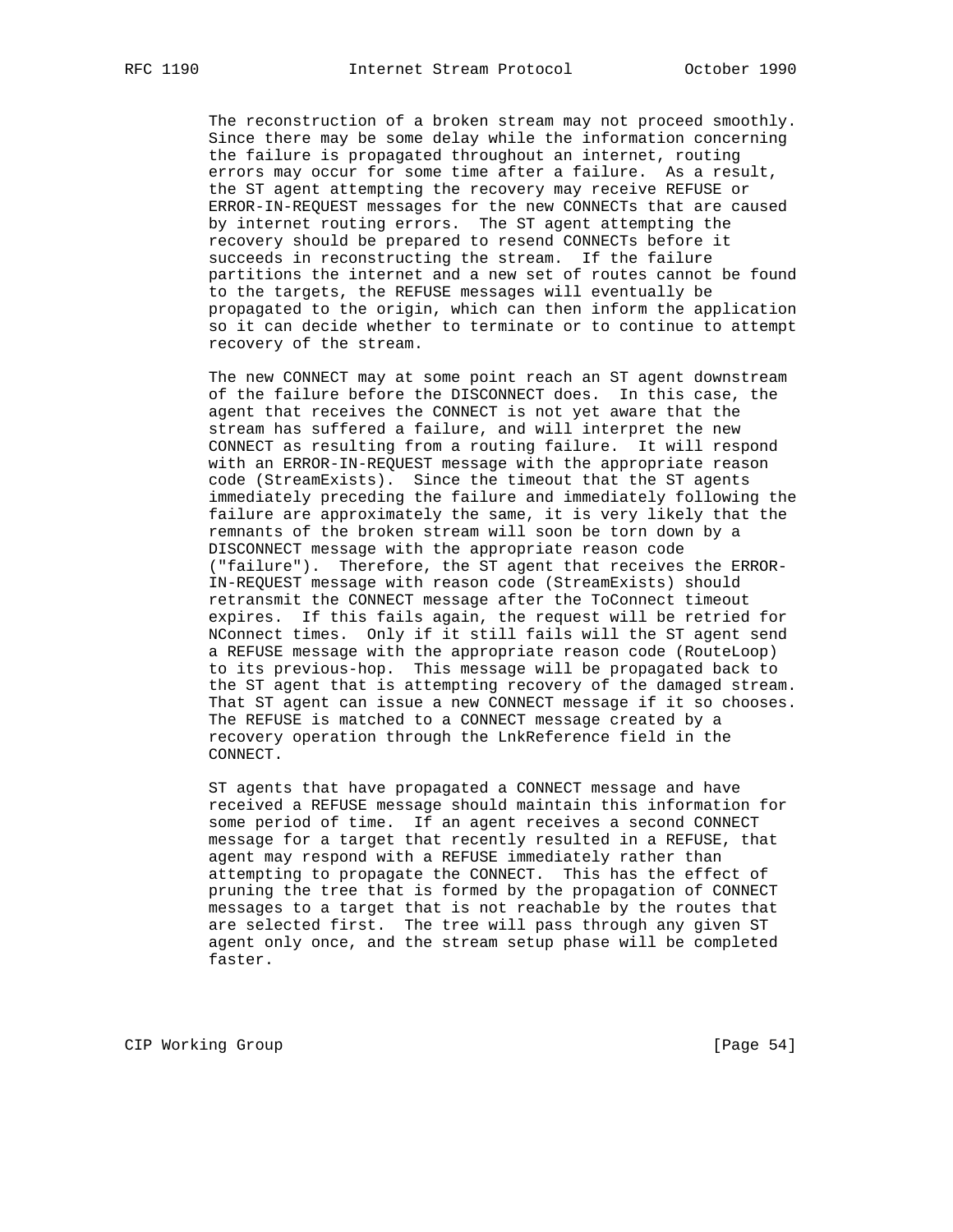The reconstruction of a broken stream may not proceed smoothly. Since there may be some delay while the information concerning the failure is propagated throughout an internet, routing errors may occur for some time after a failure. As a result, the ST agent attempting the recovery may receive REFUSE or ERROR-IN-REQUEST messages for the new CONNECTs that are caused by internet routing errors. The ST agent attempting the recovery should be prepared to resend CONNECTs before it succeeds in reconstructing the stream. If the failure partitions the internet and a new set of routes cannot be found to the targets, the REFUSE messages will eventually be propagated to the origin, which can then inform the application so it can decide whether to terminate or to continue to attempt recovery of the stream.

The new CONNECT may at some point reach an ST agent downstream of the failure before the DISCONNECT does. In this case, the agent that receives the CONNECT is not yet aware that the stream has suffered a failure, and will interpret the new CONNECT as resulting from a routing failure. It will respond with an ERROR-IN-REQUEST message with the appropriate reason code (StreamExists). Since the timeout that the ST agents immediately preceding the failure and immediately following the failure are approximately the same, it is very likely that the remnants of the broken stream will soon be torn down by a DISCONNECT message with the appropriate reason code ("failure"). Therefore, the ST agent that receives the ERROR-IN-REQUEST message with reason code (StreamExists) should retransmit the CONNECT message after the ToConnect timeout expires. If this fails again, the request will be retried for NConnect times. Only if it still fails will the ST agent send a REFUSE message with the appropriate reason code (RouteLoop) to its previous-hop. This message will be propagated back to the ST agent that is attempting recovery of the damaged stream. That ST agent can issue a new CONNECT message if it so chooses. The REFUSE is matched to a CONNECT message created by a recovery operation through the LnkReference field in the CONNECT.

ST agents that have propagated a CONNECT message and have received a REFUSE message should maintain this information for some period of time. If an agent receives a second CONNECT message for a target that recently resulted in a REFUSE, that agent may respond with a REFUSE immediately rather than attempting to propagate the CONNECT. This has the effect of pruning the tree that is formed by the propagation of CONNECT messages to a target that is not reachable by the routes that are selected first. The tree will pass through any given ST agent only once, and the stream setup phase will be completed faster.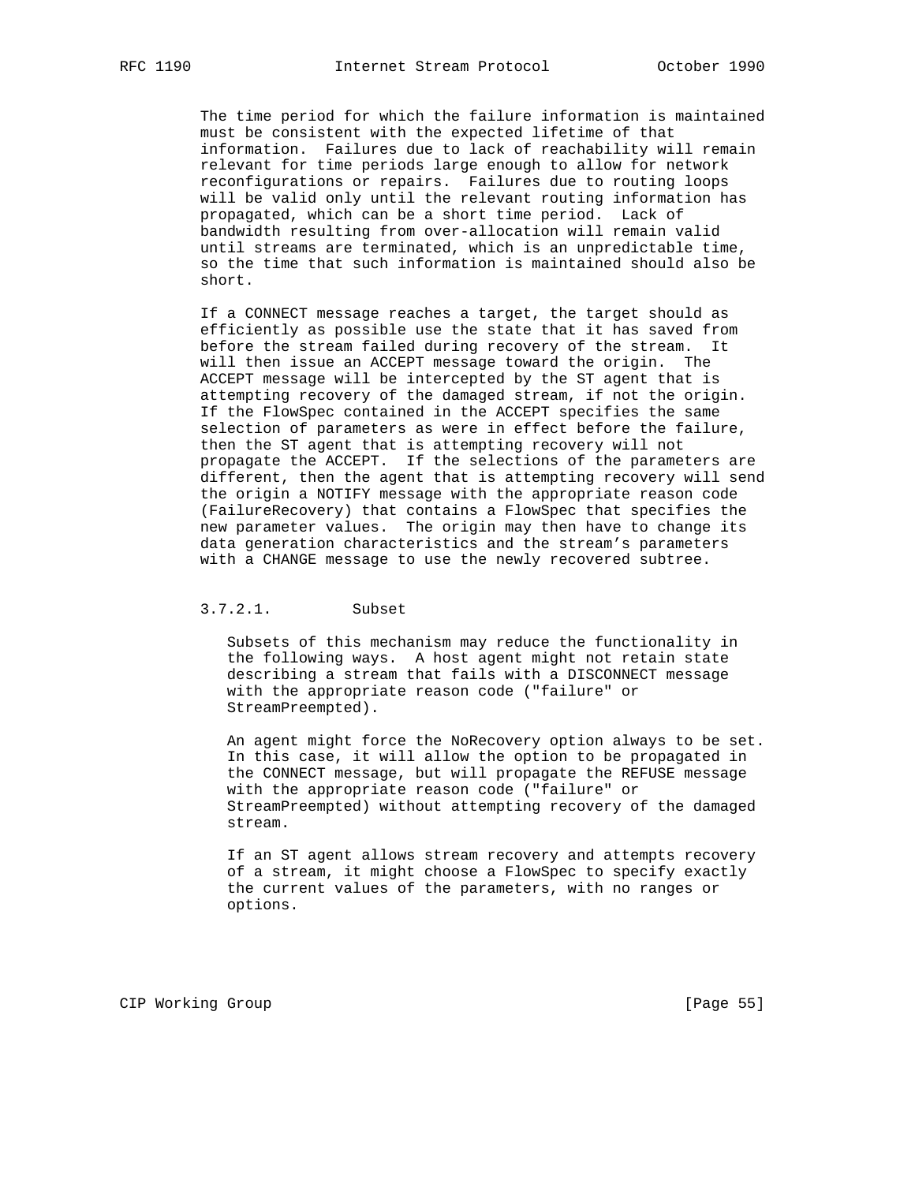The time period for which the failure information is maintained must be consistent with the expected lifetime of that information. Failures due to lack of reachability will remain relevant for time periods large enough to allow for network reconfigurations or repairs. Failures due to routing loops will be valid only until the relevant routing information has propagated, which can be a short time period. Lack of bandwidth resulting from over-allocation will remain valid until streams are terminated, which is an unpredictable time, so the time that such information is maintained should also be short.

If a CONNECT message reaches a target, the target should as efficiently as possible use the state that it has saved from before the stream failed during recovery of the stream. It will then issue an ACCEPT message toward the origin. The ACCEPT message will be intercepted by the ST agent that is attempting recovery of the damaged stream, if not the origin. If the FlowSpec contained in the ACCEPT specifies the same selection of parameters as were in effect before the failure, then the ST agent that is attempting recovery will not propagate the ACCEPT. If the selections of the parameters are different, then the agent that is attempting recovery will send the origin a NOTIFY message with the appropriate reason code (FailureRecovery) that contains a FlowSpec that specifies the new parameter values. The origin may then have to change its data generation characteristics and the stream's parameters with a CHANGE message to use the newly recovered subtree.

#### 3.7.2.1. Subset

Subsets of this mechanism may reduce the functionality in the following ways. A host agent might not retain state describing a stream that fails with a DISCONNECT message with the appropriate reason code ("failure" or StreamPreempted).

An agent might force the NoRecovery option always to be set. In this case, it will allow the option to be propagated in the CONNECT message, but will propagate the REFUSE message with the appropriate reason code ("failure" or StreamPreempted) without attempting recovery of the damaged stream.

If an ST agent allows stream recovery and attempts recovery of a stream, it might choose a FlowSpec to specify exactly the current values of the parameters, with no ranges or options.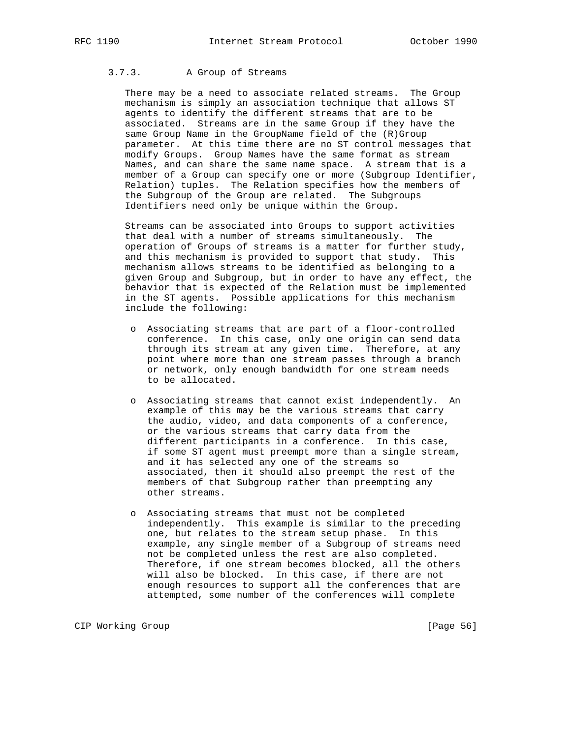### 3.7.3. A Group of Streams

There may be a need to associate related streams. The Group mechanism is simply an association technique that allows ST agents to identify the different streams that are to be associated. Streams are in the same Group if they have the same Group Name in the GroupName field of the (R)Group parameter. At this time there are no ST control messages that modify Groups. Group Names have the same format as stream Names, and can share the same name space. A stream that is a member of a Group can specify one or more (Subgroup Identifier, Relation) tuples. The Relation specifies how the members of the Subgroup of the Group are related. The Subgroups Identifiers need only be unique within the Group.

Streams can be associated into Groups to support activities that deal with a number of streams simultaneously. The operation of Groups of streams is a matter for further study, and this mechanism is provided to support that study. This mechanism allows streams to be identified as belonging to a given Group and Subgroup, but in order to have any effect, the behavior that is expected of the Relation must be implemented in the ST agents. Possible applications for this mechanism include the following:

- Associating streams that are part of a floor-controlled conference. In this case, only one origin can send data through its stream at any given time. Therefore, at any point where more than one stream passes through a branch or network, only enough bandwidth for one stream needs to be allocated.

- Associating streams that cannot exist independently. An example of this may be the various streams that carry the audio, video, and data components of a conference, or the various streams that carry data from the different participants in a conference. In this case, if some ST agent must preempt more than a single stream, and it has selected any one of the streams so associated, then it should also preempt the rest of the members of that Subgroup rather than preempting any other streams.

- Associating streams that must not be completed independently. This example is similar to the preceding one, but relates to the stream setup phase. In this example, any single member of a Subgroup of streams need not be completed unless the rest are also completed. Therefore, if one stream becomes blocked, all the others will also be blocked. In this case, if there are not enough resources to support all the conferences that are attempted, some number of the conferences will complete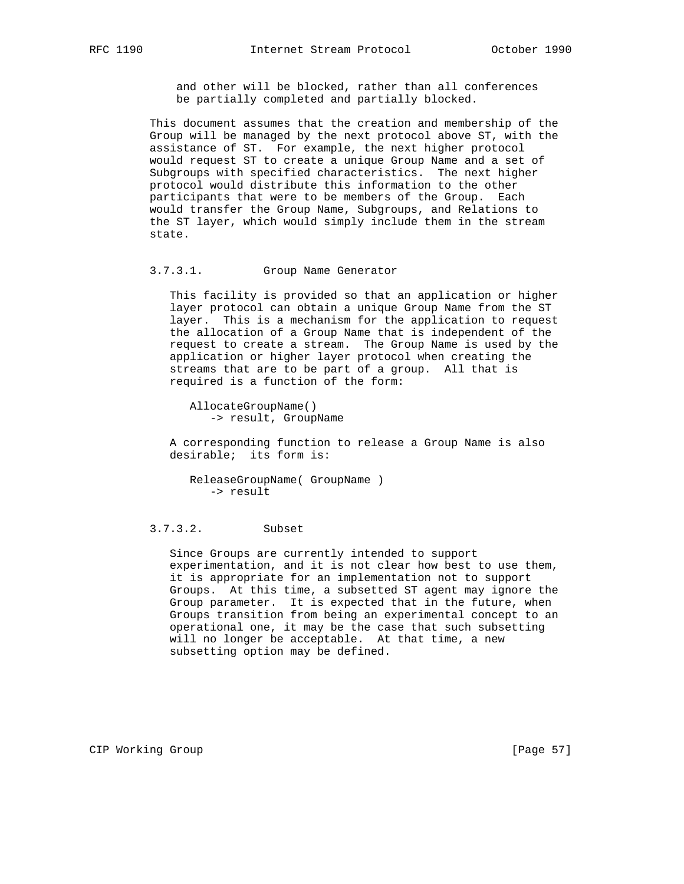and other will be blocked, rather than all conferences be partially completed and partially blocked.

This document assumes that the creation and membership of the Group will be managed by the next protocol above ST, with the assistance of ST. For example, the next higher protocol would request ST to create a unique Group Name and a set of Subgroups with specified characteristics. The next higher protocol would distribute this information to the other participants that were to be members of the Group. Each would transfer the Group Name, Subgroups, and Relations to the ST layer, which would simply include them in the stream state.

#### 3.7.3.1. Group Name Generator

This facility is provided so that an application or higher layer protocol can obtain a unique Group Name from the ST layer. This is a mechanism for the application to request the allocation of a Group Name that is independent of the request to create a stream. The Group Name is used by the application or higher layer protocol when creating the streams that are to be part of a group. All that is required is a function of the form:

```
AllocateGroupName()
   -> result, GroupName
```

A corresponding function to release a Group Name is also desirable; its form is:

```
ReleaseGroupName( GroupName )
   -> result
```

#### 3.7.3.2. Subset

Since Groups are currently intended to support experimentation, and it is not clear how best to use them, it is appropriate for an implementation not to support Groups. At this time, a subsetted ST agent may ignore the Group parameter. It is expected that in the future, when Groups transition from being an experimental concept to an operational one, it may be the case that such subsetting will no longer be acceptable. At that time, a new subsetting option may be defined.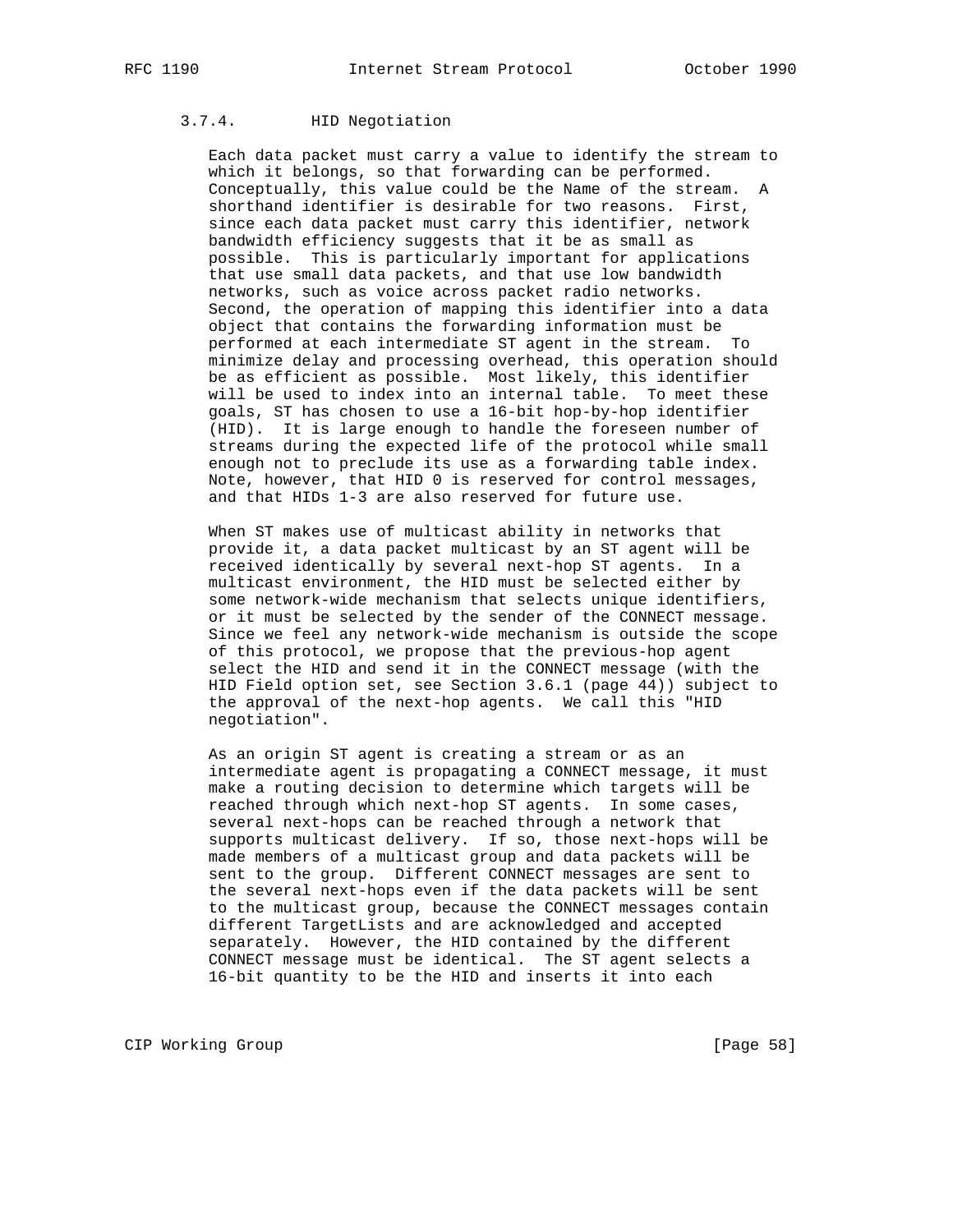### 3.7.4. HID Negotiation

Each data packet must carry a value to identify the stream to which it belongs, so that forwarding can be performed. Conceptually, this value could be the Name of the stream. A shorthand identifier is desirable for two reasons. First, since each data packet must carry this identifier, network bandwidth efficiency suggests that it be as small as possible. This is particularly important for applications that use small data packets, and that use low bandwidth networks, such as voice across packet radio networks. Second, the operation of mapping this identifier into a data object that contains the forwarding information must be performed at each intermediate ST agent in the stream. To minimize delay and processing overhead, this operation should be as efficient as possible. Most likely, this identifier will be used to index into an internal table. To meet these goals, ST has chosen to use a 16-bit hop-by-hop identifier (HID). It is large enough to handle the foreseen number of streams during the expected life of the protocol while small enough not to preclude its use as a forwarding table index. Note, however, that HID 0 is reserved for control messages, and that HIDs 1-3 are also reserved for future use.

When ST makes use of multicast ability in networks that provide it, a data packet multicast by an ST agent will be received identically by several next-hop ST agents. In a multicast environment, the HID must be selected either by some network-wide mechanism that selects unique identifiers, or it must be selected by the sender of the CONNECT message. Since we feel any network-wide mechanism is outside the scope of this protocol, we propose that the previous-hop agent select the HID and send it in the CONNECT message (with the HID Field option set, see Section 3.6.1 (page 44)) subject to the approval of the next-hop agents. We call this "HID negotiation".

As an origin ST agent is creating a stream or as an intermediate agent is propagating a CONNECT message, it must make a routing decision to determine which targets will be reached through which next-hop ST agents. In some cases, several next-hops can be reached through a network that supports multicast delivery. If so, those next-hops will be made members of a multicast group and data packets will be sent to the group. Different CONNECT messages are sent to the several next-hops even if the data packets will be sent to the multicast group, because the CONNECT messages contain different TargetLists and are acknowledged and accepted separately. However, the HID contained by the different CONNECT message must be identical. The ST agent selects a 16-bit quantity to be the HID and inserts it into each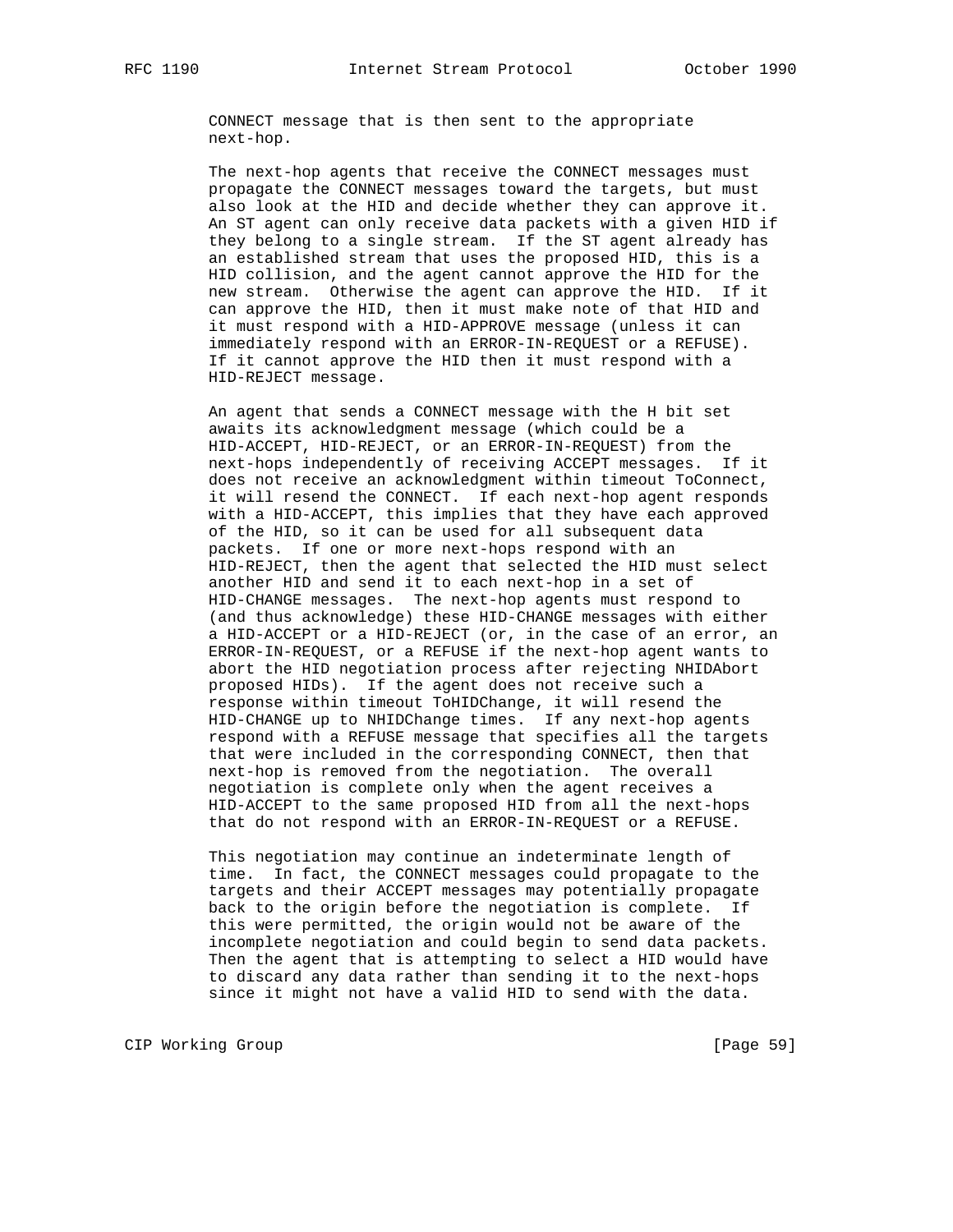CONNECT message that is then sent to the appropriate next-hop.

The next-hop agents that receive the CONNECT messages must propagate the CONNECT messages toward the targets, but must also look at the HID and decide whether they can approve it. An ST agent can only receive data packets with a given HID if they belong to a single stream. If the ST agent already has an established stream that uses the proposed HID, this is a HID collision, and the agent cannot approve the HID for the new stream. Otherwise the agent can approve the HID. If it can approve the HID, then it must make note of that HID and it must respond with a HID-APPROVE message (unless it can immediately respond with an ERROR-IN-REQUEST or a REFUSE). If it cannot approve the HID then it must respond with a HID-REJECT message.

An agent that sends a CONNECT message with the H bit set awaits its acknowledgment message (which could be a HID-ACCEPT, HID-REJECT, or an ERROR-IN-REQUEST) from the next-hops independently of receiving ACCEPT messages. If it does not receive an acknowledgment within timeout ToConnect, it will resend the CONNECT. If each next-hop agent responds with a HID-ACCEPT, this implies that they have each approved of the HID, so it can be used for all subsequent data packets. If one or more next-hops respond with an HID-REJECT, then the agent that selected the HID must select another HID and send it to each next-hop in a set of HID-CHANGE messages. The next-hop agents must respond to (and thus acknowledge) these HID-CHANGE messages with either a HID-ACCEPT or a HID-REJECT (or, in the case of an error, an ERROR-IN-REQUEST, or a REFUSE if the next-hop agent wants to abort the HID negotiation process after rejecting NHIDAbort proposed HIDs). If the agent does not receive such a response within timeout ToHIDChange, it will resend the HID-CHANGE up to NHIDChange times. If any next-hop agents respond with a REFUSE message that specifies all the targets that were included in the corresponding CONNECT, then that next-hop is removed from the negotiation. The overall negotiation is complete only when the agent receives a HID-ACCEPT to the same proposed HID from all the next-hops that do not respond with an ERROR-IN-REQUEST or a REFUSE.

This negotiation may continue an indeterminate length of time. In fact, the CONNECT messages could propagate to the targets and their ACCEPT messages may potentially propagate back to the origin before the negotiation is complete. If this were permitted, the origin would not be aware of the incomplete negotiation and could begin to send data packets. Then the agent that is attempting to select a HID would have to discard any data rather than sending it to the next-hops since it might not have a valid HID to send with the data.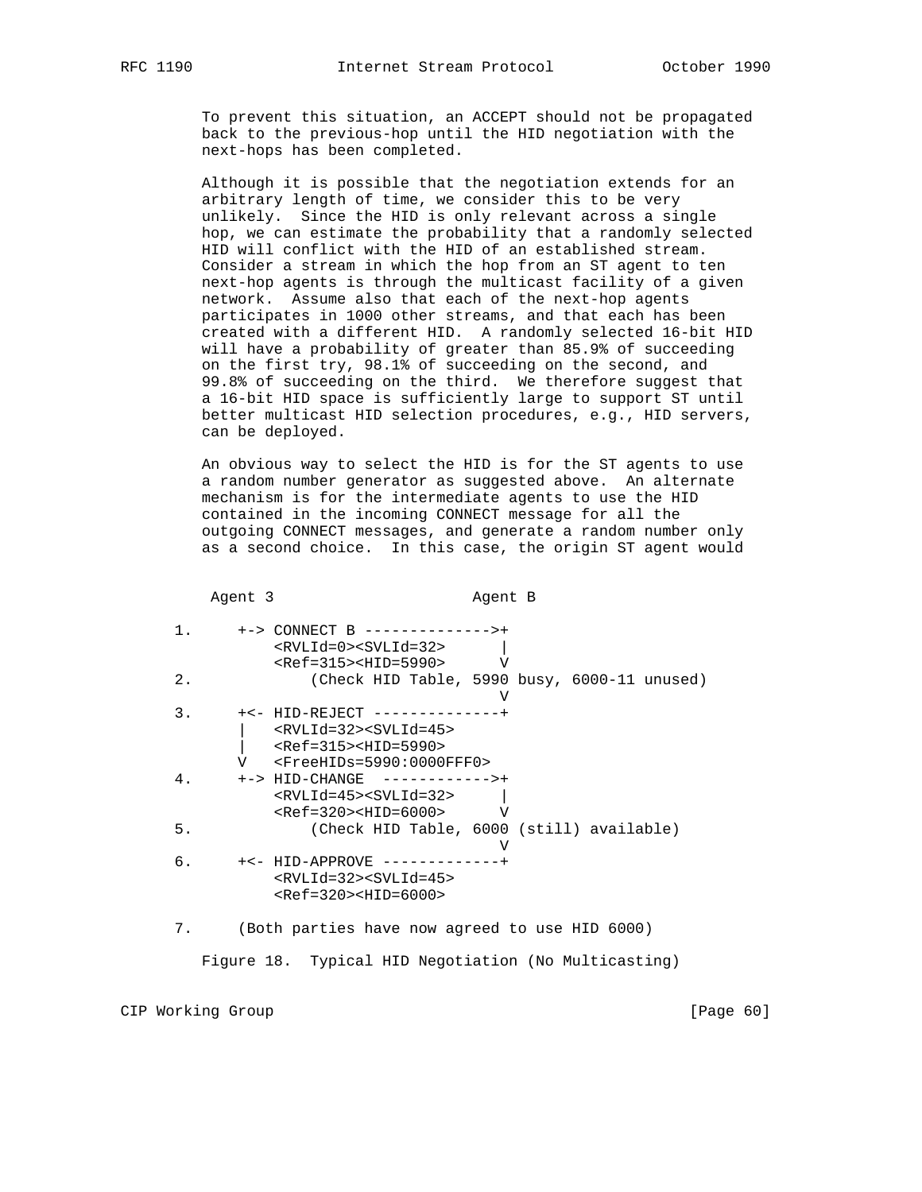To prevent this situation, an ACCEPT should not be propagated back to the previous-hop until the HID negotiation with the next-hops has been completed.

Although it is possible that the negotiation extends for an arbitrary length of time, we consider this to be very unlikely. Since the HID is only relevant across a single hop, we can estimate the probability that a randomly selected HID will conflict with the HID of an established stream. Consider a stream in which the hop from an ST agent to ten next-hop agents is through the multicast facility of a given network. Assume also that each of the next-hop agents participates in 1000 other streams, and that each has been created with a different HID. A randomly selected 16-bit HID will have a probability of greater than 85.9% of succeeding on the first try, 98.1% of succeeding on the second, and 99.8% of succeeding on the third. We therefore suggest that a 16-bit HID space is sufficiently large to support ST until better multicast HID selection procedures, e.g., HID servers, can be deployed.

An obvious way to select the HID is for the ST agents to use a random number generator as suggested above. An alternate mechanism is for the intermediate agents to use the HID contained in the incoming CONNECT message for all the outgoing CONNECT messages, and generate a random number only as a second choice. In this case, the origin ST agent would

```
      Agent 3                      Agent B

 1.      +-> CONNECT B -------------->+
             <RVLId=0><SVLId=32>      |
             <Ref=315><HID=5990>      V
 2.              (Check HID Table, 5990 busy, 6000-11 unused)
                                      V
 3.      +<- HID-REJECT --------------+
         |   <RVLId=32><SVLId=45>
         |   <Ref=315><HID=5990>
         V   <FreeHIDs=5990:0000FFF0>
 4.      +-> HID-CHANGE  ------------>+
             <RVLId=45><SVLId=32>     |
             <Ref=320><HID=6000>      V
 5.              (Check HID Table, 6000 (still) available)
                                      V
 6.      +<- HID-APPROVE -------------+
             <RVLId=32><SVLId=45>
             <Ref=320><HID=6000>

 7.      (Both parties have now agreed to use HID 6000)
```

Figure 18. Typical HID Negotiation (No Multicasting)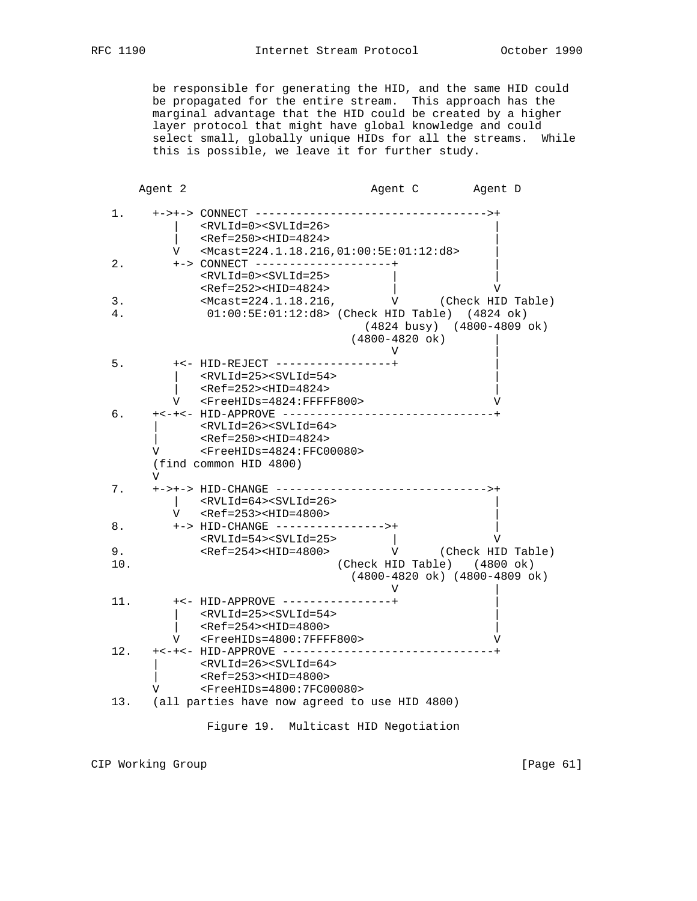be responsible for generating the HID, and the same HID could be propagated for the entire stream. This approach has the marginal advantage that the HID could be created by a higher layer protocol that might have global knowledge and could select small, globally unique HIDs for all the streams. While this is possible, we leave it for further study.

```
    Agent 2                          Agent C        Agent D

 1.    +->+-> CONNECT --------------------------------->+
          |   <RVLId=0><SVLId=26>                       |
          |   <Ref=250><HID=4824>                       |
          V   <Mcast=224.1.18.216,01:00:5E:01:12:d8>    |
 2.       +-> CONNECT --------------------+             |
              <RVLId=0><SVLId=25>         |             |
              <Ref=252><HID=4824>         |             V
 3.           <Mcast=224.1.18.216,        V      (Check HID Table)
 4.            01:00:5E:01:12:d8> (Check HID Table)  (4824 ok)
                                    (4824 busy)  (4800-4809 ok)
                                  (4800-4820 ok)        |
                                          V             |
 5.       +<- HID-REJECT -----------------+             |
          |   <RVLId=25><SVLId=54>                      |
          |   <Ref=252><HID=4824>                       |
          V   <FreeHIDs=4824:FFFFF800>                  V
 6.    +<-+<- HID-APPROVE ------------------------------+
       |      <RVLId=26><SVLId=64>
       |      <Ref=250><HID=4824>
       V      <FreeHIDs=4824:FFC00080>
       (find common HID 4800)
       V
 7.    +->+-> HID-CHANGE ------------------------------->+
          |   <RVLId=64><SVLId=26>                      |
          V   <Ref=253><HID=4800>                       |
 8.       +-> HID-CHANGE ---------------->+             |
              <RVLId=54><SVLId=25>        |             V
 9.           <Ref=254><HID=4800>         V      (Check HID Table)
10.                               (Check HID Table)   (4800 ok)
                                  (4800-4820 ok) (4800-4809 ok)
                                          V             |
11.       +<- HID-APPROVE ----------------+             |
          |   <RVLId=25><SVLId=54>                      |
          |   <Ref=254><HID=4800>                       |
          V   <FreeHIDs=4800:7FFFF800>                  V
12.    +<-+<- HID-APPROVE ------------------------------+
       |      <RVLId=26><SVLId=64>
       |      <Ref=253><HID=4800>
       V      <FreeHIDs=4800:7FC00080>
13.    (all parties have now agreed to use HID 4800)
```

Figure 19. Multicast HID Negotiation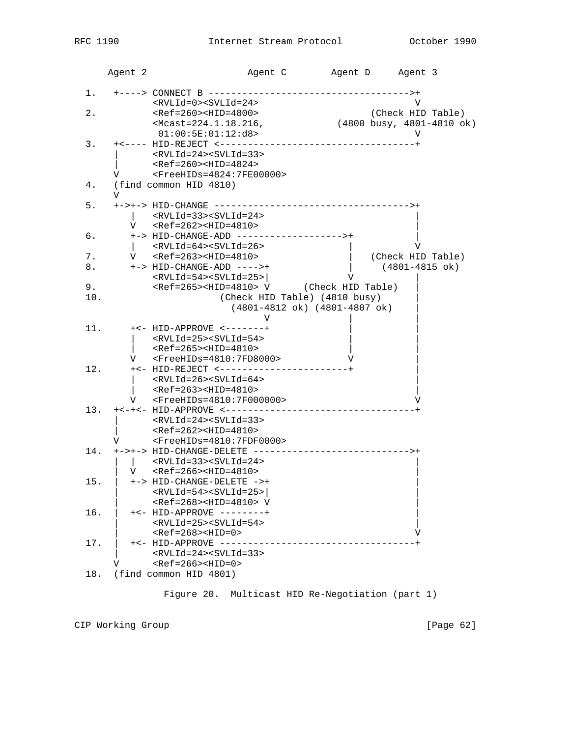```
      Agent 2                 Agent C        Agent D     Agent 3

  1.   +----> CONNECT B ----------------------------------->+
              <RVLId=0><SVLId=24>                            V
  2.          <Ref=260><HID=4800>                    (Check HID Table)
              <Mcast=224.1.18.216,             (4800 busy, 4801-4810 ok)
               01:00:5E:01:12:d8>                            V
  3.   +<---- HID-REJECT <----------------------------------+
       |      <RVLId=24><SVLId=33>
       |      <Ref=260><HID=4824>
       V      <FreeHIDs=4824:7FE00000>
  4.   (find common HID 4810)
       V
  5.   +->+-> HID-CHANGE ---------------------------------->+
          |   <RVLId=33><SVLId=24>                          |
          V   <Ref=262><HID=4810>                           |
  6.      +-> HID-CHANGE-ADD ------------------->+          |
          |   <RVLId=64><SVLId=26>               |          V
  7.      V   <Ref=263><HID=4810>                |   (Check HID Table)
  8.      +-> HID-CHANGE-ADD ---->+              |     (4801-4815 ok)
              <RVLId=54><SVLId=25>|              V          |
  9.          <Ref=265><HID=4810> V      (Check HID Table)   |
 10.                    (Check HID Table) (4810 busy)       |
                          (4801-4812 ok) (4801-4807 ok)     |
                                  V              |          |
 11.      +<- HID-APPROVE <-------+              |          |
          |   <RVLId=25><SVLId=54>               |          |
          |   <Ref=265><HID=4810>                |          |
          V   <FreeHIDs=4810:7FD8000>            V          |
 12.      +<- HID-REJECT <-----------------------+          |
          |   <RVLId=26><SVLId=64>                          |
          |   <Ref=263><HID=4810>                           |
          V   <FreeHIDs=4810:7F000000>                      V
 13.   +<-+<- HID-APPROVE <---------------------------------+
       |      <RVLId=24><SVLId=33>
       |      <Ref=262><HID=4810>
       V      <FreeHIDs=4810:7FDF0000>
 14.   +->+-> HID-CHANGE-DELETE --------------------------->+
       |  |   <RVLId=33><SVLId=24>                          |
       |  V   <Ref=266><HID=4810>                           |
 15.   |  +-> HID-CHANGE-DELETE ->+                         |
       |      <RVLId=54><SVLId=25>|                         |
       |      <Ref=268><HID=4810> V                         |
 16.   |  +<- HID-APPROVE --------+                         |
       |      <RVLId=25><SVLId=54>                          |
       |      <Ref=268><HID=0>                              V
 17.   |  +<- HID-APPROVE ----------------------------------+
       |      <RVLId=24><SVLId=33>
       V      <Ref=266><HID=0>
 18.   (find common HID 4801)
```

Figure 20. Multicast HID Re-Negotiation (part 1)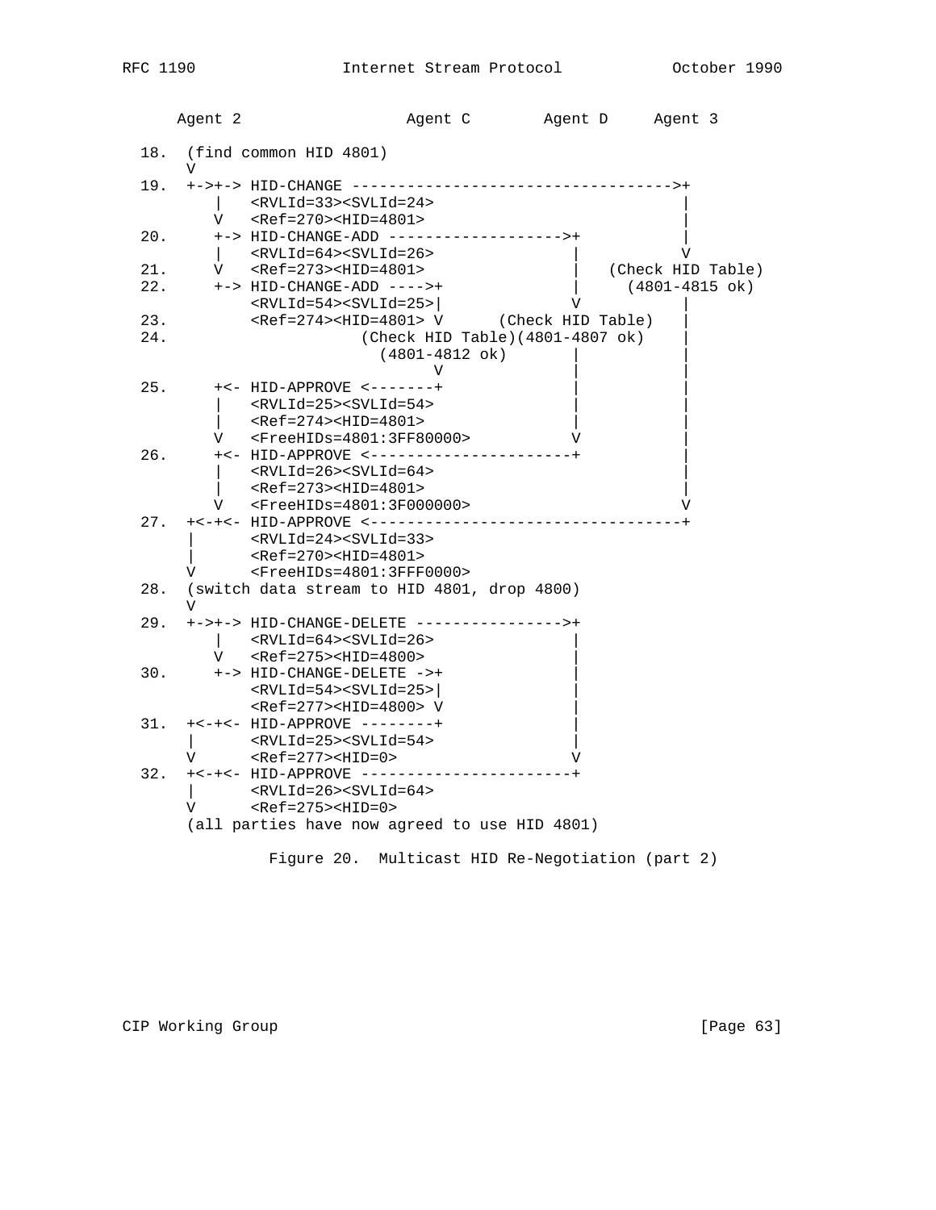```
     Agent 2                 Agent C        Agent D     Agent 3

 18.  (find common HID 4801)
      V
 19.  +->+-> HID-CHANGE ----------------------------------->+
         |   <RVLId=33><SVLId=24>                           |
         V   <Ref=270><HID=4801>                            |
 20.     +-> HID-CHANGE-ADD ------------------->+           |
         |   <RVLId=64><SVLId=26>               |           V
 21.     V   <Ref=273><HID=4801>                |   (Check HID Table)
 22.     +-> HID-CHANGE-ADD ---->+              |     (4801-4815 ok)
             <RVLId=54><SVLId=25>|              V           |
 23.         <Ref=274><HID=4801> V      (Check HID Table)   |
 24.                     (Check HID Table)(4801-4807 ok)    |
                           (4801-4812 ok)       |           |
                                 V              |           |
 25.     +<- HID-APPROVE <-------+              |           |
         |   <RVLId=25><SVLId=54>               |           |
         |   <Ref=274><HID=4801>                |           |
         V   <FreeHIDs=4801:3FF80000>           V           |
 26.     +<- HID-APPROVE <----------------------+           |
         |   <RVLId=26><SVLId=64>                           |
         |   <Ref=273><HID=4801>                            |
         V   <FreeHIDs=4801:3F000000>                       V
 27.  +<-+<- HID-APPROVE <----------------------------------+
      |      <RVLId=24><SVLId=33>
      |      <Ref=270><HID=4801>
      V      <FreeHIDs=4801:3FFF0000>
 28.  (switch data stream to HID 4801, drop 4800)
      V
 29.  +->+-> HID-CHANGE-DELETE ---------------->+
         |   <RVLId=64><SVLId=26>               |
         V   <Ref=275><HID=4800>                |
 30.     +-> HID-CHANGE-DELETE ->+              |
             <RVLId=54><SVLId=25>|              |
             <Ref=277><HID=4800> V              |
 31.  +<-+<- HID-APPROVE --------+              |
      |      <RVLId=25><SVLId=54>               |
      V      <Ref=277><HID=0>                   V
 32.  +<-+<- HID-APPROVE -----------------------+
      |      <RVLId=26><SVLId=64>
      V      <Ref=275><HID=0>
      (all parties have now agreed to use HID 4801)
```

Figure 20.  Multicast HID Re-Negotiation (part 2)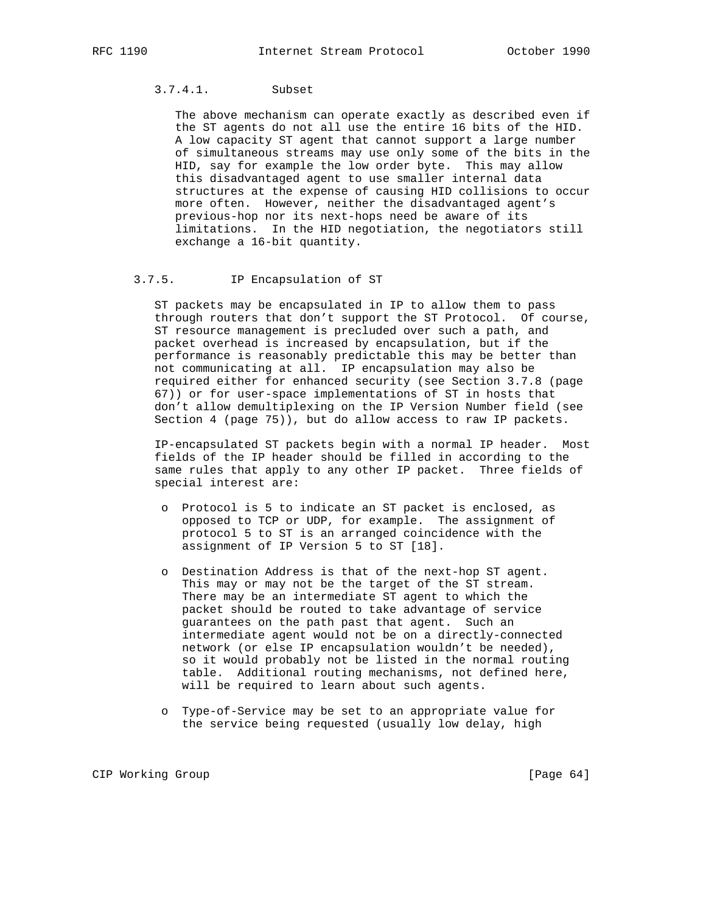#### 3.7.4.1. Subset

The above mechanism can operate exactly as described even if the ST agents do not all use the entire 16 bits of the HID. A low capacity ST agent that cannot support a large number of simultaneous streams may use only some of the bits in the HID, say for example the low order byte. This may allow this disadvantaged agent to use smaller internal data structures at the expense of causing HID collisions to occur more often. However, neither the disadvantaged agent's previous-hop nor its next-hops need be aware of its limitations. In the HID negotiation, the negotiators still exchange a 16-bit quantity.

### 3.7.5. IP Encapsulation of ST

ST packets may be encapsulated in IP to allow them to pass through routers that don't support the ST Protocol. Of course, ST resource management is precluded over such a path, and packet overhead is increased by encapsulation, but if the performance is reasonably predictable this may be better than not communicating at all. IP encapsulation may also be required either for enhanced security (see Section 3.7.8 (page 67)) or for user-space implementations of ST in hosts that don't allow demultiplexing on the IP Version Number field (see Section 4 (page 75)), but do allow access to raw IP packets.

IP-encapsulated ST packets begin with a normal IP header. Most fields of the IP header should be filled in according to the same rules that apply to any other IP packet. Three fields of special interest are:

- Protocol is 5 to indicate an ST packet is enclosed, as opposed to TCP or UDP, for example. The assignment of protocol 5 to ST is an arranged coincidence with the assignment of IP Version 5 to ST [18].

- Destination Address is that of the next-hop ST agent. This may or may not be the target of the ST stream. There may be an intermediate ST agent to which the packet should be routed to take advantage of service guarantees on the path past that agent. Such an intermediate agent would not be on a directly-connected network (or else IP encapsulation wouldn't be needed), so it would probably not be listed in the normal routing table. Additional routing mechanisms, not defined here, will be required to learn about such agents.

- Type-of-Service may be set to an appropriate value for the service being requested (usually low delay, high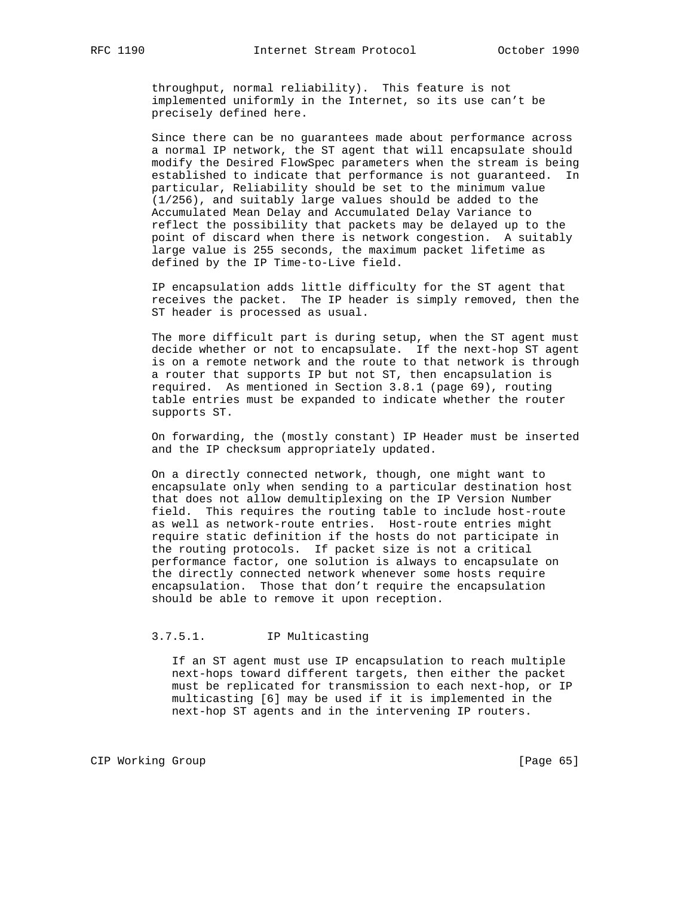throughput, normal reliability). This feature is not implemented uniformly in the Internet, so its use can't be precisely defined here.

Since there can be no guarantees made about performance across a normal IP network, the ST agent that will encapsulate should modify the Desired FlowSpec parameters when the stream is being established to indicate that performance is not guaranteed. In particular, Reliability should be set to the minimum value (1/256), and suitably large values should be added to the Accumulated Mean Delay and Accumulated Delay Variance to reflect the possibility that packets may be delayed up to the point of discard when there is network congestion. A suitably large value is 255 seconds, the maximum packet lifetime as defined by the IP Time-to-Live field.

IP encapsulation adds little difficulty for the ST agent that receives the packet. The IP header is simply removed, then the ST header is processed as usual.

The more difficult part is during setup, when the ST agent must decide whether or not to encapsulate. If the next-hop ST agent is on a remote network and the route to that network is through a router that supports IP but not ST, then encapsulation is required. As mentioned in Section 3.8.1 (page 69), routing table entries must be expanded to indicate whether the router supports ST.

On forwarding, the (mostly constant) IP Header must be inserted and the IP checksum appropriately updated.

On a directly connected network, though, one might want to encapsulate only when sending to a particular destination host that does not allow demultiplexing on the IP Version Number field. This requires the routing table to include host-route as well as network-route entries. Host-route entries might require static definition if the hosts do not participate in the routing protocols. If packet size is not a critical performance factor, one solution is always to encapsulate on the directly connected network whenever some hosts require encapsulation. Those that don't require the encapsulation should be able to remove it upon reception.

#### 3.7.5.1. IP Multicasting

If an ST agent must use IP encapsulation to reach multiple next-hops toward different targets, then either the packet must be replicated for transmission to each next-hop, or IP multicasting [6] may be used if it is implemented in the next-hop ST agents and in the intervening IP routers.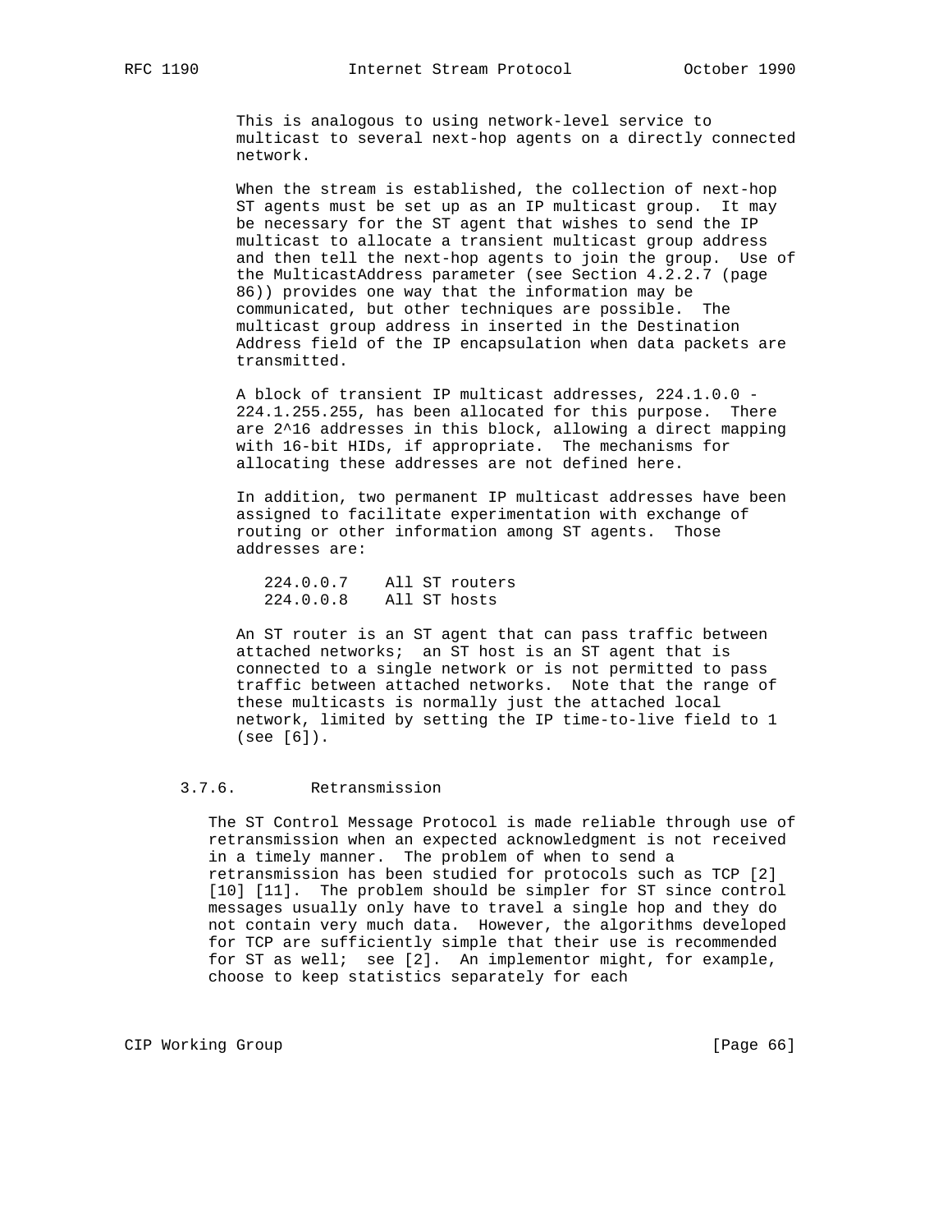This is analogous to using network-level service to multicast to several next-hop agents on a directly connected network.

When the stream is established, the collection of next-hop ST agents must be set up as an IP multicast group. It may be necessary for the ST agent that wishes to send the IP multicast to allocate a transient multicast group address and then tell the next-hop agents to join the group. Use of the MulticastAddress parameter (see Section 4.2.2.7 (page 86)) provides one way that the information may be communicated, but other techniques are possible. The multicast group address in inserted in the Destination Address field of the IP encapsulation when data packets are transmitted.

A block of transient IP multicast addresses, 224.1.0.0 - 224.1.255.255, has been allocated for this purpose. There are 2^16 addresses in this block, allowing a direct mapping with 16-bit HIDs, if appropriate. The mechanisms for allocating these addresses are not defined here.

In addition, two permanent IP multicast addresses have been assigned to facilitate experimentation with exchange of routing or other information among ST agents. Those addresses are:

```
224.0.0.7    All ST routers
224.0.0.8    All ST hosts
```

An ST router is an ST agent that can pass traffic between attached networks; an ST host is an ST agent that is connected to a single network or is not permitted to pass traffic between attached networks. Note that the range of these multicasts is normally just the attached local network, limited by setting the IP time-to-live field to 1 (see [6]).

### 3.7.6. Retransmission

The ST Control Message Protocol is made reliable through use of retransmission when an expected acknowledgment is not received in a timely manner. The problem of when to send a retransmission has been studied for protocols such as TCP [2] [10] [11]. The problem should be simpler for ST since control messages usually only have to travel a single hop and they do not contain very much data. However, the algorithms developed for TCP are sufficiently simple that their use is recommended for ST as well; see [2]. An implementor might, for example, choose to keep statistics separately for each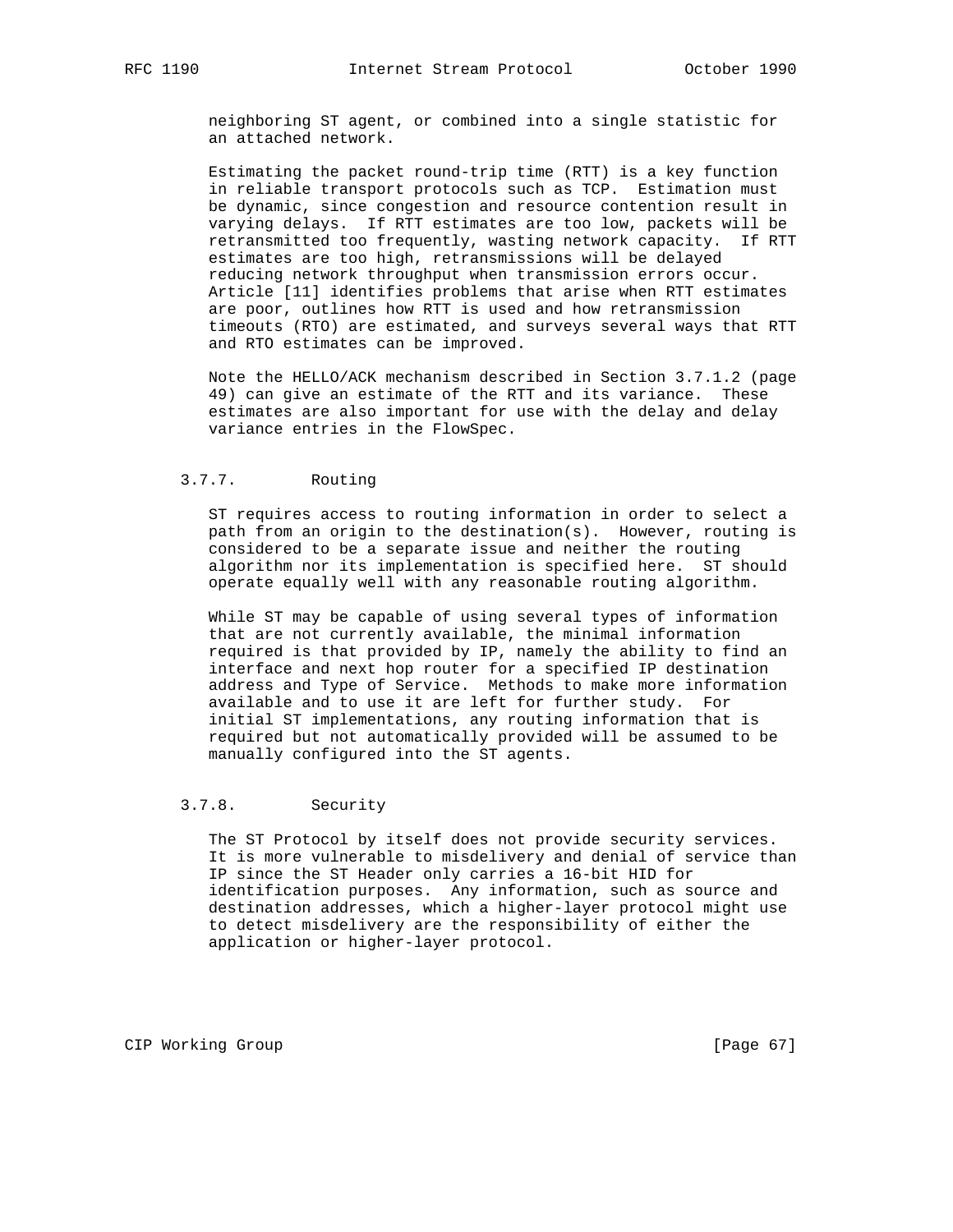neighboring ST agent, or combined into a single statistic for an attached network.

Estimating the packet round-trip time (RTT) is a key function in reliable transport protocols such as TCP. Estimation must be dynamic, since congestion and resource contention result in varying delays. If RTT estimates are too low, packets will be retransmitted too frequently, wasting network capacity. If RTT estimates are too high, retransmissions will be delayed reducing network throughput when transmission errors occur. Article [11] identifies problems that arise when RTT estimates are poor, outlines how RTT is used and how retransmission timeouts (RTO) are estimated, and surveys several ways that RTT and RTO estimates can be improved.

Note the HELLO/ACK mechanism described in Section 3.7.1.2 (page 49) can give an estimate of the RTT and its variance. These estimates are also important for use with the delay and delay variance entries in the FlowSpec.

### 3.7.7. Routing

ST requires access to routing information in order to select a path from an origin to the destination(s). However, routing is considered to be a separate issue and neither the routing algorithm nor its implementation is specified here. ST should operate equally well with any reasonable routing algorithm.

While ST may be capable of using several types of information that are not currently available, the minimal information required is that provided by IP, namely the ability to find an interface and next hop router for a specified IP destination address and Type of Service. Methods to make more information available and to use it are left for further study. For initial ST implementations, any routing information that is required but not automatically provided will be assumed to be manually configured into the ST agents.

### 3.7.8. Security

The ST Protocol by itself does not provide security services. It is more vulnerable to misdelivery and denial of service than IP since the ST Header only carries a 16-bit HID for identification purposes. Any information, such as source and destination addresses, which a higher-layer protocol might use to detect misdelivery are the responsibility of either the application or higher-layer protocol.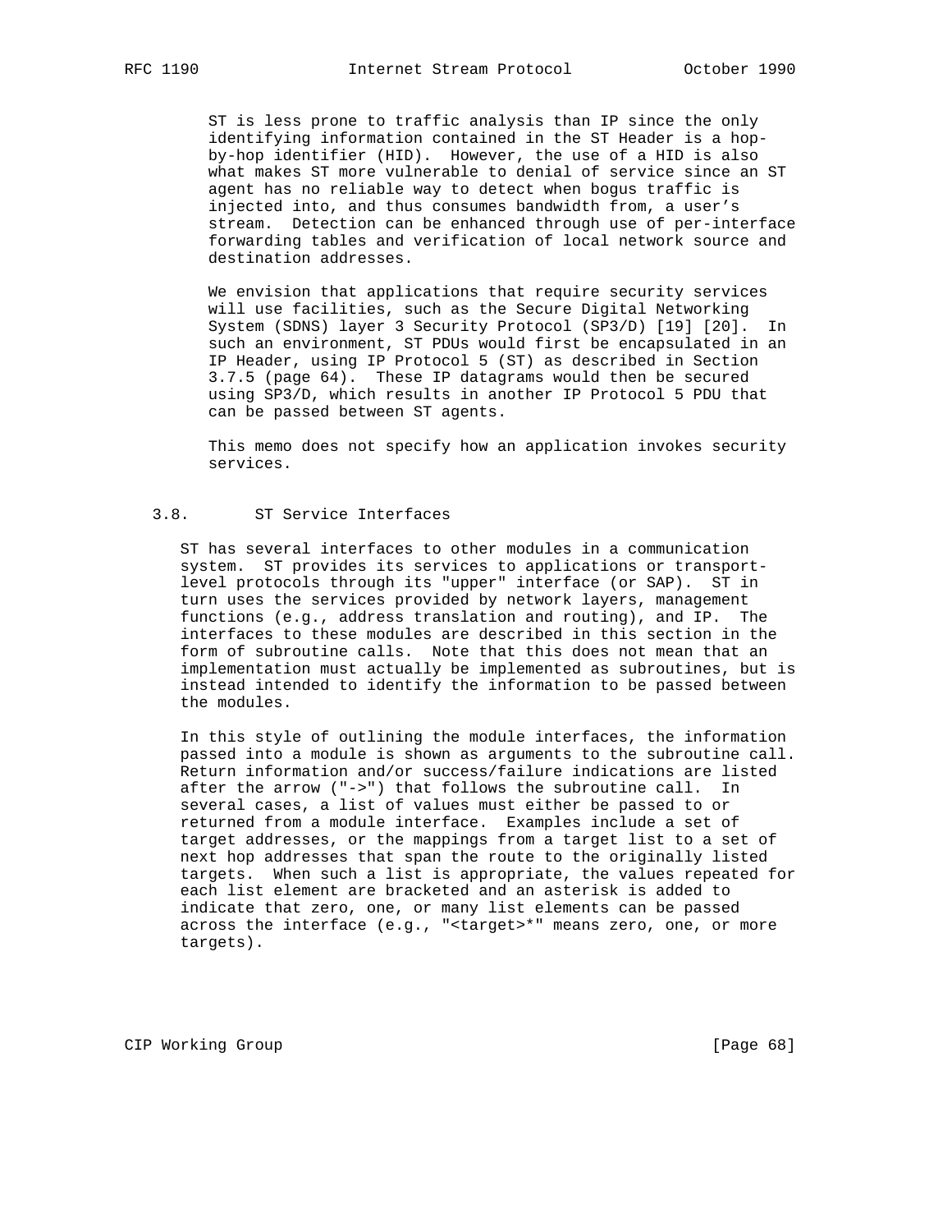ST is less prone to traffic analysis than IP since the only identifying information contained in the ST Header is a hop-by-hop identifier (HID). However, the use of a HID is also what makes ST more vulnerable to denial of service since an ST agent has no reliable way to detect when bogus traffic is injected into, and thus consumes bandwidth from, a user's stream. Detection can be enhanced through use of per-interface forwarding tables and verification of local network source and destination addresses.

We envision that applications that require security services will use facilities, such as the Secure Digital Networking System (SDNS) layer 3 Security Protocol (SP3/D) [19] [20]. In such an environment, ST PDUs would first be encapsulated in an IP Header, using IP Protocol 5 (ST) as described in Section 3.7.5 (page 64). These IP datagrams would then be secured using SP3/D, which results in another IP Protocol 5 PDU that can be passed between ST agents.

This memo does not specify how an application invokes security services.

## 3.8. ST Service Interfaces

ST has several interfaces to other modules in a communication system. ST provides its services to applications or transport-level protocols through its "upper" interface (or SAP). ST in turn uses the services provided by network layers, management functions (e.g., address translation and routing), and IP. The interfaces to these modules are described in this section in the form of subroutine calls. Note that this does not mean that an implementation must actually be implemented as subroutines, but is instead intended to identify the information to be passed between the modules.

In this style of outlining the module interfaces, the information passed into a module is shown as arguments to the subroutine call. Return information and/or success/failure indications are listed after the arrow ("->") that follows the subroutine call. In several cases, a list of values must either be passed to or returned from a module interface. Examples include a set of target addresses, or the mappings from a target list to a set of next hop addresses that span the route to the originally listed targets. When such a list is appropriate, the values repeated for each list element are bracketed and an asterisk is added to indicate that zero, one, or many list elements can be passed across the interface (e.g., "<target>*" means zero, one, or more targets).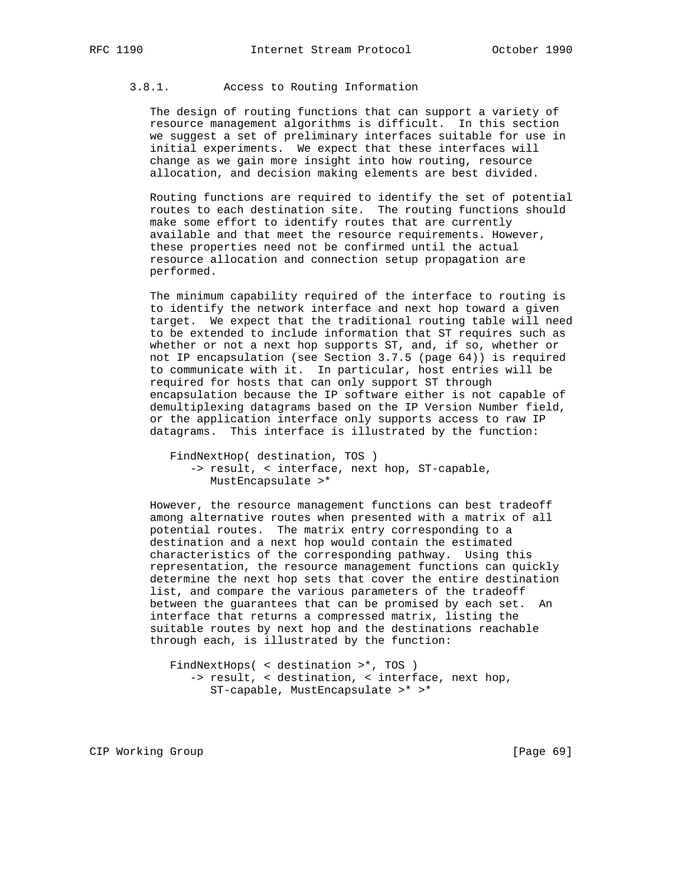### 3.8.1. Access to Routing Information

The design of routing functions that can support a variety of resource management algorithms is difficult. In this section we suggest a set of preliminary interfaces suitable for use in initial experiments. We expect that these interfaces will change as we gain more insight into how routing, resource allocation, and decision making elements are best divided.

Routing functions are required to identify the set of potential routes to each destination site. The routing functions should make some effort to identify routes that are currently available and that meet the resource requirements. However, these properties need not be confirmed until the actual resource allocation and connection setup propagation are performed.

The minimum capability required of the interface to routing is to identify the network interface and next hop toward a given target. We expect that the traditional routing table will need to be extended to include information that ST requires such as whether or not a next hop supports ST, and, if so, whether or not IP encapsulation (see Section 3.7.5 (page 64)) is required to communicate with it. In particular, host entries will be required for hosts that can only support ST through encapsulation because the IP software either is not capable of demultiplexing datagrams based on the IP Version Number field, or the application interface only supports access to raw IP datagrams. This interface is illustrated by the function:

```
FindNextHop( destination, TOS )
   -> result, < interface, next hop, ST-capable,
      MustEncapsulate >*
```

However, the resource management functions can best tradeoff among alternative routes when presented with a matrix of all potential routes. The matrix entry corresponding to a destination and a next hop would contain the estimated characteristics of the corresponding pathway. Using this representation, the resource management functions can quickly determine the next hop sets that cover the entire destination list, and compare the various parameters of the tradeoff between the guarantees that can be promised by each set. An interface that returns a compressed matrix, listing the suitable routes by next hop and the destinations reachable through each, is illustrated by the function:

```
FindNextHops( < destination >*, TOS )
   -> result, < destination, < interface, next hop,
      ST-capable, MustEncapsulate >* >*
```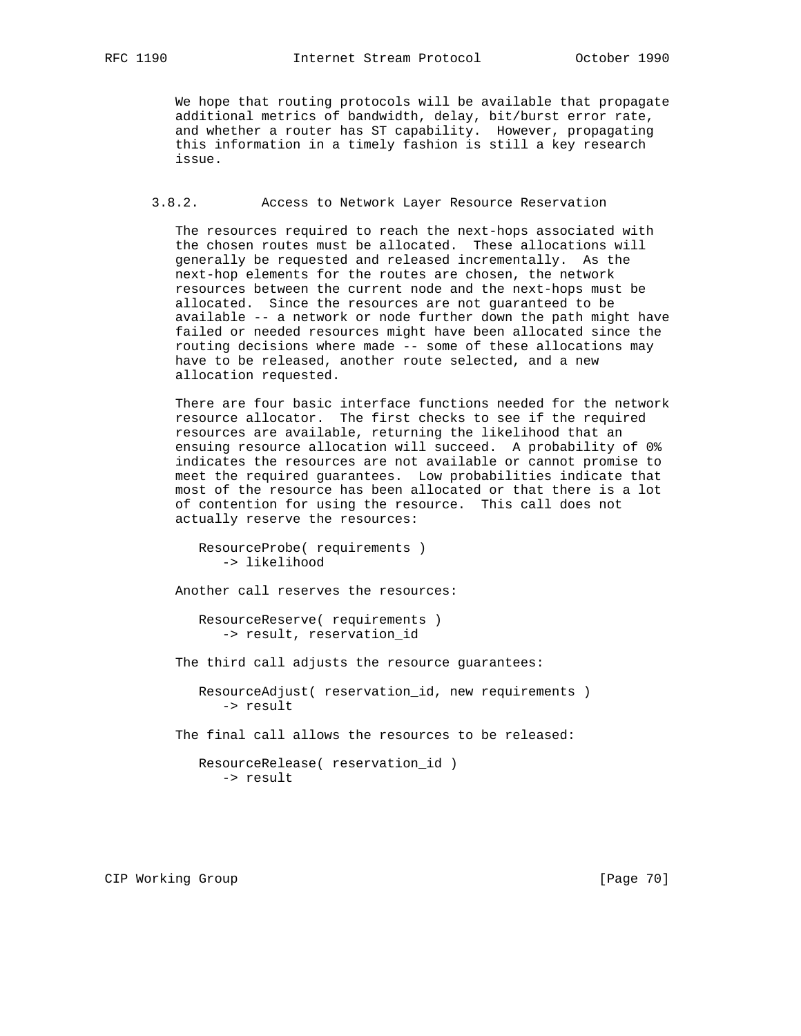We hope that routing protocols will be available that propagate additional metrics of bandwidth, delay, bit/burst error rate, and whether a router has ST capability. However, propagating this information in a timely fashion is still a key research issue.

### 3.8.2. Access to Network Layer Resource Reservation

The resources required to reach the next-hops associated with the chosen routes must be allocated. These allocations will generally be requested and released incrementally. As the next-hop elements for the routes are chosen, the network resources between the current node and the next-hops must be allocated. Since the resources are not guaranteed to be available -- a network or node further down the path might have failed or needed resources might have been allocated since the routing decisions where made -- some of these allocations may have to be released, another route selected, and a new allocation requested.

There are four basic interface functions needed for the network resource allocator. The first checks to see if the required resources are available, returning the likelihood that an ensuing resource allocation will succeed. A probability of 0% indicates the resources are not available or cannot promise to meet the required guarantees. Low probabilities indicate that most of the resource has been allocated or that there is a lot of contention for using the resource. This call does not actually reserve the resources:

```
ResourceProbe( requirements )
   -> likelihood
```

Another call reserves the resources:

```
ResourceReserve( requirements )
   -> result, reservation_id
```

The third call adjusts the resource guarantees:

```
ResourceAdjust( reservation_id, new requirements )
   -> result
```

The final call allows the resources to be released:

```
ResourceRelease( reservation_id )
   -> result
```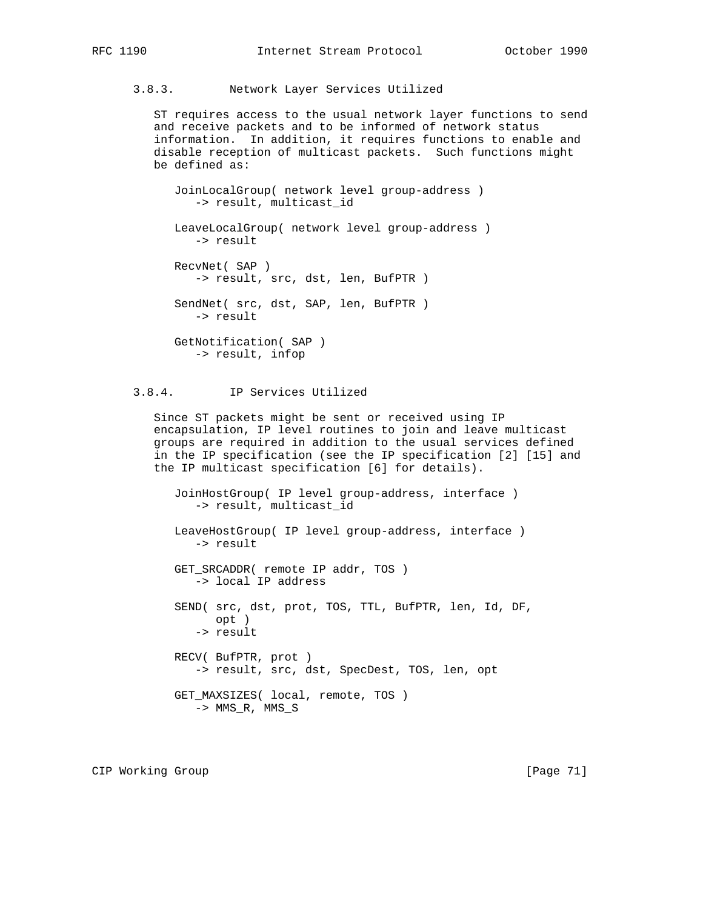### 3.8.3. Network Layer Services Utilized

ST requires access to the usual network layer functions to send and receive packets and to be informed of network status information. In addition, it requires functions to enable and disable reception of multicast packets. Such functions might be defined as:

```
JoinLocalGroup( network level group-address )
   -> result, multicast_id

LeaveLocalGroup( network level group-address )
   -> result

RecvNet( SAP )
   -> result, src, dst, len, BufPTR )

SendNet( src, dst, SAP, len, BufPTR )
   -> result

GetNotification( SAP )
   -> result, infop
```

### 3.8.4. IP Services Utilized

Since ST packets might be sent or received using IP encapsulation, IP level routines to join and leave multicast groups are required in addition to the usual services defined in the IP specification (see the IP specification [2] [15] and the IP multicast specification [6] for details).

```
JoinHostGroup( IP level group-address, interface )
   -> result, multicast_id

LeaveHostGroup( IP level group-address, interface )
   -> result

GET_SRCADDR( remote IP addr, TOS )
   -> local IP address

SEND( src, dst, prot, TOS, TTL, BufPTR, len, Id, DF,
     opt )
   -> result

RECV( BufPTR, prot )
   -> result, src, dst, SpecDest, TOS, len, opt

GET_MAXSIZES( local, remote, TOS )
   -> MMS_R, MMS_S
```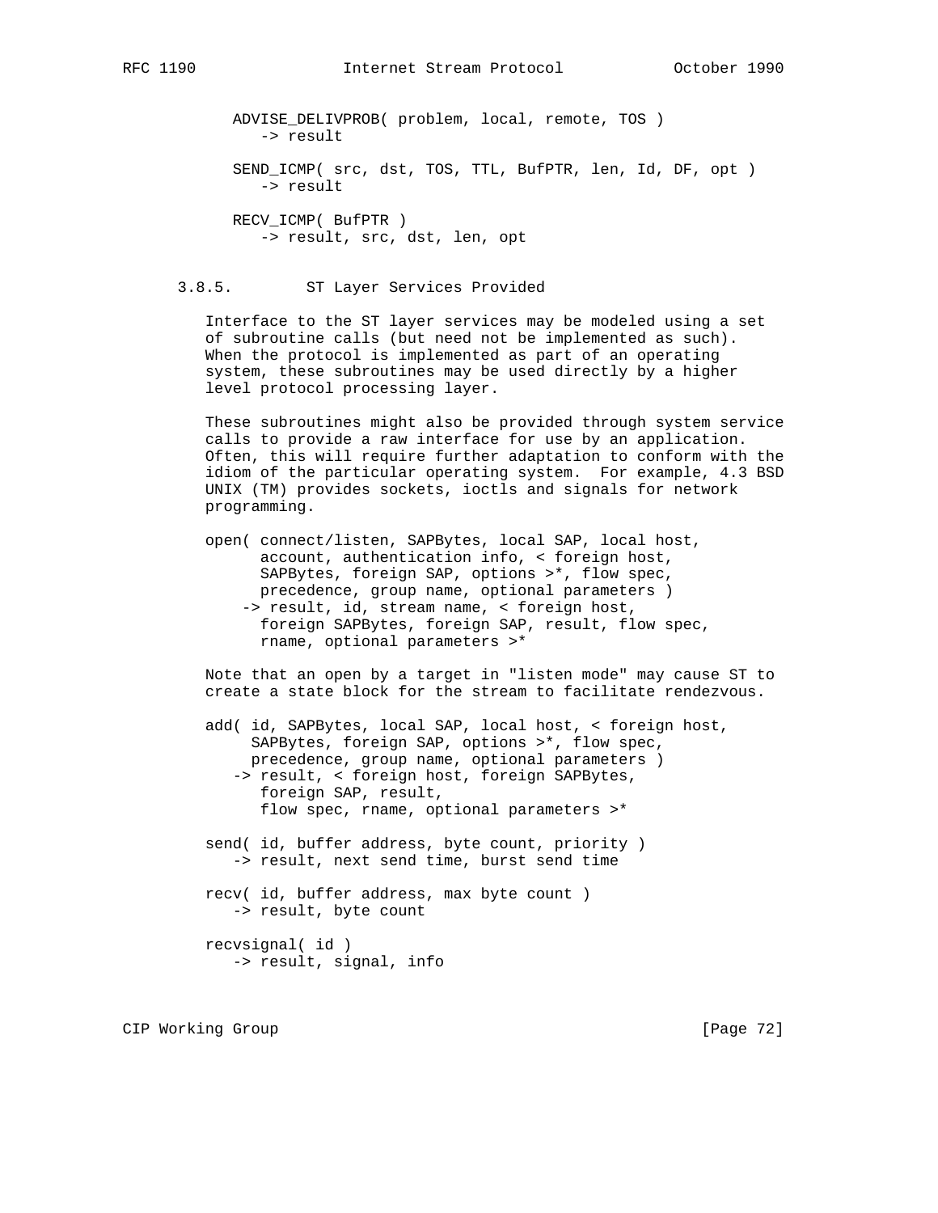```
ADVISE_DELIVPROB( problem, local, remote, TOS )
   -> result

SEND_ICMP( src, dst, TOS, TTL, BufPTR, len, Id, DF, opt )
   -> result

RECV_ICMP( BufPTR )
   -> result, src, dst, len, opt
```

### 3.8.5. ST Layer Services Provided

Interface to the ST layer services may be modeled using a set of subroutine calls (but need not be implemented as such). When the protocol is implemented as part of an operating system, these subroutines may be used directly by a higher level protocol processing layer.

These subroutines might also be provided through system service calls to provide a raw interface for use by an application. Often, this will require further adaptation to conform with the idiom of the particular operating system. For example, 4.3 BSD UNIX (TM) provides sockets, ioctls and signals for network programming.

```
open( connect/listen, SAPBytes, local SAP, local host,
      account, authentication info, < foreign host,
      SAPBytes, foreign SAP, options >*, flow spec,
      precedence, group name, optional parameters )
    -> result, id, stream name, < foreign host,
      foreign SAPBytes, foreign SAP, result, flow spec,
      rname, optional parameters >*
```

Note that an open by a target in "listen mode" may cause ST to create a state block for the stream to facilitate rendezvous.

```
add( id, SAPBytes, local SAP, local host, < foreign host,
     SAPBytes, foreign SAP, options >*, flow spec,
     precedence, group name, optional parameters )
   -> result, < foreign host, foreign SAPBytes,
      foreign SAP, result,
      flow spec, rname, optional parameters >*

send( id, buffer address, byte count, priority )
   -> result, next send time, burst send time

recv( id, buffer address, max byte count )
   -> result, byte count

recvsignal( id )
   -> result, signal, info
```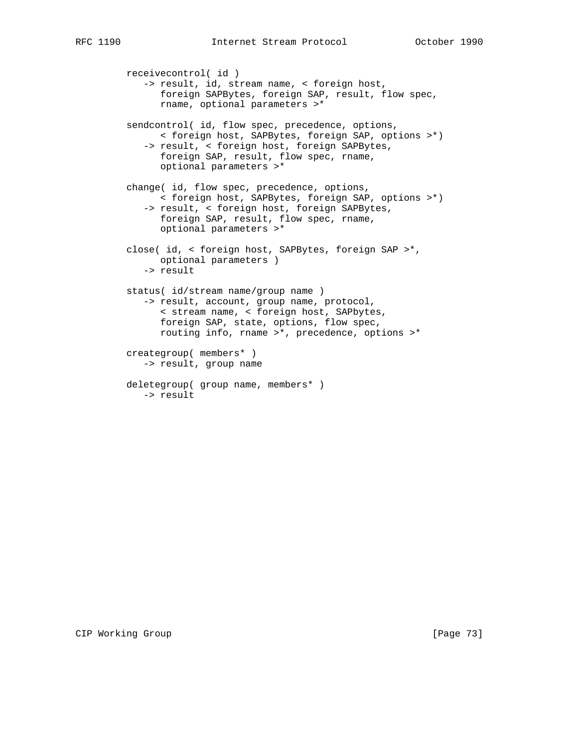```
receivecontrol( id )
   -> result, id, stream name, < foreign host,
      foreign SAPBytes, foreign SAP, result, flow spec,
      rname, optional parameters >*

sendcontrol( id, flow spec, precedence, options,
      < foreign host, SAPBytes, foreign SAP, options >*)
   -> result, < foreign host, foreign SAPBytes,
      foreign SAP, result, flow spec, rname,
      optional parameters >*

change( id, flow spec, precedence, options,
      < foreign host, SAPBytes, foreign SAP, options >*)
   -> result, < foreign host, foreign SAPBytes,
      foreign SAP, result, flow spec, rname,
      optional parameters >*

close( id, < foreign host, SAPBytes, foreign SAP >*,
      optional parameters )
   -> result

status( id/stream name/group name )
   -> result, account, group name, protocol,
      < stream name, < foreign host, SAPbytes,
      foreign SAP, state, options, flow spec,
      routing info, rname >*, precedence, options >*

creategroup( members* )
   -> result, group name

deletegroup( group name, members* )
   -> result
```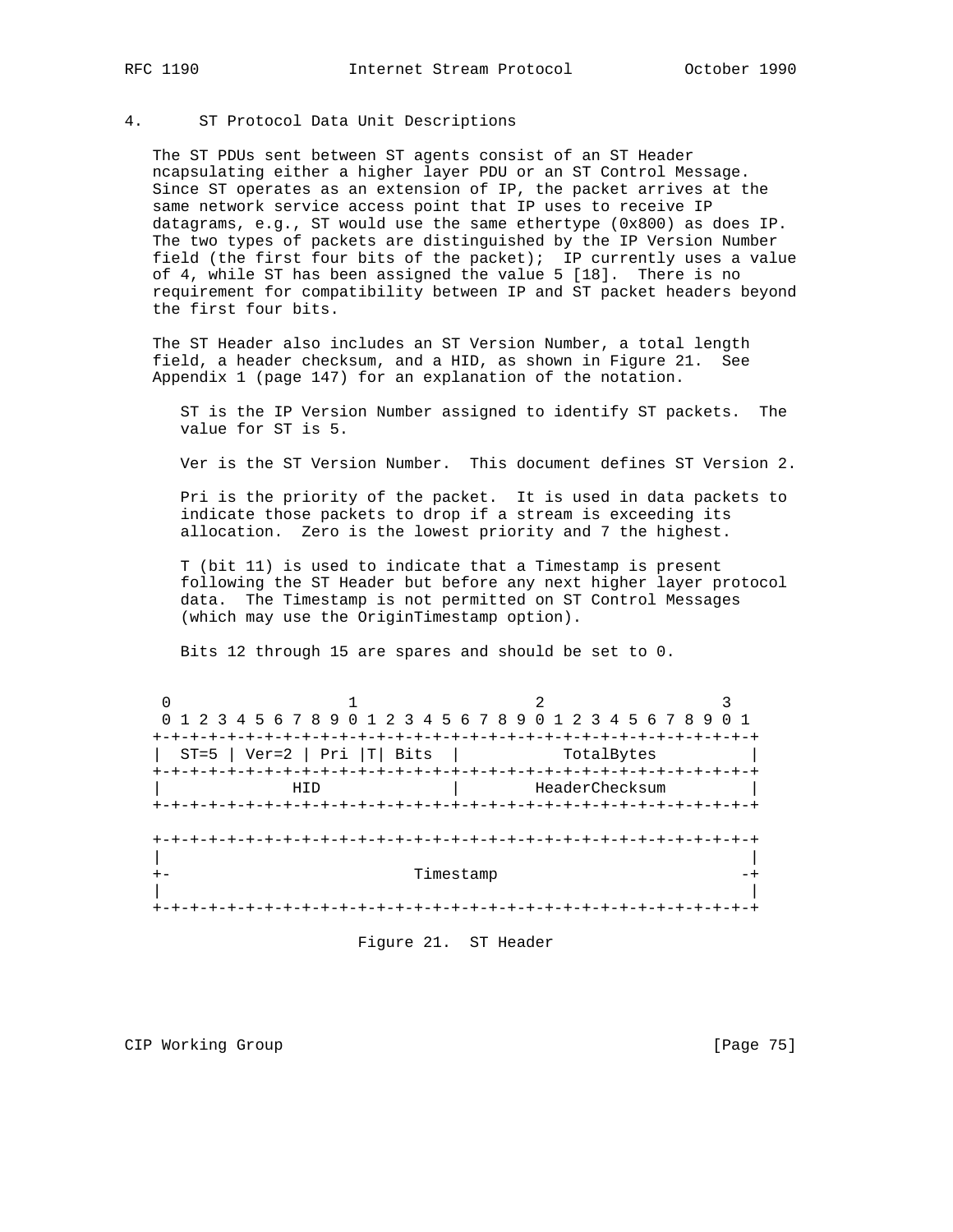## 4. ST Protocol Data Unit Descriptions

The ST PDUs sent between ST agents consist of an ST Header ncapsulating either a higher layer PDU or an ST Control Message. Since ST operates as an extension of IP, the packet arrives at the same network service access point that IP uses to receive IP datagrams, e.g., ST would use the same ethertype (0x800) as does IP. The two types of packets are distinguished by the IP Version Number field (the first four bits of the packet); IP currently uses a value of 4, while ST has been assigned the value 5 [18]. There is no requirement for compatibility between IP and ST packet headers beyond the first four bits.

The ST Header also includes an ST Version Number, a total length field, a header checksum, and a HID, as shown in Figure 21. See Appendix 1 (page 147) for an explanation of the notation.

ST is the IP Version Number assigned to identify ST packets. The value for ST is 5.

Ver is the ST Version Number. This document defines ST Version 2.

Pri is the priority of the packet. It is used in data packets to indicate those packets to drop if a stream is exceeding its allocation. Zero is the lowest priority and 7 the highest.

T (bit 11) is used to indicate that a Timestamp is present following the ST Header but before any next higher layer protocol data. The Timestamp is not permitted on ST Control Messages (which may use the OriginTimestamp option).

Bits 12 through 15 are spares and should be set to 0.

```
 0                   1                   2                   3
 0 1 2 3 4 5 6 7 8 9 0 1 2 3 4 5 6 7 8 9 0 1 2 3 4 5 6 7 8 9 0 1
+-+-+-+-+-+-+-+-+-+-+-+-+-+-+-+-+-+-+-+-+-+-+-+-+-+-+-+-+-+-+-+-+
|  ST=5 | Ver=2 | Pri |T| Bits  |           TotalBytes          |
+-+-+-+-+-+-+-+-+-+-+-+-+-+-+-+-+-+-+-+-+-+-+-+-+-+-+-+-+-+-+-+-+
|             HID               |        HeaderChecksum         |
+-+-+-+-+-+-+-+-+-+-+-+-+-+-+-+-+-+-+-+-+-+-+-+-+-+-+-+-+-+-+-+-+

+-+-+-+-+-+-+-+-+-+-+-+-+-+-+-+-+-+-+-+-+-+-+-+-+-+-+-+-+-+-+-+-+
|                                                               |
+-                          Timestamp                          -+
|                                                               |
+-+-+-+-+-+-+-+-+-+-+-+-+-+-+-+-+-+-+-+-+-+-+-+-+-+-+-+-+-+-+-+-+
```

Figure 21. ST Header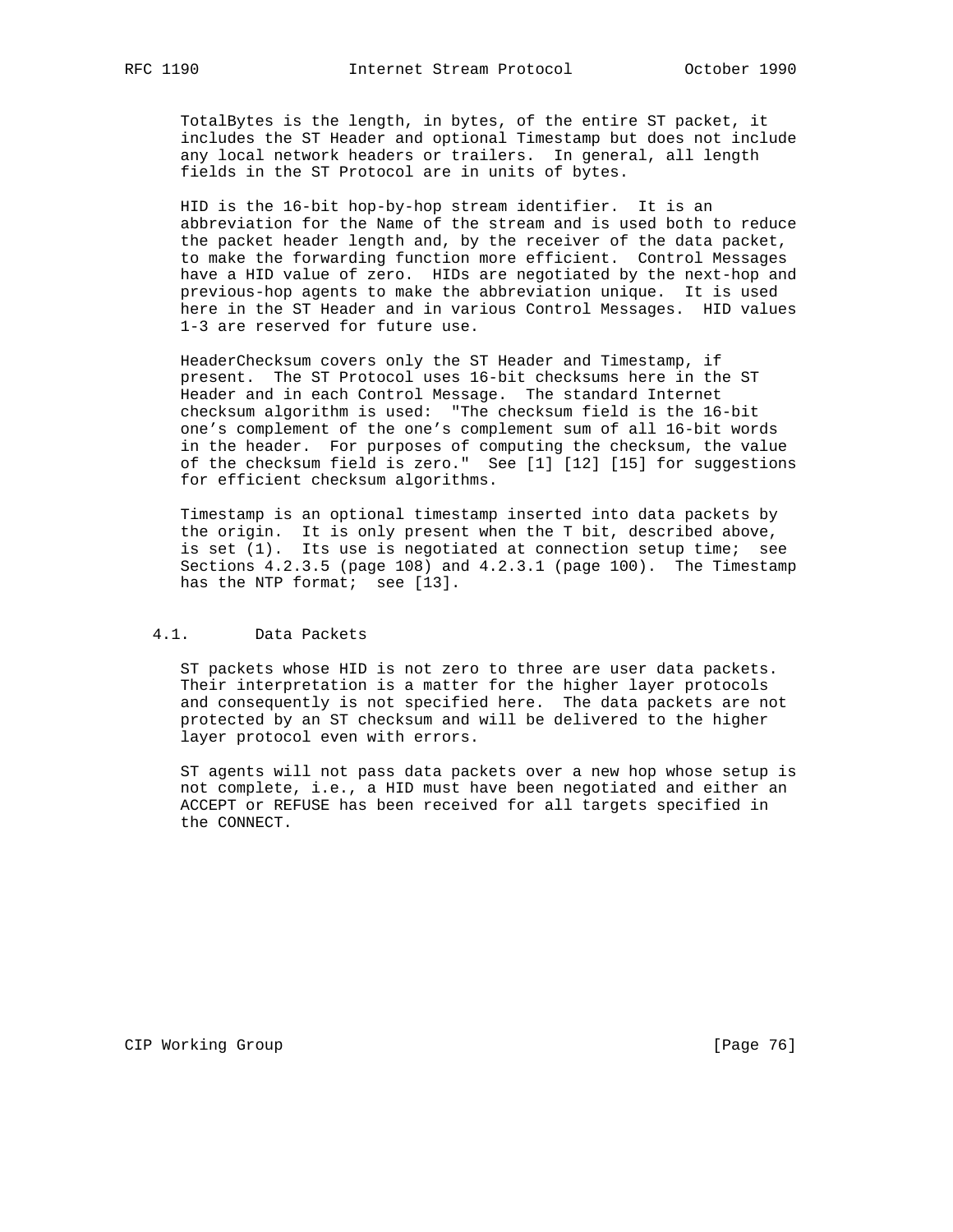TotalBytes is the length, in bytes, of the entire ST packet, it includes the ST Header and optional Timestamp but does not include any local network headers or trailers. In general, all length fields in the ST Protocol are in units of bytes.

HID is the 16-bit hop-by-hop stream identifier. It is an abbreviation for the Name of the stream and is used both to reduce the packet header length and, by the receiver of the data packet, to make the forwarding function more efficient. Control Messages have a HID value of zero. HIDs are negotiated by the next-hop and previous-hop agents to make the abbreviation unique. It is used here in the ST Header and in various Control Messages. HID values 1-3 are reserved for future use.

HeaderChecksum covers only the ST Header and Timestamp, if present. The ST Protocol uses 16-bit checksums here in the ST Header and in each Control Message. The standard Internet checksum algorithm is used: "The checksum field is the 16-bit one's complement of the one's complement sum of all 16-bit words in the header. For purposes of computing the checksum, the value of the checksum field is zero." See [1] [12] [15] for suggestions for efficient checksum algorithms.

Timestamp is an optional timestamp inserted into data packets by the origin. It is only present when the T bit, described above, is set (1). Its use is negotiated at connection setup time; see Sections 4.2.3.5 (page 108) and 4.2.3.1 (page 100). The Timestamp has the NTP format; see [13].

## 4.1. Data Packets

ST packets whose HID is not zero to three are user data packets. Their interpretation is a matter for the higher layer protocols and consequently is not specified here. The data packets are not protected by an ST checksum and will be delivered to the higher layer protocol even with errors.

ST agents will not pass data packets over a new hop whose setup is not complete, i.e., a HID must have been negotiated and either an ACCEPT or REFUSE has been received for all targets specified in the CONNECT.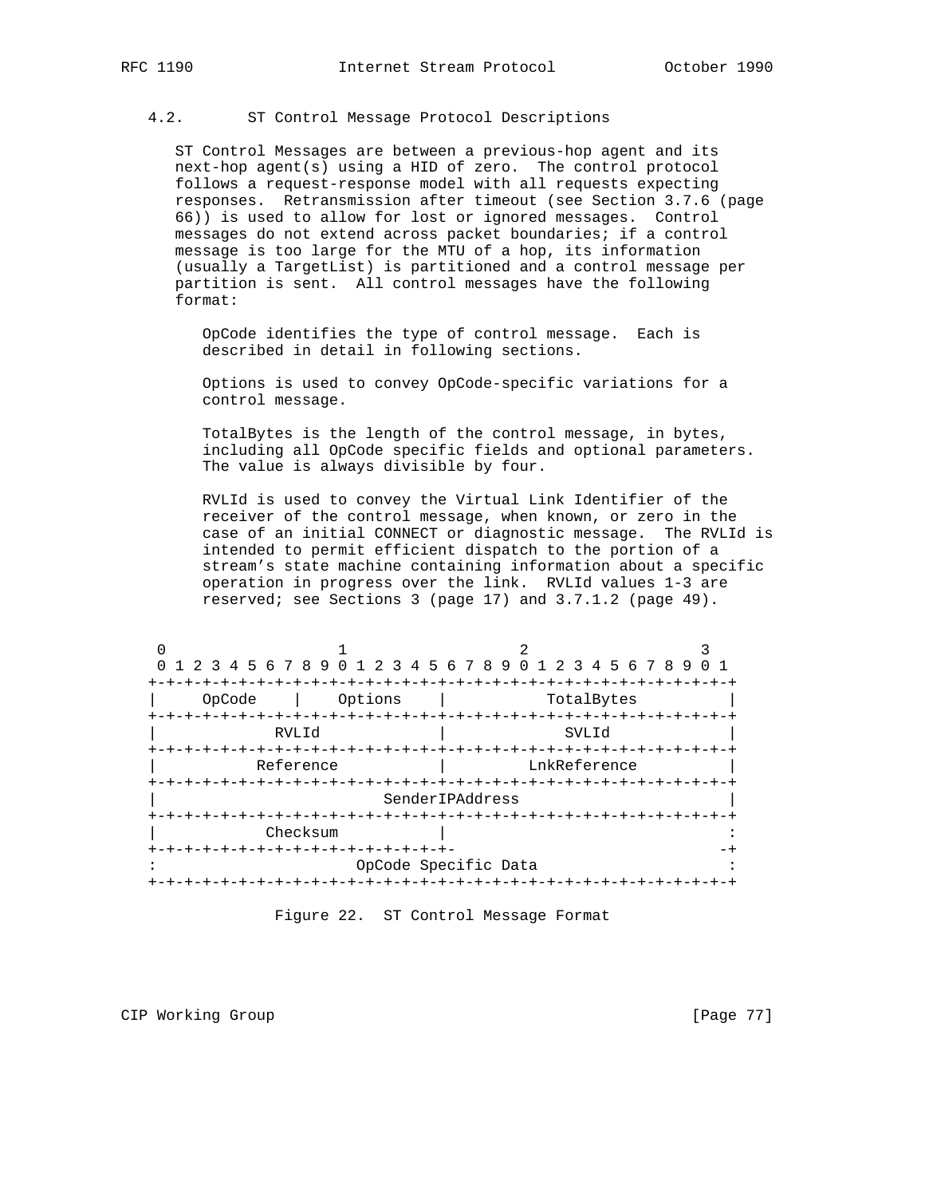## 4.2. ST Control Message Protocol Descriptions

ST Control Messages are between a previous-hop agent and its next-hop agent(s) using a HID of zero. The control protocol follows a request-response model with all requests expecting responses. Retransmission after timeout (see Section 3.7.6 (page 66)) is used to allow for lost or ignored messages. Control messages do not extend across packet boundaries; if a control message is too large for the MTU of a hop, its information (usually a TargetList) is partitioned and a control message per partition is sent. All control messages have the following format:

OpCode identifies the type of control message. Each is described in detail in following sections.

Options is used to convey OpCode-specific variations for a control message.

TotalBytes is the length of the control message, in bytes, including all OpCode specific fields and optional parameters. The value is always divisible by four.

RVLId is used to convey the Virtual Link Identifier of the receiver of the control message, when known, or zero in the case of an initial CONNECT or diagnostic message. The RVLId is intended to permit efficient dispatch to the portion of a stream's state machine containing information about a specific operation in progress over the link. RVLId values 1-3 are reserved; see Sections 3 (page 17) and 3.7.1.2 (page 49).

```
 0                   1                   2                   3
 0 1 2 3 4 5 6 7 8 9 0 1 2 3 4 5 6 7 8 9 0 1 2 3 4 5 6 7 8 9 0 1
+-+-+-+-+-+-+-+-+-+-+-+-+-+-+-+-+-+-+-+-+-+-+-+-+-+-+-+-+-+-+-+-+
|    OpCode     |    Options    |           TotalBytes          |
+-+-+-+-+-+-+-+-+-+-+-+-+-+-+-+-+-+-+-+-+-+-+-+-+-+-+-+-+-+-+-+-+
|             RVLId             |             SVLId             |
+-+-+-+-+-+-+-+-+-+-+-+-+-+-+-+-+-+-+-+-+-+-+-+-+-+-+-+-+-+-+-+-+
|           Reference           |          LnkReference         |
+-+-+-+-+-+-+-+-+-+-+-+-+-+-+-+-+-+-+-+-+-+-+-+-+-+-+-+-+-+-+-+-+
|                        SenderIPAddress                        |
+-+-+-+-+-+-+-+-+-+-+-+-+-+-+-+-+-+-+-+-+-+-+-+-+-+-+-+-+-+-+-+-+
|            Checksum           |                               :
+-+-+-+-+-+-+-+-+-+-+-+-+-+-+-+-+-                              -+
:                      OpCode Specific Data                     :
+-+-+-+-+-+-+-+-+-+-+-+-+-+-+-+-+-+-+-+-+-+-+-+-+-+-+-+-+-+-+-+-+
```

Figure 22. ST Control Message Format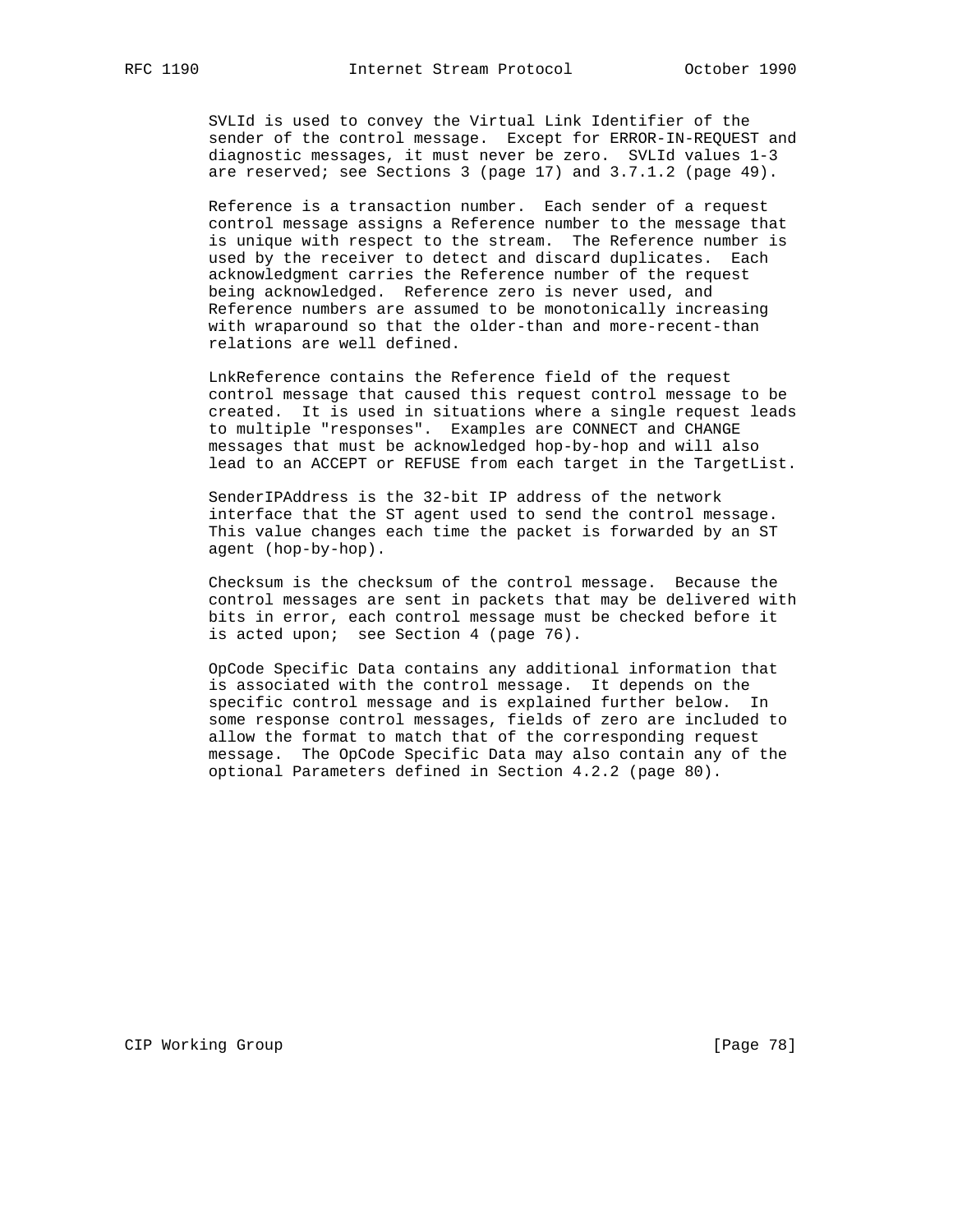SVLId is used to convey the Virtual Link Identifier of the sender of the control message. Except for ERROR-IN-REQUEST and diagnostic messages, it must never be zero. SVLId values 1-3 are reserved; see Sections 3 (page 17) and 3.7.1.2 (page 49).

Reference is a transaction number. Each sender of a request control message assigns a Reference number to the message that is unique with respect to the stream. The Reference number is used by the receiver to detect and discard duplicates. Each acknowledgment carries the Reference number of the request being acknowledged. Reference zero is never used, and Reference numbers are assumed to be monotonically increasing with wraparound so that the older-than and more-recent-than relations are well defined.

LnkReference contains the Reference field of the request control message that caused this request control message to be created. It is used in situations where a single request leads to multiple "responses". Examples are CONNECT and CHANGE messages that must be acknowledged hop-by-hop and will also lead to an ACCEPT or REFUSE from each target in the TargetList.

SenderIPAddress is the 32-bit IP address of the network interface that the ST agent used to send the control message. This value changes each time the packet is forwarded by an ST agent (hop-by-hop).

Checksum is the checksum of the control message. Because the control messages are sent in packets that may be delivered with bits in error, each control message must be checked before it is acted upon; see Section 4 (page 76).

OpCode Specific Data contains any additional information that is associated with the control message. It depends on the specific control message and is explained further below. In some response control messages, fields of zero are included to allow the format to match that of the corresponding request message. The OpCode Specific Data may also contain any of the optional Parameters defined in Section 4.2.2 (page 80).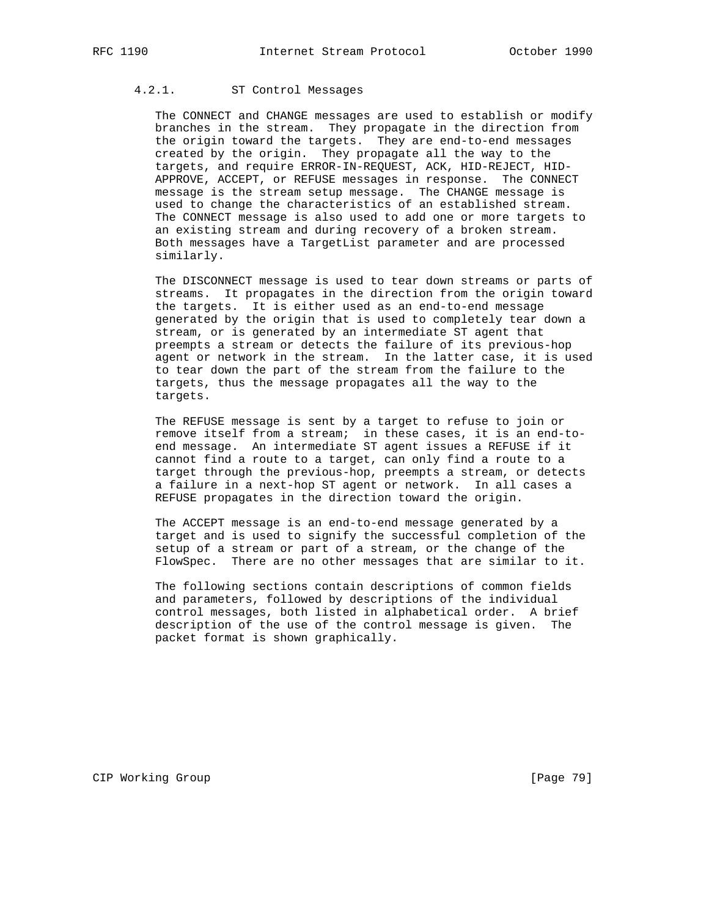#### 4.2.1. ST Control Messages

The CONNECT and CHANGE messages are used to establish or modify branches in the stream. They propagate in the direction from the origin toward the targets. They are end-to-end messages created by the origin. They propagate all the way to the targets, and require ERROR-IN-REQUEST, ACK, HID-REJECT, HID-APPROVE, ACCEPT, or REFUSE messages in response. The CONNECT message is the stream setup message. The CHANGE message is used to change the characteristics of an established stream. The CONNECT message is also used to add one or more targets to an existing stream and during recovery of a broken stream. Both messages have a TargetList parameter and are processed similarly.

The DISCONNECT message is used to tear down streams or parts of streams. It propagates in the direction from the origin toward the targets. It is either used as an end-to-end message generated by the origin that is used to completely tear down a stream, or is generated by an intermediate ST agent that preempts a stream or detects the failure of its previous-hop agent or network in the stream. In the latter case, it is used to tear down the part of the stream from the failure to the targets, thus the message propagates all the way to the targets.

The REFUSE message is sent by a target to refuse to join or remove itself from a stream; in these cases, it is an end-to-end message. An intermediate ST agent issues a REFUSE if it cannot find a route to a target, can only find a route to a target through the previous-hop, preempts a stream, or detects a failure in a next-hop ST agent or network. In all cases a REFUSE propagates in the direction toward the origin.

The ACCEPT message is an end-to-end message generated by a target and is used to signify the successful completion of the setup of a stream or part of a stream, or the change of the FlowSpec. There are no other messages that are similar to it.

The following sections contain descriptions of common fields and parameters, followed by descriptions of the individual control messages, both listed in alphabetical order. A brief description of the use of the control message is given. The packet format is shown graphically.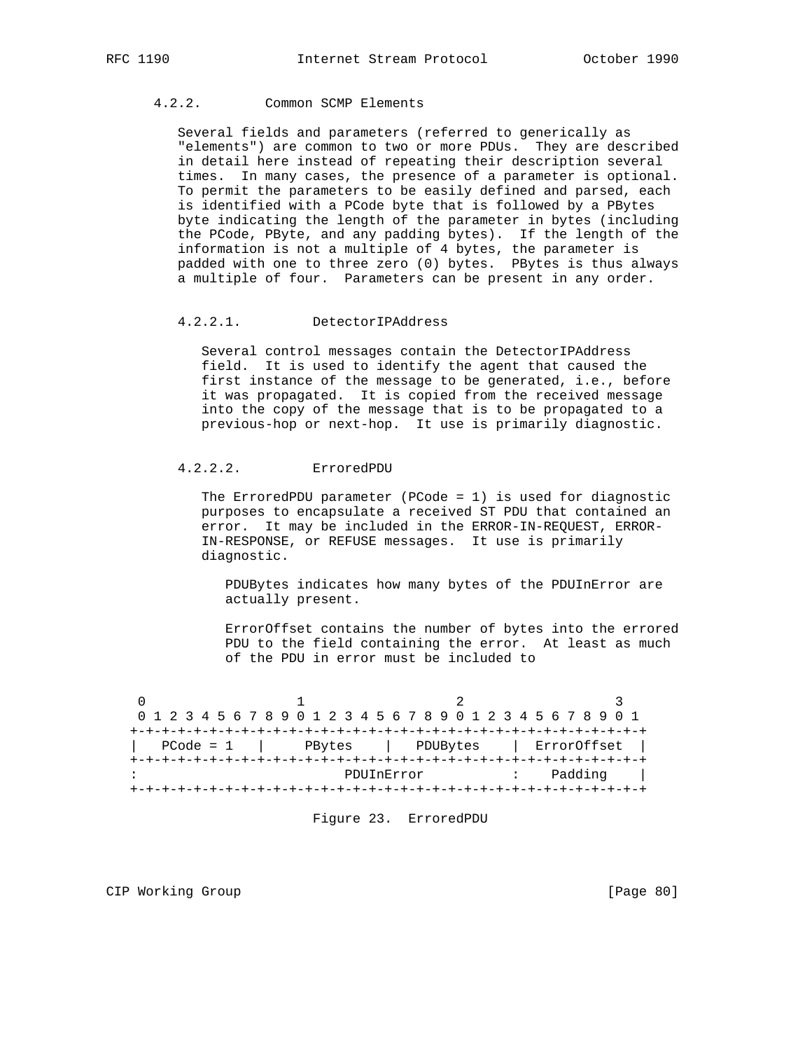#### 4.2.2. Common SCMP Elements

Several fields and parameters (referred to generically as "elements") are common to two or more PDUs. They are described in detail here instead of repeating their description several times. In many cases, the presence of a parameter is optional. To permit the parameters to be easily defined and parsed, each is identified with a PCode byte that is followed by a PBytes byte indicating the length of the parameter in bytes (including the PCode, PByte, and any padding bytes). If the length of the information is not a multiple of 4 bytes, the parameter is padded with one to three zero (0) bytes. PBytes is thus always a multiple of four. Parameters can be present in any order.

##### 4.2.2.1. DetectorIPAddress

Several control messages contain the DetectorIPAddress field. It is used to identify the agent that caused the first instance of the message to be generated, i.e., before it was propagated. It is copied from the received message into the copy of the message that is to be propagated to a previous-hop or next-hop. It use is primarily diagnostic.

##### 4.2.2.2. ErroredPDU

The ErroredPDU parameter (PCode = 1) is used for diagnostic purposes to encapsulate a received ST PDU that contained an error. It may be included in the ERROR-IN-REQUEST, ERROR-IN-RESPONSE, or REFUSE messages. It use is primarily diagnostic.

PDUBytes indicates how many bytes of the PDUInError are actually present.

ErrorOffset contains the number of bytes into the errored PDU to the field containing the error. At least as much of the PDU in error must be included to

```
 0                   1                   2                   3
 0 1 2 3 4 5 6 7 8 9 0 1 2 3 4 5 6 7 8 9 0 1 2 3 4 5 6 7 8 9 0 1
+-+-+-+-+-+-+-+-+-+-+-+-+-+-+-+-+-+-+-+-+-+-+-+-+-+-+-+-+-+-+-+-+
|   PCode = 1   |    PBytes     |   PDUBytes    |  ErrorOffset  |
+-+-+-+-+-+-+-+-+-+-+-+-+-+-+-+-+-+-+-+-+-+-+-+-+-+-+-+-+-+-+-+-+
:                         PDUInError          :    Padding    |
+-+-+-+-+-+-+-+-+-+-+-+-+-+-+-+-+-+-+-+-+-+-+-+-+-+-+-+-+-+-+-+-+
```

Figure 23. ErroredPDU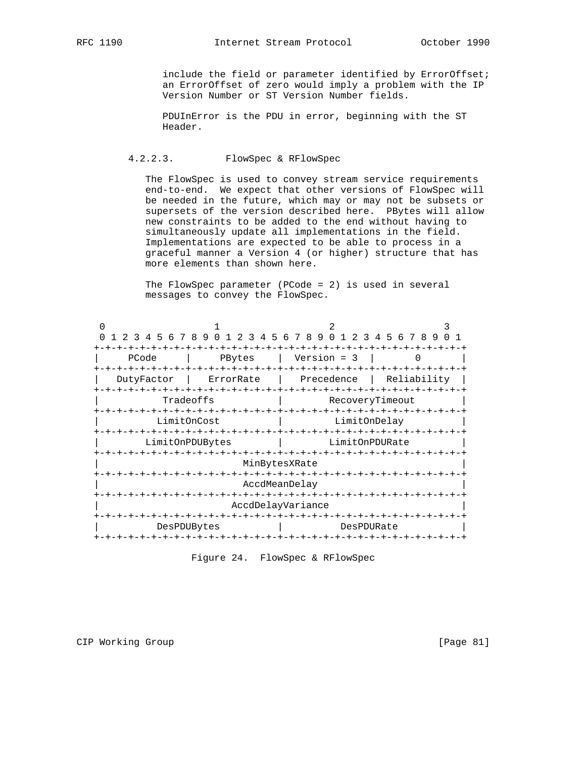include the field or parameter identified by ErrorOffset; an ErrorOffset of zero would imply a problem with the IP Version Number or ST Version Number fields.

PDUInError is the PDU in error, beginning with the ST Header.

#### 4.2.2.3. FlowSpec & RFlowSpec

The FlowSpec is used to convey stream service requirements end-to-end. We expect that other versions of FlowSpec will be needed in the future, which may or may not be subsets or supersets of the version described here. PBytes will allow new constraints to be added to the end without having to simultaneously update all implementations in the field. Implementations are expected to be able to process in a graceful manner a Version 4 (or higher) structure that has more elements than shown here.

The FlowSpec parameter (PCode = 2) is used in several messages to convey the FlowSpec.

```
 0                   1                   2                   3
 0 1 2 3 4 5 6 7 8 9 0 1 2 3 4 5 6 7 8 9 0 1 2 3 4 5 6 7 8 9 0 1
+-+-+-+-+-+-+-+-+-+-+-+-+-+-+-+-+-+-+-+-+-+-+-+-+-+-+-+-+-+-+-+-+
|     PCode     |     PBytes    |  Version = 3  |       0       |
+-+-+-+-+-+-+-+-+-+-+-+-+-+-+-+-+-+-+-+-+-+-+-+-+-+-+-+-+-+-+-+-+
|   DutyFactor  |   ErrorRate   |   Precedence  |  Reliability  |
+-+-+-+-+-+-+-+-+-+-+-+-+-+-+-+-+-+-+-+-+-+-+-+-+-+-+-+-+-+-+-+-+
|           Tradeoffs           |        RecoveryTimeout        |
+-+-+-+-+-+-+-+-+-+-+-+-+-+-+-+-+-+-+-+-+-+-+-+-+-+-+-+-+-+-+-+-+
|          LimitOnCost          |          LimitOnDelay         |
+-+-+-+-+-+-+-+-+-+-+-+-+-+-+-+-+-+-+-+-+-+-+-+-+-+-+-+-+-+-+-+-+
|        LimitOnPDUBytes        |         LimitOnPDURate        |
+-+-+-+-+-+-+-+-+-+-+-+-+-+-+-+-+-+-+-+-+-+-+-+-+-+-+-+-+-+-+-+-+
|                          MinBytesXRate                        |
+-+-+-+-+-+-+-+-+-+-+-+-+-+-+-+-+-+-+-+-+-+-+-+-+-+-+-+-+-+-+-+-+
|                          AccdMeanDelay                        |
+-+-+-+-+-+-+-+-+-+-+-+-+-+-+-+-+-+-+-+-+-+-+-+-+-+-+-+-+-+-+-+-+
|                        AccdDelayVariance                      |
+-+-+-+-+-+-+-+-+-+-+-+-+-+-+-+-+-+-+-+-+-+-+-+-+-+-+-+-+-+-+-+-+
|          DesPDUBytes          |           DesPDURate          |
+-+-+-+-+-+-+-+-+-+-+-+-+-+-+-+-+-+-+-+-+-+-+-+-+-+-+-+-+-+-+-+-+
```

Figure 24. FlowSpec & RFlowSpec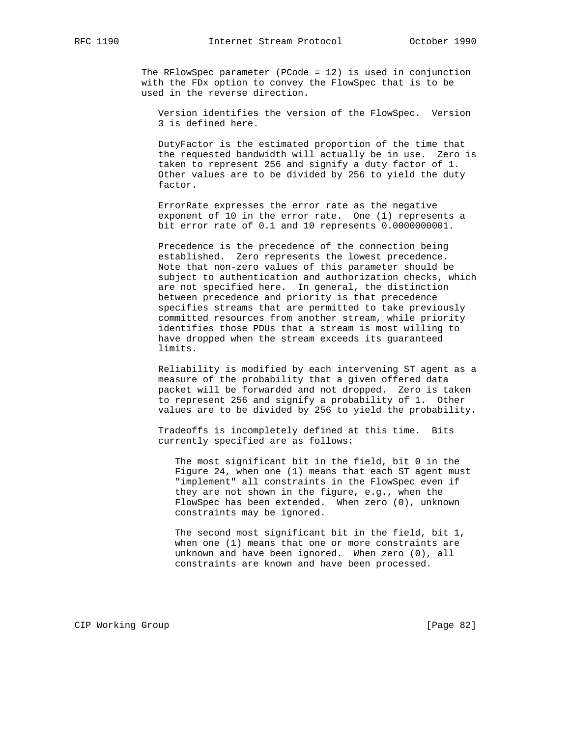The RFlowSpec parameter (PCode = 12) is used in conjunction with the FDx option to convey the FlowSpec that is to be used in the reverse direction.

Version identifies the version of the FlowSpec. Version 3 is defined here.

DutyFactor is the estimated proportion of the time that the requested bandwidth will actually be in use. Zero is taken to represent 256 and signify a duty factor of 1. Other values are to be divided by 256 to yield the duty factor.

ErrorRate expresses the error rate as the negative exponent of 10 in the error rate. One (1) represents a bit error rate of 0.1 and 10 represents 0.0000000001.

Precedence is the precedence of the connection being established. Zero represents the lowest precedence. Note that non-zero values of this parameter should be subject to authentication and authorization checks, which are not specified here. In general, the distinction between precedence and priority is that precedence specifies streams that are permitted to take previously committed resources from another stream, while priority identifies those PDUs that a stream is most willing to have dropped when the stream exceeds its guaranteed limits.

Reliability is modified by each intervening ST agent as a measure of the probability that a given offered data packet will be forwarded and not dropped. Zero is taken to represent 256 and signify a probability of 1. Other values are to be divided by 256 to yield the probability.

Tradeoffs is incompletely defined at this time. Bits currently specified are as follows:

The most significant bit in the field, bit 0 in the Figure 24, when one (1) means that each ST agent must "implement" all constraints in the FlowSpec even if they are not shown in the figure, e.g., when the FlowSpec has been extended. When zero (0), unknown constraints may be ignored.

The second most significant bit in the field, bit 1, when one (1) means that one or more constraints are unknown and have been ignored. When zero (0), all constraints are known and have been processed.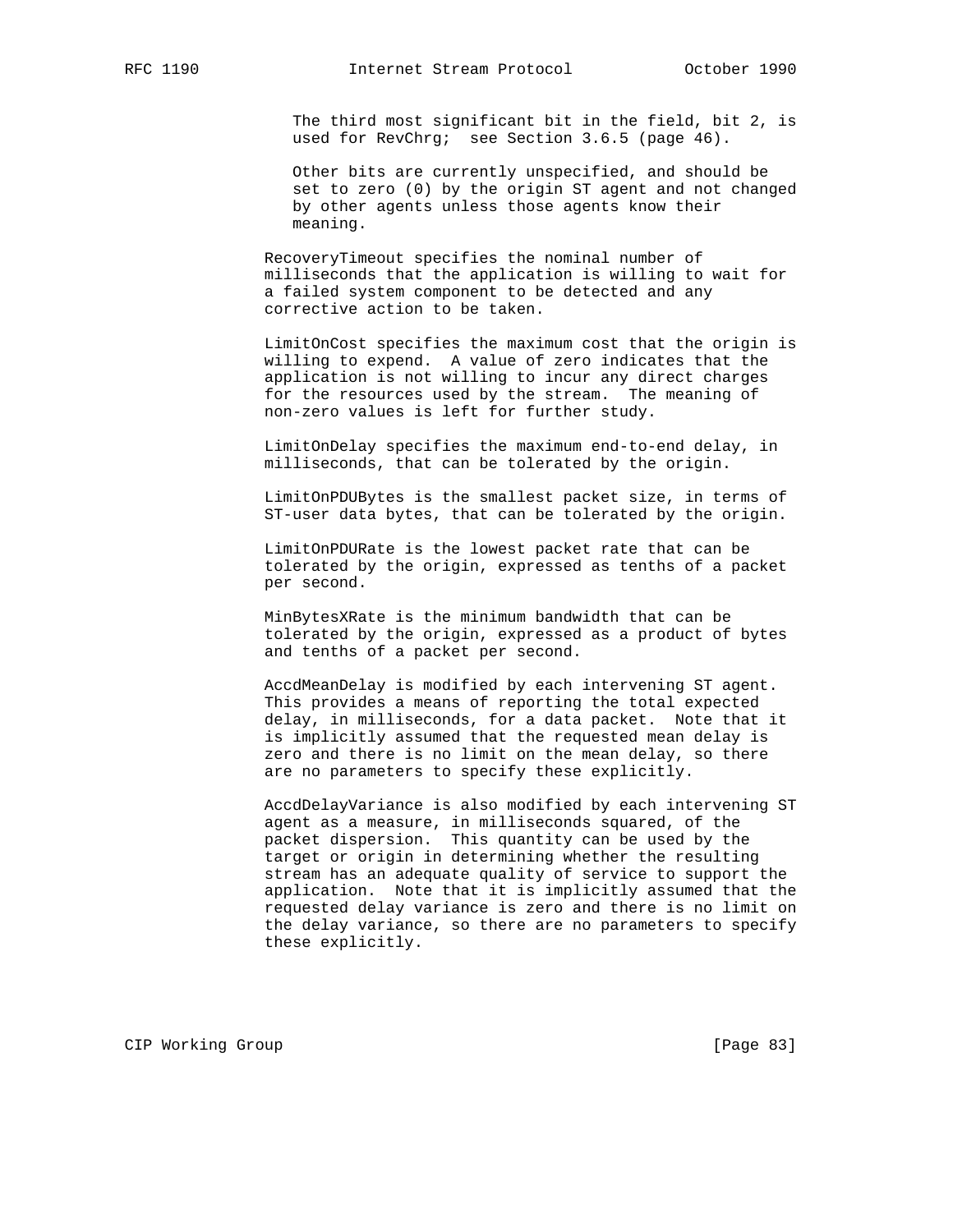The third most significant bit in the field, bit 2, is used for RevChrg; see Section 3.6.5 (page 46).

Other bits are currently unspecified, and should be set to zero (0) by the origin ST agent and not changed by other agents unless those agents know their meaning.

RecoveryTimeout specifies the nominal number of milliseconds that the application is willing to wait for a failed system component to be detected and any corrective action to be taken.

LimitOnCost specifies the maximum cost that the origin is willing to expend. A value of zero indicates that the application is not willing to incur any direct charges for the resources used by the stream. The meaning of non-zero values is left for further study.

LimitOnDelay specifies the maximum end-to-end delay, in milliseconds, that can be tolerated by the origin.

LimitOnPDUBytes is the smallest packet size, in terms of ST-user data bytes, that can be tolerated by the origin.

LimitOnPDURate is the lowest packet rate that can be tolerated by the origin, expressed as tenths of a packet per second.

MinBytesXRate is the minimum bandwidth that can be tolerated by the origin, expressed as a product of bytes and tenths of a packet per second.

AccdMeanDelay is modified by each intervening ST agent. This provides a means of reporting the total expected delay, in milliseconds, for a data packet. Note that it is implicitly assumed that the requested mean delay is zero and there is no limit on the mean delay, so there are no parameters to specify these explicitly.

AccdDelayVariance is also modified by each intervening ST agent as a measure, in milliseconds squared, of the packet dispersion. This quantity can be used by the target or origin in determining whether the resulting stream has an adequate quality of service to support the application. Note that it is implicitly assumed that the requested delay variance is zero and there is no limit on the delay variance, so there are no parameters to specify these explicitly.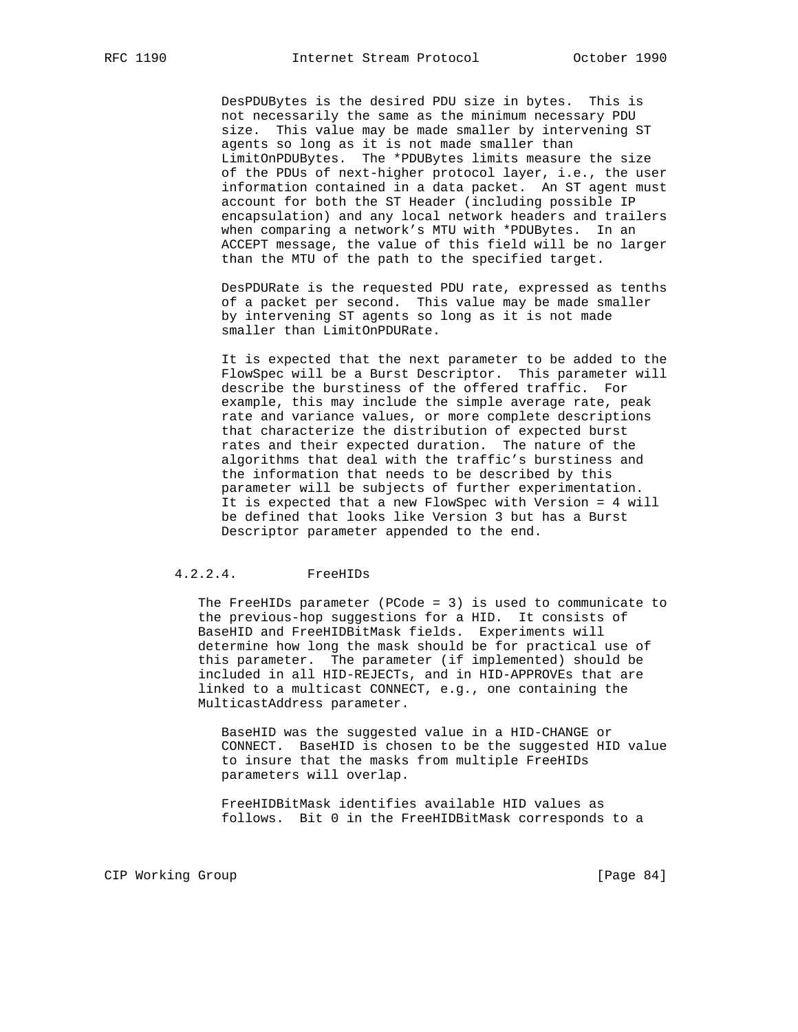DesPDUBytes is the desired PDU size in bytes. This is not necessarily the same as the minimum necessary PDU size. This value may be made smaller by intervening ST agents so long as it is not made smaller than LimitOnPDUBytes. The *PDUBytes limits measure the size of the PDUs of next-higher protocol layer, i.e., the user information contained in a data packet. An ST agent must account for both the ST Header (including possible IP encapsulation) and any local network headers and trailers when comparing a network's MTU with *PDUBytes. In an ACCEPT message, the value of this field will be no larger than the MTU of the path to the specified target.

DesPDURate is the requested PDU rate, expressed as tenths of a packet per second. This value may be made smaller by intervening ST agents so long as it is not made smaller than LimitOnPDURate.

It is expected that the next parameter to be added to the FlowSpec will be a Burst Descriptor. This parameter will describe the burstiness of the offered traffic. For example, this may include the simple average rate, peak rate and variance values, or more complete descriptions that characterize the distribution of expected burst rates and their expected duration. The nature of the algorithms that deal with the traffic's burstiness and the information that needs to be described by this parameter will be subjects of further experimentation. It is expected that a new FlowSpec with Version = 4 will be defined that looks like Version 3 but has a Burst Descriptor parameter appended to the end.

#### 4.2.2.4. FreeHIDs

The FreeHIDs parameter (PCode = 3) is used to communicate to the previous-hop suggestions for a HID. It consists of BaseHID and FreeHIDBitMask fields. Experiments will determine how long the mask should be for practical use of this parameter. The parameter (if implemented) should be included in all HID-REJECTs, and in HID-APPROVEs that are linked to a multicast CONNECT, e.g., one containing the MulticastAddress parameter.

BaseHID was the suggested value in a HID-CHANGE or CONNECT. BaseHID is chosen to be the suggested HID value to insure that the masks from multiple FreeHIDs parameters will overlap.

FreeHIDBitMask identifies available HID values as follows. Bit 0 in the FreeHIDBitMask corresponds to a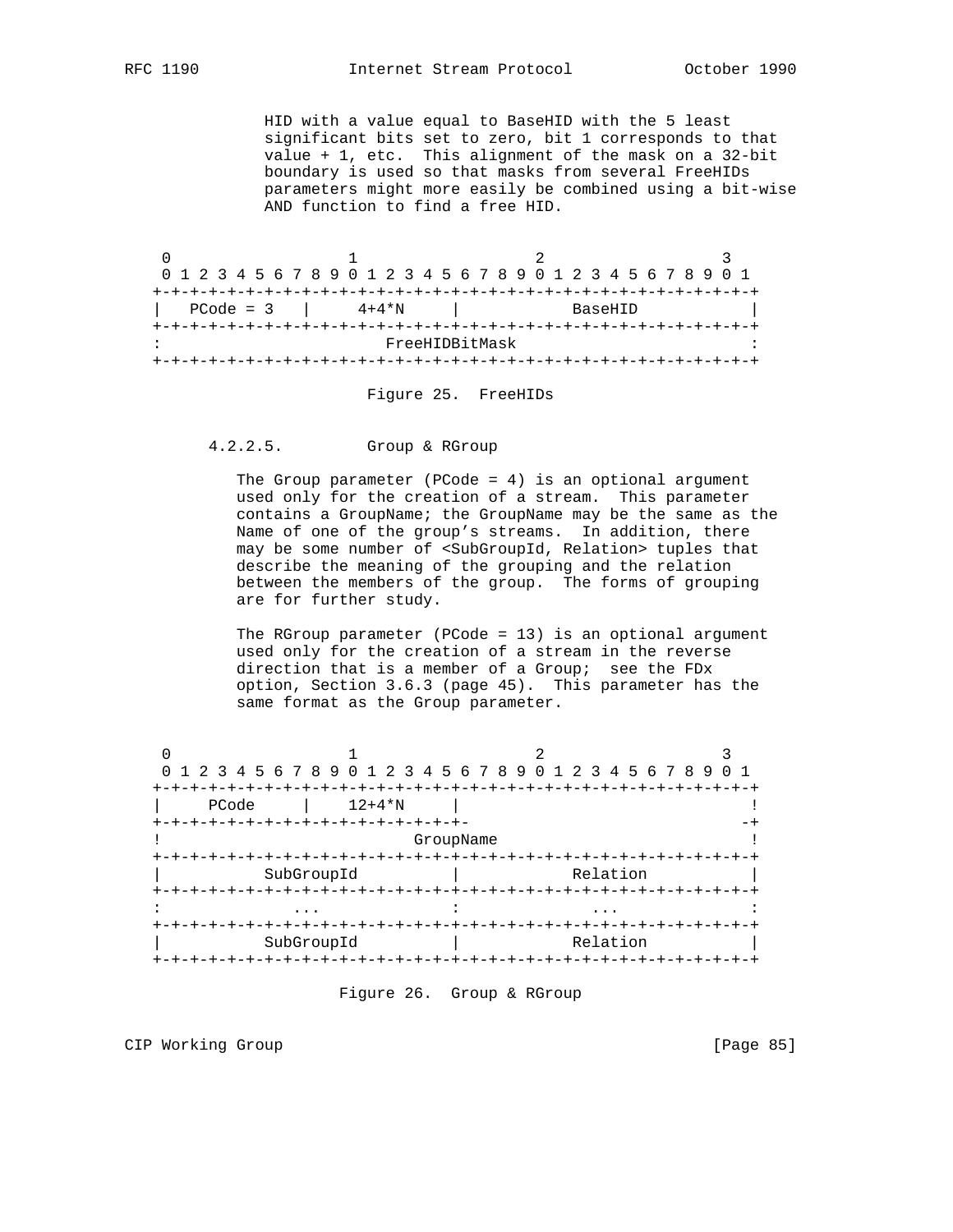HID with a value equal to BaseHID with the 5 least significant bits set to zero, bit 1 corresponds to that value + 1, etc. This alignment of the mask on a 32-bit boundary is used so that masks from several FreeHIDs parameters might more easily be combined using a bit-wise AND function to find a free HID.

```
 0                   1                   2                   3
 0 1 2 3 4 5 6 7 8 9 0 1 2 3 4 5 6 7 8 9 0 1 2 3 4 5 6 7 8 9 0 1
+-+-+-+-+-+-+-+-+-+-+-+-+-+-+-+-+-+-+-+-+-+-+-+-+-+-+-+-+-+-+-+-+
|  PCode = 3    |     4+4*N     |            BaseHID            |
+-+-+-+-+-+-+-+-+-+-+-+-+-+-+-+-+-+-+-+-+-+-+-+-+-+-+-+-+-+-+-+-+
:                         FreeHIDBitMask                        :
+-+-+-+-+-+-+-+-+-+-+-+-+-+-+-+-+-+-+-+-+-+-+-+-+-+-+-+-+-+-+-+-+
```

Figure 25. FreeHIDs

#### 4.2.2.5. Group & RGroup

The Group parameter (PCode = 4) is an optional argument used only for the creation of a stream. This parameter contains a GroupName; the GroupName may be the same as the Name of one of the group's streams. In addition, there may be some number of <SubGroupId, Relation> tuples that describe the meaning of the grouping and the relation between the members of the group. The forms of grouping are for further study.

The RGroup parameter (PCode = 13) is an optional argument used only for the creation of a stream in the reverse direction that is a member of a Group; see the FDx option, Section 3.6.3 (page 45). This parameter has the same format as the Group parameter.

```
 0                   1                   2                   3
 0 1 2 3 4 5 6 7 8 9 0 1 2 3 4 5 6 7 8 9 0 1 2 3 4 5 6 7 8 9 0 1
+-+-+-+-+-+-+-+-+-+-+-+-+-+-+-+-+-+-+-+-+-+-+-+-+-+-+-+-+-+-+-+-+
|     PCode     |    12+4*N     |                               !
+-+-+-+-+-+-+-+-+-+-+-+-+-+-+-+-+-                             -+
!                            GroupName                          !
+-+-+-+-+-+-+-+-+-+-+-+-+-+-+-+-+-+-+-+-+-+-+-+-+-+-+-+-+-+-+-+-+
|          SubGroupId           |            Relation           |
+-+-+-+-+-+-+-+-+-+-+-+-+-+-+-+-+-+-+-+-+-+-+-+-+-+-+-+-+-+-+-+-+
:              ...              :              ...              :
+-+-+-+-+-+-+-+-+-+-+-+-+-+-+-+-+-+-+-+-+-+-+-+-+-+-+-+-+-+-+-+-+
|          SubGroupId           |            Relation           |
+-+-+-+-+-+-+-+-+-+-+-+-+-+-+-+-+-+-+-+-+-+-+-+-+-+-+-+-+-+-+-+-+
```

Figure 26. Group & RGroup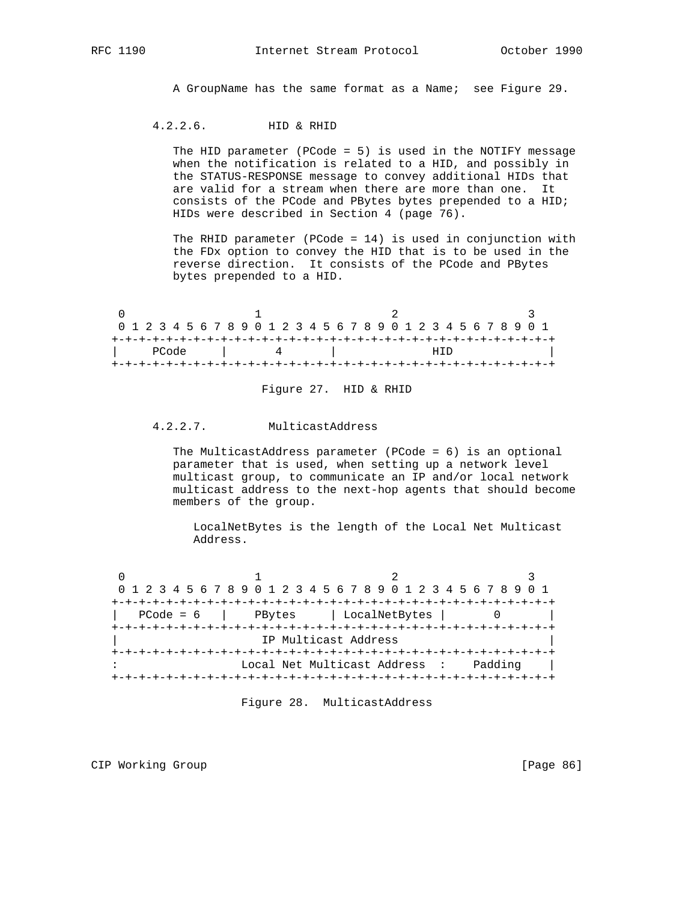A GroupName has the same format as a Name; see Figure 29.

#### 4.2.2.6. HID & RHID

The HID parameter (PCode = 5) is used in the NOTIFY message when the notification is related to a HID, and possibly in the STATUS-RESPONSE message to convey additional HIDs that are valid for a stream when there are more than one. It consists of the PCode and PBytes bytes prepended to a HID; HIDs were described in Section 4 (page 76).

The RHID parameter (PCode = 14) is used in conjunction with the FDx option to convey the HID that is to be used in the reverse direction. It consists of the PCode and PBytes bytes prepended to a HID.

```
 0                   1                   2                   3
 0 1 2 3 4 5 6 7 8 9 0 1 2 3 4 5 6 7 8 9 0 1 2 3 4 5 6 7 8 9 0 1
+-+-+-+-+-+-+-+-+-+-+-+-+-+-+-+-+-+-+-+-+-+-+-+-+-+-+-+-+-+-+-+-+
|     PCode     |       4       |              HID              |
+-+-+-+-+-+-+-+-+-+-+-+-+-+-+-+-+-+-+-+-+-+-+-+-+-+-+-+-+-+-+-+-+
```

Figure 27. HID & RHID

#### 4.2.2.7. MulticastAddress

The MulticastAddress parameter (PCode = 6) is an optional parameter that is used, when setting up a network level multicast group, to communicate an IP and/or local network multicast address to the next-hop agents that should become members of the group.

LocalNetBytes is the length of the Local Net Multicast Address.

```
 0                   1                   2                   3
 0 1 2 3 4 5 6 7 8 9 0 1 2 3 4 5 6 7 8 9 0 1 2 3 4 5 6 7 8 9 0 1
+-+-+-+-+-+-+-+-+-+-+-+-+-+-+-+-+-+-+-+-+-+-+-+-+-+-+-+-+-+-+-+-+
|   PCode = 6   |    PBytes     | LocalNetBytes |       0       |
+-+-+-+-+-+-+-+-+-+-+-+-+-+-+-+-+-+-+-+-+-+-+-+-+-+-+-+-+-+-+-+-+
|                     IP Multicast Address                      |
+-+-+-+-+-+-+-+-+-+-+-+-+-+-+-+-+-+-+-+-+-+-+-+-+-+-+-+-+-+-+-+-+
:                  Local Net Multicast Address  :    Padding    |
+-+-+-+-+-+-+-+-+-+-+-+-+-+-+-+-+-+-+-+-+-+-+-+-+-+-+-+-+-+-+-+-+
```

Figure 28. MulticastAddress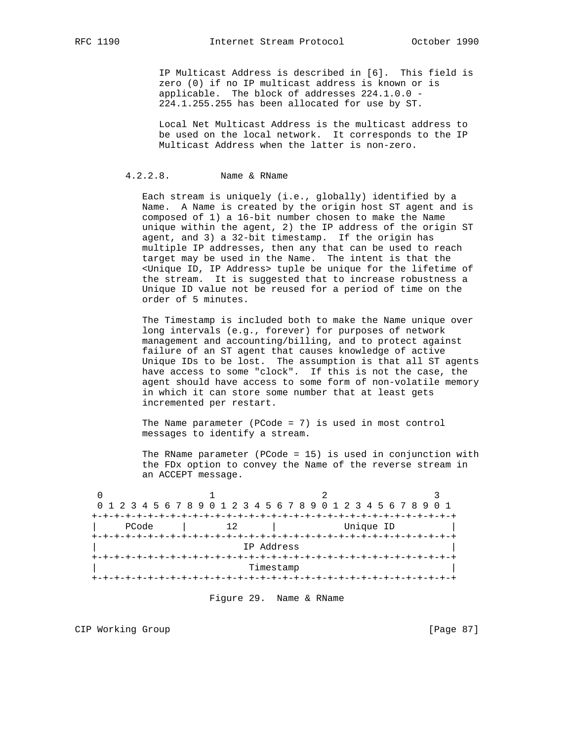IP Multicast Address is described in [6]. This field is zero (0) if no IP multicast address is known or is applicable. The block of addresses 224.1.0.0 - 224.1.255.255 has been allocated for use by ST.

Local Net Multicast Address is the multicast address to be used on the local network. It corresponds to the IP Multicast Address when the latter is non-zero.

#### 4.2.2.8. Name & RName

Each stream is uniquely (i.e., globally) identified by a Name. A Name is created by the origin host ST agent and is composed of 1) a 16-bit number chosen to make the Name unique within the agent, 2) the IP address of the origin ST agent, and 3) a 32-bit timestamp. If the origin has multiple IP addresses, then any that can be used to reach target may be used in the Name. The intent is that the <Unique ID, IP Address> tuple be unique for the lifetime of the stream. It is suggested that to increase robustness a Unique ID value not be reused for a period of time on the order of 5 minutes.

The Timestamp is included both to make the Name unique over long intervals (e.g., forever) for purposes of network management and accounting/billing, and to protect against failure of an ST agent that causes knowledge of active Unique IDs to be lost. The assumption is that all ST agents have access to some "clock". If this is not the case, the agent should have access to some form of non-volatile memory in which it can store some number that at least gets incremented per restart.

The Name parameter (PCode = 7) is used in most control messages to identify a stream.

The RName parameter (PCode = 15) is used in conjunction with the FDx option to convey the Name of the reverse stream in an ACCEPT message.

```
 0                   1                   2                   3
 0 1 2 3 4 5 6 7 8 9 0 1 2 3 4 5 6 7 8 9 0 1 2 3 4 5 6 7 8 9 0 1
+-+-+-+-+-+-+-+-+-+-+-+-+-+-+-+-+-+-+-+-+-+-+-+-+-+-+-+-+-+-+-+-+
|     PCode     |      12       |           Unique ID           |
+-+-+-+-+-+-+-+-+-+-+-+-+-+-+-+-+-+-+-+-+-+-+-+-+-+-+-+-+-+-+-+-+
|                          IP Address                           |
+-+-+-+-+-+-+-+-+-+-+-+-+-+-+-+-+-+-+-+-+-+-+-+-+-+-+-+-+-+-+-+-+
|                           Timestamp                           |
+-+-+-+-+-+-+-+-+-+-+-+-+-+-+-+-+-+-+-+-+-+-+-+-+-+-+-+-+-+-+-+-+
```

Figure 29. Name & RName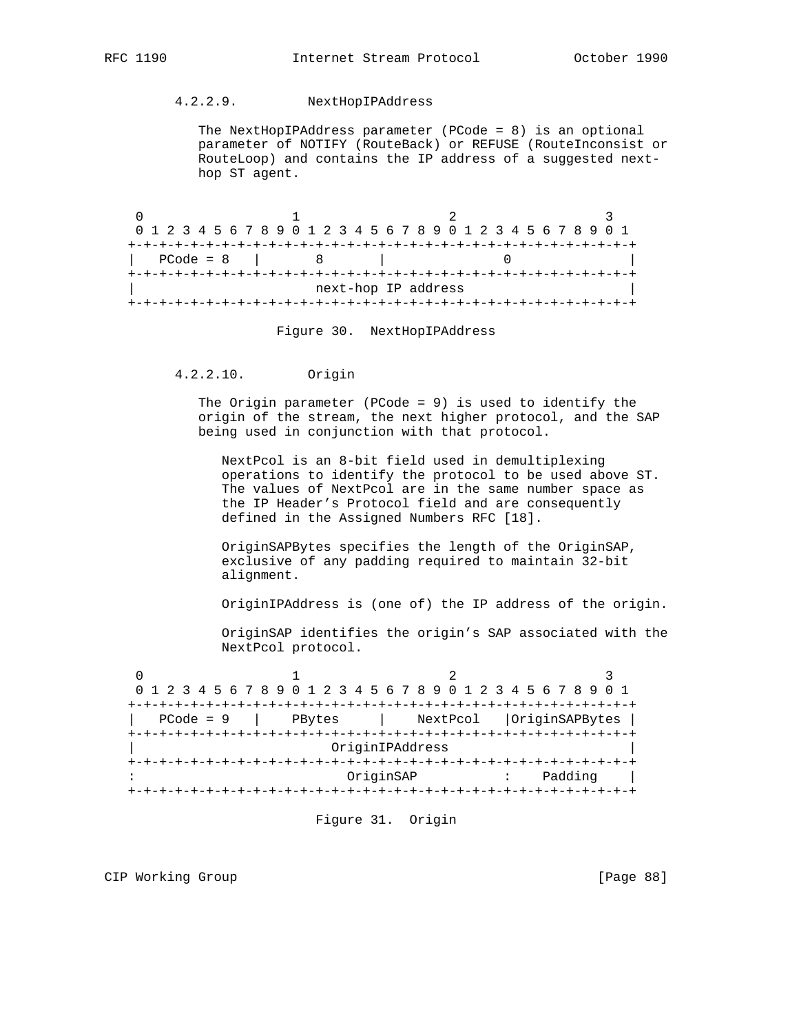#### 4.2.2.9. NextHopIPAddress

The NextHopIPAddress parameter (PCode = 8) is an optional parameter of NOTIFY (RouteBack) or REFUSE (RouteInconsist or RouteLoop) and contains the IP address of a suggested next-hop ST agent.

```
 0                   1                   2                   3
 0 1 2 3 4 5 6 7 8 9 0 1 2 3 4 5 6 7 8 9 0 1 2 3 4 5 6 7 8 9 0 1
+-+-+-+-+-+-+-+-+-+-+-+-+-+-+-+-+-+-+-+-+-+-+-+-+-+-+-+-+-+-+-+-+
|   PCode = 8   |       8       |               0               |
+-+-+-+-+-+-+-+-+-+-+-+-+-+-+-+-+-+-+-+-+-+-+-+-+-+-+-+-+-+-+-+-+
|                       next-hop IP address                     |
+-+-+-+-+-+-+-+-+-+-+-+-+-+-+-+-+-+-+-+-+-+-+-+-+-+-+-+-+-+-+-+-+
```

Figure 30. NextHopIPAddress

#### 4.2.2.10. Origin

The Origin parameter (PCode = 9) is used to identify the origin of the stream, the next higher protocol, and the SAP being used in conjunction with that protocol.

NextPcol is an 8-bit field used in demultiplexing operations to identify the protocol to be used above ST. The values of NextPcol are in the same number space as the IP Header's Protocol field and are consequently defined in the Assigned Numbers RFC [18].

OriginSAPBytes specifies the length of the OriginSAP, exclusive of any padding required to maintain 32-bit alignment.

OriginIPAddress is (one of) the IP address of the origin.

OriginSAP identifies the origin's SAP associated with the NextPcol protocol.

```
 0                   1                   2                   3
 0 1 2 3 4 5 6 7 8 9 0 1 2 3 4 5 6 7 8 9 0 1 2 3 4 5 6 7 8 9 0 1
+-+-+-+-+-+-+-+-+-+-+-+-+-+-+-+-+-+-+-+-+-+-+-+-+-+-+-+-+-+-+-+-+
|   PCode = 9   |    PBytes     |    NextPcol   |OriginSAPBytes |
+-+-+-+-+-+-+-+-+-+-+-+-+-+-+-+-+-+-+-+-+-+-+-+-+-+-+-+-+-+-+-+-+
|                        OriginIPAddress                        |
+-+-+-+-+-+-+-+-+-+-+-+-+-+-+-+-+-+-+-+-+-+-+-+-+-+-+-+-+-+-+-+-+
:                          OriginSAP            :    Padding    |
+-+-+-+-+-+-+-+-+-+-+-+-+-+-+-+-+-+-+-+-+-+-+-+-+-+-+-+-+-+-+-+-+
```

Figure 31. Origin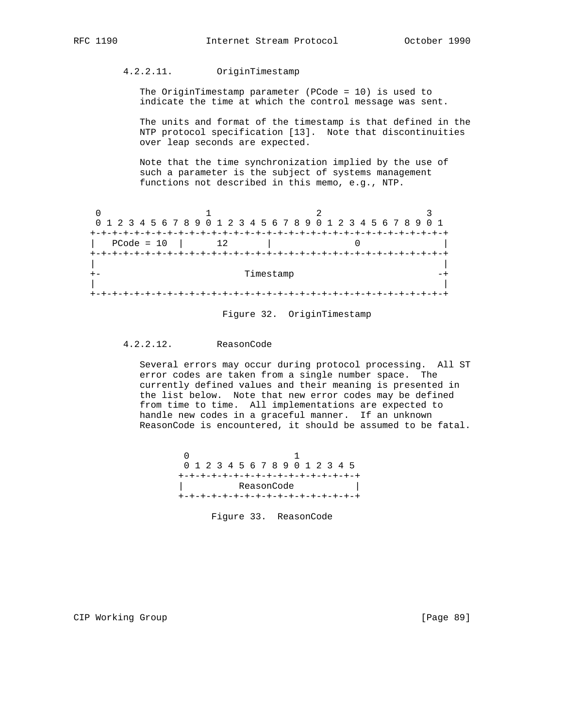#### 4.2.2.11. OriginTimestamp

The OriginTimestamp parameter (PCode = 10) is used to indicate the time at which the control message was sent.

The units and format of the timestamp is that defined in the NTP protocol specification [13]. Note that discontinuities over leap seconds are expected.

Note that the time synchronization implied by the use of such a parameter is the subject of systems management functions not described in this memo, e.g., NTP.

```
 0                   1                   2                   3
 0 1 2 3 4 5 6 7 8 9 0 1 2 3 4 5 6 7 8 9 0 1 2 3 4 5 6 7 8 9 0 1
+-+-+-+-+-+-+-+-+-+-+-+-+-+-+-+-+-+-+-+-+-+-+-+-+-+-+-+-+-+-+-+-+
|   PCode = 10  |      12       |               0               |
+-+-+-+-+-+-+-+-+-+-+-+-+-+-+-+-+-+-+-+-+-+-+-+-+-+-+-+-+-+-+-+-+
|                                                               |
+-                          Timestamp                          -+
|                                                               |
+-+-+-+-+-+-+-+-+-+-+-+-+-+-+-+-+-+-+-+-+-+-+-+-+-+-+-+-+-+-+-+-+
```

Figure 32. OriginTimestamp

#### 4.2.2.12. ReasonCode

Several errors may occur during protocol processing. All ST error codes are taken from a single number space. The currently defined values and their meaning is presented in the list below. Note that new error codes may be defined from time to time. All implementations are expected to handle new codes in a graceful manner. If an unknown ReasonCode is encountered, it should be assumed to be fatal.

```
 0                   1
 0 1 2 3 4 5 6 7 8 9 0 1 2 3 4 5
+-+-+-+-+-+-+-+-+-+-+-+-+-+-+-+-+
|          ReasonCode           |
+-+-+-+-+-+-+-+-+-+-+-+-+-+-+-+-+
```

Figure 33. ReasonCode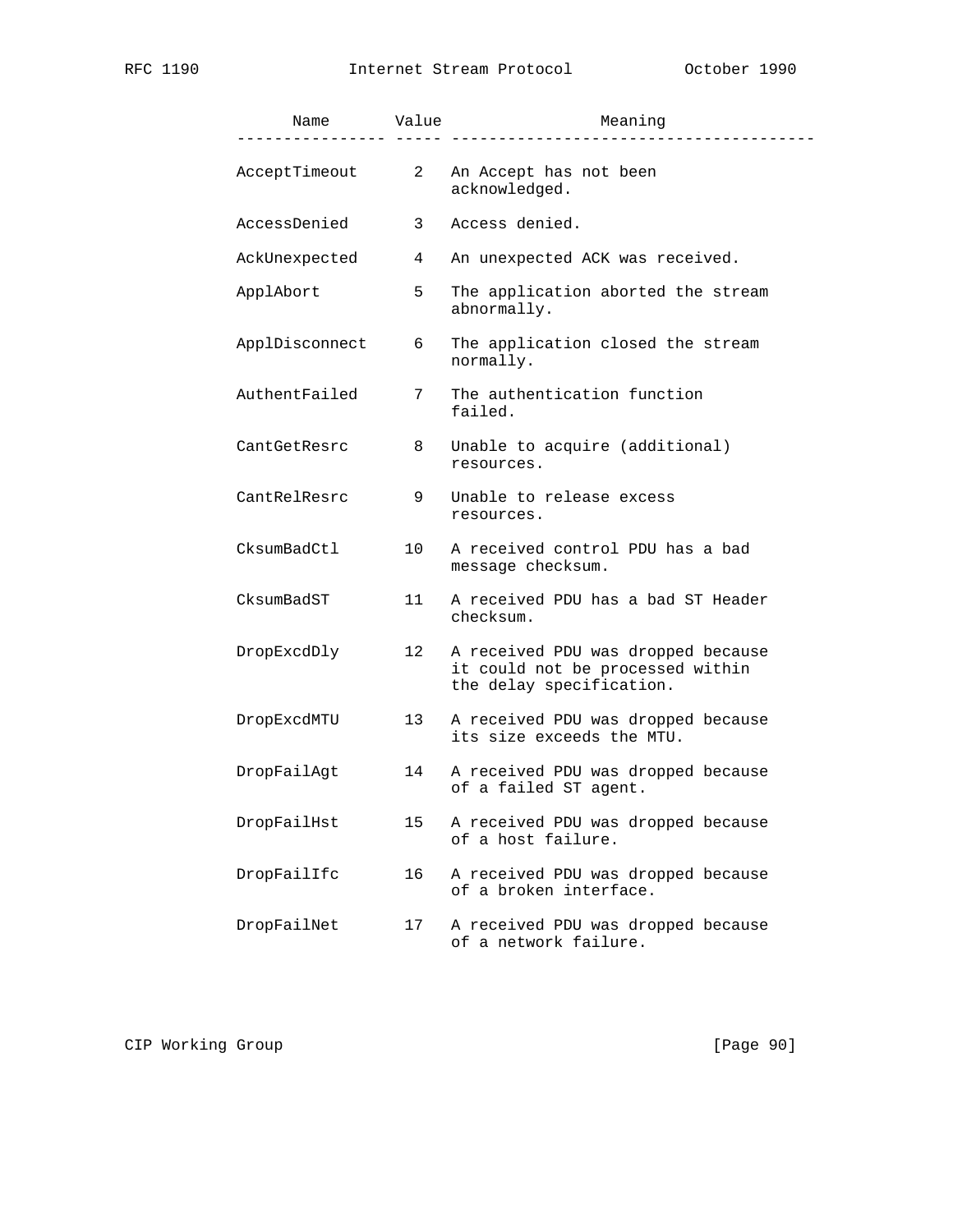| Name | Value | Meaning |
|---|---|---|
| AcceptTimeout | 2 | An Accept has not been acknowledged. |
| AccessDenied | 3 | Access denied. |
| AckUnexpected | 4 | An unexpected ACK was received. |
| ApplAbort | 5 | The application aborted the stream abnormally. |
| ApplDisconnect | 6 | The application closed the stream normally. |
| AuthentFailed | 7 | The authentication function failed. |
| CantGetResrc | 8 | Unable to acquire (additional) resources. |
| CantRelResrc | 9 | Unable to release excess resources. |
| CksumBadCtl | 10 | A received control PDU has a bad message checksum. |
| CksumBadST | 11 | A received PDU has a bad ST Header checksum. |
| DropExcdDly | 12 | A received PDU was dropped because it could not be processed within the delay specification. |
| DropExcdMTU | 13 | A received PDU was dropped because its size exceeds the MTU. |
| DropFailAgt | 14 | A received PDU was dropped because of a failed ST agent. |
| DropFailHst | 15 | A received PDU was dropped because of a host failure. |
| DropFailIfc | 16 | A received PDU was dropped because of a broken interface. |
| DropFailNet | 17 | A received PDU was dropped because of a network failure. |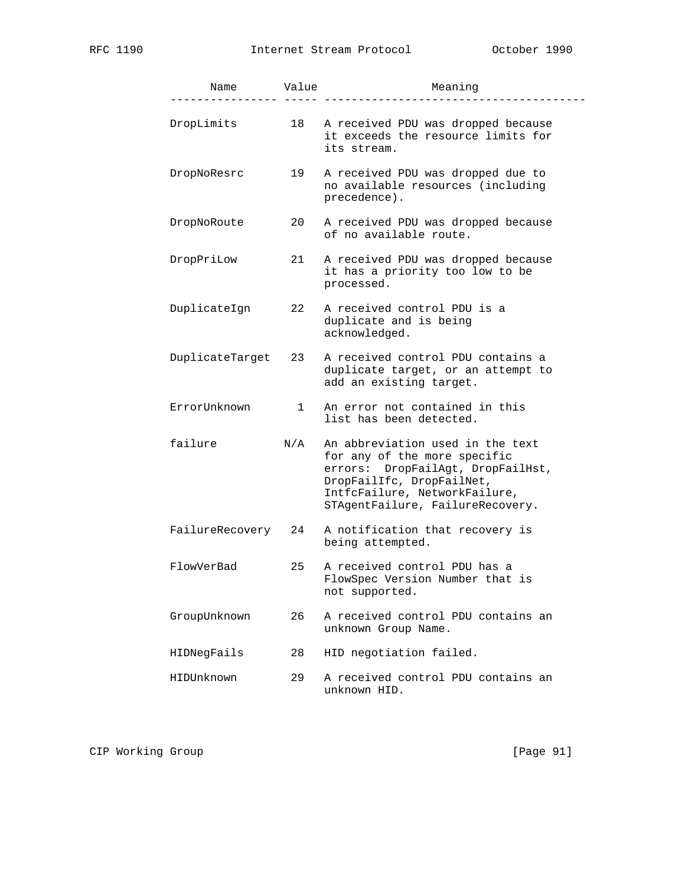| Name | Value | Meaning |
|---|---|---|
| DropLimits | 18 | A received PDU was dropped because it exceeds the resource limits for its stream. |
| DropNoResrc | 19 | A received PDU was dropped due to no available resources (including precedence). |
| DropNoRoute | 20 | A received PDU was dropped because of no available route. |
| DropPriLow | 21 | A received PDU was dropped because it has a priority too low to be processed. |
| DuplicateIgn | 22 | A received control PDU is a duplicate and is being acknowledged. |
| DuplicateTarget | 23 | A received control PDU contains a duplicate target, or an attempt to add an existing target. |
| ErrorUnknown | 1 | An error not contained in this list has been detected. |
| failure | N/A | An abbreviation used in the text for any of the more specific errors: DropFailAgt, DropFailHst, DropFailIfc, DropFailNet, IntfcFailure, NetworkFailure, STAgentFailure, FailureRecovery. |
| FailureRecovery | 24 | A notification that recovery is being attempted. |
| FlowVerBad | 25 | A received control PDU has a FlowSpec Version Number that is not supported. |
| GroupUnknown | 26 | A received control PDU contains an unknown Group Name. |
| HIDNegFails | 28 | HID negotiation failed. |
| HIDUnknown | 29 | A received control PDU contains an unknown HID. |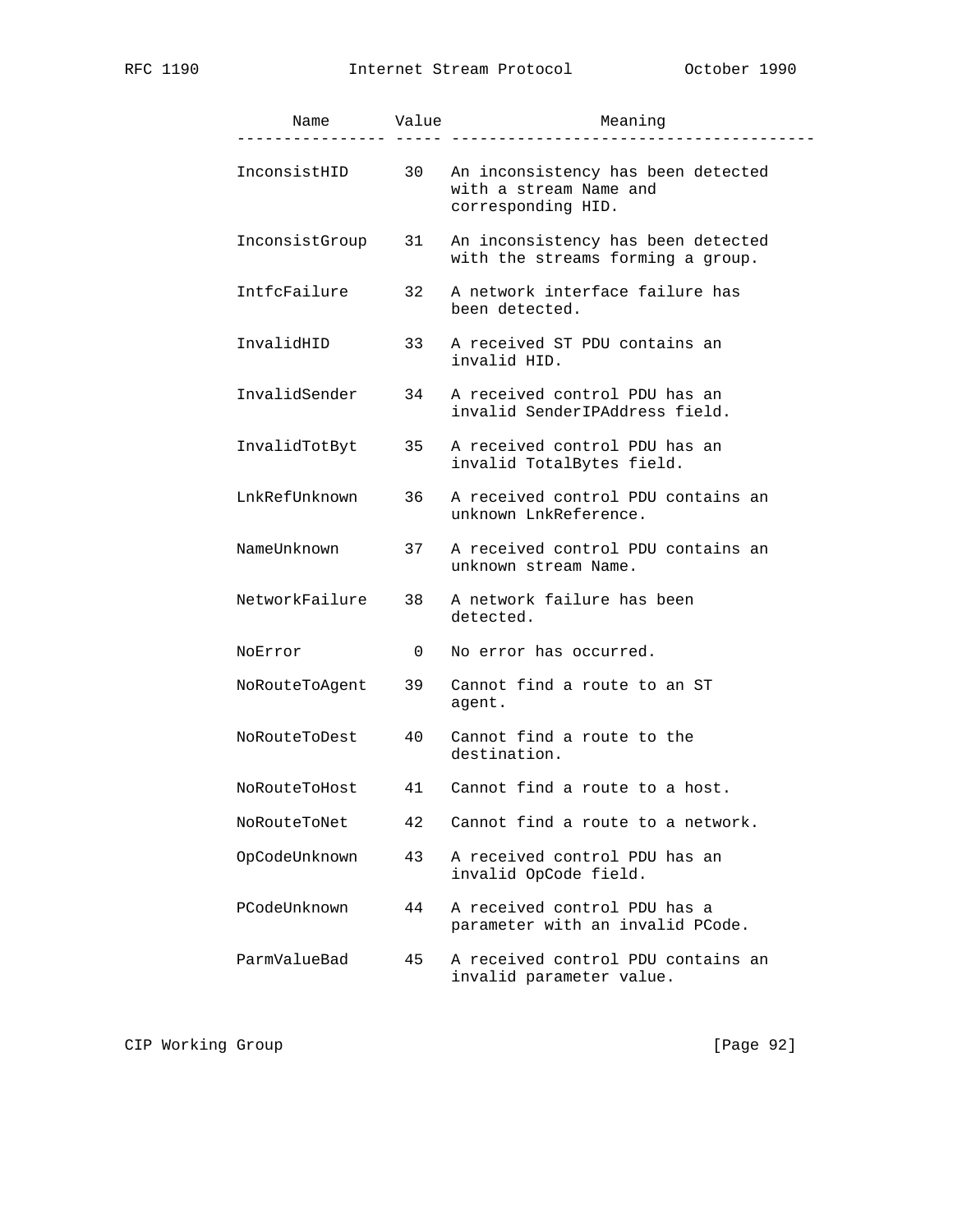| Name | Value | Meaning |
|---|---|---|
| InconsistHID | 30 | An inconsistency has been detected with a stream Name and corresponding HID. |
| InconsistGroup | 31 | An inconsistency has been detected with the streams forming a group. |
| IntfcFailure | 32 | A network interface failure has been detected. |
| InvalidHID | 33 | A received ST PDU contains an invalid HID. |
| InvalidSender | 34 | A received control PDU has an invalid SenderIPAddress field. |
| InvalidTotByt | 35 | A received control PDU has an invalid TotalBytes field. |
| LnkRefUnknown | 36 | A received control PDU contains an unknown LnkReference. |
| NameUnknown | 37 | A received control PDU contains an unknown stream Name. |
| NetworkFailure | 38 | A network failure has been detected. |
| NoError | 0 | No error has occurred. |
| NoRouteToAgent | 39 | Cannot find a route to an ST agent. |
| NoRouteToDest | 40 | Cannot find a route to the destination. |
| NoRouteToHost | 41 | Cannot find a route to a host. |
| NoRouteToNet | 42 | Cannot find a route to a network. |
| OpCodeUnknown | 43 | A received control PDU has an invalid OpCode field. |
| PCodeUnknown | 44 | A received control PDU has a parameter with an invalid PCode. |
| ParmValueBad | 45 | A received control PDU contains an invalid parameter value. |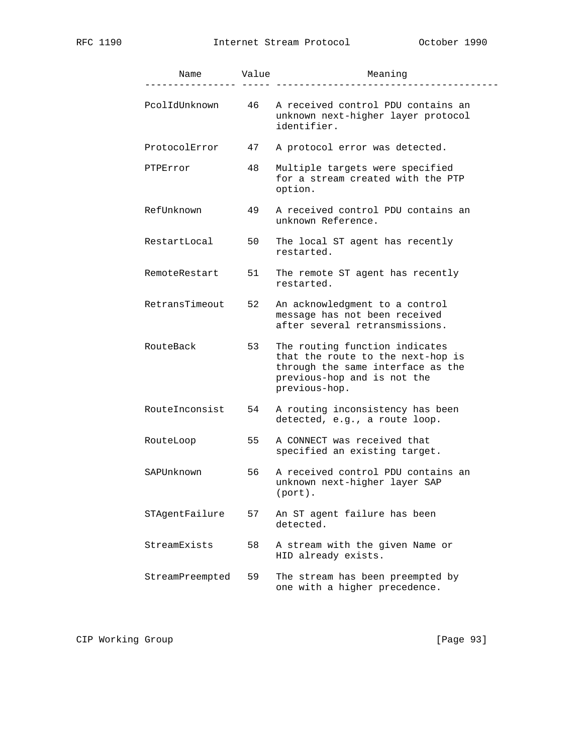| Name | Value | Meaning |
|---|---|---|
| PcolIdUnknown | 46 | A received control PDU contains an unknown next-higher layer protocol identifier. |
| ProtocolError | 47 | A protocol error was detected. |
| PTPError | 48 | Multiple targets were specified for a stream created with the PTP option. |
| RefUnknown | 49 | A received control PDU contains an unknown Reference. |
| RestartLocal | 50 | The local ST agent has recently restarted. |
| RemoteRestart | 51 | The remote ST agent has recently restarted. |
| RetransTimeout | 52 | An acknowledgment to a control message has not been received after several retransmissions. |
| RouteBack | 53 | The routing function indicates that the route to the next-hop is through the same interface as the previous-hop and is not the previous-hop. |
| RouteInconsist | 54 | A routing inconsistency has been detected, e.g., a route loop. |
| RouteLoop | 55 | A CONNECT was received that specified an existing target. |
| SAPUnknown | 56 | A received control PDU contains an unknown next-higher layer SAP (port). |
| STAgentFailure | 57 | An ST agent failure has been detected. |
| StreamExists | 58 | A stream with the given Name or HID already exists. |
| StreamPreempted | 59 | The stream has been preempted by one with a higher precedence. |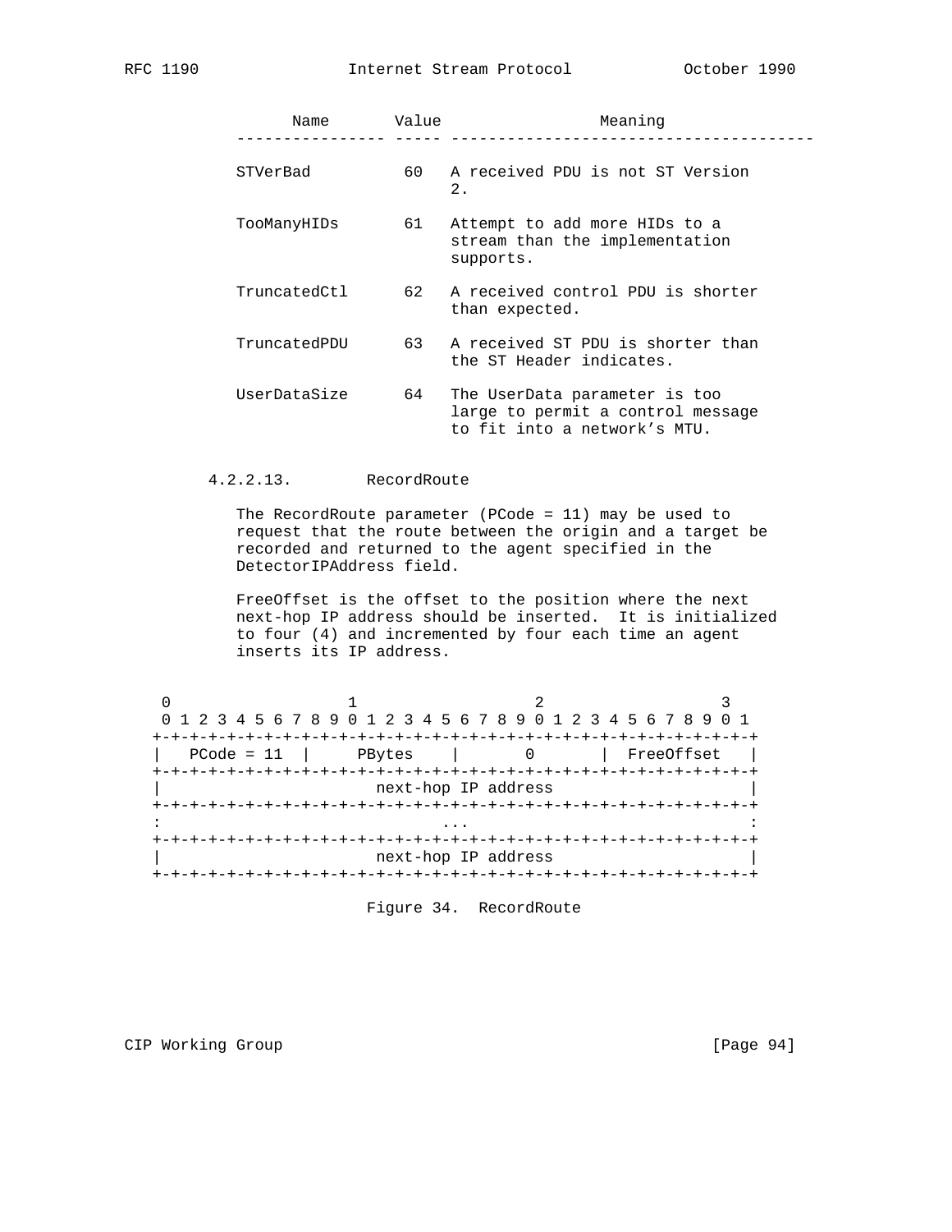| Name | Value | Meaning |
| --- | --- | --- |
| STVerBad | 60 | A received PDU is not ST Version 2. |
| TooManyHIDs | 61 | Attempt to add more HIDs to a stream than the implementation supports. |
| TruncatedCtl | 62 | A received control PDU is shorter than expected. |
| TruncatedPDU | 63 | A received ST PDU is shorter than the ST Header indicates. |
| UserDataSize | 64 | The UserData parameter is too large to permit a control message to fit into a network's MTU. |

#### 4.2.2.13. RecordRoute

The RecordRoute parameter (PCode = 11) may be used to request that the route between the origin and a target be recorded and returned to the agent specified in the DetectorIPAddress field.

FreeOffset is the offset to the position where the next next-hop IP address should be inserted. It is initialized to four (4) and incremented by four each time an agent inserts its IP address.

```
 0                   1                   2                   3
 0 1 2 3 4 5 6 7 8 9 0 1 2 3 4 5 6 7 8 9 0 1 2 3 4 5 6 7 8 9 0 1
+-+-+-+-+-+-+-+-+-+-+-+-+-+-+-+-+-+-+-+-+-+-+-+-+-+-+-+-+-+-+-+-+
|  PCode = 11   |    PBytes     |       0       |  FreeOffset   |
+-+-+-+-+-+-+-+-+-+-+-+-+-+-+-+-+-+-+-+-+-+-+-+-+-+-+-+-+-+-+-+-+
|                     next-hop IP address                       |
+-+-+-+-+-+-+-+-+-+-+-+-+-+-+-+-+-+-+-+-+-+-+-+-+-+-+-+-+-+-+-+-+
:                              ...                              :
+-+-+-+-+-+-+-+-+-+-+-+-+-+-+-+-+-+-+-+-+-+-+-+-+-+-+-+-+-+-+-+-+
|                     next-hop IP address                       |
+-+-+-+-+-+-+-+-+-+-+-+-+-+-+-+-+-+-+-+-+-+-+-+-+-+-+-+-+-+-+-+-+
```

Figure 34. RecordRoute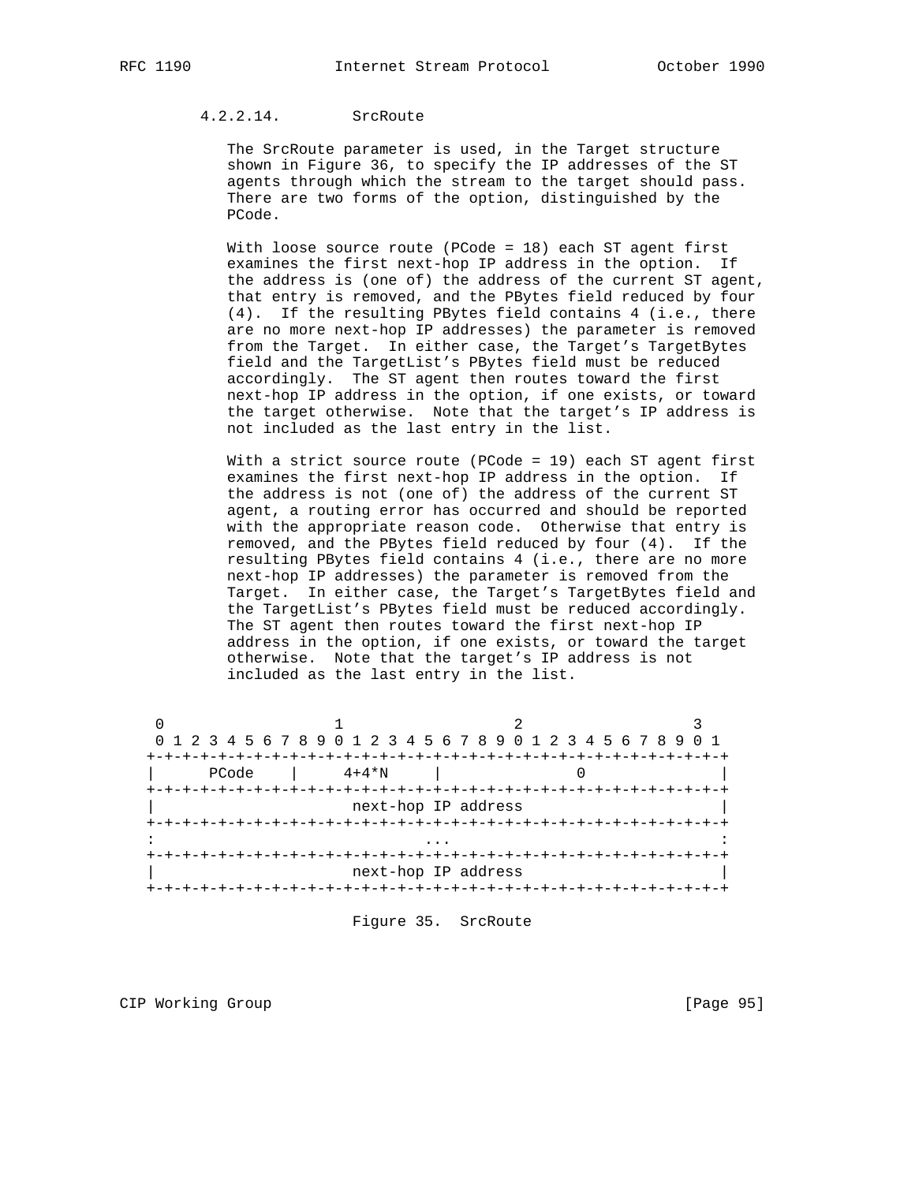#### 4.2.2.14. SrcRoute

The SrcRoute parameter is used, in the Target structure shown in Figure 36, to specify the IP addresses of the ST agents through which the stream to the target should pass. There are two forms of the option, distinguished by the PCode.

With loose source route (PCode = 18) each ST agent first examines the first next-hop IP address in the option. If the address is (one of) the address of the current ST agent, that entry is removed, and the PBytes field reduced by four (4). If the resulting PBytes field contains 4 (i.e., there are no more next-hop IP addresses) the parameter is removed from the Target. In either case, the Target's TargetBytes field and the TargetList's PBytes field must be reduced accordingly. The ST agent then routes toward the first next-hop IP address in the option, if one exists, or toward the target otherwise. Note that the target's IP address is not included as the last entry in the list.

With a strict source route (PCode = 19) each ST agent first examines the first next-hop IP address in the option. If the address is not (one of) the address of the current ST agent, a routing error has occurred and should be reported with the appropriate reason code. Otherwise that entry is removed, and the PBytes field reduced by four (4). If the resulting PBytes field contains 4 (i.e., there are no more next-hop IP addresses) the parameter is removed from the Target. In either case, the Target's TargetBytes field and the TargetList's PBytes field must be reduced accordingly. The ST agent then routes toward the first next-hop IP address in the option, if one exists, or toward the target otherwise. Note that the target's IP address is not included as the last entry in the list.

```
 0                   1                   2                   3
 0 1 2 3 4 5 6 7 8 9 0 1 2 3 4 5 6 7 8 9 0 1 2 3 4 5 6 7 8 9 0 1
+-+-+-+-+-+-+-+-+-+-+-+-+-+-+-+-+-+-+-+-+-+-+-+-+-+-+-+-+-+-+-+-+
|     PCode     |     4+4*N     |               0               |
+-+-+-+-+-+-+-+-+-+-+-+-+-+-+-+-+-+-+-+-+-+-+-+-+-+-+-+-+-+-+-+-+
|                      next-hop IP address                      |
+-+-+-+-+-+-+-+-+-+-+-+-+-+-+-+-+-+-+-+-+-+-+-+-+-+-+-+-+-+-+-+-+
:                              ...                              :
+-+-+-+-+-+-+-+-+-+-+-+-+-+-+-+-+-+-+-+-+-+-+-+-+-+-+-+-+-+-+-+-+
|                      next-hop IP address                      |
+-+-+-+-+-+-+-+-+-+-+-+-+-+-+-+-+-+-+-+-+-+-+-+-+-+-+-+-+-+-+-+-+
```

Figure 35. SrcRoute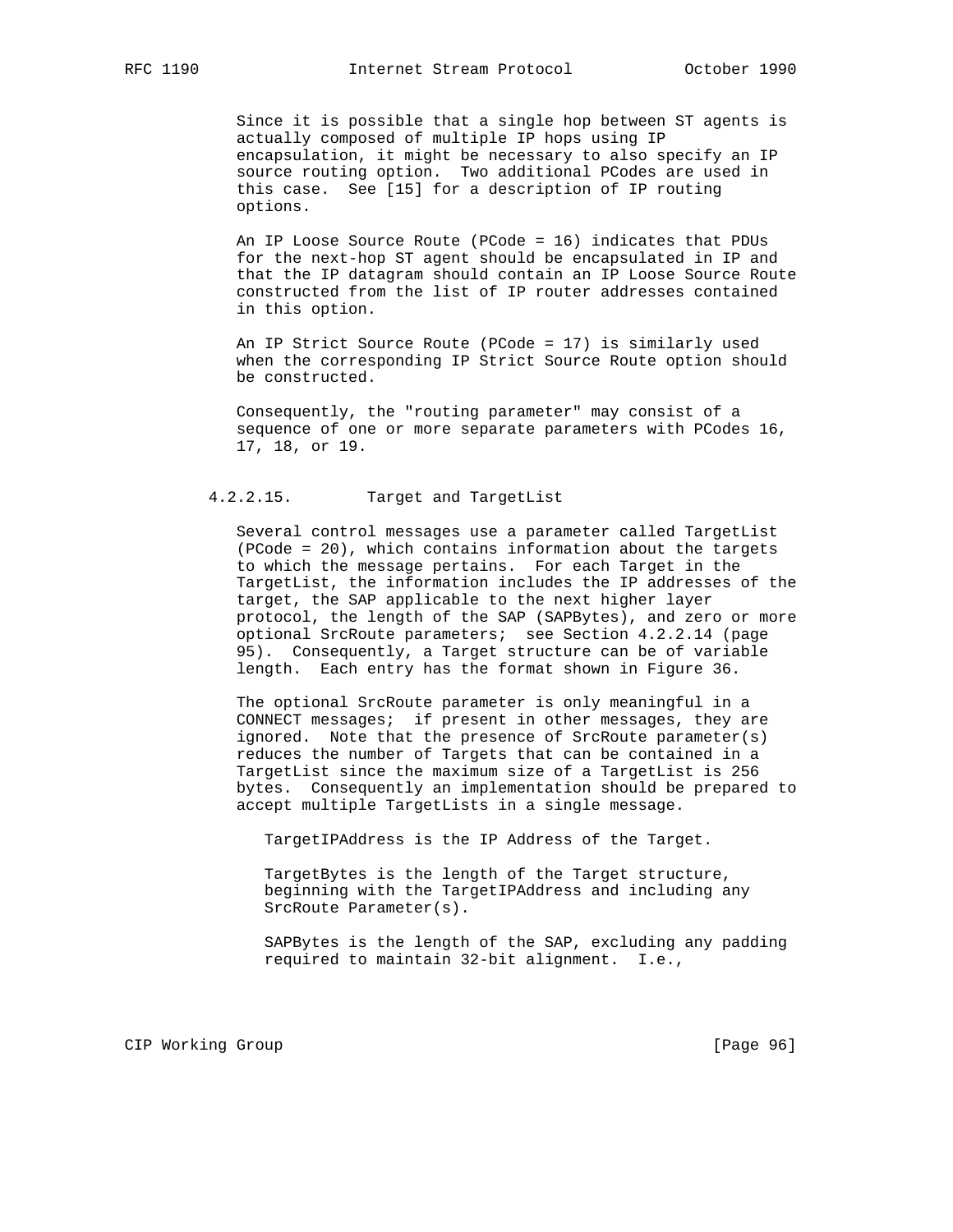Since it is possible that a single hop between ST agents is actually composed of multiple IP hops using IP encapsulation, it might be necessary to also specify an IP source routing option. Two additional PCodes are used in this case. See [15] for a description of IP routing options.

An IP Loose Source Route (PCode = 16) indicates that PDUs for the next-hop ST agent should be encapsulated in IP and that the IP datagram should contain an IP Loose Source Route constructed from the list of IP router addresses contained in this option.

An IP Strict Source Route (PCode = 17) is similarly used when the corresponding IP Strict Source Route option should be constructed.

Consequently, the "routing parameter" may consist of a sequence of one or more separate parameters with PCodes 16, 17, 18, or 19.

### 4.2.2.15. Target and TargetList

Several control messages use a parameter called TargetList (PCode = 20), which contains information about the targets to which the message pertains. For each Target in the TargetList, the information includes the IP addresses of the target, the SAP applicable to the next higher layer protocol, the length of the SAP (SAPBytes), and zero or more optional SrcRoute parameters; see Section 4.2.2.14 (page 95). Consequently, a Target structure can be of variable length. Each entry has the format shown in Figure 36.

The optional SrcRoute parameter is only meaningful in a CONNECT messages; if present in other messages, they are ignored. Note that the presence of SrcRoute parameter(s) reduces the number of Targets that can be contained in a TargetList since the maximum size of a TargetList is 256 bytes. Consequently an implementation should be prepared to accept multiple TargetLists in a single message.

TargetIPAddress is the IP Address of the Target.

TargetBytes is the length of the Target structure, beginning with the TargetIPAddress and including any SrcRoute Parameter(s).

SAPBytes is the length of the SAP, excluding any padding required to maintain 32-bit alignment. I.e.,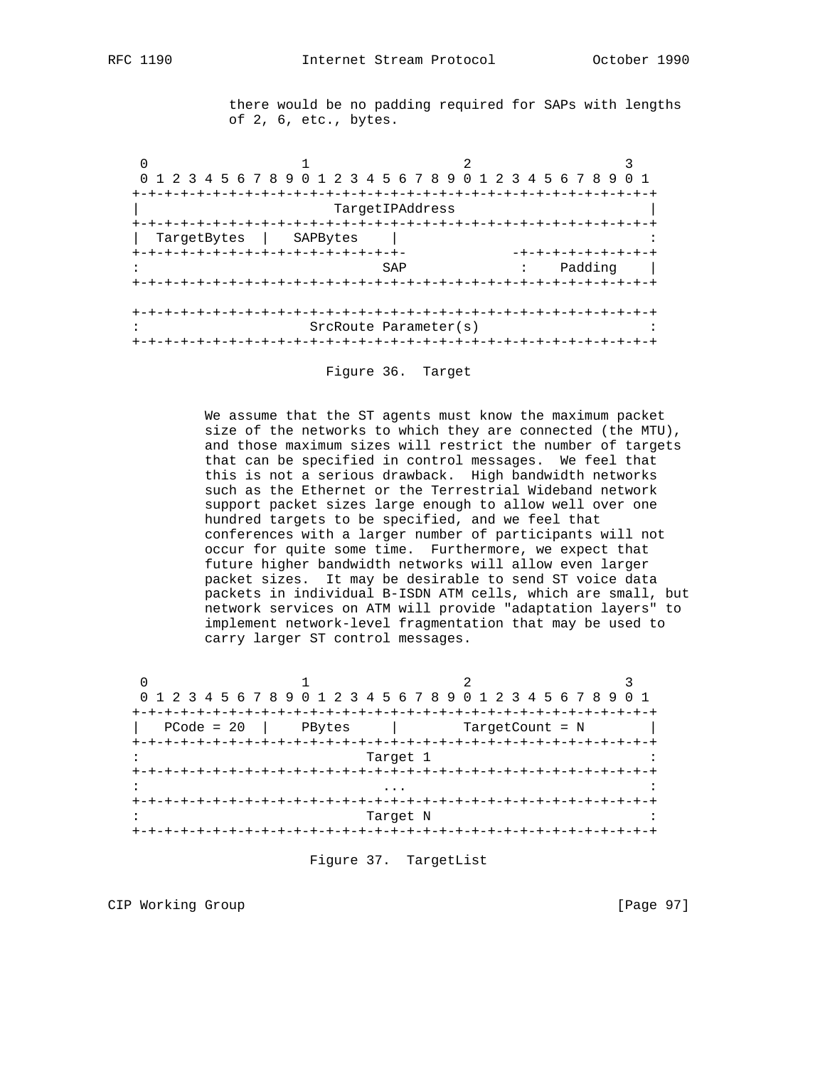there would be no padding required for SAPs with lengths of 2, 6, etc., bytes.

```
 0                   1                   2                   3
 0 1 2 3 4 5 6 7 8 9 0 1 2 3 4 5 6 7 8 9 0 1 2 3 4 5 6 7 8 9 0 1
+-+-+-+-+-+-+-+-+-+-+-+-+-+-+-+-+-+-+-+-+-+-+-+-+-+-+-+-+-+-+-+-+
|                         TargetIPAddress                         |
+-+-+-+-+-+-+-+-+-+-+-+-+-+-+-+-+-+-+-+-+-+-+-+-+-+-+-+-+-+-+-+-+
|  TargetBytes  |   SAPBytes    |                                 :
+-+-+-+-+-+-+-+-+-+-+-+-+-+-+-+-+-+-             -+-+-+-+-+-+-+-+-+
:                              SAP              :    Padding    |
+-+-+-+-+-+-+-+-+-+-+-+-+-+-+-+-+-+-+-+-+-+-+-+-+-+-+-+-+-+-+-+-+

+-+-+-+-+-+-+-+-+-+-+-+-+-+-+-+-+-+-+-+-+-+-+-+-+-+-+-+-+-+-+-+-+
:                      SrcRoute Parameter(s)                       :
+-+-+-+-+-+-+-+-+-+-+-+-+-+-+-+-+-+-+-+-+-+-+-+-+-+-+-+-+-+-+-+-+
```

Figure 36. Target

We assume that the ST agents must know the maximum packet size of the networks to which they are connected (the MTU), and those maximum sizes will restrict the number of targets that can be specified in control messages. We feel that this is not a serious drawback. High bandwidth networks such as the Ethernet or the Terrestrial Wideband network support packet sizes large enough to allow well over one hundred targets to be specified, and we feel that conferences with a larger number of participants will not occur for quite some time. Furthermore, we expect that future higher bandwidth networks will allow even larger packet sizes. It may be desirable to send ST voice data packets in individual B-ISDN ATM cells, which are small, but network services on ATM will provide "adaptation layers" to implement network-level fragmentation that may be used to carry larger ST control messages.

```
 0                   1                   2                   3
 0 1 2 3 4 5 6 7 8 9 0 1 2 3 4 5 6 7 8 9 0 1 2 3 4 5 6 7 8 9 0 1
+-+-+-+-+-+-+-+-+-+-+-+-+-+-+-+-+-+-+-+-+-+-+-+-+-+-+-+-+-+-+-+-+
|   PCode = 20  |    PBytes     |        TargetCount = N        |
+-+-+-+-+-+-+-+-+-+-+-+-+-+-+-+-+-+-+-+-+-+-+-+-+-+-+-+-+-+-+-+-+
:                            Target 1                           :
+-+-+-+-+-+-+-+-+-+-+-+-+-+-+-+-+-+-+-+-+-+-+-+-+-+-+-+-+-+-+-+-+
:                              ...                              :
+-+-+-+-+-+-+-+-+-+-+-+-+-+-+-+-+-+-+-+-+-+-+-+-+-+-+-+-+-+-+-+-+
:                            Target N                           :
+-+-+-+-+-+-+-+-+-+-+-+-+-+-+-+-+-+-+-+-+-+-+-+-+-+-+-+-+-+-+-+-+
```

Figure 37. TargetList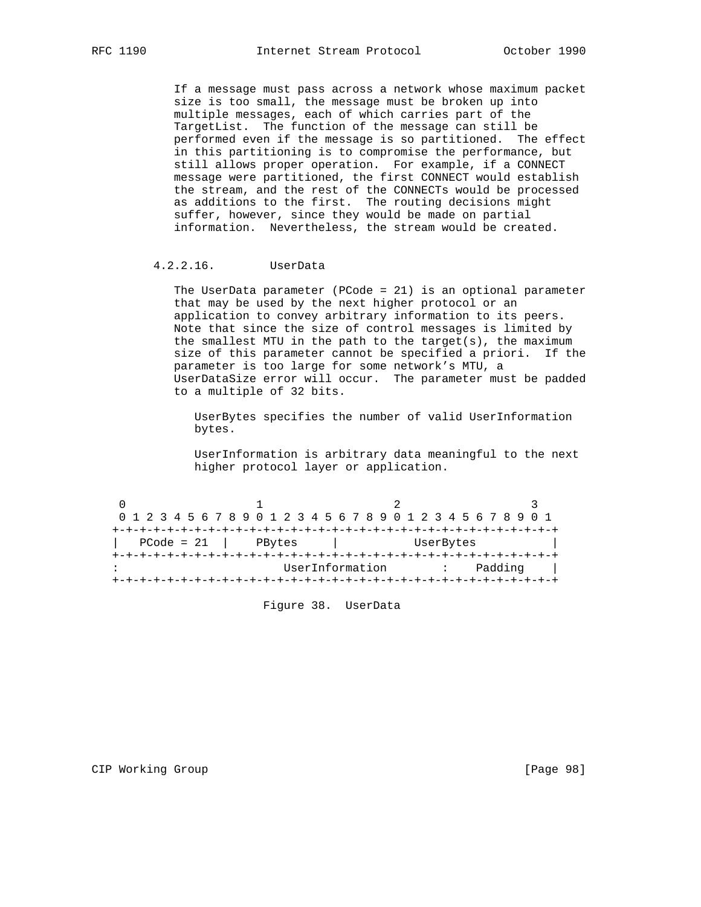If a message must pass across a network whose maximum packet size is too small, the message must be broken up into multiple messages, each of which carries part of the TargetList. The function of the message can still be performed even if the message is so partitioned. The effect in this partitioning is to compromise the performance, but still allows proper operation. For example, if a CONNECT message were partitioned, the first CONNECT would establish the stream, and the rest of the CONNECTs would be processed as additions to the first. The routing decisions might suffer, however, since they would be made on partial information. Nevertheless, the stream would be created.

#### 4.2.2.16. UserData

The UserData parameter (PCode = 21) is an optional parameter that may be used by the next higher protocol or an application to convey arbitrary information to its peers. Note that since the size of control messages is limited by the smallest MTU in the path to the target(s), the maximum size of this parameter cannot be specified a priori. If the parameter is too large for some network's MTU, a UserDataSize error will occur. The parameter must be padded to a multiple of 32 bits.

UserBytes specifies the number of valid UserInformation bytes.

UserInformation is arbitrary data meaningful to the next higher protocol layer or application.

```
 0                   1                   2                   3
 0 1 2 3 4 5 6 7 8 9 0 1 2 3 4 5 6 7 8 9 0 1 2 3 4 5 6 7 8 9 0 1
+-+-+-+-+-+-+-+-+-+-+-+-+-+-+-+-+-+-+-+-+-+-+-+-+-+-+-+-+-+-+-+-+
|   PCode = 21  |    PBytes     |           UserBytes           |
+-+-+-+-+-+-+-+-+-+-+-+-+-+-+-+-+-+-+-+-+-+-+-+-+-+-+-+-+-+-+-+-+
:                       UserInformation         :    Padding    |
+-+-+-+-+-+-+-+-+-+-+-+-+-+-+-+-+-+-+-+-+-+-+-+-+-+-+-+-+-+-+-+-+
```

Figure 38. UserData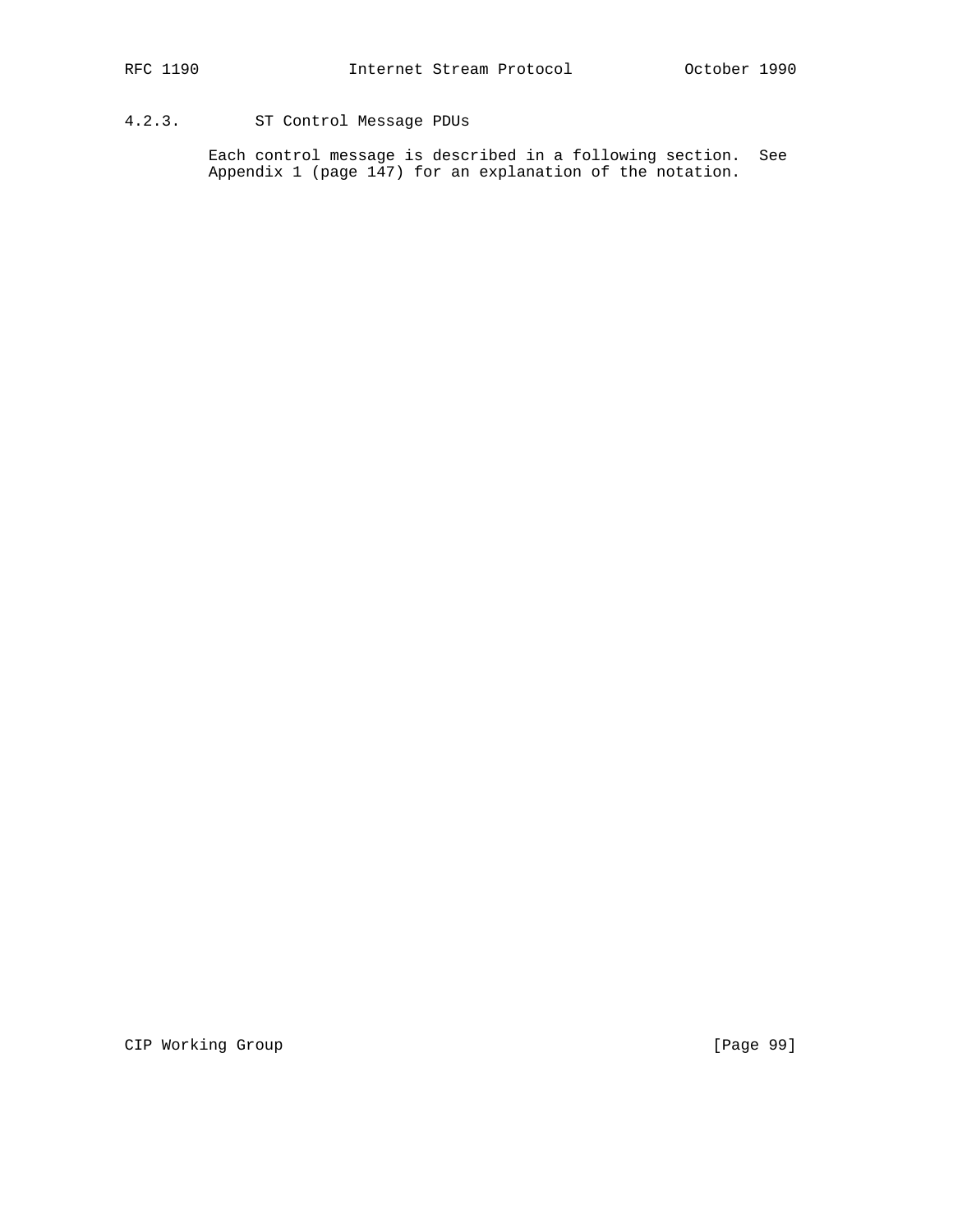### 4.2.3. ST Control Message PDUs

Each control message is described in a following section. See Appendix 1 (page 147) for an explanation of the notation.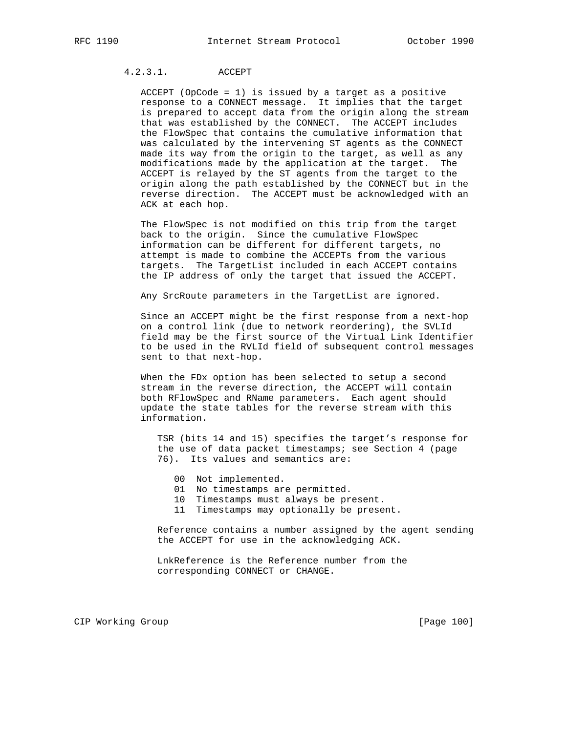#### 4.2.3.1. ACCEPT

ACCEPT (OpCode = 1) is issued by a target as a positive response to a CONNECT message. It implies that the target is prepared to accept data from the origin along the stream that was established by the CONNECT. The ACCEPT includes the FlowSpec that contains the cumulative information that was calculated by the intervening ST agents as the CONNECT made its way from the origin to the target, as well as any modifications made by the application at the target. The ACCEPT is relayed by the ST agents from the target to the origin along the path established by the CONNECT but in the reverse direction. The ACCEPT must be acknowledged with an ACK at each hop.

The FlowSpec is not modified on this trip from the target back to the origin. Since the cumulative FlowSpec information can be different for different targets, no attempt is made to combine the ACCEPTs from the various targets. The TargetList included in each ACCEPT contains the IP address of only the target that issued the ACCEPT.

Any SrcRoute parameters in the TargetList are ignored.

Since an ACCEPT might be the first response from a next-hop on a control link (due to network reordering), the SVLId field may be the first source of the Virtual Link Identifier to be used in the RVLId field of subsequent control messages sent to that next-hop.

When the FDx option has been selected to setup a second stream in the reverse direction, the ACCEPT will contain both RFlowSpec and RName parameters. Each agent should update the state tables for the reverse stream with this information.

TSR (bits 14 and 15) specifies the target's response for the use of data packet timestamps; see Section 4 (page 76). Its values and semantics are:

- 00 Not implemented.
- 01 No timestamps are permitted.
- 10 Timestamps must always be present.
- 11 Timestamps may optionally be present.

Reference contains a number assigned by the agent sending the ACCEPT for use in the acknowledging ACK.

LnkReference is the Reference number from the corresponding CONNECT or CHANGE.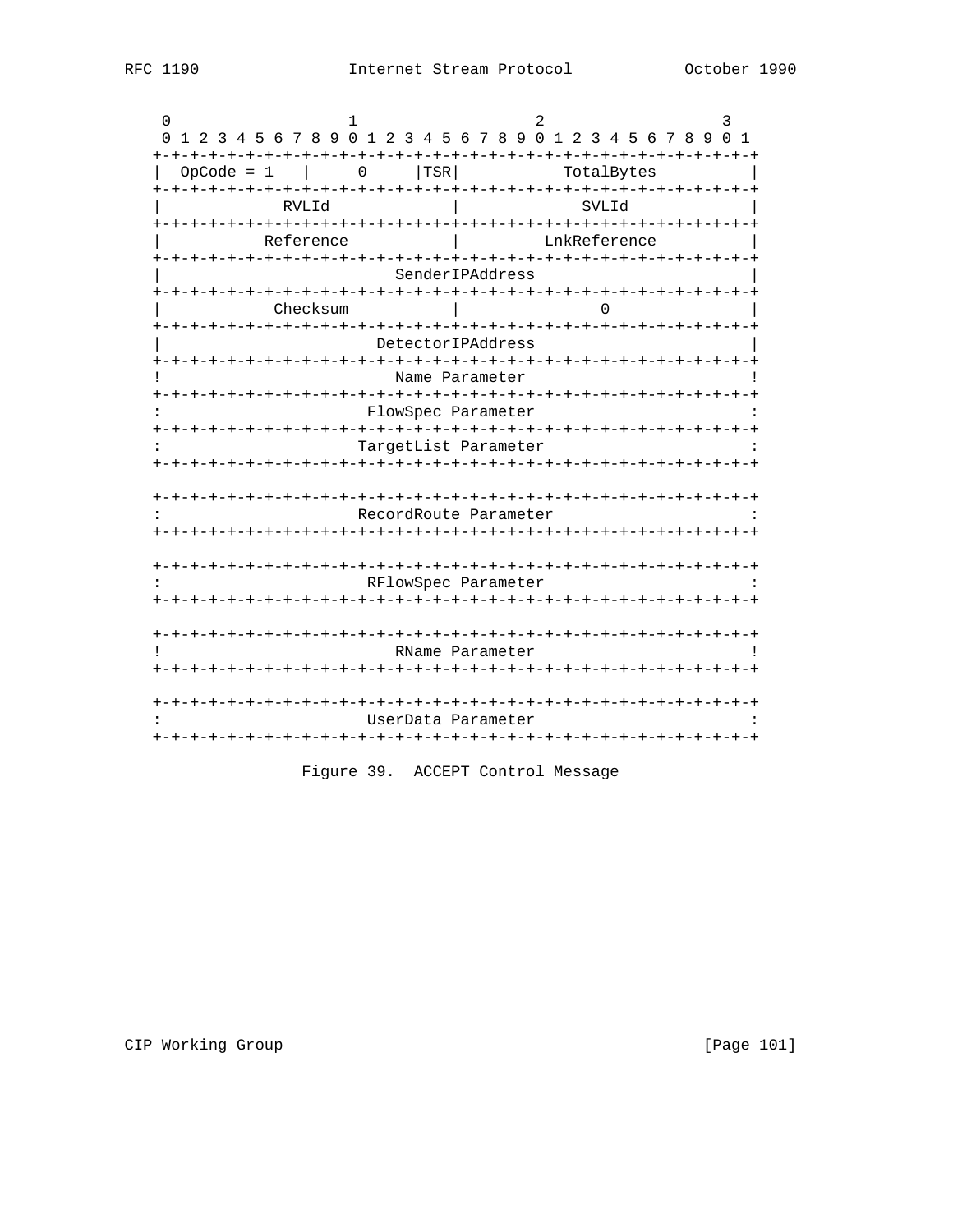```
 0                   1                   2                   3
 0 1 2 3 4 5 6 7 8 9 0 1 2 3 4 5 6 7 8 9 0 1 2 3 4 5 6 7 8 9 0 1
+-+-+-+-+-+-+-+-+-+-+-+-+-+-+-+-+-+-+-+-+-+-+-+-+-+-+-+-+-+-+-+-+
|  OpCode = 1   |      0     |TSR|           TotalBytes          |
+-+-+-+-+-+-+-+-+-+-+-+-+-+-+-+-+-+-+-+-+-+-+-+-+-+-+-+-+-+-+-+-+
|             RVLId             |             SVLId             |
+-+-+-+-+-+-+-+-+-+-+-+-+-+-+-+-+-+-+-+-+-+-+-+-+-+-+-+-+-+-+-+-+
|           Reference           |          LnkReference         |
+-+-+-+-+-+-+-+-+-+-+-+-+-+-+-+-+-+-+-+-+-+-+-+-+-+-+-+-+-+-+-+-+
|                        SenderIPAddress                        |
+-+-+-+-+-+-+-+-+-+-+-+-+-+-+-+-+-+-+-+-+-+-+-+-+-+-+-+-+-+-+-+-+
|            Checksum           |               0               |
+-+-+-+-+-+-+-+-+-+-+-+-+-+-+-+-+-+-+-+-+-+-+-+-+-+-+-+-+-+-+-+-+
|                       DetectorIPAddress                       |
+-+-+-+-+-+-+-+-+-+-+-+-+-+-+-+-+-+-+-+-+-+-+-+-+-+-+-+-+-+-+-+-+
!                         Name Parameter                        !
+-+-+-+-+-+-+-+-+-+-+-+-+-+-+-+-+-+-+-+-+-+-+-+-+-+-+-+-+-+-+-+-+
:                       FlowSpec Parameter                      :
+-+-+-+-+-+-+-+-+-+-+-+-+-+-+-+-+-+-+-+-+-+-+-+-+-+-+-+-+-+-+-+-+
:                      TargetList Parameter                     :
+-+-+-+-+-+-+-+-+-+-+-+-+-+-+-+-+-+-+-+-+-+-+-+-+-+-+-+-+-+-+-+-+

+-+-+-+-+-+-+-+-+-+-+-+-+-+-+-+-+-+-+-+-+-+-+-+-+-+-+-+-+-+-+-+-+
:                     RecordRoute Parameter                     :
+-+-+-+-+-+-+-+-+-+-+-+-+-+-+-+-+-+-+-+-+-+-+-+-+-+-+-+-+-+-+-+-+

+-+-+-+-+-+-+-+-+-+-+-+-+-+-+-+-+-+-+-+-+-+-+-+-+-+-+-+-+-+-+-+-+
:                      RFlowSpec Parameter                      :
+-+-+-+-+-+-+-+-+-+-+-+-+-+-+-+-+-+-+-+-+-+-+-+-+-+-+-+-+-+-+-+-+

+-+-+-+-+-+-+-+-+-+-+-+-+-+-+-+-+-+-+-+-+-+-+-+-+-+-+-+-+-+-+-+-+
!                        RName Parameter                        !
+-+-+-+-+-+-+-+-+-+-+-+-+-+-+-+-+-+-+-+-+-+-+-+-+-+-+-+-+-+-+-+-+

+-+-+-+-+-+-+-+-+-+-+-+-+-+-+-+-+-+-+-+-+-+-+-+-+-+-+-+-+-+-+-+-+
:                       UserData Parameter                      :
+-+-+-+-+-+-+-+-+-+-+-+-+-+-+-+-+-+-+-+-+-+-+-+-+-+-+-+-+-+-+-+-+
```

Figure 39. ACCEPT Control Message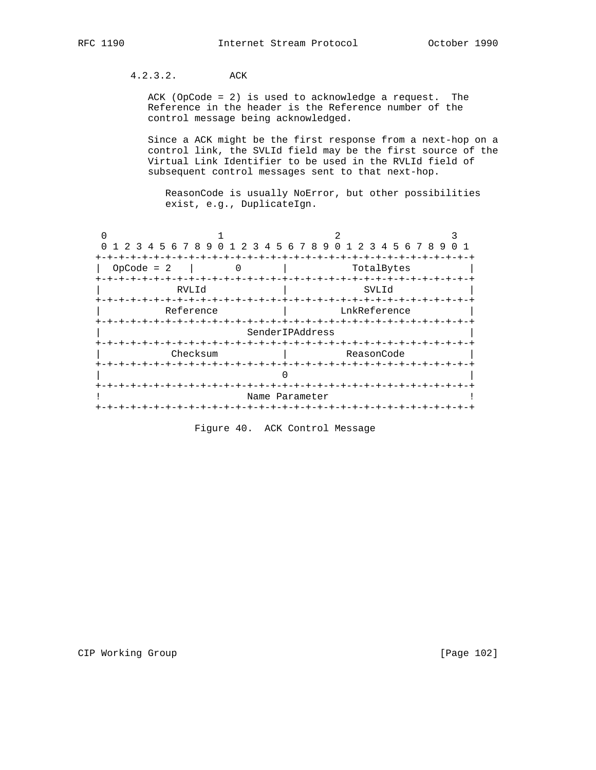#### 4.2.3.2. ACK

ACK (OpCode = 2) is used to acknowledge a request. The Reference in the header is the Reference number of the control message being acknowledged.

Since a ACK might be the first response from a next-hop on a control link, the SVLId field may be the first source of the Virtual Link Identifier to be used in the RVLId field of subsequent control messages sent to that next-hop.

ReasonCode is usually NoError, but other possibilities exist, e.g., DuplicateIgn.

```
 0                   1                   2                   3
 0 1 2 3 4 5 6 7 8 9 0 1 2 3 4 5 6 7 8 9 0 1 2 3 4 5 6 7 8 9 0 1
+-+-+-+-+-+-+-+-+-+-+-+-+-+-+-+-+-+-+-+-+-+-+-+-+-+-+-+-+-+-+-+-+
|  OpCode = 2   |       0       |           TotalBytes          |
+-+-+-+-+-+-+-+-+-+-+-+-+-+-+-+-+-+-+-+-+-+-+-+-+-+-+-+-+-+-+-+-+
|             RVLId             |             SVLId             |
+-+-+-+-+-+-+-+-+-+-+-+-+-+-+-+-+-+-+-+-+-+-+-+-+-+-+-+-+-+-+-+-+
|           Reference           |         LnkReference          |
+-+-+-+-+-+-+-+-+-+-+-+-+-+-+-+-+-+-+-+-+-+-+-+-+-+-+-+-+-+-+-+-+
|                         SenderIPAddress                       |
+-+-+-+-+-+-+-+-+-+-+-+-+-+-+-+-+-+-+-+-+-+-+-+-+-+-+-+-+-+-+-+-+
|            Checksum           |          ReasonCode           |
+-+-+-+-+-+-+-+-+-+-+-+-+-+-+-+-+-+-+-+-+-+-+-+-+-+-+-+-+-+-+-+-+
|                               0                               |
+-+-+-+-+-+-+-+-+-+-+-+-+-+-+-+-+-+-+-+-+-+-+-+-+-+-+-+-+-+-+-+-+
!                         Name Parameter                        !
+-+-+-+-+-+-+-+-+-+-+-+-+-+-+-+-+-+-+-+-+-+-+-+-+-+-+-+-+-+-+-+-+
```

Figure 40. ACK Control Message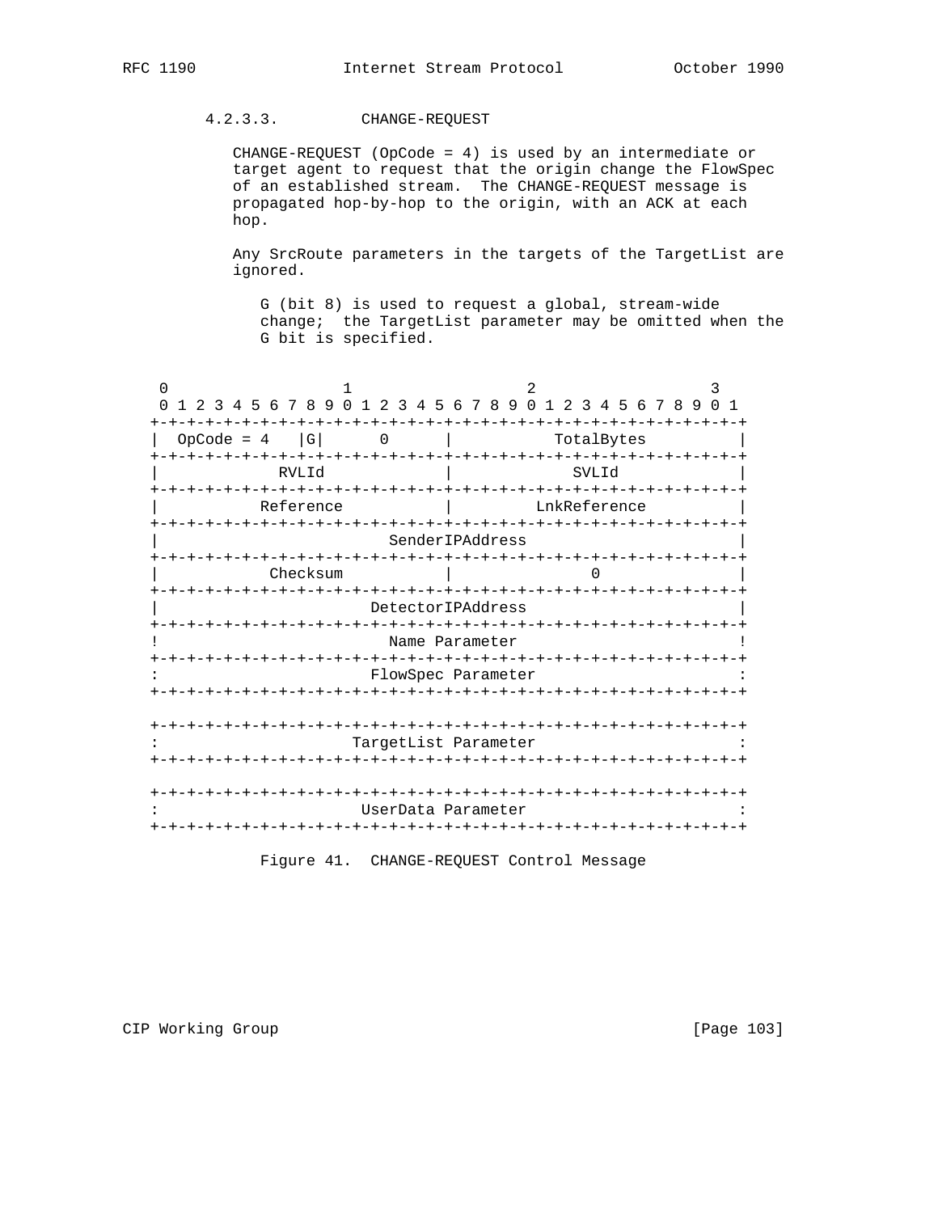#### 4.2.3.3. CHANGE-REQUEST

CHANGE-REQUEST (OpCode = 4) is used by an intermediate or target agent to request that the origin change the FlowSpec of an established stream. The CHANGE-REQUEST message is propagated hop-by-hop to the origin, with an ACK at each hop.

Any SrcRoute parameters in the targets of the TargetList are ignored.

G (bit 8) is used to request a global, stream-wide change; the TargetList parameter may be omitted when the G bit is specified.

```
 0                   1                   2                   3
 0 1 2 3 4 5 6 7 8 9 0 1 2 3 4 5 6 7 8 9 0 1 2 3 4 5 6 7 8 9 0 1
+-+-+-+-+-+-+-+-+-+-+-+-+-+-+-+-+-+-+-+-+-+-+-+-+-+-+-+-+-+-+-+-+
|  OpCode = 4   |G|      0      |           TotalBytes          |
+-+-+-+-+-+-+-+-+-+-+-+-+-+-+-+-+-+-+-+-+-+-+-+-+-+-+-+-+-+-+-+-+
|             RVLId             |             SVLId             |
+-+-+-+-+-+-+-+-+-+-+-+-+-+-+-+-+-+-+-+-+-+-+-+-+-+-+-+-+-+-+-+-+
|           Reference           |          LnkReference         |
+-+-+-+-+-+-+-+-+-+-+-+-+-+-+-+-+-+-+-+-+-+-+-+-+-+-+-+-+-+-+-+-+
|                        SenderIPAddress                        |
+-+-+-+-+-+-+-+-+-+-+-+-+-+-+-+-+-+-+-+-+-+-+-+-+-+-+-+-+-+-+-+-+
|            Checksum           |               0               |
+-+-+-+-+-+-+-+-+-+-+-+-+-+-+-+-+-+-+-+-+-+-+-+-+-+-+-+-+-+-+-+-+
|                       DetectorIPAddress                       |
+-+-+-+-+-+-+-+-+-+-+-+-+-+-+-+-+-+-+-+-+-+-+-+-+-+-+-+-+-+-+-+-+
!                         Name Parameter                        !
+-+-+-+-+-+-+-+-+-+-+-+-+-+-+-+-+-+-+-+-+-+-+-+-+-+-+-+-+-+-+-+-+
:                       FlowSpec Parameter                      :
+-+-+-+-+-+-+-+-+-+-+-+-+-+-+-+-+-+-+-+-+-+-+-+-+-+-+-+-+-+-+-+-+

+-+-+-+-+-+-+-+-+-+-+-+-+-+-+-+-+-+-+-+-+-+-+-+-+-+-+-+-+-+-+-+-+
:                     TargetList Parameter                      :
+-+-+-+-+-+-+-+-+-+-+-+-+-+-+-+-+-+-+-+-+-+-+-+-+-+-+-+-+-+-+-+-+

+-+-+-+-+-+-+-+-+-+-+-+-+-+-+-+-+-+-+-+-+-+-+-+-+-+-+-+-+-+-+-+-+
:                      UserData Parameter                       :
+-+-+-+-+-+-+-+-+-+-+-+-+-+-+-+-+-+-+-+-+-+-+-+-+-+-+-+-+-+-+-+-+
```

Figure 41. CHANGE-REQUEST Control Message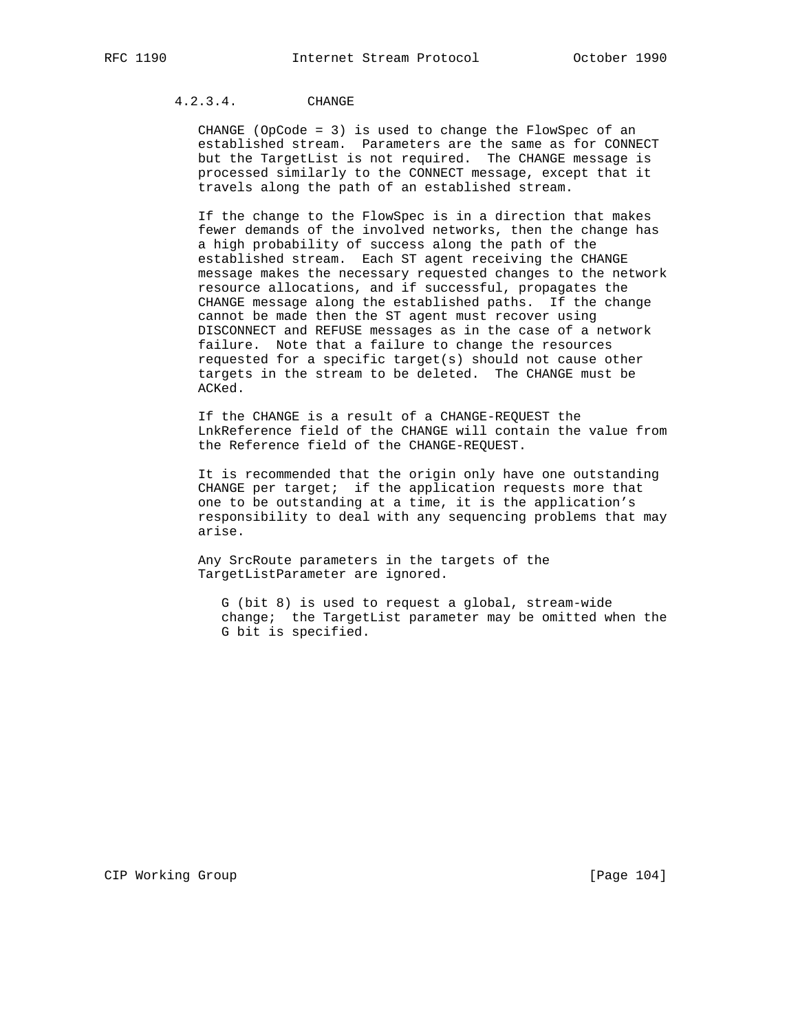#### 4.2.3.4. CHANGE

CHANGE (OpCode = 3) is used to change the FlowSpec of an established stream. Parameters are the same as for CONNECT but the TargetList is not required. The CHANGE message is processed similarly to the CONNECT message, except that it travels along the path of an established stream.

If the change to the FlowSpec is in a direction that makes fewer demands of the involved networks, then the change has a high probability of success along the path of the established stream. Each ST agent receiving the CHANGE message makes the necessary requested changes to the network resource allocations, and if successful, propagates the CHANGE message along the established paths. If the change cannot be made then the ST agent must recover using DISCONNECT and REFUSE messages as in the case of a network failure. Note that a failure to change the resources requested for a specific target(s) should not cause other targets in the stream to be deleted. The CHANGE must be ACKed.

If the CHANGE is a result of a CHANGE-REQUEST the LnkReference field of the CHANGE will contain the value from the Reference field of the CHANGE-REQUEST.

It is recommended that the origin only have one outstanding CHANGE per target; if the application requests more that one to be outstanding at a time, it is the application's responsibility to deal with any sequencing problems that may arise.

Any SrcRoute parameters in the targets of the TargetListParameter are ignored.

> G (bit 8) is used to request a global, stream-wide change; the TargetList parameter may be omitted when the G bit is specified.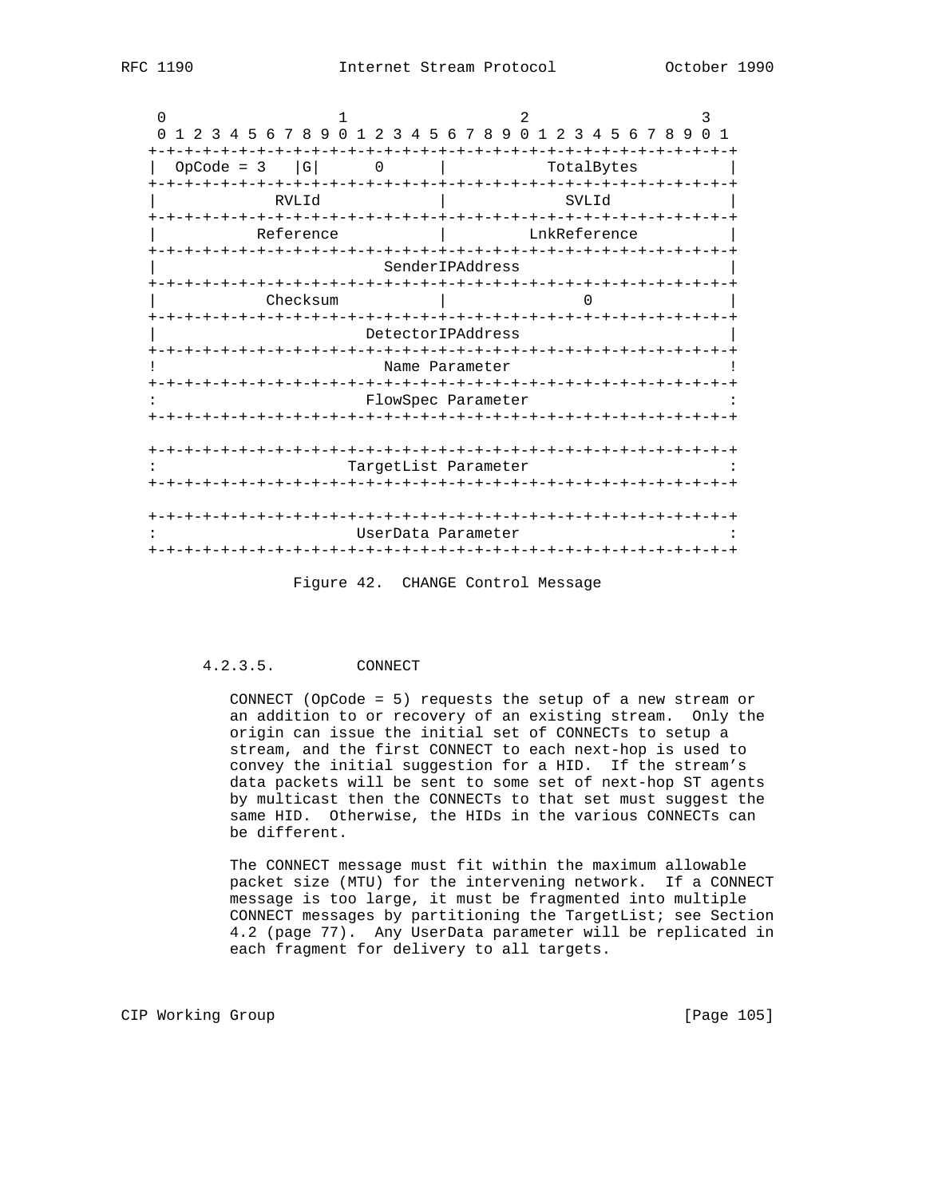```
 0                   1                   2                   3
 0 1 2 3 4 5 6 7 8 9 0 1 2 3 4 5 6 7 8 9 0 1 2 3 4 5 6 7 8 9 0 1
+-+-+-+-+-+-+-+-+-+-+-+-+-+-+-+-+-+-+-+-+-+-+-+-+-+-+-+-+-+-+-+-+
|  OpCode = 3   |G|      0      |           TotalBytes          |
+-+-+-+-+-+-+-+-+-+-+-+-+-+-+-+-+-+-+-+-+-+-+-+-+-+-+-+-+-+-+-+-+
|             RVLId             |             SVLId             |
+-+-+-+-+-+-+-+-+-+-+-+-+-+-+-+-+-+-+-+-+-+-+-+-+-+-+-+-+-+-+-+-+
|           Reference           |          LnkReference         |
+-+-+-+-+-+-+-+-+-+-+-+-+-+-+-+-+-+-+-+-+-+-+-+-+-+-+-+-+-+-+-+-+
|                        SenderIPAddress                        |
+-+-+-+-+-+-+-+-+-+-+-+-+-+-+-+-+-+-+-+-+-+-+-+-+-+-+-+-+-+-+-+-+
|            Checksum           |               0               |
+-+-+-+-+-+-+-+-+-+-+-+-+-+-+-+-+-+-+-+-+-+-+-+-+-+-+-+-+-+-+-+-+
|                       DetectorIPAddress                       |
+-+-+-+-+-+-+-+-+-+-+-+-+-+-+-+-+-+-+-+-+-+-+-+-+-+-+-+-+-+-+-+-+
!                         Name Parameter                        !
+-+-+-+-+-+-+-+-+-+-+-+-+-+-+-+-+-+-+-+-+-+-+-+-+-+-+-+-+-+-+-+-+
:                       FlowSpec Parameter                      :
+-+-+-+-+-+-+-+-+-+-+-+-+-+-+-+-+-+-+-+-+-+-+-+-+-+-+-+-+-+-+-+-+

+-+-+-+-+-+-+-+-+-+-+-+-+-+-+-+-+-+-+-+-+-+-+-+-+-+-+-+-+-+-+-+-+
:                      TargetList Parameter                     :
+-+-+-+-+-+-+-+-+-+-+-+-+-+-+-+-+-+-+-+-+-+-+-+-+-+-+-+-+-+-+-+-+

+-+-+-+-+-+-+-+-+-+-+-+-+-+-+-+-+-+-+-+-+-+-+-+-+-+-+-+-+-+-+-+-+
:                       UserData Parameter                      :
+-+-+-+-+-+-+-+-+-+-+-+-+-+-+-+-+-+-+-+-+-+-+-+-+-+-+-+-+-+-+-+-+
```

Figure 42.  CHANGE Control Message

#### 4.2.3.5. CONNECT

CONNECT (OpCode = 5) requests the setup of a new stream or an addition to or recovery of an existing stream.  Only the origin can issue the initial set of CONNECTs to setup a stream, and the first CONNECT to each next-hop is used to convey the initial suggestion for a HID.  If the stream's data packets will be sent to some set of next-hop ST agents by multicast then the CONNECTs to that set must suggest the same HID.  Otherwise, the HIDs in the various CONNECTs can be different.

The CONNECT message must fit within the maximum allowable packet size (MTU) for the intervening network.  If a CONNECT message is too large, it must be fragmented into multiple CONNECT messages by partitioning the TargetList; see Section 4.2 (page 77).  Any UserData parameter will be replicated in each fragment for delivery to all targets.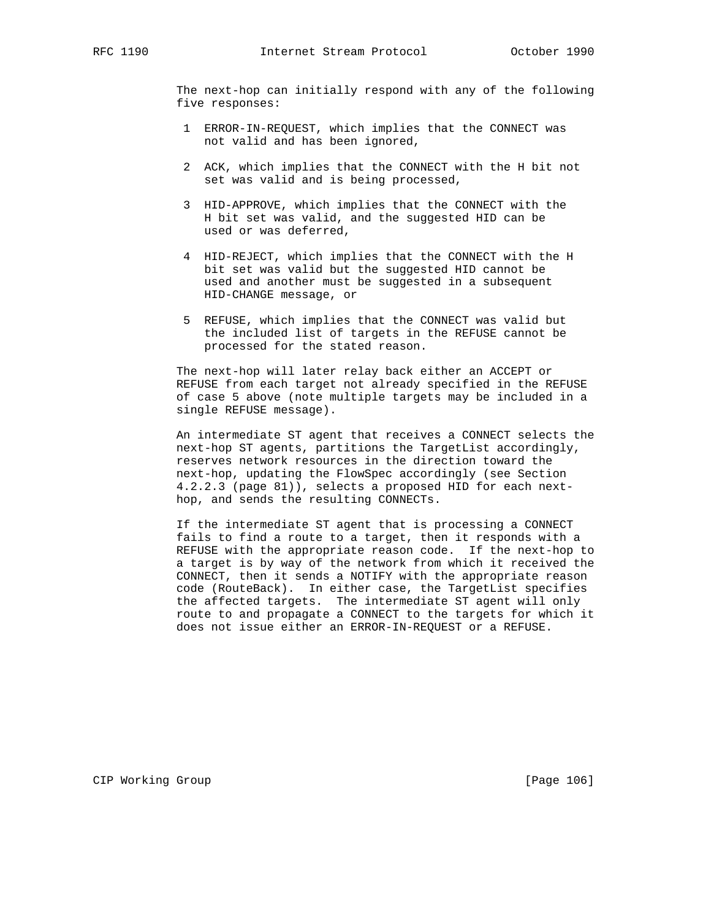The next-hop can initially respond with any of the following five responses:

1. ERROR-IN-REQUEST, which implies that the CONNECT was not valid and has been ignored,

2. ACK, which implies that the CONNECT with the H bit not set was valid and is being processed,

3. HID-APPROVE, which implies that the CONNECT with the H bit set was valid, and the suggested HID can be used or was deferred,

4. HID-REJECT, which implies that the CONNECT with the H bit set was valid but the suggested HID cannot be used and another must be suggested in a subsequent HID-CHANGE message, or

5. REFUSE, which implies that the CONNECT was valid but the included list of targets in the REFUSE cannot be processed for the stated reason.

The next-hop will later relay back either an ACCEPT or REFUSE from each target not already specified in the REFUSE of case 5 above (note multiple targets may be included in a single REFUSE message).

An intermediate ST agent that receives a CONNECT selects the next-hop ST agents, partitions the TargetList accordingly, reserves network resources in the direction toward the next-hop, updating the FlowSpec accordingly (see Section 4.2.2.3 (page 81)), selects a proposed HID for each next-hop, and sends the resulting CONNECTs.

If the intermediate ST agent that is processing a CONNECT fails to find a route to a target, then it responds with a REFUSE with the appropriate reason code. If the next-hop to a target is by way of the network from which it received the CONNECT, then it sends a NOTIFY with the appropriate reason code (RouteBack). In either case, the TargetList specifies the affected targets. The intermediate ST agent will only route to and propagate a CONNECT to the targets for which it does not issue either an ERROR-IN-REQUEST or a REFUSE.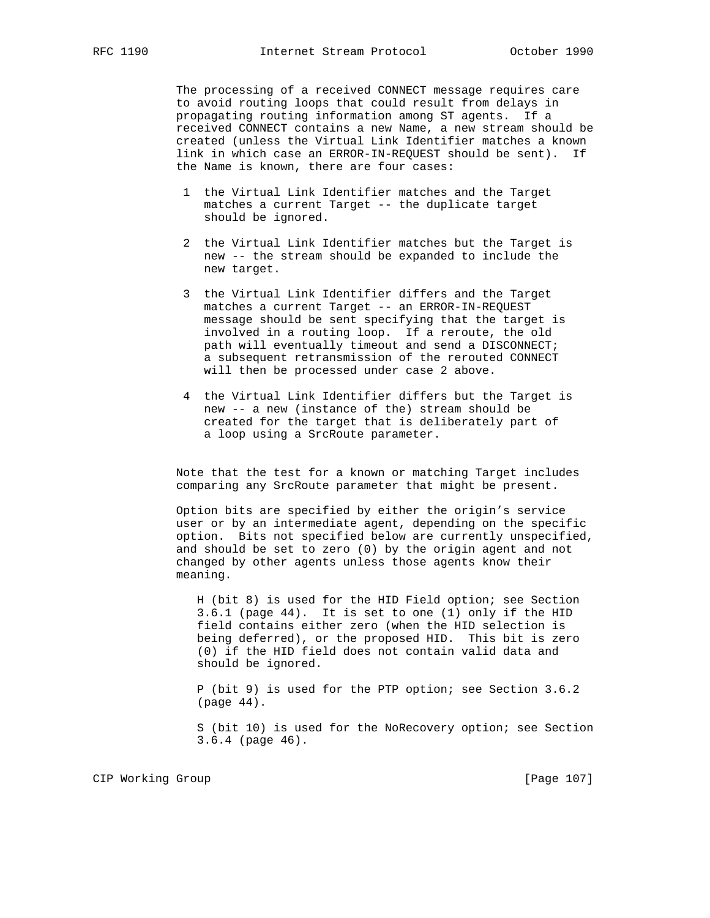The processing of a received CONNECT message requires care to avoid routing loops that could result from delays in propagating routing information among ST agents. If a received CONNECT contains a new Name, a new stream should be created (unless the Virtual Link Identifier matches a known link in which case an ERROR-IN-REQUEST should be sent). If the Name is known, there are four cases:

1. the Virtual Link Identifier matches and the Target matches a current Target -- the duplicate target should be ignored.

2. the Virtual Link Identifier matches but the Target is new -- the stream should be expanded to include the new target.

3. the Virtual Link Identifier differs and the Target matches a current Target -- an ERROR-IN-REQUEST message should be sent specifying that the target is involved in a routing loop. If a reroute, the old path will eventually timeout and send a DISCONNECT; a subsequent retransmission of the rerouted CONNECT will then be processed under case 2 above.

4. the Virtual Link Identifier differs but the Target is new -- a new (instance of the) stream should be created for the target that is deliberately part of a loop using a SrcRoute parameter.

Note that the test for a known or matching Target includes comparing any SrcRoute parameter that might be present.

Option bits are specified by either the origin's service user or by an intermediate agent, depending on the specific option. Bits not specified below are currently unspecified, and should be set to zero (0) by the origin agent and not changed by other agents unless those agents know their meaning.

H (bit 8) is used for the HID Field option; see Section 3.6.1 (page 44). It is set to one (1) only if the HID field contains either zero (when the HID selection is being deferred), or the proposed HID. This bit is zero (0) if the HID field does not contain valid data and should be ignored.

P (bit 9) is used for the PTP option; see Section 3.6.2 (page 44).

S (bit 10) is used for the NoRecovery option; see Section 3.6.4 (page 46).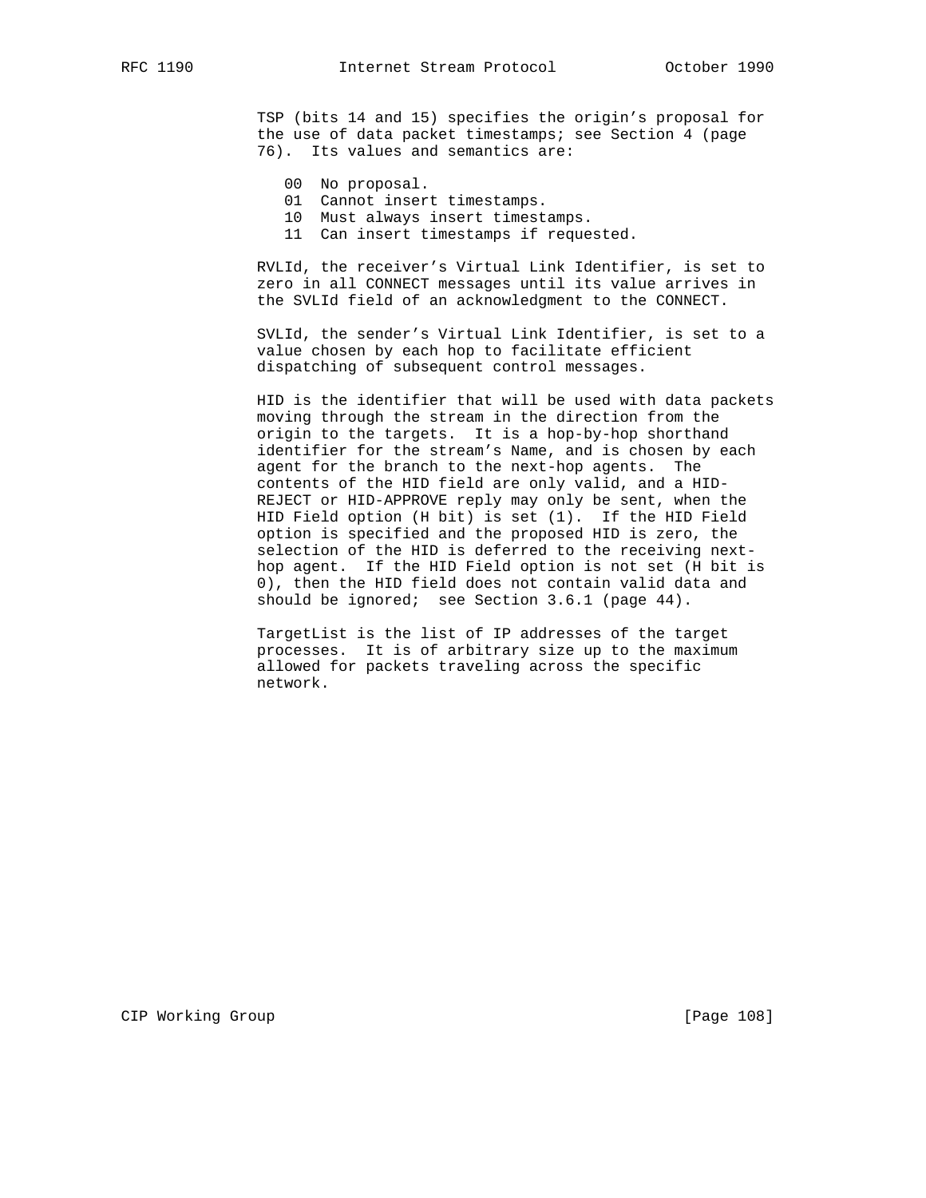TSP (bits 14 and 15) specifies the origin's proposal for the use of data packet timestamps; see Section 4 (page 76). Its values and semantics are:

- 00 No proposal.
- 01 Cannot insert timestamps.
- 10 Must always insert timestamps.
- 11 Can insert timestamps if requested.

RVLId, the receiver's Virtual Link Identifier, is set to zero in all CONNECT messages until its value arrives in the SVLId field of an acknowledgment to the CONNECT.

SVLId, the sender's Virtual Link Identifier, is set to a value chosen by each hop to facilitate efficient dispatching of subsequent control messages.

HID is the identifier that will be used with data packets moving through the stream in the direction from the origin to the targets. It is a hop-by-hop shorthand identifier for the stream's Name, and is chosen by each agent for the branch to the next-hop agents. The contents of the HID field are only valid, and a HID-REJECT or HID-APPROVE reply may only be sent, when the HID Field option (H bit) is set (1). If the HID Field option is specified and the proposed HID is zero, the selection of the HID is deferred to the receiving next-hop agent. If the HID Field option is not set (H bit is 0), then the HID field does not contain valid data and should be ignored; see Section 3.6.1 (page 44).

TargetList is the list of IP addresses of the target processes. It is of arbitrary size up to the maximum allowed for packets traveling across the specific network.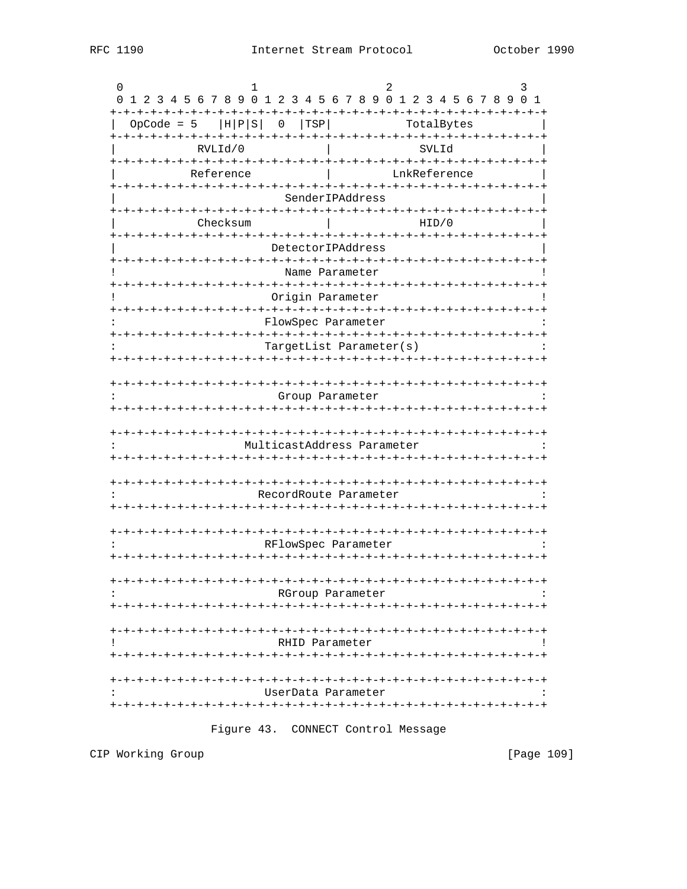```
    0                   1                   2                   3
    0 1 2 3 4 5 6 7 8 9 0 1 2 3 4 5 6 7 8 9 0 1 2 3 4 5 6 7 8 9 0 1
   +-+-+-+-+-+-+-+-+-+-+-+-+-+-+-+-+-+-+-+-+-+-+-+-+-+-+-+-+-+-+-+-+
   |  OpCode = 5   |H|P|S|  0  |TSP|           TotalBytes          |
   +-+-+-+-+-+-+-+-+-+-+-+-+-+-+-+-+-+-+-+-+-+-+-+-+-+-+-+-+-+-+-+-+
   |           RVLId/0             |             SVLId             |
   +-+-+-+-+-+-+-+-+-+-+-+-+-+-+-+-+-+-+-+-+-+-+-+-+-+-+-+-+-+-+-+-+
   |          Reference            |          LnkReference         |
   +-+-+-+-+-+-+-+-+-+-+-+-+-+-+-+-+-+-+-+-+-+-+-+-+-+-+-+-+-+-+-+-+
   |                        SenderIPAddress                        |
   +-+-+-+-+-+-+-+-+-+-+-+-+-+-+-+-+-+-+-+-+-+-+-+-+-+-+-+-+-+-+-+-+
   |           Checksum            |             HID/0             |
   +-+-+-+-+-+-+-+-+-+-+-+-+-+-+-+-+-+-+-+-+-+-+-+-+-+-+-+-+-+-+-+-+
   |                       DetectorIPAddress                       |
   +-+-+-+-+-+-+-+-+-+-+-+-+-+-+-+-+-+-+-+-+-+-+-+-+-+-+-+-+-+-+-+-+
   !                        Name Parameter                         !
   +-+-+-+-+-+-+-+-+-+-+-+-+-+-+-+-+-+-+-+-+-+-+-+-+-+-+-+-+-+-+-+-+
   !                       Origin Parameter                        !
   +-+-+-+-+-+-+-+-+-+-+-+-+-+-+-+-+-+-+-+-+-+-+-+-+-+-+-+-+-+-+-+-+
   :                      FlowSpec Parameter                       :
   +-+-+-+-+-+-+-+-+-+-+-+-+-+-+-+-+-+-+-+-+-+-+-+-+-+-+-+-+-+-+-+-+
   :                      TargetList Parameter(s)                  :
   +-+-+-+-+-+-+-+-+-+-+-+-+-+-+-+-+-+-+-+-+-+-+-+-+-+-+-+-+-+-+-+-+

   +-+-+-+-+-+-+-+-+-+-+-+-+-+-+-+-+-+-+-+-+-+-+-+-+-+-+-+-+-+-+-+-+
   :                        Group Parameter                        :
   +-+-+-+-+-+-+-+-+-+-+-+-+-+-+-+-+-+-+-+-+-+-+-+-+-+-+-+-+-+-+-+-+

   +-+-+-+-+-+-+-+-+-+-+-+-+-+-+-+-+-+-+-+-+-+-+-+-+-+-+-+-+-+-+-+-+
   :                  MulticastAddress Parameter                   :
   +-+-+-+-+-+-+-+-+-+-+-+-+-+-+-+-+-+-+-+-+-+-+-+-+-+-+-+-+-+-+-+-+

   +-+-+-+-+-+-+-+-+-+-+-+-+-+-+-+-+-+-+-+-+-+-+-+-+-+-+-+-+-+-+-+-+
   :                     RecordRoute Parameter                     :
   +-+-+-+-+-+-+-+-+-+-+-+-+-+-+-+-+-+-+-+-+-+-+-+-+-+-+-+-+-+-+-+-+

   +-+-+-+-+-+-+-+-+-+-+-+-+-+-+-+-+-+-+-+-+-+-+-+-+-+-+-+-+-+-+-+-+
   :                      RFlowSpec Parameter                      :
   +-+-+-+-+-+-+-+-+-+-+-+-+-+-+-+-+-+-+-+-+-+-+-+-+-+-+-+-+-+-+-+-+

   +-+-+-+-+-+-+-+-+-+-+-+-+-+-+-+-+-+-+-+-+-+-+-+-+-+-+-+-+-+-+-+-+
   :                        RGroup Parameter                       :
   +-+-+-+-+-+-+-+-+-+-+-+-+-+-+-+-+-+-+-+-+-+-+-+-+-+-+-+-+-+-+-+-+

   +-+-+-+-+-+-+-+-+-+-+-+-+-+-+-+-+-+-+-+-+-+-+-+-+-+-+-+-+-+-+-+-+
   !                        RHID Parameter                         !
   +-+-+-+-+-+-+-+-+-+-+-+-+-+-+-+-+-+-+-+-+-+-+-+-+-+-+-+-+-+-+-+-+

   +-+-+-+-+-+-+-+-+-+-+-+-+-+-+-+-+-+-+-+-+-+-+-+-+-+-+-+-+-+-+-+-+
   :                      UserData Parameter                       :
   +-+-+-+-+-+-+-+-+-+-+-+-+-+-+-+-+-+-+-+-+-+-+-+-+-+-+-+-+-+-+-+-+
```

Figure 43.  CONNECT Control Message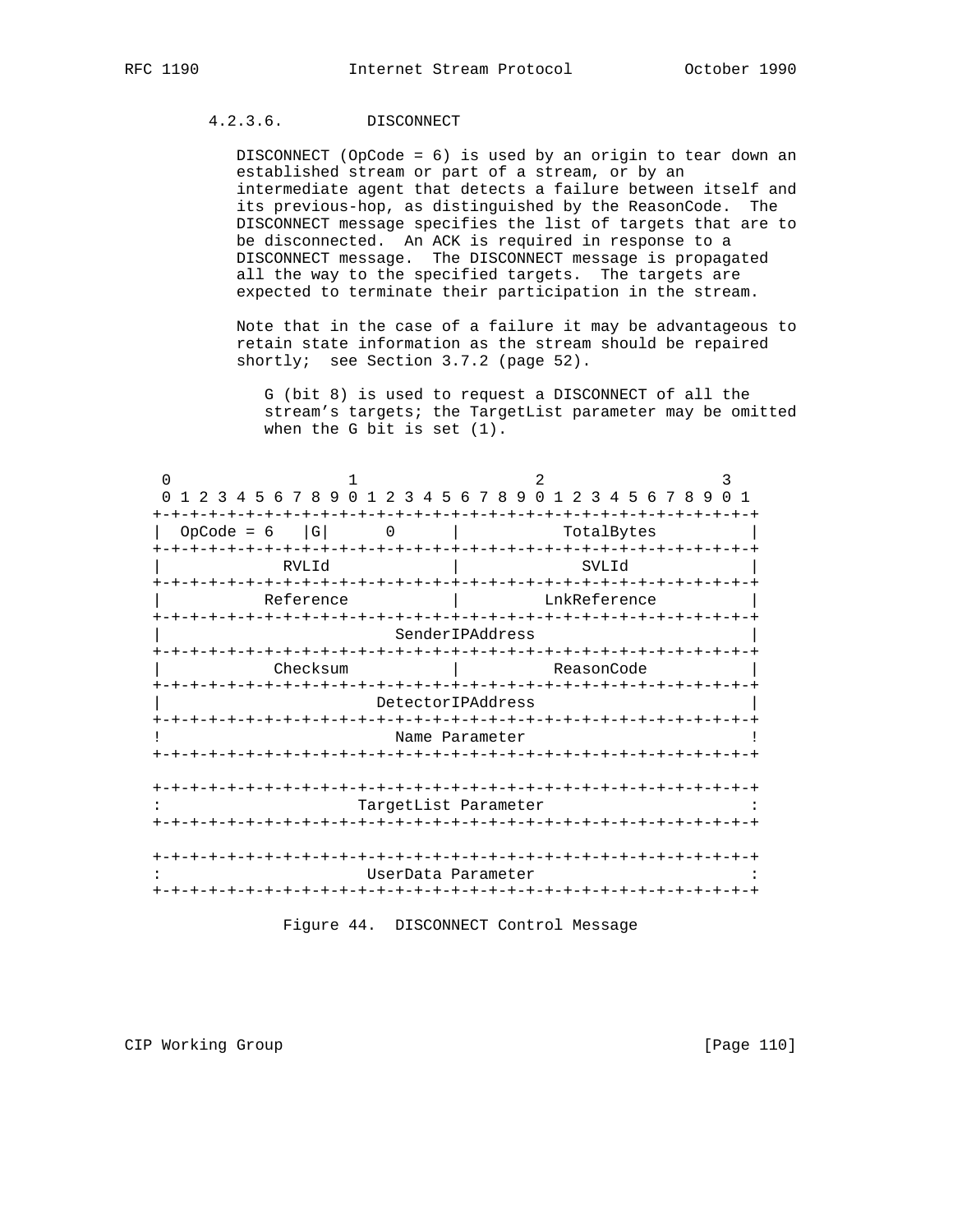#### 4.2.3.6. DISCONNECT

DISCONNECT (OpCode = 6) is used by an origin to tear down an established stream or part of a stream, or by an intermediate agent that detects a failure between itself and its previous-hop, as distinguished by the ReasonCode. The DISCONNECT message specifies the list of targets that are to be disconnected. An ACK is required in response to a DISCONNECT message. The DISCONNECT message is propagated all the way to the specified targets. The targets are expected to terminate their participation in the stream.

Note that in the case of a failure it may be advantageous to retain state information as the stream should be repaired shortly; see Section 3.7.2 (page 52).

G (bit 8) is used to request a DISCONNECT of all the stream's targets; the TargetList parameter may be omitted when the G bit is set (1).

```
 0                   1                   2                   3
 0 1 2 3 4 5 6 7 8 9 0 1 2 3 4 5 6 7 8 9 0 1 2 3 4 5 6 7 8 9 0 1
+-+-+-+-+-+-+-+-+-+-+-+-+-+-+-+-+-+-+-+-+-+-+-+-+-+-+-+-+-+-+-+-+
|  OpCode = 6   |G|      0      |           TotalBytes          |
+-+-+-+-+-+-+-+-+-+-+-+-+-+-+-+-+-+-+-+-+-+-+-+-+-+-+-+-+-+-+-+-+
|            RVLId              |             SVLId             |
+-+-+-+-+-+-+-+-+-+-+-+-+-+-+-+-+-+-+-+-+-+-+-+-+-+-+-+-+-+-+-+-+
|          Reference            |          LnkReference         |
+-+-+-+-+-+-+-+-+-+-+-+-+-+-+-+-+-+-+-+-+-+-+-+-+-+-+-+-+-+-+-+-+
|                        SenderIPAddress                        |
+-+-+-+-+-+-+-+-+-+-+-+-+-+-+-+-+-+-+-+-+-+-+-+-+-+-+-+-+-+-+-+-+
|           Checksum            |           ReasonCode          |
+-+-+-+-+-+-+-+-+-+-+-+-+-+-+-+-+-+-+-+-+-+-+-+-+-+-+-+-+-+-+-+-+
|                       DetectorIPAddress                       |
+-+-+-+-+-+-+-+-+-+-+-+-+-+-+-+-+-+-+-+-+-+-+-+-+-+-+-+-+-+-+-+-+
!                         Name Parameter                        !
+-+-+-+-+-+-+-+-+-+-+-+-+-+-+-+-+-+-+-+-+-+-+-+-+-+-+-+-+-+-+-+-+

+-+-+-+-+-+-+-+-+-+-+-+-+-+-+-+-+-+-+-+-+-+-+-+-+-+-+-+-+-+-+-+-+
:                     TargetList Parameter                      :
+-+-+-+-+-+-+-+-+-+-+-+-+-+-+-+-+-+-+-+-+-+-+-+-+-+-+-+-+-+-+-+-+

+-+-+-+-+-+-+-+-+-+-+-+-+-+-+-+-+-+-+-+-+-+-+-+-+-+-+-+-+-+-+-+-+
:                      UserData Parameter                       :
+-+-+-+-+-+-+-+-+-+-+-+-+-+-+-+-+-+-+-+-+-+-+-+-+-+-+-+-+-+-+-+-+
```

Figure 44. DISCONNECT Control Message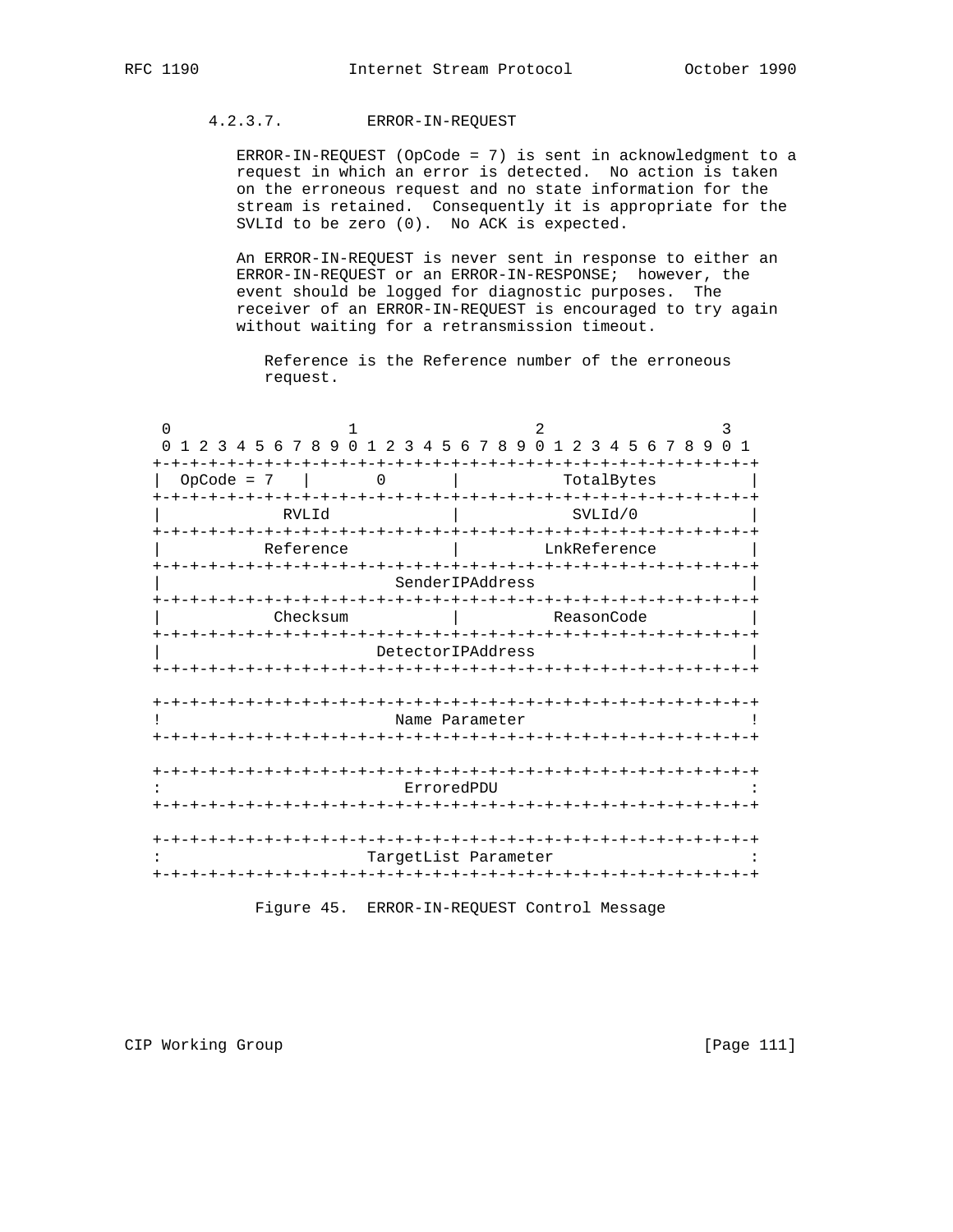#### 4.2.3.7. ERROR-IN-REQUEST

ERROR-IN-REQUEST (OpCode = 7) is sent in acknowledgment to a request in which an error is detected. No action is taken on the erroneous request and no state information for the stream is retained. Consequently it is appropriate for the SVLId to be zero (0). No ACK is expected.

An ERROR-IN-REQUEST is never sent in response to either an ERROR-IN-REQUEST or an ERROR-IN-RESPONSE; however, the event should be logged for diagnostic purposes. The receiver of an ERROR-IN-REQUEST is encouraged to try again without waiting for a retransmission timeout.

Reference is the Reference number of the erroneous request.

```
 0                   1                   2                   3
 0 1 2 3 4 5 6 7 8 9 0 1 2 3 4 5 6 7 8 9 0 1 2 3 4 5 6 7 8 9 0 1
+-+-+-+-+-+-+-+-+-+-+-+-+-+-+-+-+-+-+-+-+-+-+-+-+-+-+-+-+-+-+-+-+
|  OpCode = 7   |       0       |           TotalBytes          |
+-+-+-+-+-+-+-+-+-+-+-+-+-+-+-+-+-+-+-+-+-+-+-+-+-+-+-+-+-+-+-+-+
|             RVLId             |             SVLId/0           |
+-+-+-+-+-+-+-+-+-+-+-+-+-+-+-+-+-+-+-+-+-+-+-+-+-+-+-+-+-+-+-+-+
|           Reference           |          LnkReference         |
+-+-+-+-+-+-+-+-+-+-+-+-+-+-+-+-+-+-+-+-+-+-+-+-+-+-+-+-+-+-+-+-+
|                        SenderIPAddress                        |
+-+-+-+-+-+-+-+-+-+-+-+-+-+-+-+-+-+-+-+-+-+-+-+-+-+-+-+-+-+-+-+-+
|            Checksum           |           ReasonCode          |
+-+-+-+-+-+-+-+-+-+-+-+-+-+-+-+-+-+-+-+-+-+-+-+-+-+-+-+-+-+-+-+-+
|                       DetectorIPAddress                       |
+-+-+-+-+-+-+-+-+-+-+-+-+-+-+-+-+-+-+-+-+-+-+-+-+-+-+-+-+-+-+-+-+

+-+-+-+-+-+-+-+-+-+-+-+-+-+-+-+-+-+-+-+-+-+-+-+-+-+-+-+-+-+-+-+-+
!                         Name Parameter                        !
+-+-+-+-+-+-+-+-+-+-+-+-+-+-+-+-+-+-+-+-+-+-+-+-+-+-+-+-+-+-+-+-+

+-+-+-+-+-+-+-+-+-+-+-+-+-+-+-+-+-+-+-+-+-+-+-+-+-+-+-+-+-+-+-+-+
:                          ErroredPDU                           :
+-+-+-+-+-+-+-+-+-+-+-+-+-+-+-+-+-+-+-+-+-+-+-+-+-+-+-+-+-+-+-+-+

+-+-+-+-+-+-+-+-+-+-+-+-+-+-+-+-+-+-+-+-+-+-+-+-+-+-+-+-+-+-+-+-+
:                     TargetList Parameter                      :
+-+-+-+-+-+-+-+-+-+-+-+-+-+-+-+-+-+-+-+-+-+-+-+-+-+-+-+-+-+-+-+-+
```

Figure 45. ERROR-IN-REQUEST Control Message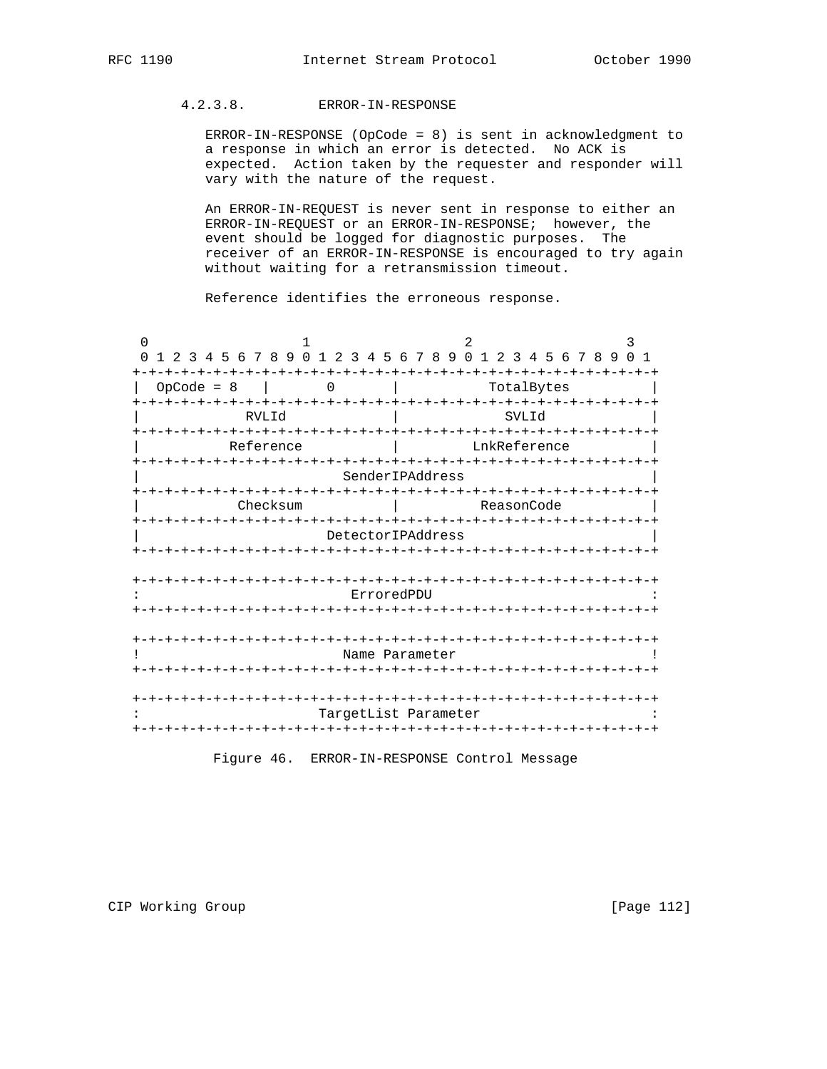#### 4.2.3.8. ERROR-IN-RESPONSE

ERROR-IN-RESPONSE (OpCode = 8) is sent in acknowledgment to a response in which an error is detected. No ACK is expected. Action taken by the requester and responder will vary with the nature of the request.

An ERROR-IN-REQUEST is never sent in response to either an ERROR-IN-REQUEST or an ERROR-IN-RESPONSE; however, the event should be logged for diagnostic purposes. The receiver of an ERROR-IN-RESPONSE is encouraged to try again without waiting for a retransmission timeout.

Reference identifies the erroneous response.

```
 0                   1                   2                   3
 0 1 2 3 4 5 6 7 8 9 0 1 2 3 4 5 6 7 8 9 0 1 2 3 4 5 6 7 8 9 0 1
+-+-+-+-+-+-+-+-+-+-+-+-+-+-+-+-+-+-+-+-+-+-+-+-+-+-+-+-+-+-+-+-+
|  OpCode = 8   |       0       |           TotalBytes          |
+-+-+-+-+-+-+-+-+-+-+-+-+-+-+-+-+-+-+-+-+-+-+-+-+-+-+-+-+-+-+-+-+
|             RVLId             |             SVLId             |
+-+-+-+-+-+-+-+-+-+-+-+-+-+-+-+-+-+-+-+-+-+-+-+-+-+-+-+-+-+-+-+-+
|           Reference           |          LnkReference         |
+-+-+-+-+-+-+-+-+-+-+-+-+-+-+-+-+-+-+-+-+-+-+-+-+-+-+-+-+-+-+-+-+
|                        SenderIPAddress                        |
+-+-+-+-+-+-+-+-+-+-+-+-+-+-+-+-+-+-+-+-+-+-+-+-+-+-+-+-+-+-+-+-+
|            Checksum           |           ReasonCode          |
+-+-+-+-+-+-+-+-+-+-+-+-+-+-+-+-+-+-+-+-+-+-+-+-+-+-+-+-+-+-+-+-+
|                       DetectorIPAddress                       |
+-+-+-+-+-+-+-+-+-+-+-+-+-+-+-+-+-+-+-+-+-+-+-+-+-+-+-+-+-+-+-+-+

+-+-+-+-+-+-+-+-+-+-+-+-+-+-+-+-+-+-+-+-+-+-+-+-+-+-+-+-+-+-+-+-+
:                          ErroredPDU                           :
+-+-+-+-+-+-+-+-+-+-+-+-+-+-+-+-+-+-+-+-+-+-+-+-+-+-+-+-+-+-+-+-+

+-+-+-+-+-+-+-+-+-+-+-+-+-+-+-+-+-+-+-+-+-+-+-+-+-+-+-+-+-+-+-+-+
!                         Name Parameter                        !
+-+-+-+-+-+-+-+-+-+-+-+-+-+-+-+-+-+-+-+-+-+-+-+-+-+-+-+-+-+-+-+-+

+-+-+-+-+-+-+-+-+-+-+-+-+-+-+-+-+-+-+-+-+-+-+-+-+-+-+-+-+-+-+-+-+
:                     TargetList Parameter                      :
+-+-+-+-+-+-+-+-+-+-+-+-+-+-+-+-+-+-+-+-+-+-+-+-+-+-+-+-+-+-+-+-+
```

Figure 46. ERROR-IN-RESPONSE Control Message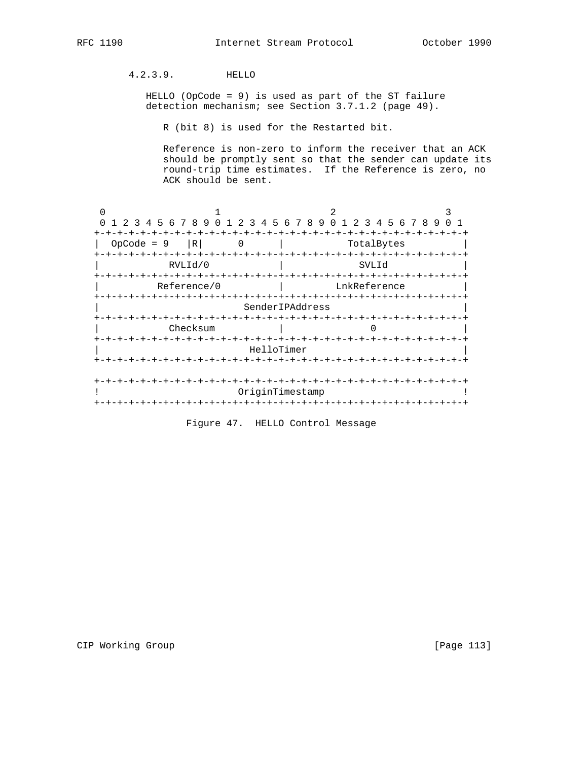#### 4.2.3.9. HELLO

HELLO (OpCode = 9) is used as part of the ST failure detection mechanism; see Section 3.7.1.2 (page 49).

R (bit 8) is used for the Restarted bit.

Reference is non-zero to inform the receiver that an ACK should be promptly sent so that the sender can update its round-trip time estimates. If the Reference is zero, no ACK should be sent.

```
 0                   1                   2                   3
 0 1 2 3 4 5 6 7 8 9 0 1 2 3 4 5 6 7 8 9 0 1 2 3 4 5 6 7 8 9 0 1
+-+-+-+-+-+-+-+-+-+-+-+-+-+-+-+-+-+-+-+-+-+-+-+-+-+-+-+-+-+-+-+-+
|  OpCode = 9   |R|      0      |           TotalBytes          |
+-+-+-+-+-+-+-+-+-+-+-+-+-+-+-+-+-+-+-+-+-+-+-+-+-+-+-+-+-+-+-+-+
|           RVLId/0             |             SVLId             |
+-+-+-+-+-+-+-+-+-+-+-+-+-+-+-+-+-+-+-+-+-+-+-+-+-+-+-+-+-+-+-+-+
|         Reference/0           |          LnkReference         |
+-+-+-+-+-+-+-+-+-+-+-+-+-+-+-+-+-+-+-+-+-+-+-+-+-+-+-+-+-+-+-+-+
|                         SenderIPAddress                       |
+-+-+-+-+-+-+-+-+-+-+-+-+-+-+-+-+-+-+-+-+-+-+-+-+-+-+-+-+-+-+-+-+
|           Checksum            |               0               |
+-+-+-+-+-+-+-+-+-+-+-+-+-+-+-+-+-+-+-+-+-+-+-+-+-+-+-+-+-+-+-+-+
|                           HelloTimer                          |
+-+-+-+-+-+-+-+-+-+-+-+-+-+-+-+-+-+-+-+-+-+-+-+-+-+-+-+-+-+-+-+-+

+-+-+-+-+-+-+-+-+-+-+-+-+-+-+-+-+-+-+-+-+-+-+-+-+-+-+-+-+-+-+-+-+
!                         OriginTimestamp                       !
+-+-+-+-+-+-+-+-+-+-+-+-+-+-+-+-+-+-+-+-+-+-+-+-+-+-+-+-+-+-+-+-+
```

Figure 47. HELLO Control Message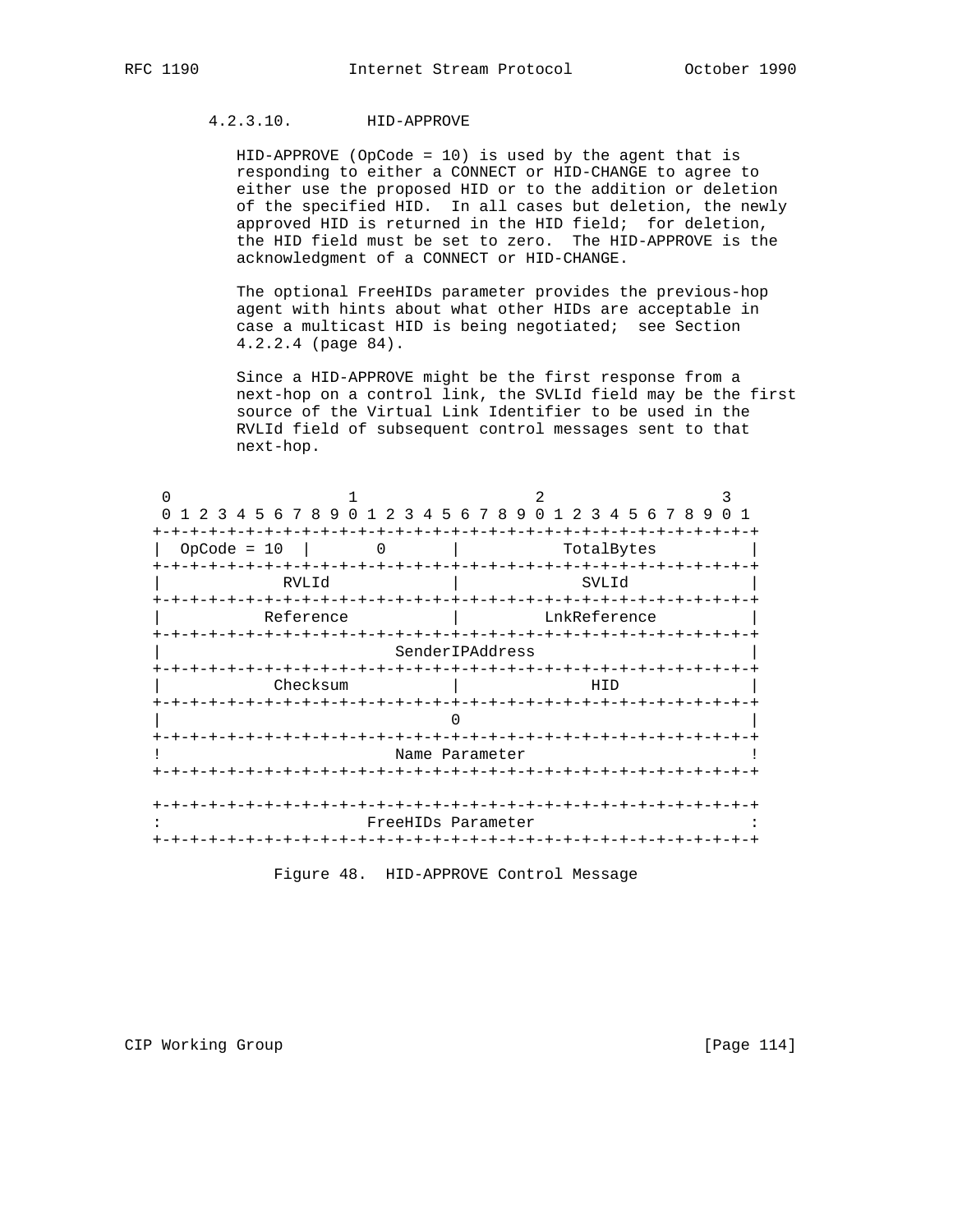#### 4.2.3.10. HID-APPROVE

HID-APPROVE (OpCode = 10) is used by the agent that is responding to either a CONNECT or HID-CHANGE to agree to either use the proposed HID or to the addition or deletion of the specified HID. In all cases but deletion, the newly approved HID is returned in the HID field; for deletion, the HID field must be set to zero. The HID-APPROVE is the acknowledgment of a CONNECT or HID-CHANGE.

The optional FreeHIDs parameter provides the previous-hop agent with hints about what other HIDs are acceptable in case a multicast HID is being negotiated; see Section 4.2.2.4 (page 84).

Since a HID-APPROVE might be the first response from a next-hop on a control link, the SVLId field may be the first source of the Virtual Link Identifier to be used in the RVLId field of subsequent control messages sent to that next-hop.

```
 0                   1                   2                   3
 0 1 2 3 4 5 6 7 8 9 0 1 2 3 4 5 6 7 8 9 0 1 2 3 4 5 6 7 8 9 0 1
+-+-+-+-+-+-+-+-+-+-+-+-+-+-+-+-+-+-+-+-+-+-+-+-+-+-+-+-+-+-+-+-+
|  OpCode = 10  |       0       |           TotalBytes          |
+-+-+-+-+-+-+-+-+-+-+-+-+-+-+-+-+-+-+-+-+-+-+-+-+-+-+-+-+-+-+-+-+
|             RVLId             |             SVLId             |
+-+-+-+-+-+-+-+-+-+-+-+-+-+-+-+-+-+-+-+-+-+-+-+-+-+-+-+-+-+-+-+-+
|           Reference           |          LnkReference         |
+-+-+-+-+-+-+-+-+-+-+-+-+-+-+-+-+-+-+-+-+-+-+-+-+-+-+-+-+-+-+-+-+
|                         SenderIPAddress                       |
+-+-+-+-+-+-+-+-+-+-+-+-+-+-+-+-+-+-+-+-+-+-+-+-+-+-+-+-+-+-+-+-+
|            Checksum           |              HID              |
+-+-+-+-+-+-+-+-+-+-+-+-+-+-+-+-+-+-+-+-+-+-+-+-+-+-+-+-+-+-+-+-+
|                               0                               |
+-+-+-+-+-+-+-+-+-+-+-+-+-+-+-+-+-+-+-+-+-+-+-+-+-+-+-+-+-+-+-+-+
!                         Name Parameter                        !
+-+-+-+-+-+-+-+-+-+-+-+-+-+-+-+-+-+-+-+-+-+-+-+-+-+-+-+-+-+-+-+-+

+-+-+-+-+-+-+-+-+-+-+-+-+-+-+-+-+-+-+-+-+-+-+-+-+-+-+-+-+-+-+-+-+
:                      FreeHIDs Parameter                       :
+-+-+-+-+-+-+-+-+-+-+-+-+-+-+-+-+-+-+-+-+-+-+-+-+-+-+-+-+-+-+-+-+
```

Figure 48. HID-APPROVE Control Message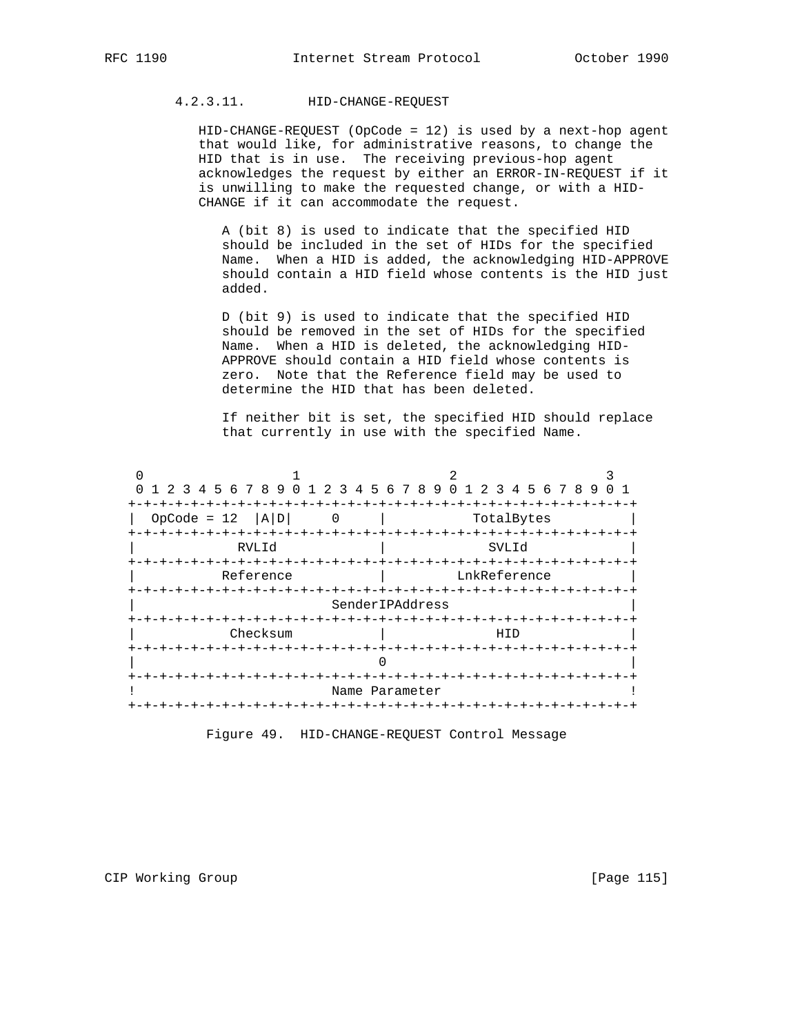#### 4.2.3.11. HID-CHANGE-REQUEST

HID-CHANGE-REQUEST (OpCode = 12) is used by a next-hop agent that would like, for administrative reasons, to change the HID that is in use. The receiving previous-hop agent acknowledges the request by either an ERROR-IN-REQUEST if it is unwilling to make the requested change, or with a HID-CHANGE if it can accommodate the request.

A (bit 8) is used to indicate that the specified HID should be included in the set of HIDs for the specified Name. When a HID is added, the acknowledging HID-APPROVE should contain a HID field whose contents is the HID just added.

D (bit 9) is used to indicate that the specified HID should be removed in the set of HIDs for the specified Name. When a HID is deleted, the acknowledging HID-APPROVE should contain a HID field whose contents is zero. Note that the Reference field may be used to determine the HID that has been deleted.

If neither bit is set, the specified HID should replace that currently in use with the specified Name.

```
 0                   1                   2                   3
 0 1 2 3 4 5 6 7 8 9 0 1 2 3 4 5 6 7 8 9 0 1 2 3 4 5 6 7 8 9 0 1
+-+-+-+-+-+-+-+-+-+-+-+-+-+-+-+-+-+-+-+-+-+-+-+-+-+-+-+-+-+-+-+-+
|  OpCode = 12  |A|D|     0     |           TotalBytes          |
+-+-+-+-+-+-+-+-+-+-+-+-+-+-+-+-+-+-+-+-+-+-+-+-+-+-+-+-+-+-+-+-+
|             RVLId             |             SVLId             |
+-+-+-+-+-+-+-+-+-+-+-+-+-+-+-+-+-+-+-+-+-+-+-+-+-+-+-+-+-+-+-+-+
|           Reference           |          LnkReference         |
+-+-+-+-+-+-+-+-+-+-+-+-+-+-+-+-+-+-+-+-+-+-+-+-+-+-+-+-+-+-+-+-+
|                        SenderIPAddress                        |
+-+-+-+-+-+-+-+-+-+-+-+-+-+-+-+-+-+-+-+-+-+-+-+-+-+-+-+-+-+-+-+-+
|            Checksum           |              HID              |
+-+-+-+-+-+-+-+-+-+-+-+-+-+-+-+-+-+-+-+-+-+-+-+-+-+-+-+-+-+-+-+-+
|                               0                               |
+-+-+-+-+-+-+-+-+-+-+-+-+-+-+-+-+-+-+-+-+-+-+-+-+-+-+-+-+-+-+-+-+
!                         Name Parameter                        !
+-+-+-+-+-+-+-+-+-+-+-+-+-+-+-+-+-+-+-+-+-+-+-+-+-+-+-+-+-+-+-+-+
```

Figure 49. HID-CHANGE-REQUEST Control Message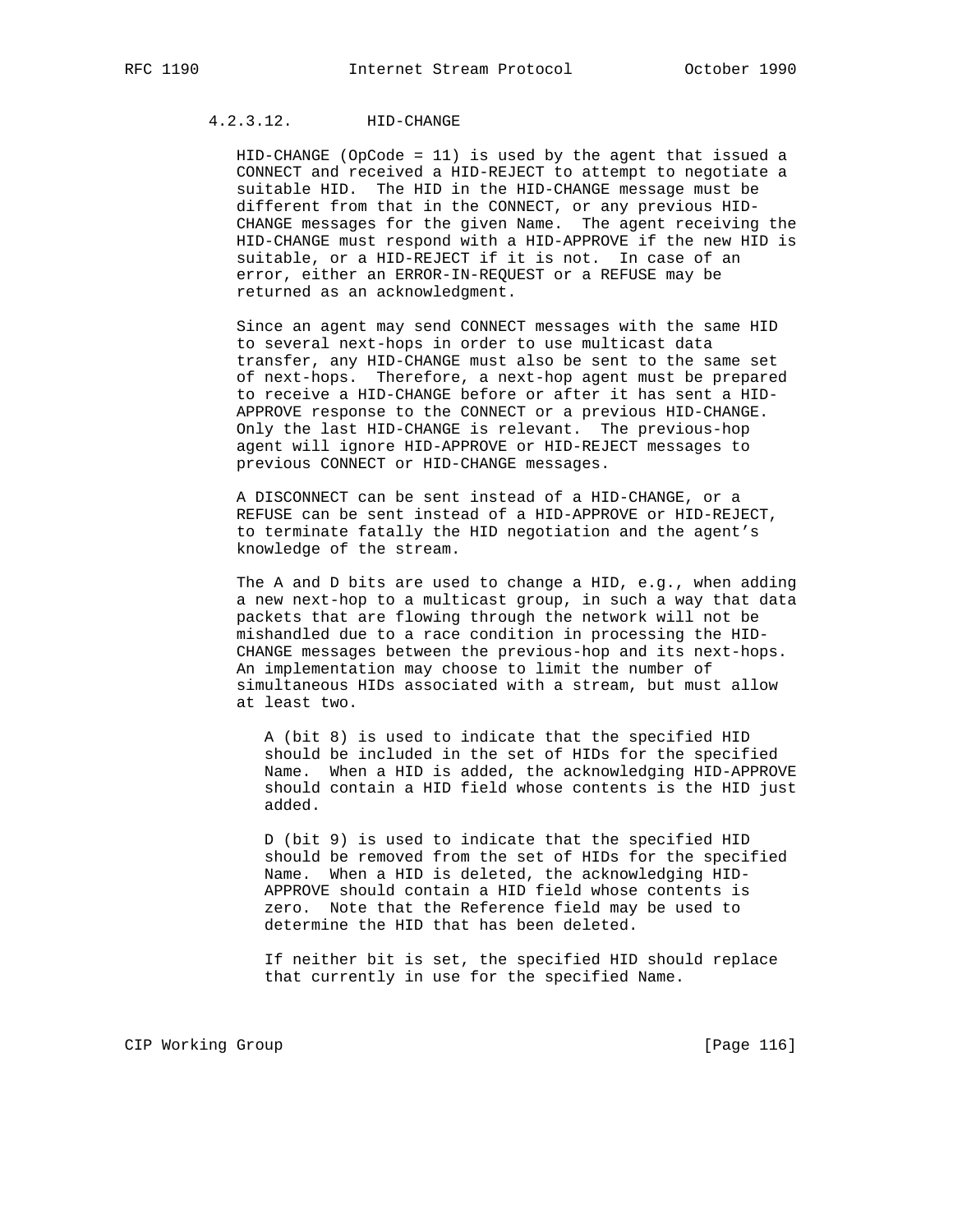#### 4.2.3.12. HID-CHANGE

HID-CHANGE (OpCode = 11) is used by the agent that issued a CONNECT and received a HID-REJECT to attempt to negotiate a suitable HID. The HID in the HID-CHANGE message must be different from that in the CONNECT, or any previous HID-CHANGE messages for the given Name. The agent receiving the HID-CHANGE must respond with a HID-APPROVE if the new HID is suitable, or a HID-REJECT if it is not. In case of an error, either an ERROR-IN-REQUEST or a REFUSE may be returned as an acknowledgment.

Since an agent may send CONNECT messages with the same HID to several next-hops in order to use multicast data transfer, any HID-CHANGE must also be sent to the same set of next-hops. Therefore, a next-hop agent must be prepared to receive a HID-CHANGE before or after it has sent a HID-APPROVE response to the CONNECT or a previous HID-CHANGE. Only the last HID-CHANGE is relevant. The previous-hop agent will ignore HID-APPROVE or HID-REJECT messages to previous CONNECT or HID-CHANGE messages.

A DISCONNECT can be sent instead of a HID-CHANGE, or a REFUSE can be sent instead of a HID-APPROVE or HID-REJECT, to terminate fatally the HID negotiation and the agent's knowledge of the stream.

The A and D bits are used to change a HID, e.g., when adding a new next-hop to a multicast group, in such a way that data packets that are flowing through the network will not be mishandled due to a race condition in processing the HID-CHANGE messages between the previous-hop and its next-hops. An implementation may choose to limit the number of simultaneous HIDs associated with a stream, but must allow at least two.

A (bit 8) is used to indicate that the specified HID should be included in the set of HIDs for the specified Name. When a HID is added, the acknowledging HID-APPROVE should contain a HID field whose contents is the HID just added.

D (bit 9) is used to indicate that the specified HID should be removed from the set of HIDs for the specified Name. When a HID is deleted, the acknowledging HID-APPROVE should contain a HID field whose contents is zero. Note that the Reference field may be used to determine the HID that has been deleted.

If neither bit is set, the specified HID should replace that currently in use for the specified Name.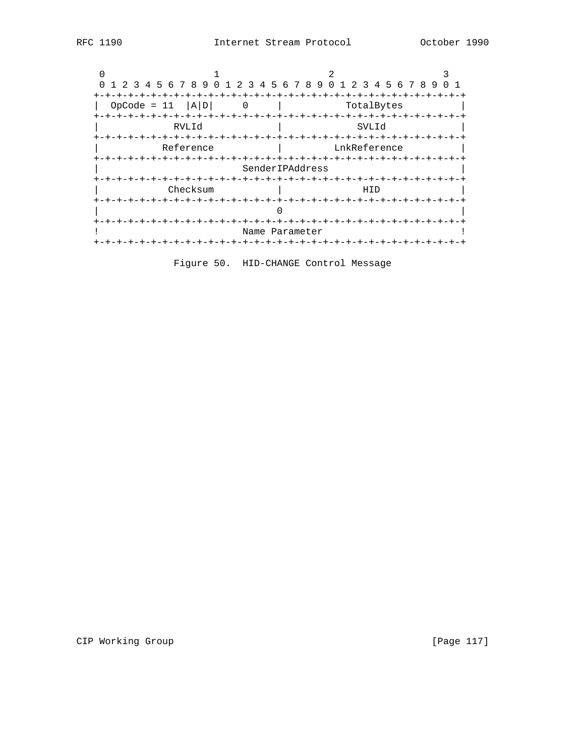```
    0                   1                   2                   3
    0 1 2 3 4 5 6 7 8 9 0 1 2 3 4 5 6 7 8 9 0 1 2 3 4 5 6 7 8 9 0 1
   +-+-+-+-+-+-+-+-+-+-+-+-+-+-+-+-+-+-+-+-+-+-+-+-+-+-+-+-+-+-+-+-+
   |  OpCode = 11  |A|D|     0     |           TotalBytes          |
   +-+-+-+-+-+-+-+-+-+-+-+-+-+-+-+-+-+-+-+-+-+-+-+-+-+-+-+-+-+-+-+-+
   |             RVLId             |             SVLId             |
   +-+-+-+-+-+-+-+-+-+-+-+-+-+-+-+-+-+-+-+-+-+-+-+-+-+-+-+-+-+-+-+-+
   |           Reference           |          LnkReference         |
   +-+-+-+-+-+-+-+-+-+-+-+-+-+-+-+-+-+-+-+-+-+-+-+-+-+-+-+-+-+-+-+-+
   |                         SenderIPAddress                       |
   +-+-+-+-+-+-+-+-+-+-+-+-+-+-+-+-+-+-+-+-+-+-+-+-+-+-+-+-+-+-+-+-+
   |            Checksum           |              HID              |
   +-+-+-+-+-+-+-+-+-+-+-+-+-+-+-+-+-+-+-+-+-+-+-+-+-+-+-+-+-+-+-+-+
   |                               0                               |
   +-+-+-+-+-+-+-+-+-+-+-+-+-+-+-+-+-+-+-+-+-+-+-+-+-+-+-+-+-+-+-+-+
   !                         Name Parameter                        !
   +-+-+-+-+-+-+-+-+-+-+-+-+-+-+-+-+-+-+-+-+-+-+-+-+-+-+-+-+-+-+-+-+
```

Figure 50. HID-CHANGE Control Message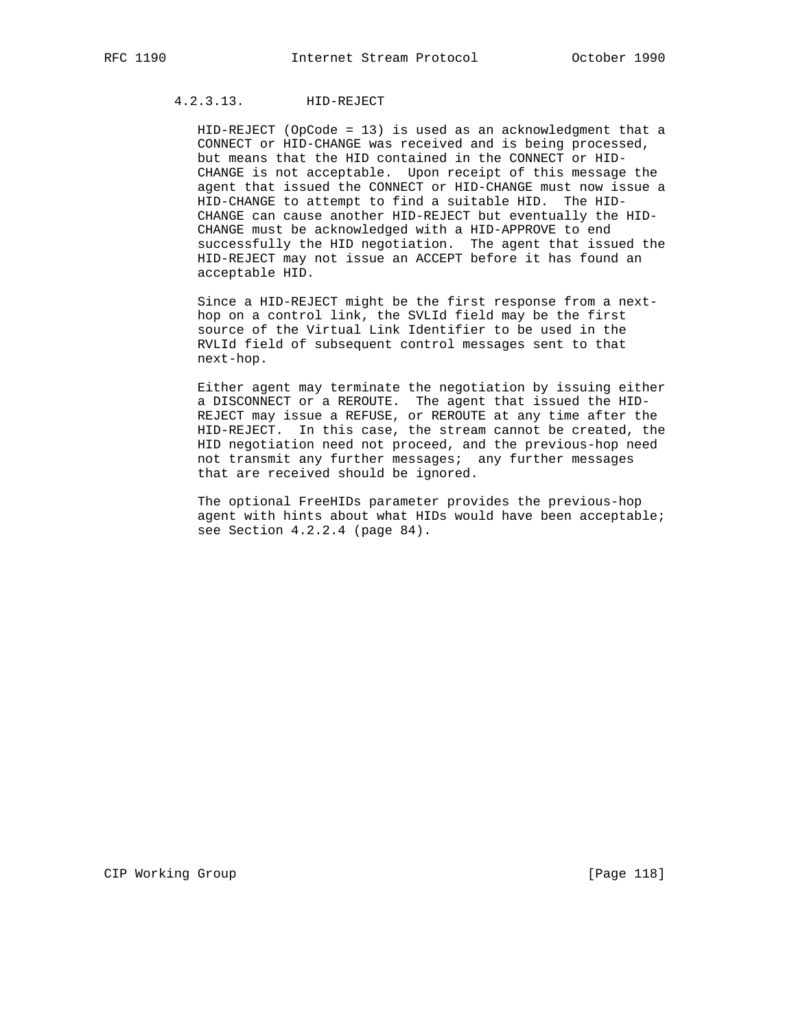#### 4.2.3.13. HID-REJECT

HID-REJECT (OpCode = 13) is used as an acknowledgment that a CONNECT or HID-CHANGE was received and is being processed, but means that the HID contained in the CONNECT or HID-CHANGE is not acceptable. Upon receipt of this message the agent that issued the CONNECT or HID-CHANGE must now issue a HID-CHANGE to attempt to find a suitable HID. The HID-CHANGE can cause another HID-REJECT but eventually the HID-CHANGE must be acknowledged with a HID-APPROVE to end successfully the HID negotiation. The agent that issued the HID-REJECT may not issue an ACCEPT before it has found an acceptable HID.

Since a HID-REJECT might be the first response from a next-hop on a control link, the SVLId field may be the first source of the Virtual Link Identifier to be used in the RVLId field of subsequent control messages sent to that next-hop.

Either agent may terminate the negotiation by issuing either a DISCONNECT or a REROUTE. The agent that issued the HID-REJECT may issue a REFUSE, or REROUTE at any time after the HID-REJECT. In this case, the stream cannot be created, the HID negotiation need not proceed, and the previous-hop need not transmit any further messages; any further messages that are received should be ignored.

The optional FreeHIDs parameter provides the previous-hop agent with hints about what HIDs would have been acceptable; see Section 4.2.2.4 (page 84).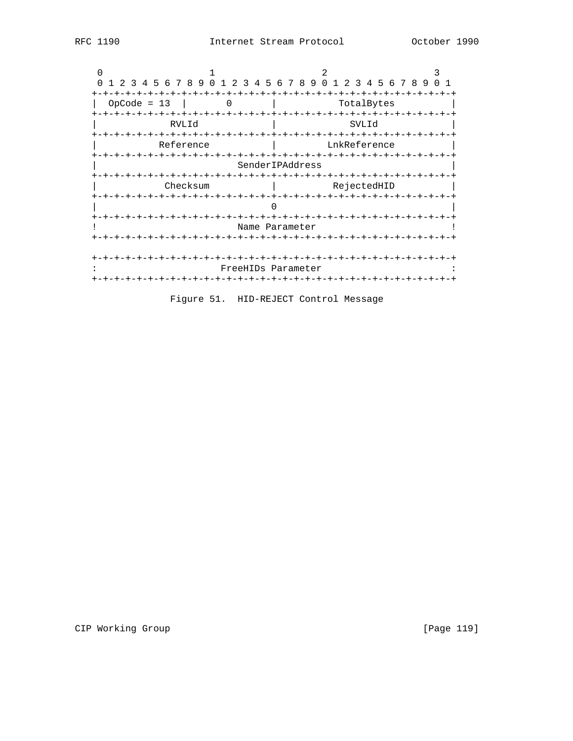```
    0                   1                   2                   3
    0 1 2 3 4 5 6 7 8 9 0 1 2 3 4 5 6 7 8 9 0 1 2 3 4 5 6 7 8 9 0 1
   +-+-+-+-+-+-+-+-+-+-+-+-+-+-+-+-+-+-+-+-+-+-+-+-+-+-+-+-+-+-+-+-+
   |  OpCode = 13  |       0       |           TotalBytes          |
   +-+-+-+-+-+-+-+-+-+-+-+-+-+-+-+-+-+-+-+-+-+-+-+-+-+-+-+-+-+-+-+-+
   |            RVLId              |            SVLId              |
   +-+-+-+-+-+-+-+-+-+-+-+-+-+-+-+-+-+-+-+-+-+-+-+-+-+-+-+-+-+-+-+-+
   |          Reference            |         LnkReference          |
   +-+-+-+-+-+-+-+-+-+-+-+-+-+-+-+-+-+-+-+-+-+-+-+-+-+-+-+-+-+-+-+-+
   |                         SenderIPAddress                       |
   +-+-+-+-+-+-+-+-+-+-+-+-+-+-+-+-+-+-+-+-+-+-+-+-+-+-+-+-+-+-+-+-+
   |           Checksum            |          RejectedHID          |
   +-+-+-+-+-+-+-+-+-+-+-+-+-+-+-+-+-+-+-+-+-+-+-+-+-+-+-+-+-+-+-+-+
   |                               0                               |
   +-+-+-+-+-+-+-+-+-+-+-+-+-+-+-+-+-+-+-+-+-+-+-+-+-+-+-+-+-+-+-+-+
   !                         Name Parameter                        !
   +-+-+-+-+-+-+-+-+-+-+-+-+-+-+-+-+-+-+-+-+-+-+-+-+-+-+-+-+-+-+-+-+

   +-+-+-+-+-+-+-+-+-+-+-+-+-+-+-+-+-+-+-+-+-+-+-+-+-+-+-+-+-+-+-+-+
   :                      FreeHIDs Parameter                       :
   +-+-+-+-+-+-+-+-+-+-+-+-+-+-+-+-+-+-+-+-+-+-+-+-+-+-+-+-+-+-+-+-+
```

Figure 51. HID-REJECT Control Message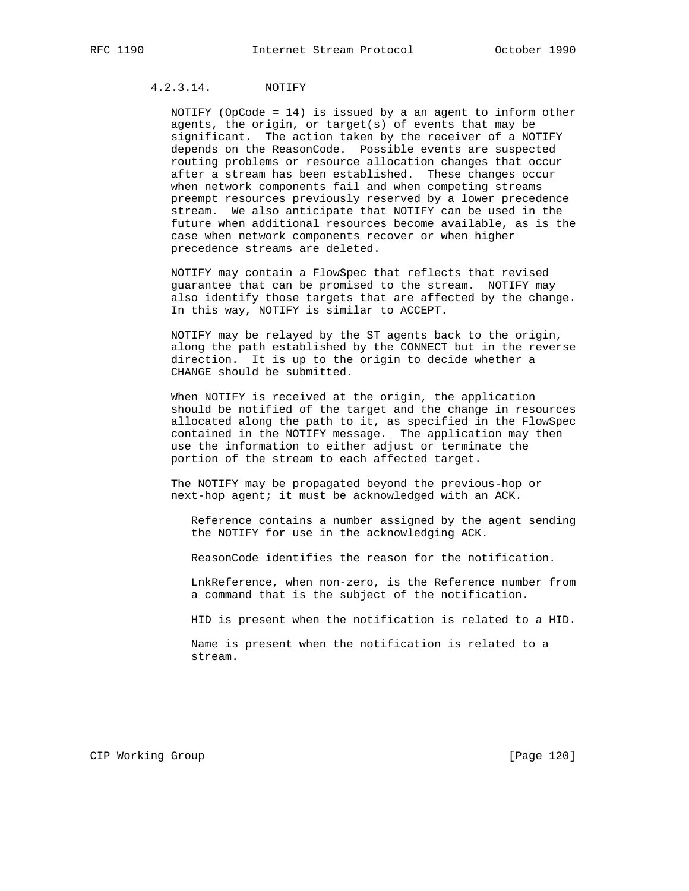#### 4.2.3.14. NOTIFY

NOTIFY (OpCode = 14) is issued by a an agent to inform other agents, the origin, or target(s) of events that may be significant. The action taken by the receiver of a NOTIFY depends on the ReasonCode. Possible events are suspected routing problems or resource allocation changes that occur after a stream has been established. These changes occur when network components fail and when competing streams preempt resources previously reserved by a lower precedence stream. We also anticipate that NOTIFY can be used in the future when additional resources become available, as is the case when network components recover or when higher precedence streams are deleted.

NOTIFY may contain a FlowSpec that reflects that revised guarantee that can be promised to the stream. NOTIFY may also identify those targets that are affected by the change. In this way, NOTIFY is similar to ACCEPT.

NOTIFY may be relayed by the ST agents back to the origin, along the path established by the CONNECT but in the reverse direction. It is up to the origin to decide whether a CHANGE should be submitted.

When NOTIFY is received at the origin, the application should be notified of the target and the change in resources allocated along the path to it, as specified in the FlowSpec contained in the NOTIFY message. The application may then use the information to either adjust or terminate the portion of the stream to each affected target.

The NOTIFY may be propagated beyond the previous-hop or next-hop agent; it must be acknowledged with an ACK.

Reference contains a number assigned by the agent sending the NOTIFY for use in the acknowledging ACK.

ReasonCode identifies the reason for the notification.

LnkReference, when non-zero, is the Reference number from a command that is the subject of the notification.

HID is present when the notification is related to a HID.

Name is present when the notification is related to a stream.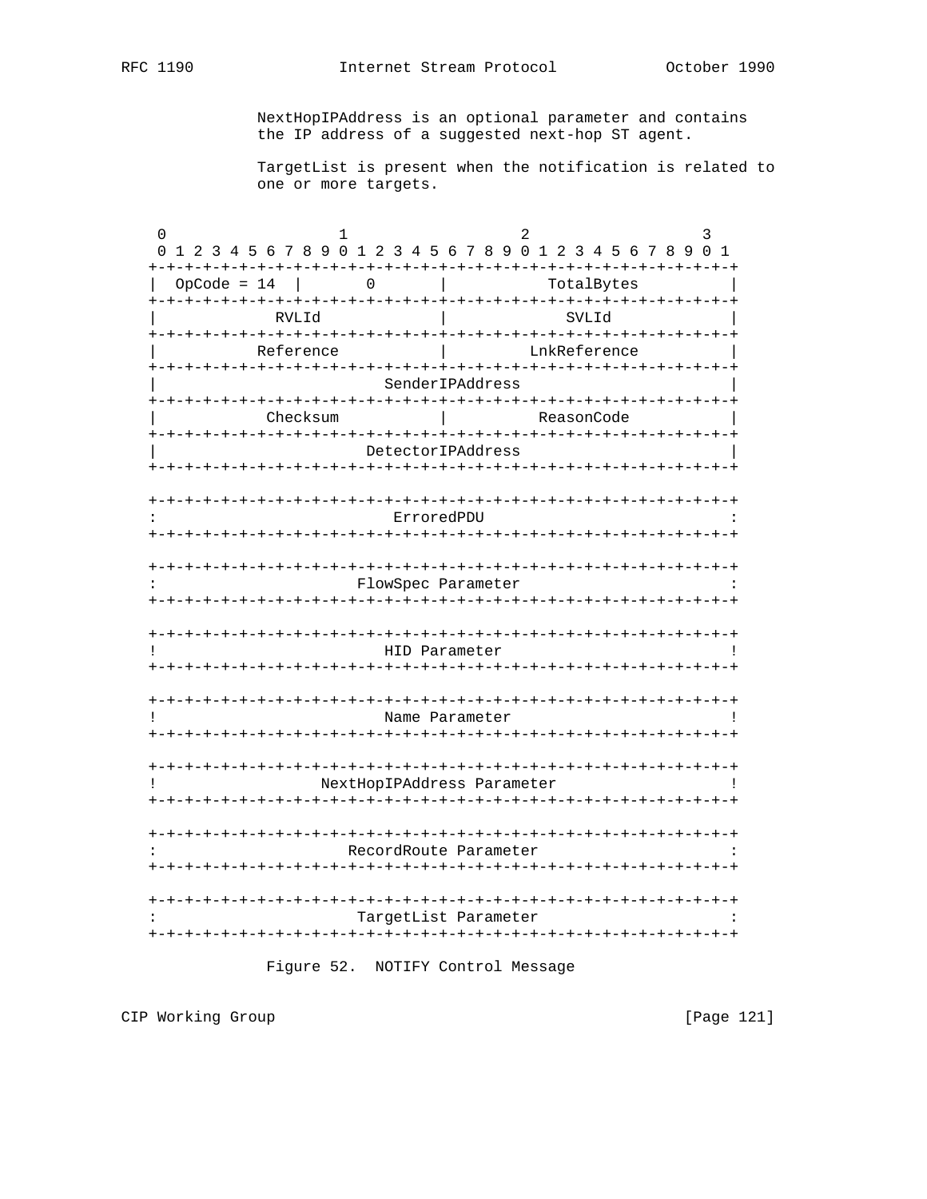NextHopIPAddress is an optional parameter and contains the IP address of a suggested next-hop ST agent.

TargetList is present when the notification is related to one or more targets.

```
 0                   1                   2                   3
 0 1 2 3 4 5 6 7 8 9 0 1 2 3 4 5 6 7 8 9 0 1 2 3 4 5 6 7 8 9 0 1
+-+-+-+-+-+-+-+-+-+-+-+-+-+-+-+-+-+-+-+-+-+-+-+-+-+-+-+-+-+-+-+-+
|  OpCode = 14  |       0       |           TotalBytes          |
+-+-+-+-+-+-+-+-+-+-+-+-+-+-+-+-+-+-+-+-+-+-+-+-+-+-+-+-+-+-+-+-+
|             RVLId             |             SVLId             |
+-+-+-+-+-+-+-+-+-+-+-+-+-+-+-+-+-+-+-+-+-+-+-+-+-+-+-+-+-+-+-+-+
|           Reference           |          LnkReference         |
+-+-+-+-+-+-+-+-+-+-+-+-+-+-+-+-+-+-+-+-+-+-+-+-+-+-+-+-+-+-+-+-+
|                        SenderIPAddress                        |
+-+-+-+-+-+-+-+-+-+-+-+-+-+-+-+-+-+-+-+-+-+-+-+-+-+-+-+-+-+-+-+-+
|            Checksum           |           ReasonCode          |
+-+-+-+-+-+-+-+-+-+-+-+-+-+-+-+-+-+-+-+-+-+-+-+-+-+-+-+-+-+-+-+-+
|                       DetectorIPAddress                       |
+-+-+-+-+-+-+-+-+-+-+-+-+-+-+-+-+-+-+-+-+-+-+-+-+-+-+-+-+-+-+-+-+

+-+-+-+-+-+-+-+-+-+-+-+-+-+-+-+-+-+-+-+-+-+-+-+-+-+-+-+-+-+-+-+-+
:                           ErroredPDU                          :
+-+-+-+-+-+-+-+-+-+-+-+-+-+-+-+-+-+-+-+-+-+-+-+-+-+-+-+-+-+-+-+-+

+-+-+-+-+-+-+-+-+-+-+-+-+-+-+-+-+-+-+-+-+-+-+-+-+-+-+-+-+-+-+-+-+
:                       FlowSpec Parameter                      :
+-+-+-+-+-+-+-+-+-+-+-+-+-+-+-+-+-+-+-+-+-+-+-+-+-+-+-+-+-+-+-+-+

+-+-+-+-+-+-+-+-+-+-+-+-+-+-+-+-+-+-+-+-+-+-+-+-+-+-+-+-+-+-+-+-+
!                         HID Parameter                         !
+-+-+-+-+-+-+-+-+-+-+-+-+-+-+-+-+-+-+-+-+-+-+-+-+-+-+-+-+-+-+-+-+

+-+-+-+-+-+-+-+-+-+-+-+-+-+-+-+-+-+-+-+-+-+-+-+-+-+-+-+-+-+-+-+-+
!                         Name Parameter                        !
+-+-+-+-+-+-+-+-+-+-+-+-+-+-+-+-+-+-+-+-+-+-+-+-+-+-+-+-+-+-+-+-+

+-+-+-+-+-+-+-+-+-+-+-+-+-+-+-+-+-+-+-+-+-+-+-+-+-+-+-+-+-+-+-+-+
!                  NextHopIPAddress Parameter                   !
+-+-+-+-+-+-+-+-+-+-+-+-+-+-+-+-+-+-+-+-+-+-+-+-+-+-+-+-+-+-+-+-+

+-+-+-+-+-+-+-+-+-+-+-+-+-+-+-+-+-+-+-+-+-+-+-+-+-+-+-+-+-+-+-+-+
:                     RecordRoute Parameter                     :
+-+-+-+-+-+-+-+-+-+-+-+-+-+-+-+-+-+-+-+-+-+-+-+-+-+-+-+-+-+-+-+-+

+-+-+-+-+-+-+-+-+-+-+-+-+-+-+-+-+-+-+-+-+-+-+-+-+-+-+-+-+-+-+-+-+
:                      TargetList Parameter                     :
+-+-+-+-+-+-+-+-+-+-+-+-+-+-+-+-+-+-+-+-+-+-+-+-+-+-+-+-+-+-+-+-+
```

Figure 52. NOTIFY Control Message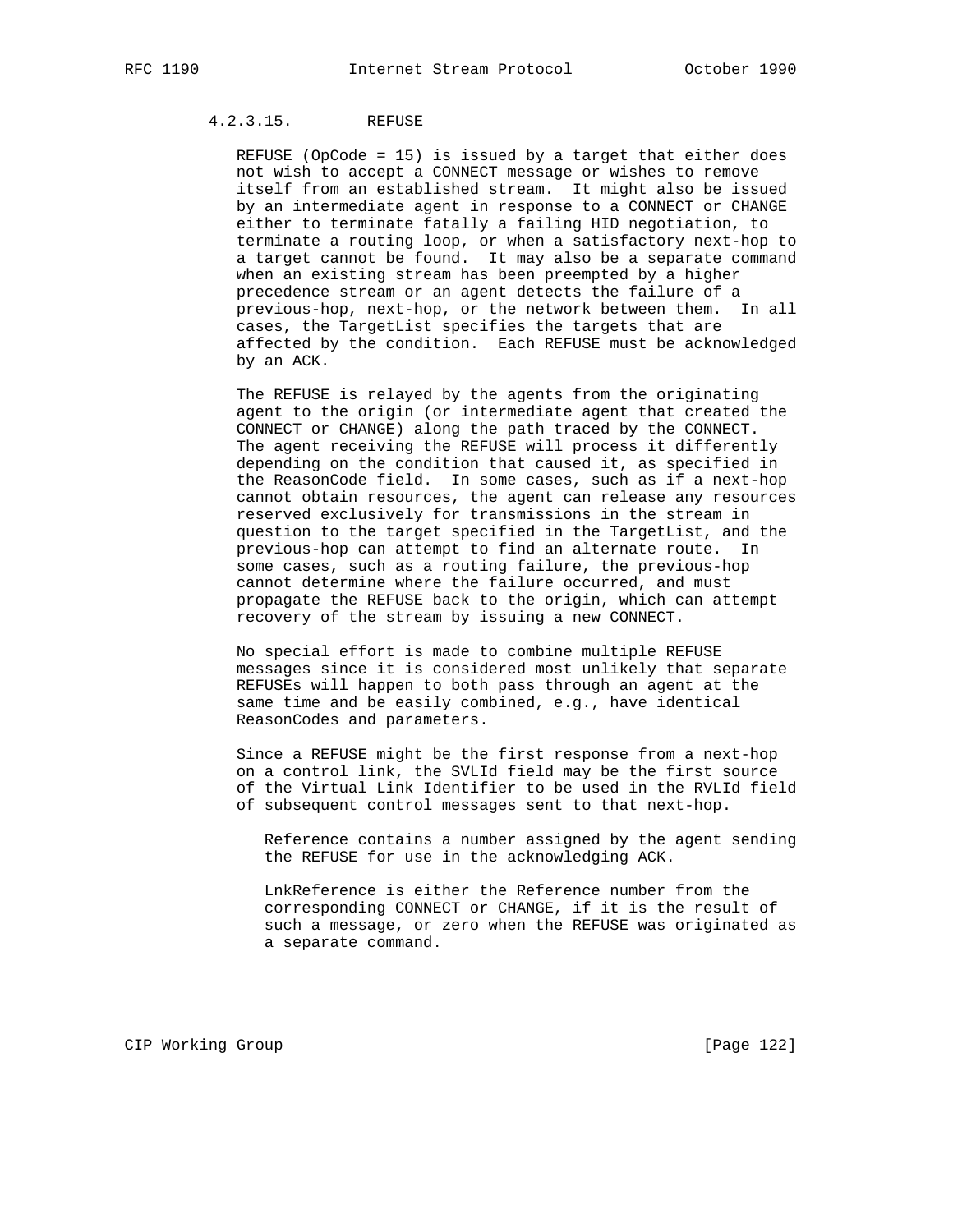#### 4.2.3.15. REFUSE

REFUSE (OpCode = 15) is issued by a target that either does not wish to accept a CONNECT message or wishes to remove itself from an established stream. It might also be issued by an intermediate agent in response to a CONNECT or CHANGE either to terminate fatally a failing HID negotiation, to terminate a routing loop, or when a satisfactory next-hop to a target cannot be found. It may also be a separate command when an existing stream has been preempted by a higher precedence stream or an agent detects the failure of a previous-hop, next-hop, or the network between them. In all cases, the TargetList specifies the targets that are affected by the condition. Each REFUSE must be acknowledged by an ACK.

The REFUSE is relayed by the agents from the originating agent to the origin (or intermediate agent that created the CONNECT or CHANGE) along the path traced by the CONNECT. The agent receiving the REFUSE will process it differently depending on the condition that caused it, as specified in the ReasonCode field. In some cases, such as if a next-hop cannot obtain resources, the agent can release any resources reserved exclusively for transmissions in the stream in question to the target specified in the TargetList, and the previous-hop can attempt to find an alternate route. In some cases, such as a routing failure, the previous-hop cannot determine where the failure occurred, and must propagate the REFUSE back to the origin, which can attempt recovery of the stream by issuing a new CONNECT.

No special effort is made to combine multiple REFUSE messages since it is considered most unlikely that separate REFUSEs will happen to both pass through an agent at the same time and be easily combined, e.g., have identical ReasonCodes and parameters.

Since a REFUSE might be the first response from a next-hop on a control link, the SVLId field may be the first source of the Virtual Link Identifier to be used in the RVLId field of subsequent control messages sent to that next-hop.

Reference contains a number assigned by the agent sending the REFUSE for use in the acknowledging ACK.

LnkReference is either the Reference number from the corresponding CONNECT or CHANGE, if it is the result of such a message, or zero when the REFUSE was originated as a separate command.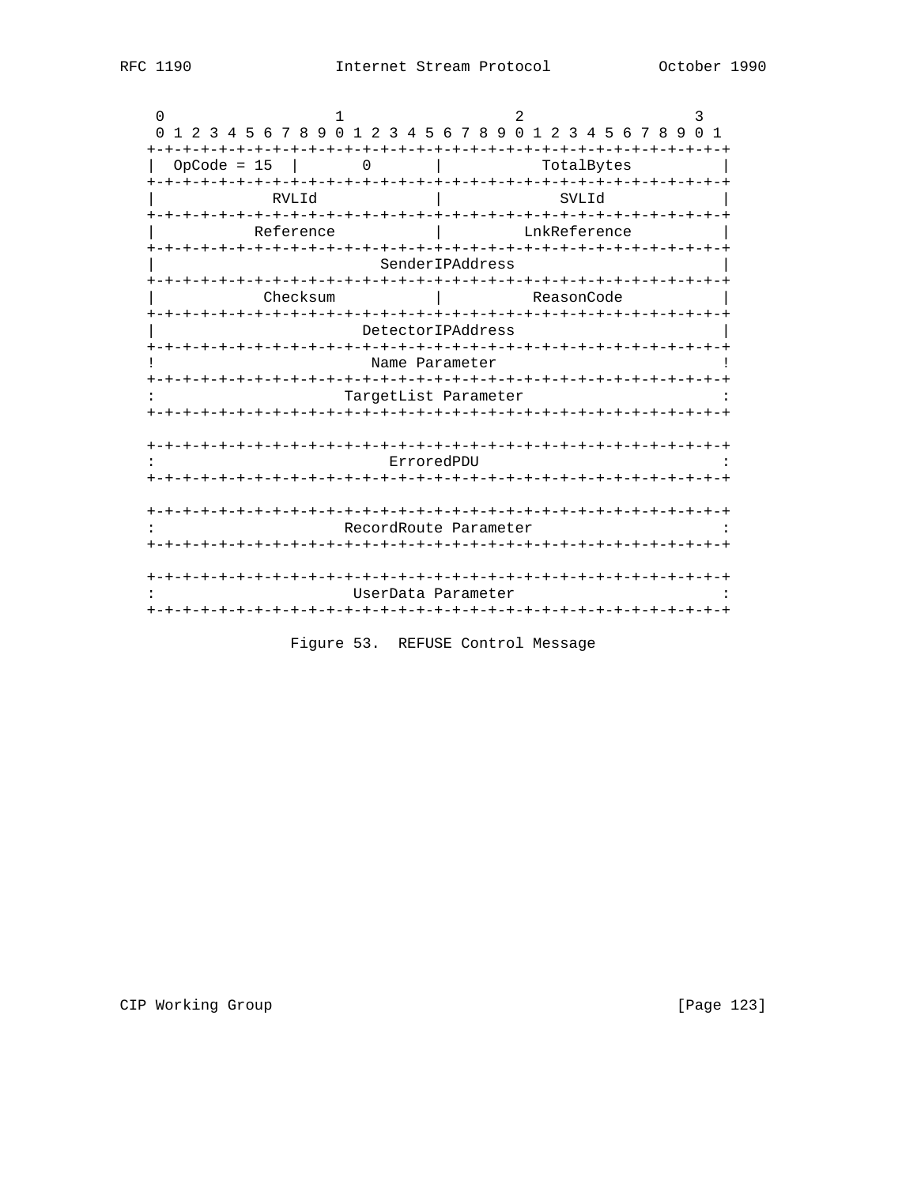```
    0                   1                   2                   3
    0 1 2 3 4 5 6 7 8 9 0 1 2 3 4 5 6 7 8 9 0 1 2 3 4 5 6 7 8 9 0 1
   +-+-+-+-+-+-+-+-+-+-+-+-+-+-+-+-+-+-+-+-+-+-+-+-+-+-+-+-+-+-+-+-+
   |  OpCode = 15  |       0       |           TotalBytes          |
   +-+-+-+-+-+-+-+-+-+-+-+-+-+-+-+-+-+-+-+-+-+-+-+-+-+-+-+-+-+-+-+-+
   |             RVLId             |             SVLId             |
   +-+-+-+-+-+-+-+-+-+-+-+-+-+-+-+-+-+-+-+-+-+-+-+-+-+-+-+-+-+-+-+-+
   |           Reference           |          LnkReference         |
   +-+-+-+-+-+-+-+-+-+-+-+-+-+-+-+-+-+-+-+-+-+-+-+-+-+-+-+-+-+-+-+-+
   |                        SenderIPAddress                        |
   +-+-+-+-+-+-+-+-+-+-+-+-+-+-+-+-+-+-+-+-+-+-+-+-+-+-+-+-+-+-+-+-+
   |            Checksum           |           ReasonCode          |
   +-+-+-+-+-+-+-+-+-+-+-+-+-+-+-+-+-+-+-+-+-+-+-+-+-+-+-+-+-+-+-+-+
   |                       DetectorIPAddress                       |
   +-+-+-+-+-+-+-+-+-+-+-+-+-+-+-+-+-+-+-+-+-+-+-+-+-+-+-+-+-+-+-+-+
   !                        Name Parameter                         !
   +-+-+-+-+-+-+-+-+-+-+-+-+-+-+-+-+-+-+-+-+-+-+-+-+-+-+-+-+-+-+-+-+
   :                     TargetList Parameter                      :
   +-+-+-+-+-+-+-+-+-+-+-+-+-+-+-+-+-+-+-+-+-+-+-+-+-+-+-+-+-+-+-+-+

   +-+-+-+-+-+-+-+-+-+-+-+-+-+-+-+-+-+-+-+-+-+-+-+-+-+-+-+-+-+-+-+-+
   :                          ErroredPDU                           :
   +-+-+-+-+-+-+-+-+-+-+-+-+-+-+-+-+-+-+-+-+-+-+-+-+-+-+-+-+-+-+-+-+

   +-+-+-+-+-+-+-+-+-+-+-+-+-+-+-+-+-+-+-+-+-+-+-+-+-+-+-+-+-+-+-+-+
   :                     RecordRoute Parameter                     :
   +-+-+-+-+-+-+-+-+-+-+-+-+-+-+-+-+-+-+-+-+-+-+-+-+-+-+-+-+-+-+-+-+

   +-+-+-+-+-+-+-+-+-+-+-+-+-+-+-+-+-+-+-+-+-+-+-+-+-+-+-+-+-+-+-+-+
   :                      UserData Parameter                       :
   +-+-+-+-+-+-+-+-+-+-+-+-+-+-+-+-+-+-+-+-+-+-+-+-+-+-+-+-+-+-+-+-+
```

Figure 53.  REFUSE Control Message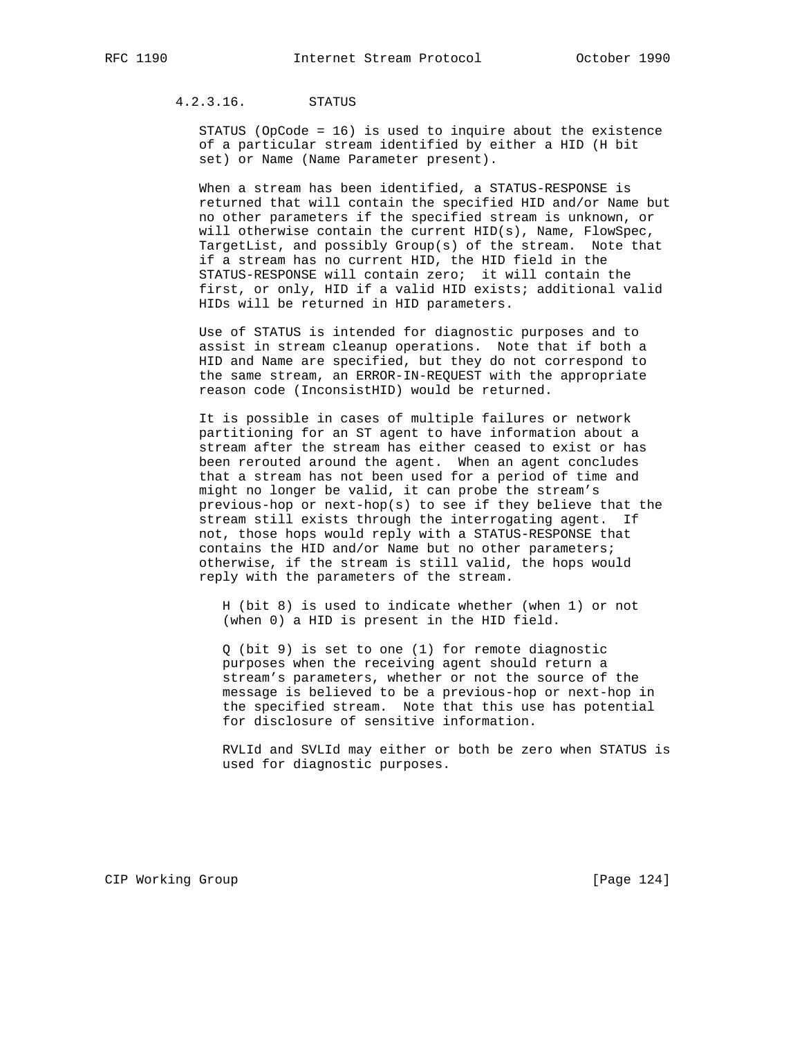#### 4.2.3.16. STATUS

STATUS (OpCode = 16) is used to inquire about the existence of a particular stream identified by either a HID (H bit set) or Name (Name Parameter present).

When a stream has been identified, a STATUS-RESPONSE is returned that will contain the specified HID and/or Name but no other parameters if the specified stream is unknown, or will otherwise contain the current HID(s), Name, FlowSpec, TargetList, and possibly Group(s) of the stream. Note that if a stream has no current HID, the HID field in the STATUS-RESPONSE will contain zero; it will contain the first, or only, HID if a valid HID exists; additional valid HIDs will be returned in HID parameters.

Use of STATUS is intended for diagnostic purposes and to assist in stream cleanup operations. Note that if both a HID and Name are specified, but they do not correspond to the same stream, an ERROR-IN-REQUEST with the appropriate reason code (InconsistHID) would be returned.

It is possible in cases of multiple failures or network partitioning for an ST agent to have information about a stream after the stream has either ceased to exist or has been rerouted around the agent. When an agent concludes that a stream has not been used for a period of time and might no longer be valid, it can probe the stream's previous-hop or next-hop(s) to see if they believe that the stream still exists through the interrogating agent. If not, those hops would reply with a STATUS-RESPONSE that contains the HID and/or Name but no other parameters; otherwise, if the stream is still valid, the hops would reply with the parameters of the stream.

H (bit 8) is used to indicate whether (when 1) or not (when 0) a HID is present in the HID field.

Q (bit 9) is set to one (1) for remote diagnostic purposes when the receiving agent should return a stream's parameters, whether or not the source of the message is believed to be a previous-hop or next-hop in the specified stream. Note that this use has potential for disclosure of sensitive information.

RVLId and SVLId may either or both be zero when STATUS is used for diagnostic purposes.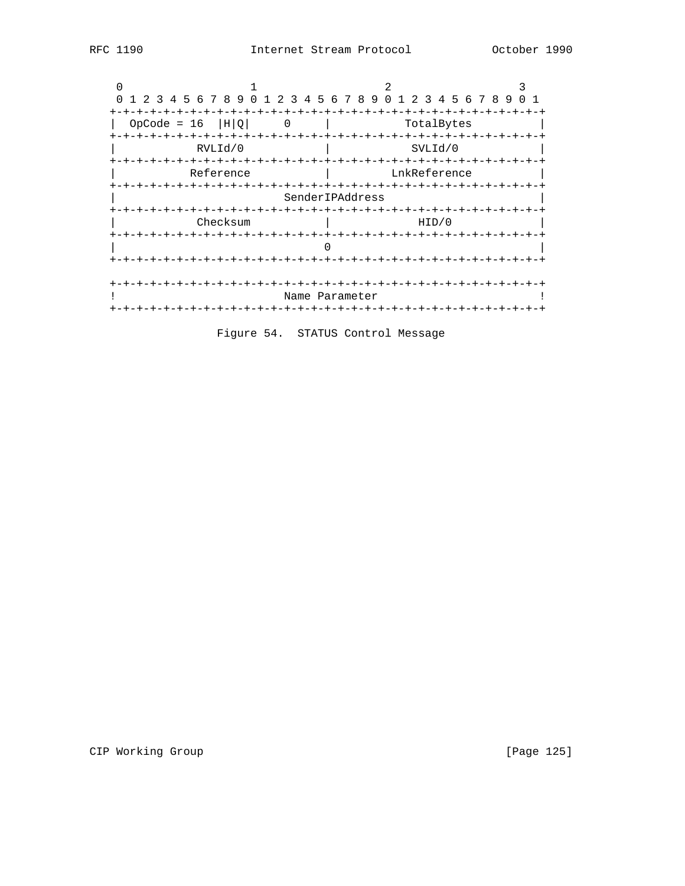```
 0                   1                   2                   3
 0 1 2 3 4 5 6 7 8 9 0 1 2 3 4 5 6 7 8 9 0 1 2 3 4 5 6 7 8 9 0 1
+-+-+-+-+-+-+-+-+-+-+-+-+-+-+-+-+-+-+-+-+-+-+-+-+-+-+-+-+-+-+-+-+
|  OpCode = 16  |H|Q|     0     |          TotalBytes           |
+-+-+-+-+-+-+-+-+-+-+-+-+-+-+-+-+-+-+-+-+-+-+-+-+-+-+-+-+-+-+-+-+
|            RVLId/0            |            SVLId/0            |
+-+-+-+-+-+-+-+-+-+-+-+-+-+-+-+-+-+-+-+-+-+-+-+-+-+-+-+-+-+-+-+-+
|           Reference           |         LnkReference          |
+-+-+-+-+-+-+-+-+-+-+-+-+-+-+-+-+-+-+-+-+-+-+-+-+-+-+-+-+-+-+-+-+
|                        SenderIPAddress                        |
+-+-+-+-+-+-+-+-+-+-+-+-+-+-+-+-+-+-+-+-+-+-+-+-+-+-+-+-+-+-+-+-+
|            Checksum           |             HID/0             |
+-+-+-+-+-+-+-+-+-+-+-+-+-+-+-+-+-+-+-+-+-+-+-+-+-+-+-+-+-+-+-+-+
|                               0                               |
+-+-+-+-+-+-+-+-+-+-+-+-+-+-+-+-+-+-+-+-+-+-+-+-+-+-+-+-+-+-+-+-+

+-+-+-+-+-+-+-+-+-+-+-+-+-+-+-+-+-+-+-+-+-+-+-+-+-+-+-+-+-+-+-+-+
!                        Name Parameter                         !
+-+-+-+-+-+-+-+-+-+-+-+-+-+-+-+-+-+-+-+-+-+-+-+-+-+-+-+-+-+-+-+-+
```

Figure 54.  STATUS Control Message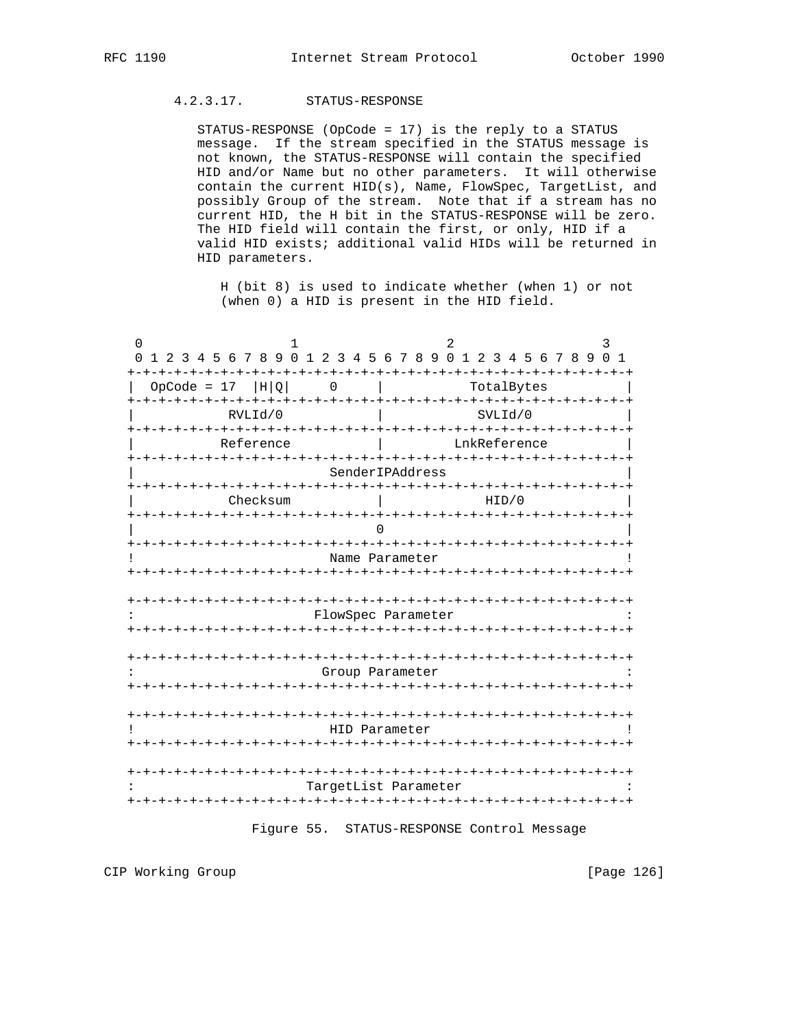#### 4.2.3.17. STATUS-RESPONSE

STATUS-RESPONSE (OpCode = 17) is the reply to a STATUS message. If the stream specified in the STATUS message is not known, the STATUS-RESPONSE will contain the specified HID and/or Name but no other parameters. It will otherwise contain the current HID(s), Name, FlowSpec, TargetList, and possibly Group of the stream. Note that if a stream has no current HID, the H bit in the STATUS-RESPONSE will be zero. The HID field will contain the first, or only, HID if a valid HID exists; additional valid HIDs will be returned in HID parameters.

H (bit 8) is used to indicate whether (when 1) or not (when 0) a HID is present in the HID field.

```
 0                   1                   2                   3
 0 1 2 3 4 5 6 7 8 9 0 1 2 3 4 5 6 7 8 9 0 1 2 3 4 5 6 7 8 9 0 1
+-+-+-+-+-+-+-+-+-+-+-+-+-+-+-+-+-+-+-+-+-+-+-+-+-+-+-+-+-+-+-+-+
|  OpCode = 17  |H|Q|     0     |           TotalBytes          |
+-+-+-+-+-+-+-+-+-+-+-+-+-+-+-+-+-+-+-+-+-+-+-+-+-+-+-+-+-+-+-+-+
|           RVLId/0             |            SVLId/0            |
+-+-+-+-+-+-+-+-+-+-+-+-+-+-+-+-+-+-+-+-+-+-+-+-+-+-+-+-+-+-+-+-+
|          Reference            |         LnkReference          |
+-+-+-+-+-+-+-+-+-+-+-+-+-+-+-+-+-+-+-+-+-+-+-+-+-+-+-+-+-+-+-+-+
|                        SenderIPAddress                        |
+-+-+-+-+-+-+-+-+-+-+-+-+-+-+-+-+-+-+-+-+-+-+-+-+-+-+-+-+-+-+-+-+
|           Checksum            |             HID/0             |
+-+-+-+-+-+-+-+-+-+-+-+-+-+-+-+-+-+-+-+-+-+-+-+-+-+-+-+-+-+-+-+-+
|                               0                               |
+-+-+-+-+-+-+-+-+-+-+-+-+-+-+-+-+-+-+-+-+-+-+-+-+-+-+-+-+-+-+-+-+
!                        Name Parameter                         !
+-+-+-+-+-+-+-+-+-+-+-+-+-+-+-+-+-+-+-+-+-+-+-+-+-+-+-+-+-+-+-+-+

+-+-+-+-+-+-+-+-+-+-+-+-+-+-+-+-+-+-+-+-+-+-+-+-+-+-+-+-+-+-+-+-+
:                      FlowSpec Parameter                       :
+-+-+-+-+-+-+-+-+-+-+-+-+-+-+-+-+-+-+-+-+-+-+-+-+-+-+-+-+-+-+-+-+

+-+-+-+-+-+-+-+-+-+-+-+-+-+-+-+-+-+-+-+-+-+-+-+-+-+-+-+-+-+-+-+-+
:                       Group Parameter                         :
+-+-+-+-+-+-+-+-+-+-+-+-+-+-+-+-+-+-+-+-+-+-+-+-+-+-+-+-+-+-+-+-+

+-+-+-+-+-+-+-+-+-+-+-+-+-+-+-+-+-+-+-+-+-+-+-+-+-+-+-+-+-+-+-+-+
!                        HID Parameter                          !
+-+-+-+-+-+-+-+-+-+-+-+-+-+-+-+-+-+-+-+-+-+-+-+-+-+-+-+-+-+-+-+-+

+-+-+-+-+-+-+-+-+-+-+-+-+-+-+-+-+-+-+-+-+-+-+-+-+-+-+-+-+-+-+-+-+
:                     TargetList Parameter                      :
+-+-+-+-+-+-+-+-+-+-+-+-+-+-+-+-+-+-+-+-+-+-+-+-+-+-+-+-+-+-+-+-+
```

Figure 55. STATUS-RESPONSE Control Message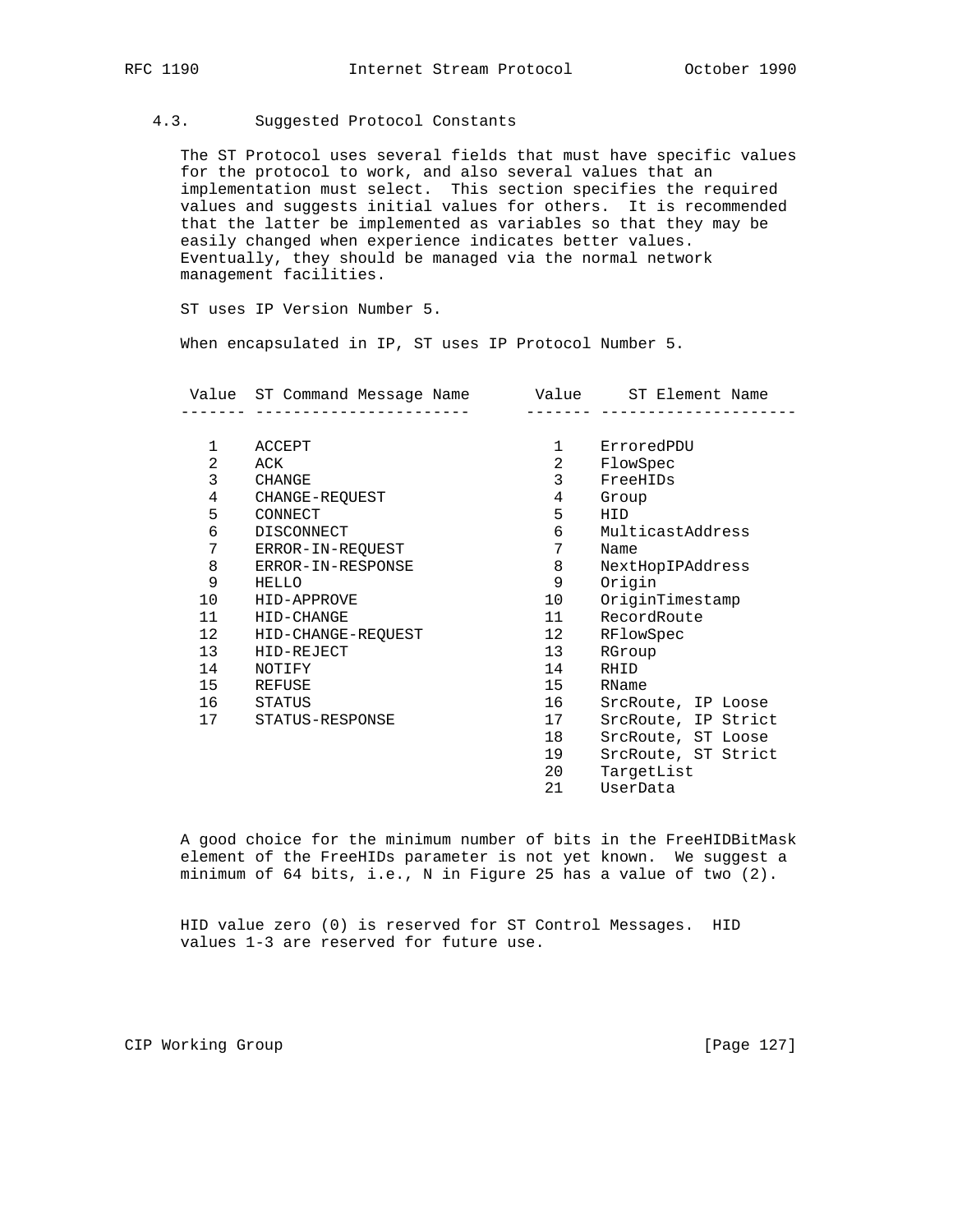## 4.3. Suggested Protocol Constants

The ST Protocol uses several fields that must have specific values for the protocol to work, and also several values that an implementation must select. This section specifies the required values and suggests initial values for others. It is recommended that the latter be implemented as variables so that they may be easily changed when experience indicates better values. Eventually, they should be managed via the normal network management facilities.

ST uses IP Version Number 5.

When encapsulated in IP, ST uses IP Protocol Number 5.

| Value | ST Command Message Name | Value | ST Element Name |
|---|---|---|---|
| 1 | ACCEPT | 1 | ErroredPDU |
| 2 | ACK | 2 | FlowSpec |
| 3 | CHANGE | 3 | FreeHIDs |
| 4 | CHANGE-REQUEST | 4 | Group |
| 5 | CONNECT | 5 | HID |
| 6 | DISCONNECT | 6 | MulticastAddress |
| 7 | ERROR-IN-REQUEST | 7 | Name |
| 8 | ERROR-IN-RESPONSE | 8 | NextHopIPAddress |
| 9 | HELLO | 9 | Origin |
| 10 | HID-APPROVE | 10 | OriginTimestamp |
| 11 | HID-CHANGE | 11 | RecordRoute |
| 12 | HID-CHANGE-REQUEST | 12 | RFlowSpec |
| 13 | HID-REJECT | 13 | RGroup |
| 14 | NOTIFY | 14 | RHID |
| 15 | REFUSE | 15 | RName |
| 16 | STATUS | 16 | SrcRoute, IP Loose |
| 17 | STATUS-RESPONSE | 17 | SrcRoute, IP Strict |
| | | 18 | SrcRoute, ST Loose |
| | | 19 | SrcRoute, ST Strict |
| | | 20 | TargetList |
| | | 21 | UserData |

A good choice for the minimum number of bits in the FreeHIDBitMask element of the FreeHIDs parameter is not yet known. We suggest a minimum of 64 bits, i.e., N in Figure 25 has a value of two (2).

HID value zero (0) is reserved for ST Control Messages. HID values 1-3 are reserved for future use.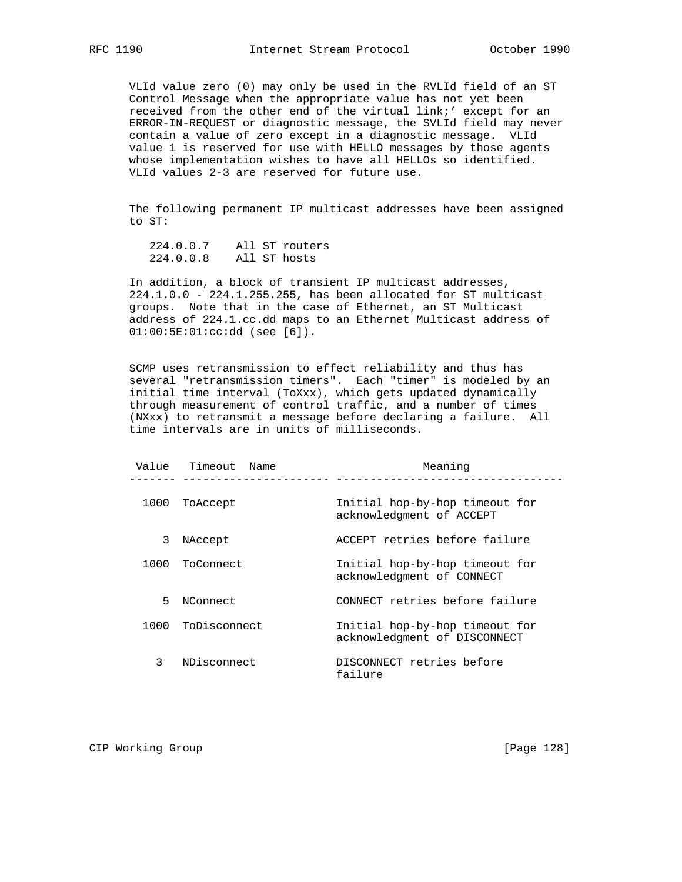VLId value zero (0) may only be used in the RVLId field of an ST Control Message when the appropriate value has not yet been received from the other end of the virtual link;' except for an ERROR-IN-REQUEST or diagnostic message, the SVLId field may never contain a value of zero except in a diagnostic message. VLId value 1 is reserved for use with HELLO messages by those agents whose implementation wishes to have all HELLOs so identified. VLId values 2-3 are reserved for future use.

The following permanent IP multicast addresses have been assigned to ST:

```
   224.0.0.7    All ST routers
   224.0.0.8    All ST hosts
```

In addition, a block of transient IP multicast addresses, 224.1.0.0 - 224.1.255.255, has been allocated for ST multicast groups. Note that in the case of Ethernet, an ST Multicast address of 224.1.cc.dd maps to an Ethernet Multicast address of 01:00:5E:01:cc:dd (see [6]).

SCMP uses retransmission to effect reliability and thus has several "retransmission timers". Each "timer" is modeled by an initial time interval (ToXxx), which gets updated dynamically through measurement of control traffic, and a number of times (NXxx) to retransmit a message before declaring a failure. All time intervals are in units of milliseconds.

| Value | Timeout Name | Meaning |
|---|---|---|
| 1000 | ToAccept | Initial hop-by-hop timeout for acknowledgment of ACCEPT |
| 3 | NAccept | ACCEPT retries before failure |
| 1000 | ToConnect | Initial hop-by-hop timeout for acknowledgment of CONNECT |
| 5 | NConnect | CONNECT retries before failure |
| 1000 | ToDisconnect | Initial hop-by-hop timeout for acknowledgment of DISCONNECT |
| 3 | NDisconnect | DISCONNECT retries before failure |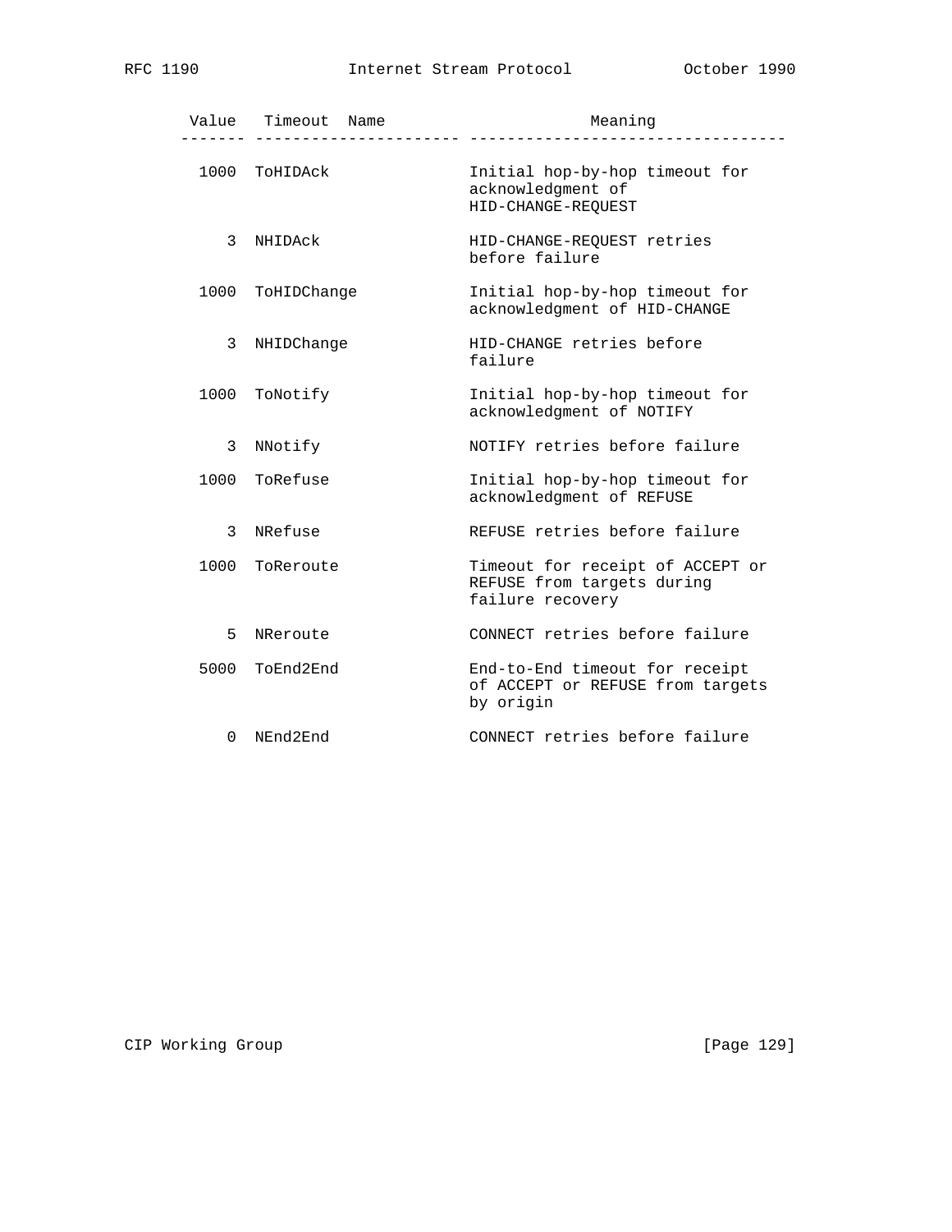| Value | Timeout Name | Meaning |
| --- | --- | --- |
| 1000 | ToHIDAck | Initial hop-by-hop timeout for acknowledgment of HID-CHANGE-REQUEST |
| 3 | NHIDAck | HID-CHANGE-REQUEST retries before failure |
| 1000 | ToHIDChange | Initial hop-by-hop timeout for acknowledgment of HID-CHANGE |
| 3 | NHIDChange | HID-CHANGE retries before failure |
| 1000 | ToNotify | Initial hop-by-hop timeout for acknowledgment of NOTIFY |
| 3 | NNotify | NOTIFY retries before failure |
| 1000 | ToRefuse | Initial hop-by-hop timeout for acknowledgment of REFUSE |
| 3 | NRefuse | REFUSE retries before failure |
| 1000 | ToReroute | Timeout for receipt of ACCEPT or REFUSE from targets during failure recovery |
| 5 | NReroute | CONNECT retries before failure |
| 5000 | ToEnd2End | End-to-End timeout for receipt of ACCEPT or REFUSE from targets by origin |
| 0 | NEnd2End | CONNECT retries before failure |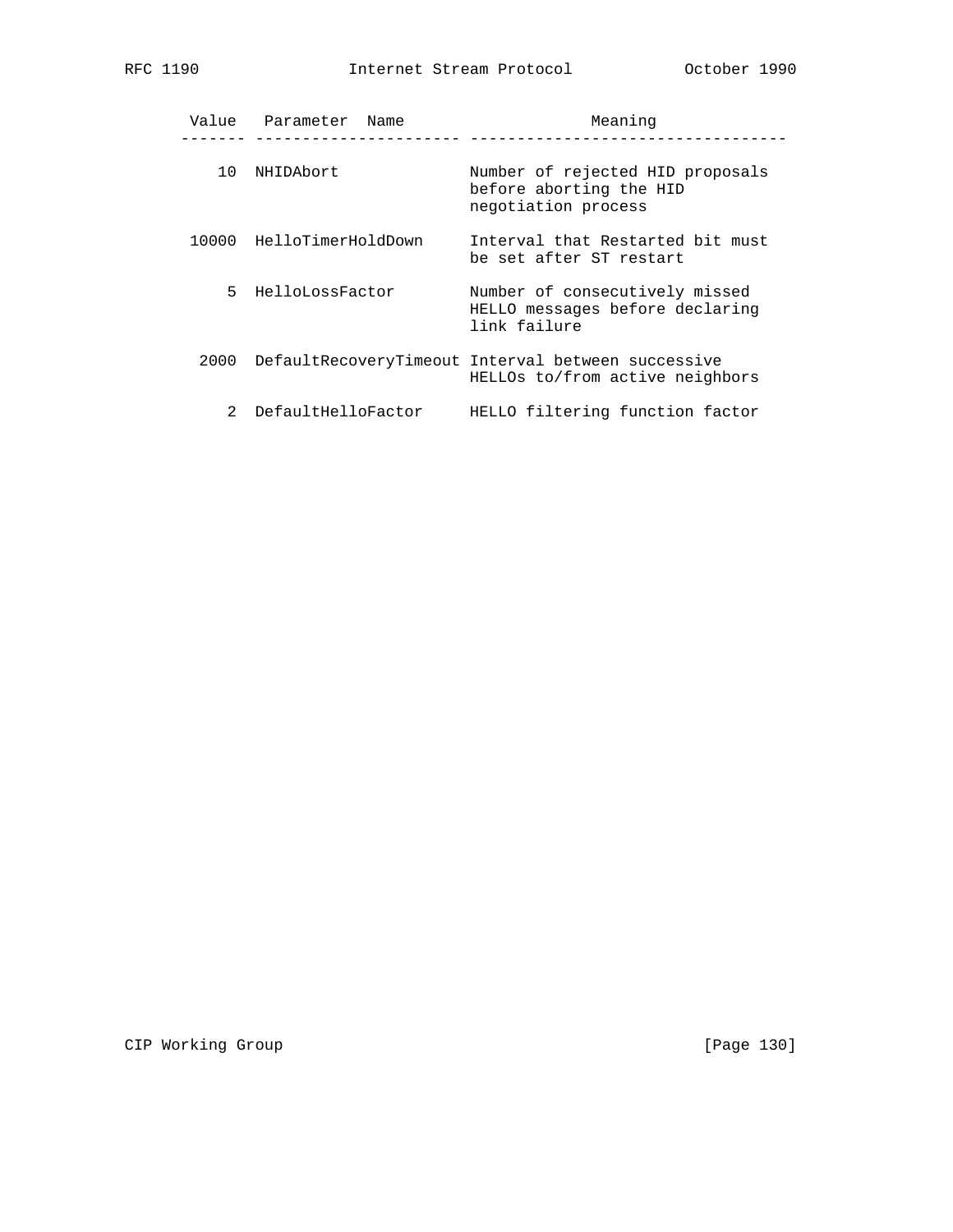| Value | Parameter Name | Meaning |
|---|---|---|
| 10 | NHIDAbort | Number of rejected HID proposals before aborting the HID negotiation process |
| 10000 | HelloTimerHoldDown | Interval that Restarted bit must be set after ST restart |
| 5 | HelloLossFactor | Number of consecutively missed HELLO messages before declaring link failure |
| 2000 | DefaultRecoveryTimeout | Interval between successive HELLOs to/from active neighbors |
| 2 | DefaultHelloFactor | HELLO filtering function factor |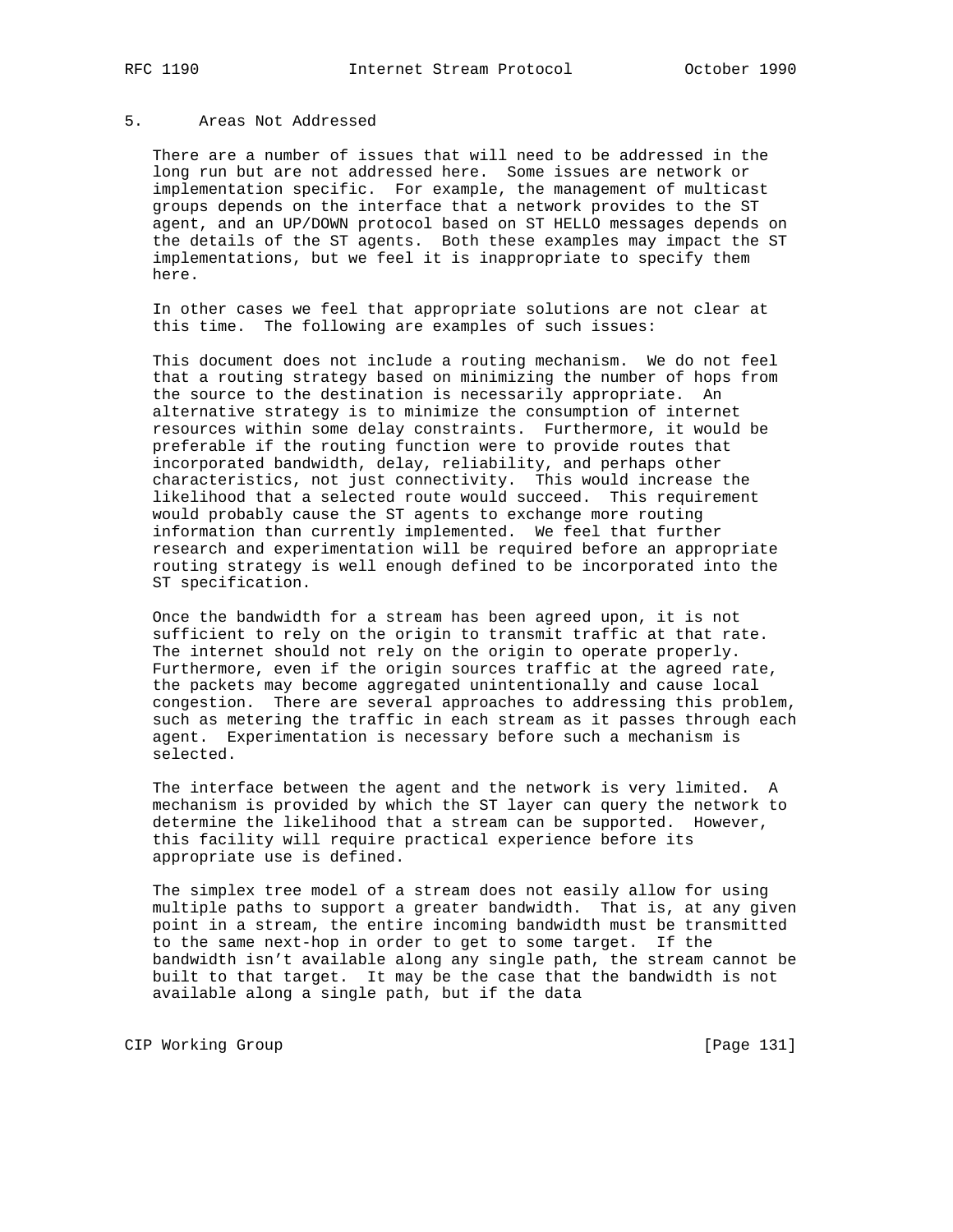## 5. Areas Not Addressed

There are a number of issues that will need to be addressed in the long run but are not addressed here. Some issues are network or implementation specific. For example, the management of multicast groups depends on the interface that a network provides to the ST agent, and an UP/DOWN protocol based on ST HELLO messages depends on the details of the ST agents. Both these examples may impact the ST implementations, but we feel it is inappropriate to specify them here.

In other cases we feel that appropriate solutions are not clear at this time. The following are examples of such issues:

This document does not include a routing mechanism. We do not feel that a routing strategy based on minimizing the number of hops from the source to the destination is necessarily appropriate. An alternative strategy is to minimize the consumption of internet resources within some delay constraints. Furthermore, it would be preferable if the routing function were to provide routes that incorporated bandwidth, delay, reliability, and perhaps other characteristics, not just connectivity. This would increase the likelihood that a selected route would succeed. This requirement would probably cause the ST agents to exchange more routing information than currently implemented. We feel that further research and experimentation will be required before an appropriate routing strategy is well enough defined to be incorporated into the ST specification.

Once the bandwidth for a stream has been agreed upon, it is not sufficient to rely on the origin to transmit traffic at that rate. The internet should not rely on the origin to operate properly. Furthermore, even if the origin sources traffic at the agreed rate, the packets may become aggregated unintentionally and cause local congestion. There are several approaches to addressing this problem, such as metering the traffic in each stream as it passes through each agent. Experimentation is necessary before such a mechanism is selected.

The interface between the agent and the network is very limited. A mechanism is provided by which the ST layer can query the network to determine the likelihood that a stream can be supported. However, this facility will require practical experience before its appropriate use is defined.

The simplex tree model of a stream does not easily allow for using multiple paths to support a greater bandwidth. That is, at any given point in a stream, the entire incoming bandwidth must be transmitted to the same next-hop in order to get to some target. If the bandwidth isn't available along any single path, the stream cannot be built to that target. It may be the case that the bandwidth is not available along a single path, but if the data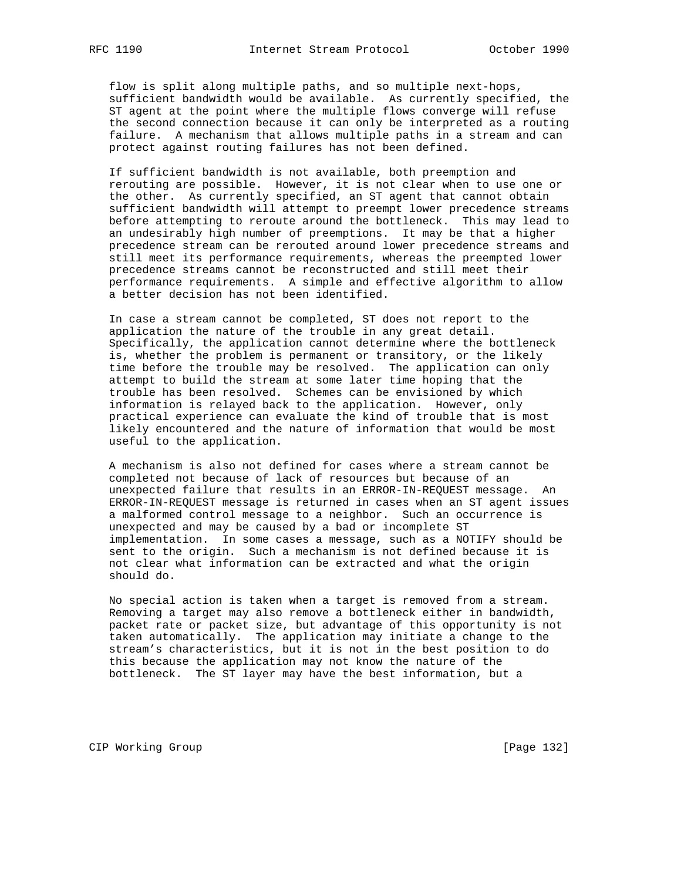flow is split along multiple paths, and so multiple next-hops, sufficient bandwidth would be available. As currently specified, the ST agent at the point where the multiple flows converge will refuse the second connection because it can only be interpreted as a routing failure. A mechanism that allows multiple paths in a stream and can protect against routing failures has not been defined.

If sufficient bandwidth is not available, both preemption and rerouting are possible. However, it is not clear when to use one or the other. As currently specified, an ST agent that cannot obtain sufficient bandwidth will attempt to preempt lower precedence streams before attempting to reroute around the bottleneck. This may lead to an undesirably high number of preemptions. It may be that a higher precedence stream can be rerouted around lower precedence streams and still meet its performance requirements, whereas the preempted lower precedence streams cannot be reconstructed and still meet their performance requirements. A simple and effective algorithm to allow a better decision has not been identified.

In case a stream cannot be completed, ST does not report to the application the nature of the trouble in any great detail. Specifically, the application cannot determine where the bottleneck is, whether the problem is permanent or transitory, or the likely time before the trouble may be resolved. The application can only attempt to build the stream at some later time hoping that the trouble has been resolved. Schemes can be envisioned by which information is relayed back to the application. However, only practical experience can evaluate the kind of trouble that is most likely encountered and the nature of information that would be most useful to the application.

A mechanism is also not defined for cases where a stream cannot be completed not because of lack of resources but because of an unexpected failure that results in an ERROR-IN-REQUEST message. An ERROR-IN-REQUEST message is returned in cases when an ST agent issues a malformed control message to a neighbor. Such an occurrence is unexpected and may be caused by a bad or incomplete ST implementation. In some cases a message, such as a NOTIFY should be sent to the origin. Such a mechanism is not defined because it is not clear what information can be extracted and what the origin should do.

No special action is taken when a target is removed from a stream. Removing a target may also remove a bottleneck either in bandwidth, packet rate or packet size, but advantage of this opportunity is not taken automatically. The application may initiate a change to the stream's characteristics, but it is not in the best position to do this because the application may not know the nature of the bottleneck. The ST layer may have the best information, but a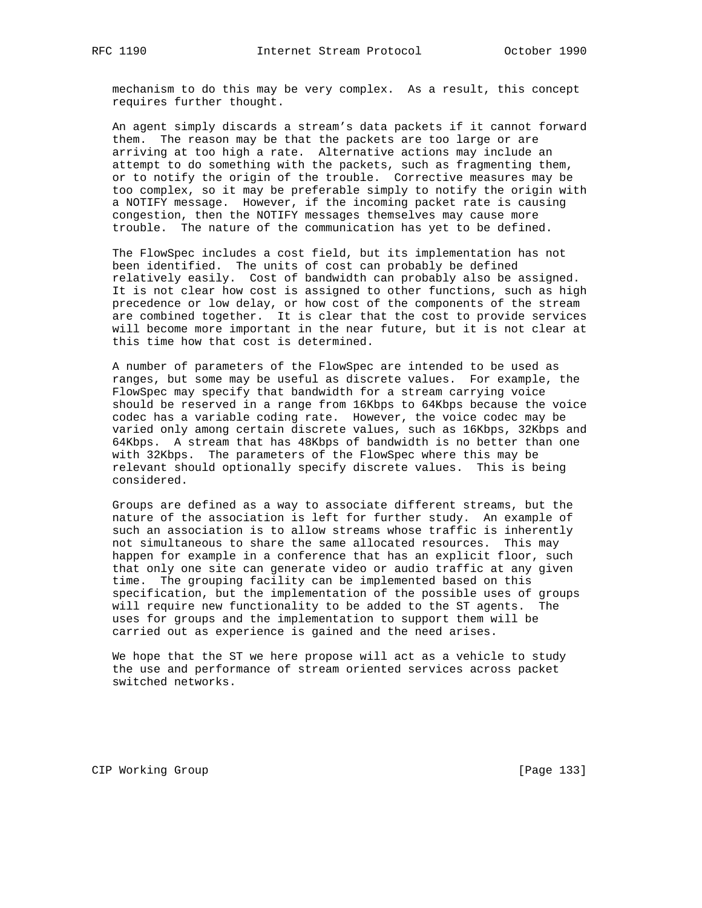mechanism to do this may be very complex. As a result, this concept requires further thought.

An agent simply discards a stream's data packets if it cannot forward them. The reason may be that the packets are too large or are arriving at too high a rate. Alternative actions may include an attempt to do something with the packets, such as fragmenting them, or to notify the origin of the trouble. Corrective measures may be too complex, so it may be preferable simply to notify the origin with a NOTIFY message. However, if the incoming packet rate is causing congestion, then the NOTIFY messages themselves may cause more trouble. The nature of the communication has yet to be defined.

The FlowSpec includes a cost field, but its implementation has not been identified. The units of cost can probably be defined relatively easily. Cost of bandwidth can probably also be assigned. It is not clear how cost is assigned to other functions, such as high precedence or low delay, or how cost of the components of the stream are combined together. It is clear that the cost to provide services will become more important in the near future, but it is not clear at this time how that cost is determined.

A number of parameters of the FlowSpec are intended to be used as ranges, but some may be useful as discrete values. For example, the FlowSpec may specify that bandwidth for a stream carrying voice should be reserved in a range from 16Kbps to 64Kbps because the voice codec has a variable coding rate. However, the voice codec may be varied only among certain discrete values, such as 16Kbps, 32Kbps and 64Kbps. A stream that has 48Kbps of bandwidth is no better than one with 32Kbps. The parameters of the FlowSpec where this may be relevant should optionally specify discrete values. This is being considered.

Groups are defined as a way to associate different streams, but the nature of the association is left for further study. An example of such an association is to allow streams whose traffic is inherently not simultaneous to share the same allocated resources. This may happen for example in a conference that has an explicit floor, such that only one site can generate video or audio traffic at any given time. The grouping facility can be implemented based on this specification, but the implementation of the possible uses of groups will require new functionality to be added to the ST agents. The uses for groups and the implementation to support them will be carried out as experience is gained and the need arises.

We hope that the ST we here propose will act as a vehicle to study the use and performance of stream oriented services across packet switched networks.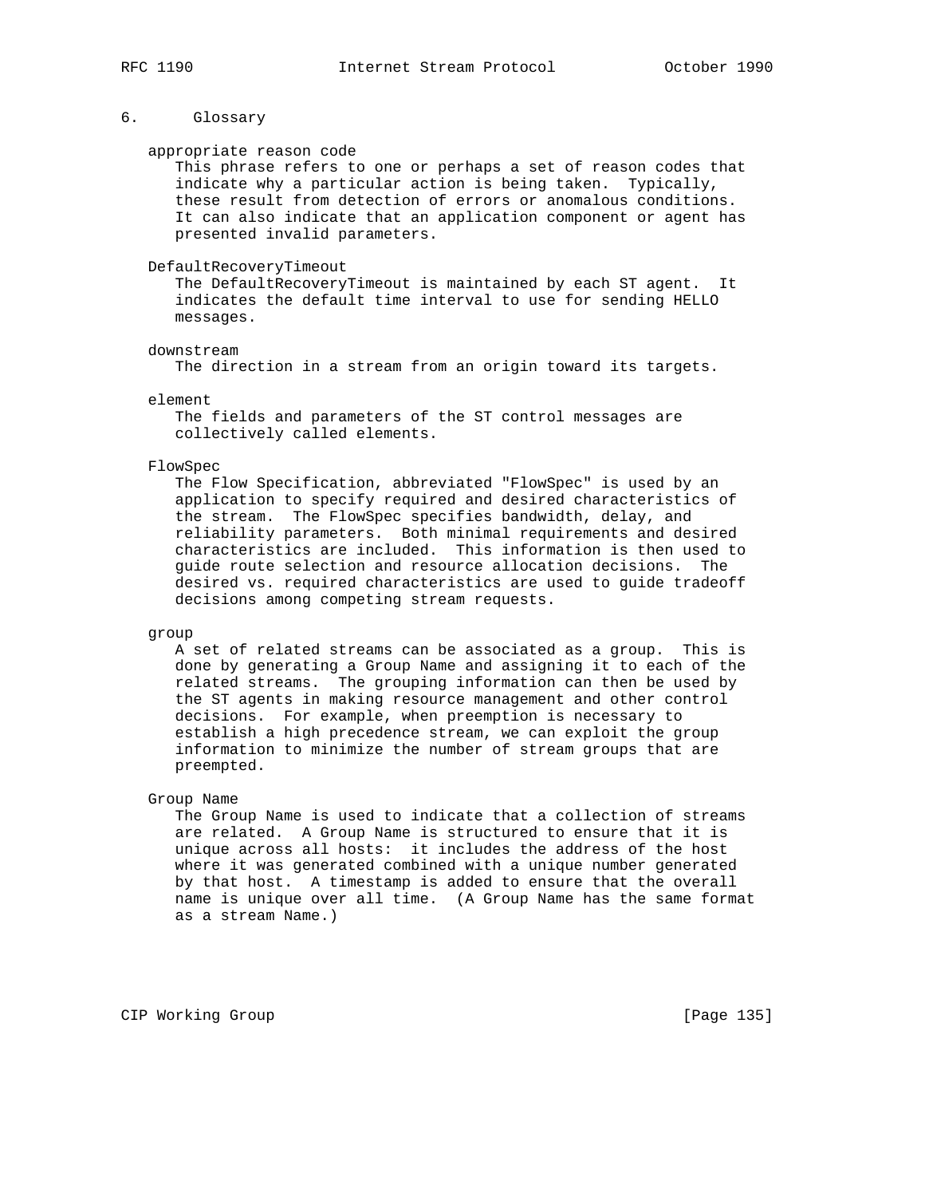## 6. Glossary

**appropriate reason code**

This phrase refers to one or perhaps a set of reason codes that indicate why a particular action is being taken. Typically, these result from detection of errors or anomalous conditions. It can also indicate that an application component or agent has presented invalid parameters.

**DefaultRecoveryTimeout**

The DefaultRecoveryTimeout is maintained by each ST agent. It indicates the default time interval to use for sending HELLO messages.

**downstream**

The direction in a stream from an origin toward its targets.

**element**

The fields and parameters of the ST control messages are collectively called elements.

**FlowSpec**

The Flow Specification, abbreviated "FlowSpec" is used by an application to specify required and desired characteristics of the stream. The FlowSpec specifies bandwidth, delay, and reliability parameters. Both minimal requirements and desired characteristics are included. This information is then used to guide route selection and resource allocation decisions. The desired vs. required characteristics are used to guide tradeoff decisions among competing stream requests.

**group**

A set of related streams can be associated as a group. This is done by generating a Group Name and assigning it to each of the related streams. The grouping information can then be used by the ST agents in making resource management and other control decisions. For example, when preemption is necessary to establish a high precedence stream, we can exploit the group information to minimize the number of stream groups that are preempted.

**Group Name**

The Group Name is used to indicate that a collection of streams are related. A Group Name is structured to ensure that it is unique across all hosts: it includes the address of the host where it was generated combined with a unique number generated by that host. A timestamp is added to ensure that the overall name is unique over all time. (A Group Name has the same format as a stream Name.)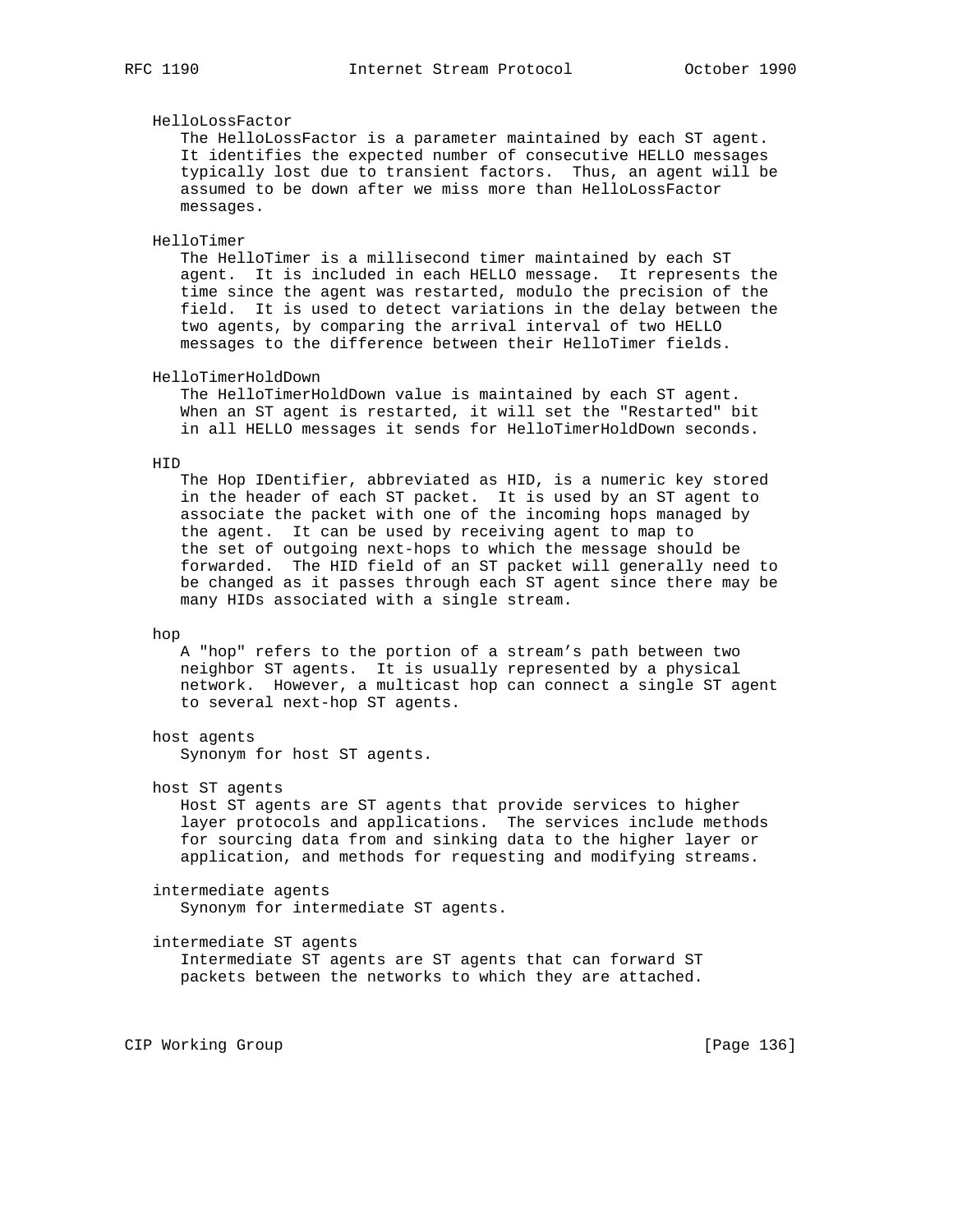HelloLossFactor

The HelloLossFactor is a parameter maintained by each ST agent. It identifies the expected number of consecutive HELLO messages typically lost due to transient factors. Thus, an agent will be assumed to be down after we miss more than HelloLossFactor messages.

HelloTimer

The HelloTimer is a millisecond timer maintained by each ST agent. It is included in each HELLO message. It represents the time since the agent was restarted, modulo the precision of the field. It is used to detect variations in the delay between the two agents, by comparing the arrival interval of two HELLO messages to the difference between their HelloTimer fields.

HelloTimerHoldDown

The HelloTimerHoldDown value is maintained by each ST agent. When an ST agent is restarted, it will set the "Restarted" bit in all HELLO messages it sends for HelloTimerHoldDown seconds.

HID

The Hop IDentifier, abbreviated as HID, is a numeric key stored in the header of each ST packet. It is used by an ST agent to associate the packet with one of the incoming hops managed by the agent. It can be used by receiving agent to map to the set of outgoing next-hops to which the message should be forwarded. The HID field of an ST packet will generally need to be changed as it passes through each ST agent since there may be many HIDs associated with a single stream.

hop

A "hop" refers to the portion of a stream's path between two neighbor ST agents. It is usually represented by a physical network. However, a multicast hop can connect a single ST agent to several next-hop ST agents.

host agents

Synonym for host ST agents.

host ST agents

Host ST agents are ST agents that provide services to higher layer protocols and applications. The services include methods for sourcing data from and sinking data to the higher layer or application, and methods for requesting and modifying streams.

intermediate agents

Synonym for intermediate ST agents.

intermediate ST agents

Intermediate ST agents are ST agents that can forward ST packets between the networks to which they are attached.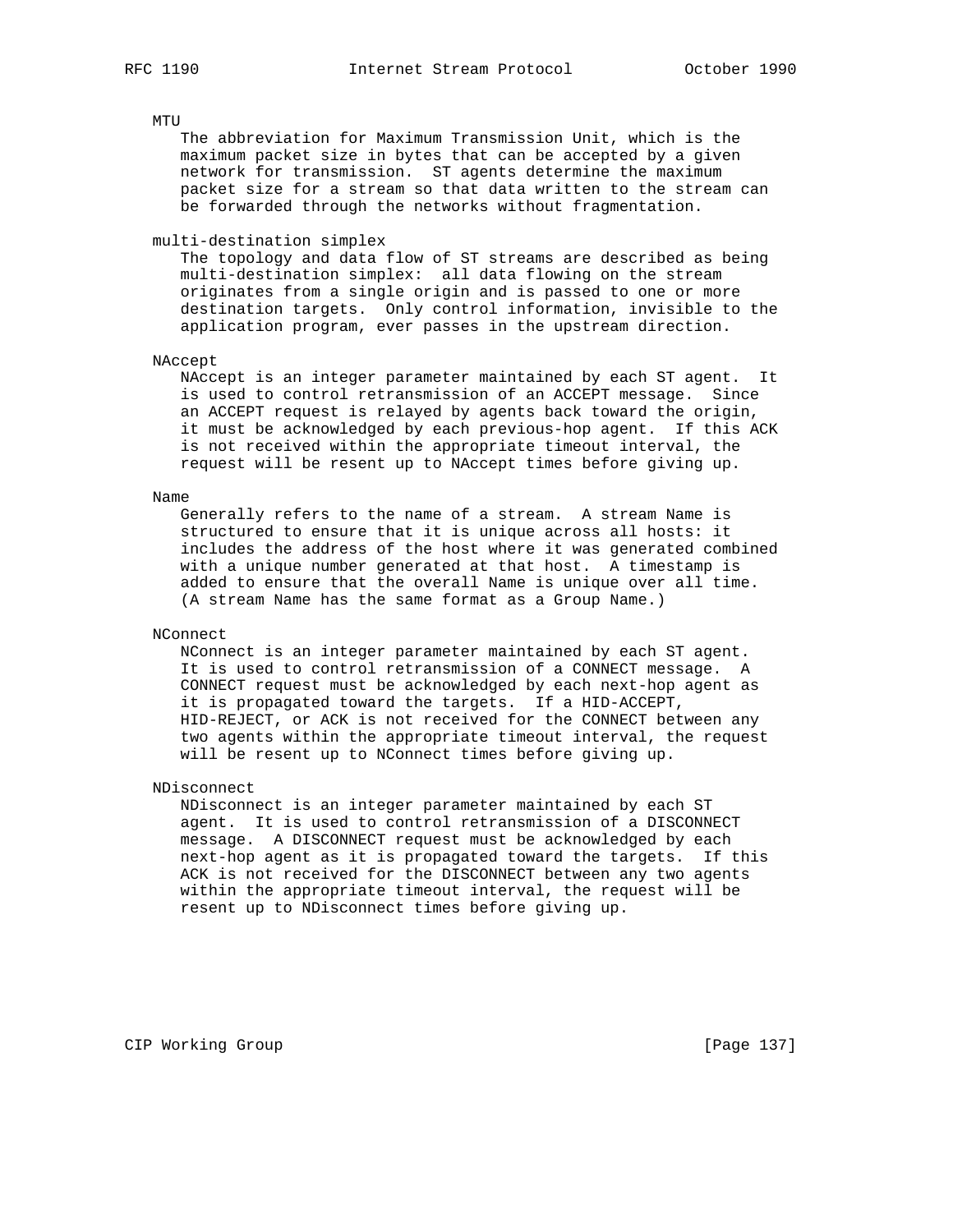MTU

The abbreviation for Maximum Transmission Unit, which is the maximum packet size in bytes that can be accepted by a given network for transmission. ST agents determine the maximum packet size for a stream so that data written to the stream can be forwarded through the networks without fragmentation.

multi-destination simplex

The topology and data flow of ST streams are described as being multi-destination simplex: all data flowing on the stream originates from a single origin and is passed to one or more destination targets. Only control information, invisible to the application program, ever passes in the upstream direction.

NAccept

NAccept is an integer parameter maintained by each ST agent. It is used to control retransmission of an ACCEPT message. Since an ACCEPT request is relayed by agents back toward the origin, it must be acknowledged by each previous-hop agent. If this ACK is not received within the appropriate timeout interval, the request will be resent up to NAccept times before giving up.

Name

Generally refers to the name of a stream. A stream Name is structured to ensure that it is unique across all hosts: it includes the address of the host where it was generated combined with a unique number generated at that host. A timestamp is added to ensure that the overall Name is unique over all time. (A stream Name has the same format as a Group Name.)

NConnect

NConnect is an integer parameter maintained by each ST agent. It is used to control retransmission of a CONNECT message. A CONNECT request must be acknowledged by each next-hop agent as it is propagated toward the targets. If a HID-ACCEPT, HID-REJECT, or ACK is not received for the CONNECT between any two agents within the appropriate timeout interval, the request will be resent up to NConnect times before giving up.

NDisconnect

NDisconnect is an integer parameter maintained by each ST agent. It is used to control retransmission of a DISCONNECT message. A DISCONNECT request must be acknowledged by each next-hop agent as it is propagated toward the targets. If this ACK is not received for the DISCONNECT between any two agents within the appropriate timeout interval, the request will be resent up to NDisconnect times before giving up.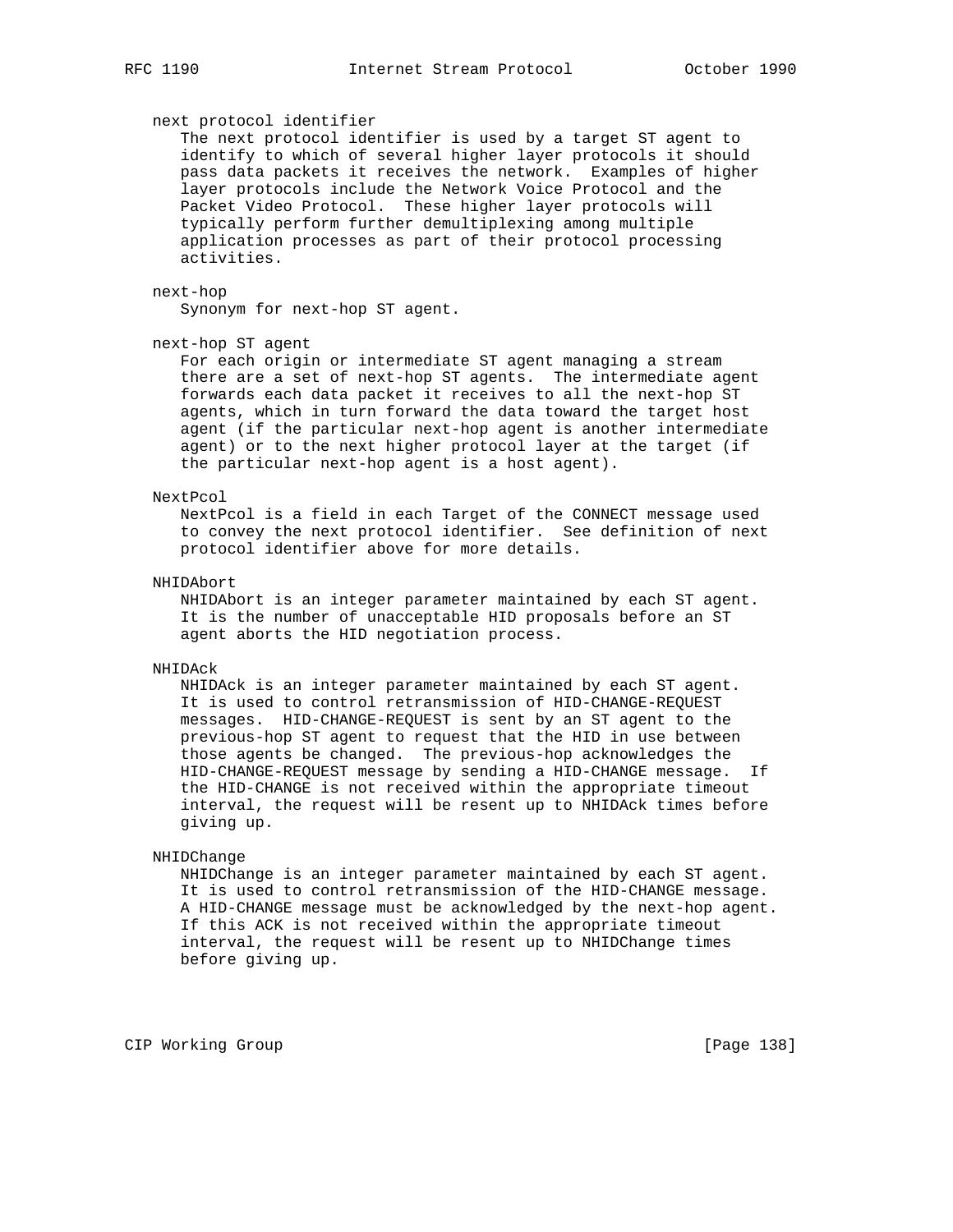next protocol identifier

The next protocol identifier is used by a target ST agent to identify to which of several higher layer protocols it should pass data packets it receives the network. Examples of higher layer protocols include the Network Voice Protocol and the Packet Video Protocol. These higher layer protocols will typically perform further demultiplexing among multiple application processes as part of their protocol processing activities.

next-hop

Synonym for next-hop ST agent.

next-hop ST agent

For each origin or intermediate ST agent managing a stream there are a set of next-hop ST agents. The intermediate agent forwards each data packet it receives to all the next-hop ST agents, which in turn forward the data toward the target host agent (if the particular next-hop agent is another intermediate agent) or to the next higher protocol layer at the target (if the particular next-hop agent is a host agent).

NextPcol

NextPcol is a field in each Target of the CONNECT message used to convey the next protocol identifier. See definition of next protocol identifier above for more details.

NHIDAbort

NHIDAbort is an integer parameter maintained by each ST agent. It is the number of unacceptable HID proposals before an ST agent aborts the HID negotiation process.

NHIDAck

NHIDAck is an integer parameter maintained by each ST agent. It is used to control retransmission of HID-CHANGE-REQUEST messages. HID-CHANGE-REQUEST is sent by an ST agent to the previous-hop ST agent to request that the HID in use between those agents be changed. The previous-hop acknowledges the HID-CHANGE-REQUEST message by sending a HID-CHANGE message. If the HID-CHANGE is not received within the appropriate timeout interval, the request will be resent up to NHIDAck times before giving up.

NHIDChange

NHIDChange is an integer parameter maintained by each ST agent. It is used to control retransmission of the HID-CHANGE message. A HID-CHANGE message must be acknowledged by the next-hop agent. If this ACK is not received within the appropriate timeout interval, the request will be resent up to NHIDChange times before giving up.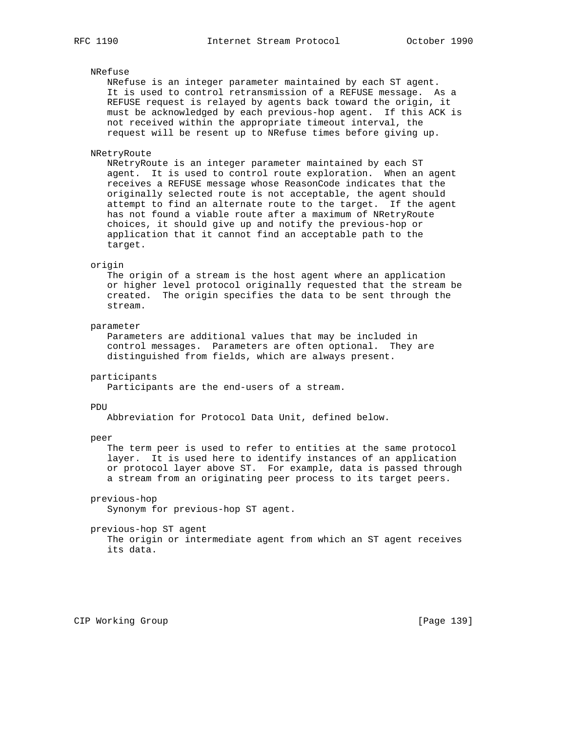NRefuse
NRefuse is an integer parameter maintained by each ST agent. It is used to control retransmission of a REFUSE message. As a REFUSE request is relayed by agents back toward the origin, it must be acknowledged by each previous-hop agent. If this ACK is not received within the appropriate timeout interval, the request will be resent up to NRefuse times before giving up.

NRetryRoute
NRetryRoute is an integer parameter maintained by each ST agent. It is used to control route exploration. When an agent receives a REFUSE message whose ReasonCode indicates that the originally selected route is not acceptable, the agent should attempt to find an alternate route to the target. If the agent has not found a viable route after a maximum of NRetryRoute choices, it should give up and notify the previous-hop or application that it cannot find an acceptable path to the target.

origin
The origin of a stream is the host agent where an application or higher level protocol originally requested that the stream be created. The origin specifies the data to be sent through the stream.

parameter
Parameters are additional values that may be included in control messages. Parameters are often optional. They are distinguished from fields, which are always present.

participants
Participants are the end-users of a stream.

PDU
Abbreviation for Protocol Data Unit, defined below.

peer
The term peer is used to refer to entities at the same protocol layer. It is used here to identify instances of an application or protocol layer above ST. For example, data is passed through a stream from an originating peer process to its target peers.

previous-hop
Synonym for previous-hop ST agent.

previous-hop ST agent
The origin or intermediate agent from which an ST agent receives its data.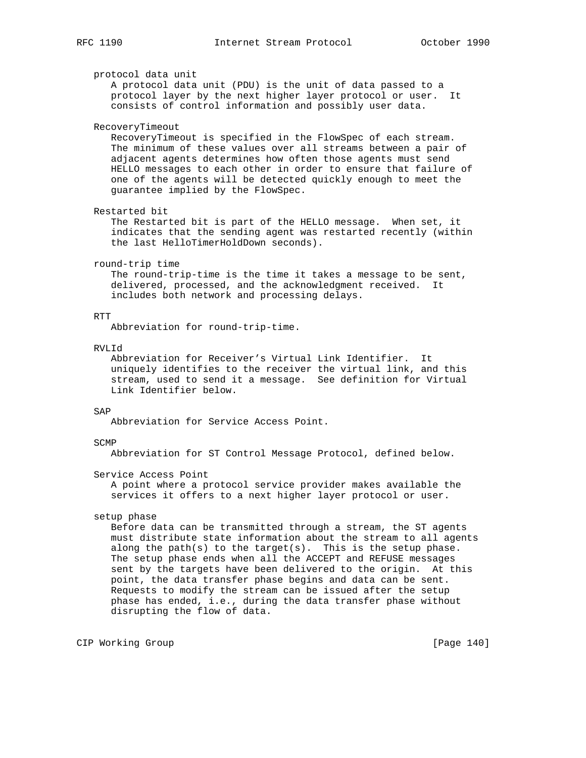protocol data unit

A protocol data unit (PDU) is the unit of data passed to a protocol layer by the next higher layer protocol or user. It consists of control information and possibly user data.

RecoveryTimeout

RecoveryTimeout is specified in the FlowSpec of each stream. The minimum of these values over all streams between a pair of adjacent agents determines how often those agents must send HELLO messages to each other in order to ensure that failure of one of the agents will be detected quickly enough to meet the guarantee implied by the FlowSpec.

Restarted bit

The Restarted bit is part of the HELLO message. When set, it indicates that the sending agent was restarted recently (within the last HelloTimerHoldDown seconds).

round-trip time

The round-trip-time is the time it takes a message to be sent, delivered, processed, and the acknowledgment received. It includes both network and processing delays.

RTT

Abbreviation for round-trip-time.

RVLId

Abbreviation for Receiver's Virtual Link Identifier. It uniquely identifies to the receiver the virtual link, and this stream, used to send it a message. See definition for Virtual Link Identifier below.

SAP

Abbreviation for Service Access Point.

SCMP

Abbreviation for ST Control Message Protocol, defined below.

Service Access Point

A point where a protocol service provider makes available the services it offers to a next higher layer protocol or user.

setup phase

Before data can be transmitted through a stream, the ST agents must distribute state information about the stream to all agents along the path(s) to the target(s). This is the setup phase. The setup phase ends when all the ACCEPT and REFUSE messages sent by the targets have been delivered to the origin. At this point, the data transfer phase begins and data can be sent. Requests to modify the stream can be issued after the setup phase has ended, i.e., during the data transfer phase without disrupting the flow of data.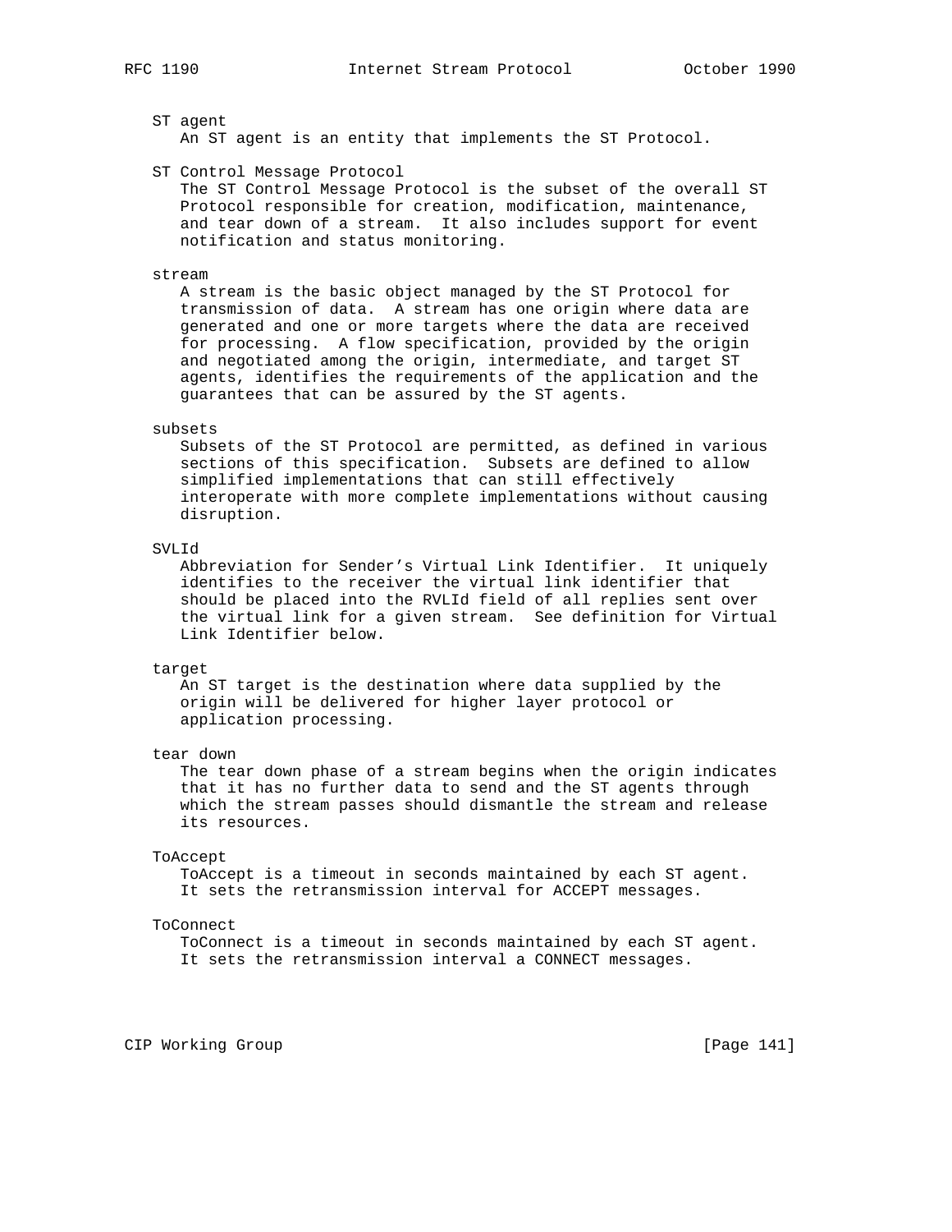ST agent
An ST agent is an entity that implements the ST Protocol.

ST Control Message Protocol
The ST Control Message Protocol is the subset of the overall ST Protocol responsible for creation, modification, maintenance, and tear down of a stream. It also includes support for event notification and status monitoring.

stream
A stream is the basic object managed by the ST Protocol for transmission of data. A stream has one origin where data are generated and one or more targets where the data are received for processing. A flow specification, provided by the origin and negotiated among the origin, intermediate, and target ST agents, identifies the requirements of the application and the guarantees that can be assured by the ST agents.

subsets
Subsets of the ST Protocol are permitted, as defined in various sections of this specification. Subsets are defined to allow simplified implementations that can still effectively interoperate with more complete implementations without causing disruption.

SVLId
Abbreviation for Sender's Virtual Link Identifier. It uniquely identifies to the receiver the virtual link identifier that should be placed into the RVLId field of all replies sent over the virtual link for a given stream. See definition for Virtual Link Identifier below.

target
An ST target is the destination where data supplied by the origin will be delivered for higher layer protocol or application processing.

tear down
The tear down phase of a stream begins when the origin indicates that it has no further data to send and the ST agents through which the stream passes should dismantle the stream and release its resources.

ToAccept
ToAccept is a timeout in seconds maintained by each ST agent. It sets the retransmission interval for ACCEPT messages.

ToConnect
ToConnect is a timeout in seconds maintained by each ST agent. It sets the retransmission interval a CONNECT messages.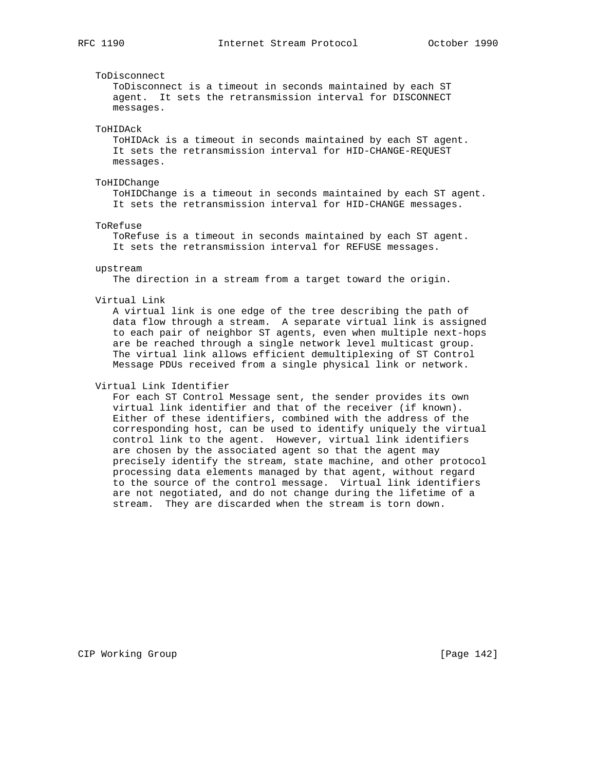ToDisconnect

ToDisconnect is a timeout in seconds maintained by each ST agent. It sets the retransmission interval for DISCONNECT messages.

ToHIDAck

ToHIDAck is a timeout in seconds maintained by each ST agent. It sets the retransmission interval for HID-CHANGE-REQUEST messages.

ToHIDChange

ToHIDChange is a timeout in seconds maintained by each ST agent. It sets the retransmission interval for HID-CHANGE messages.

ToRefuse

ToRefuse is a timeout in seconds maintained by each ST agent. It sets the retransmission interval for REFUSE messages.

upstream

The direction in a stream from a target toward the origin.

Virtual Link

A virtual link is one edge of the tree describing the path of data flow through a stream. A separate virtual link is assigned to each pair of neighbor ST agents, even when multiple next-hops are be reached through a single network level multicast group. The virtual link allows efficient demultiplexing of ST Control Message PDUs received from a single physical link or network.

Virtual Link Identifier

For each ST Control Message sent, the sender provides its own virtual link identifier and that of the receiver (if known). Either of these identifiers, combined with the address of the corresponding host, can be used to identify uniquely the virtual control link to the agent. However, virtual link identifiers are chosen by the associated agent so that the agent may precisely identify the stream, state machine, and other protocol processing data elements managed by that agent, without regard to the source of the control message. Virtual link identifiers are not negotiated, and do not change during the lifetime of a stream. They are discarded when the stream is torn down.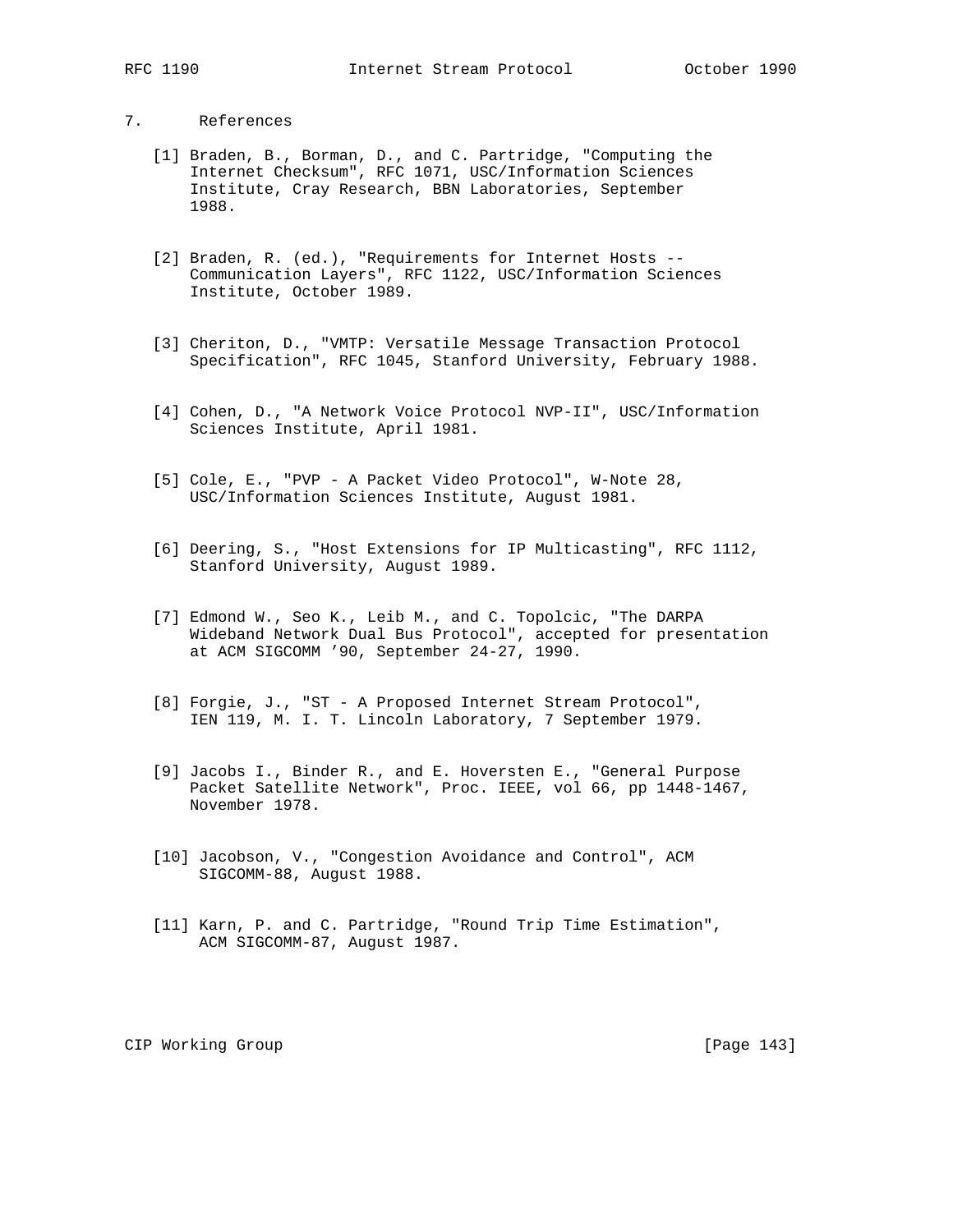## 7. References

[1] Braden, B., Borman, D., and C. Partridge, "Computing the Internet Checksum", RFC 1071, USC/Information Sciences Institute, Cray Research, BBN Laboratories, September 1988.

[2] Braden, R. (ed.), "Requirements for Internet Hosts -- Communication Layers", RFC 1122, USC/Information Sciences Institute, October 1989.

[3] Cheriton, D., "VMTP: Versatile Message Transaction Protocol Specification", RFC 1045, Stanford University, February 1988.

[4] Cohen, D., "A Network Voice Protocol NVP-II", USC/Information Sciences Institute, April 1981.

[5] Cole, E., "PVP - A Packet Video Protocol", W-Note 28, USC/Information Sciences Institute, August 1981.

[6] Deering, S., "Host Extensions for IP Multicasting", RFC 1112, Stanford University, August 1989.

[7] Edmond W., Seo K., Leib M., and C. Topolcic, "The DARPA Wideband Network Dual Bus Protocol", accepted for presentation at ACM SIGCOMM ’90, September 24-27, 1990.

[8] Forgie, J., "ST - A Proposed Internet Stream Protocol", IEN 119, M. I. T. Lincoln Laboratory, 7 September 1979.

[9] Jacobs I., Binder R., and E. Hoversten E., "General Purpose Packet Satellite Network", Proc. IEEE, vol 66, pp 1448-1467, November 1978.

[10] Jacobson, V., "Congestion Avoidance and Control", ACM SIGCOMM-88, August 1988.

[11] Karn, P. and C. Partridge, "Round Trip Time Estimation", ACM SIGCOMM-87, August 1987.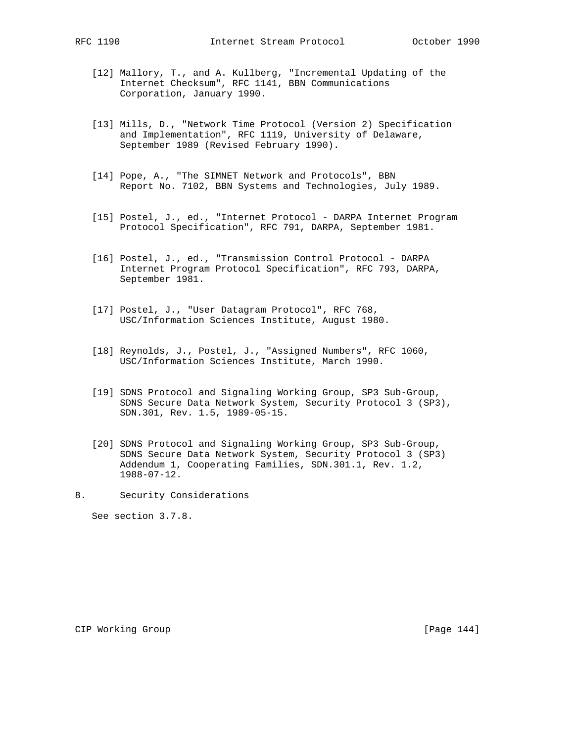[12] Mallory, T., and A. Kullberg, "Incremental Updating of the Internet Checksum", RFC 1141, BBN Communications Corporation, January 1990.

[13] Mills, D., "Network Time Protocol (Version 2) Specification and Implementation", RFC 1119, University of Delaware, September 1989 (Revised February 1990).

[14] Pope, A., "The SIMNET Network and Protocols", BBN Report No. 7102, BBN Systems and Technologies, July 1989.

[15] Postel, J., ed., "Internet Protocol - DARPA Internet Program Protocol Specification", RFC 791, DARPA, September 1981.

[16] Postel, J., ed., "Transmission Control Protocol - DARPA Internet Program Protocol Specification", RFC 793, DARPA, September 1981.

[17] Postel, J., "User Datagram Protocol", RFC 768, USC/Information Sciences Institute, August 1980.

[18] Reynolds, J., Postel, J., "Assigned Numbers", RFC 1060, USC/Information Sciences Institute, March 1990.

[19] SDNS Protocol and Signaling Working Group, SP3 Sub-Group, SDNS Secure Data Network System, Security Protocol 3 (SP3), SDN.301, Rev. 1.5, 1989-05-15.

[20] SDNS Protocol and Signaling Working Group, SP3 Sub-Group, SDNS Secure Data Network System, Security Protocol 3 (SP3) Addendum 1, Cooperating Families, SDN.301.1, Rev. 1.2, 1988-07-12.

# 8. Security Considerations

See section 3.7.8.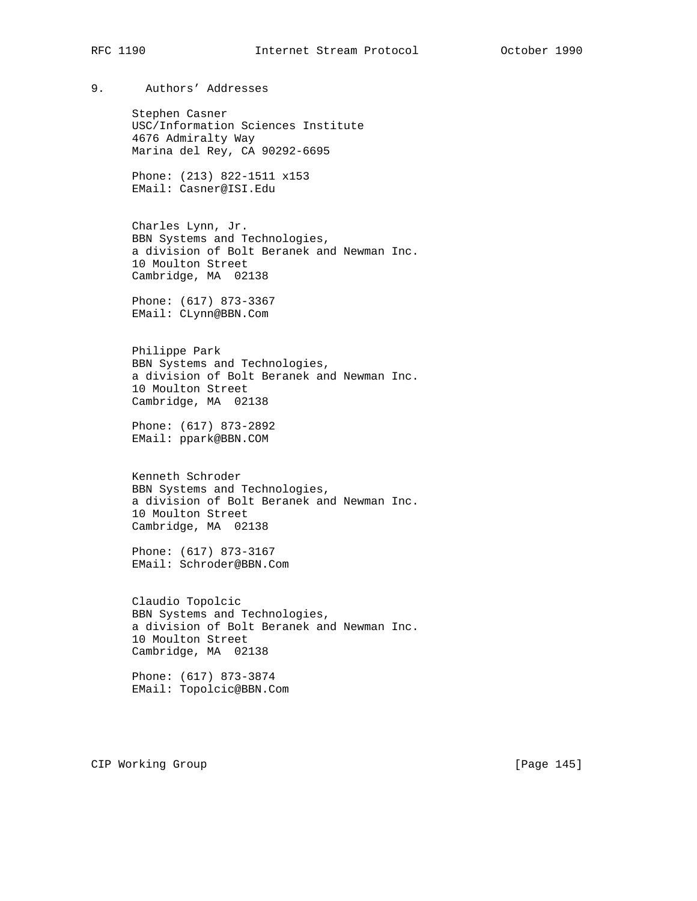## 9. Authors' Addresses

Stephen Casner
USC/Information Sciences Institute
4676 Admiralty Way
Marina del Rey, CA 90292-6695

Phone: (213) 822-1511 x153
EMail: Casner@ISI.Edu

Charles Lynn, Jr.
BBN Systems and Technologies,
a division of Bolt Beranek and Newman Inc.
10 Moulton Street
Cambridge, MA 02138

Phone: (617) 873-3367
EMail: CLynn@BBN.Com

Philippe Park
BBN Systems and Technologies,
a division of Bolt Beranek and Newman Inc.
10 Moulton Street
Cambridge, MA 02138

Phone: (617) 873-2892
EMail: ppark@BBN.COM

Kenneth Schroder
BBN Systems and Technologies,
a division of Bolt Beranek and Newman Inc.
10 Moulton Street
Cambridge, MA 02138

Phone: (617) 873-3167
EMail: Schroder@BBN.Com

Claudio Topolcic
BBN Systems and Technologies,
a division of Bolt Beranek and Newman Inc.
10 Moulton Street
Cambridge, MA 02138

Phone: (617) 873-3874
EMail: Topolcic@BBN.Com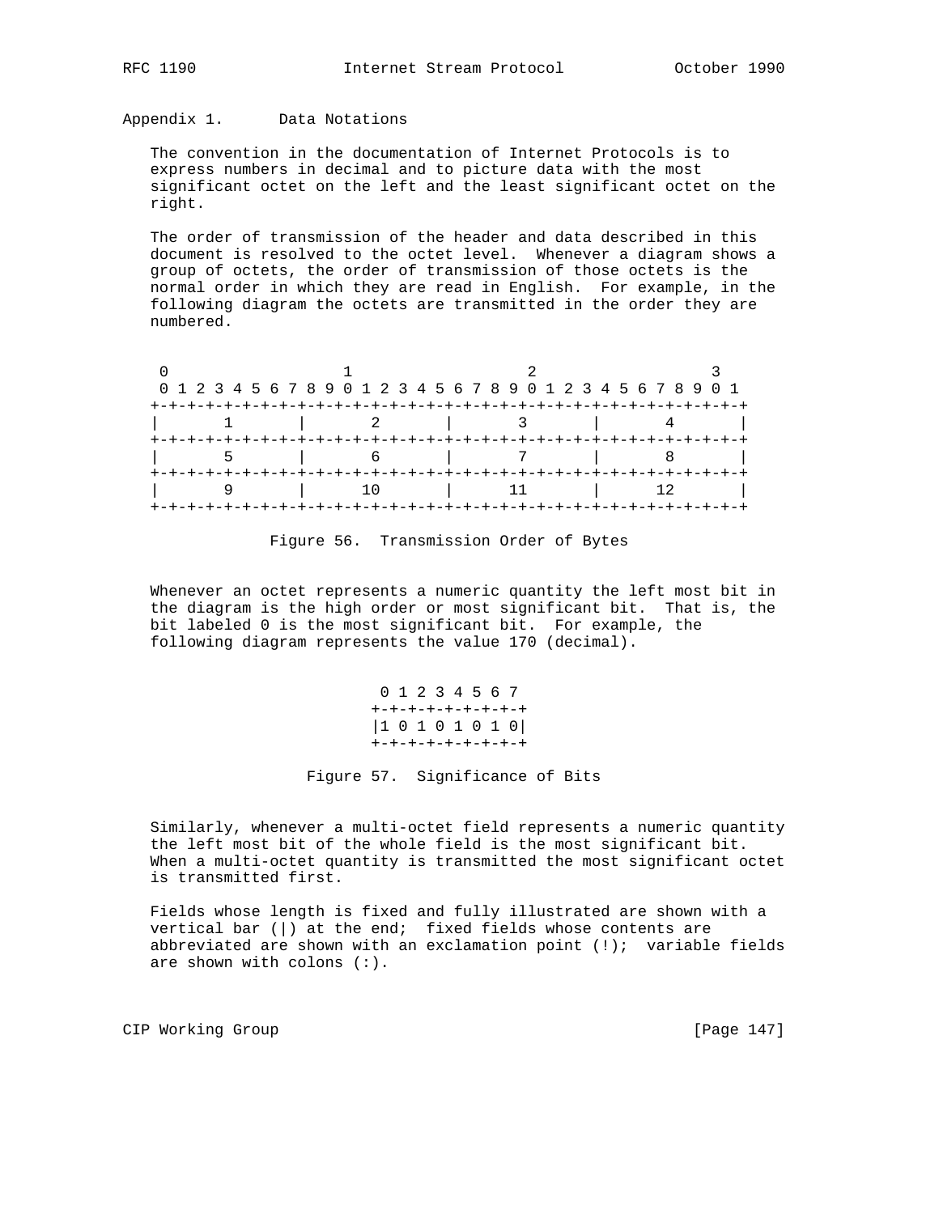## Appendix 1. Data Notations

The convention in the documentation of Internet Protocols is to express numbers in decimal and to picture data with the most significant octet on the left and the least significant octet on the right.

The order of transmission of the header and data described in this document is resolved to the octet level. Whenever a diagram shows a group of octets, the order of transmission of those octets is the normal order in which they are read in English. For example, in the following diagram the octets are transmitted in the order they are numbered.

```
 0                   1                   2                   3
 0 1 2 3 4 5 6 7 8 9 0 1 2 3 4 5 6 7 8 9 0 1 2 3 4 5 6 7 8 9 0 1
+-+-+-+-+-+-+-+-+-+-+-+-+-+-+-+-+-+-+-+-+-+-+-+-+-+-+-+-+-+-+-+-+
|       1       |       2       |       3       |       4       |
+-+-+-+-+-+-+-+-+-+-+-+-+-+-+-+-+-+-+-+-+-+-+-+-+-+-+-+-+-+-+-+-+
|       5       |       6       |       7       |       8       |
+-+-+-+-+-+-+-+-+-+-+-+-+-+-+-+-+-+-+-+-+-+-+-+-+-+-+-+-+-+-+-+-+
|       9       |      10       |      11       |      12       |
+-+-+-+-+-+-+-+-+-+-+-+-+-+-+-+-+-+-+-+-+-+-+-+-+-+-+-+-+-+-+-+-+
```

Figure 56. Transmission Order of Bytes

Whenever an octet represents a numeric quantity the left most bit in the diagram is the high order or most significant bit. That is, the bit labeled 0 is the most significant bit. For example, the following diagram represents the value 170 (decimal).

```
 0 1 2 3 4 5 6 7
+-+-+-+-+-+-+-+-+
|1 0 1 0 1 0 1 0|
+-+-+-+-+-+-+-+-+
```

Figure 57. Significance of Bits

Similarly, whenever a multi-octet field represents a numeric quantity the left most bit of the whole field is the most significant bit. When a multi-octet quantity is transmitted the most significant octet is transmitted first.

Fields whose length is fixed and fully illustrated are shown with a vertical bar (|) at the end; fixed fields whose contents are abbreviated are shown with an exclamation point (!); variable fields are shown with colons (:).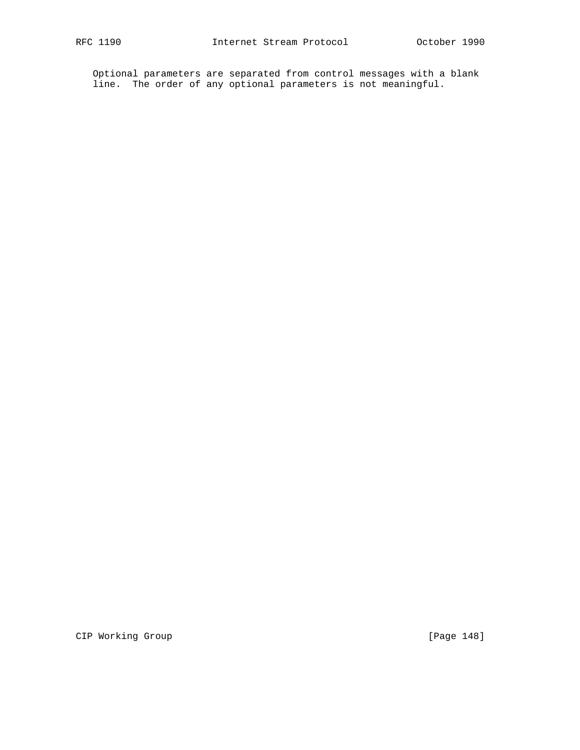Optional parameters are separated from control messages with a blank line. The order of any optional parameters is not meaningful.